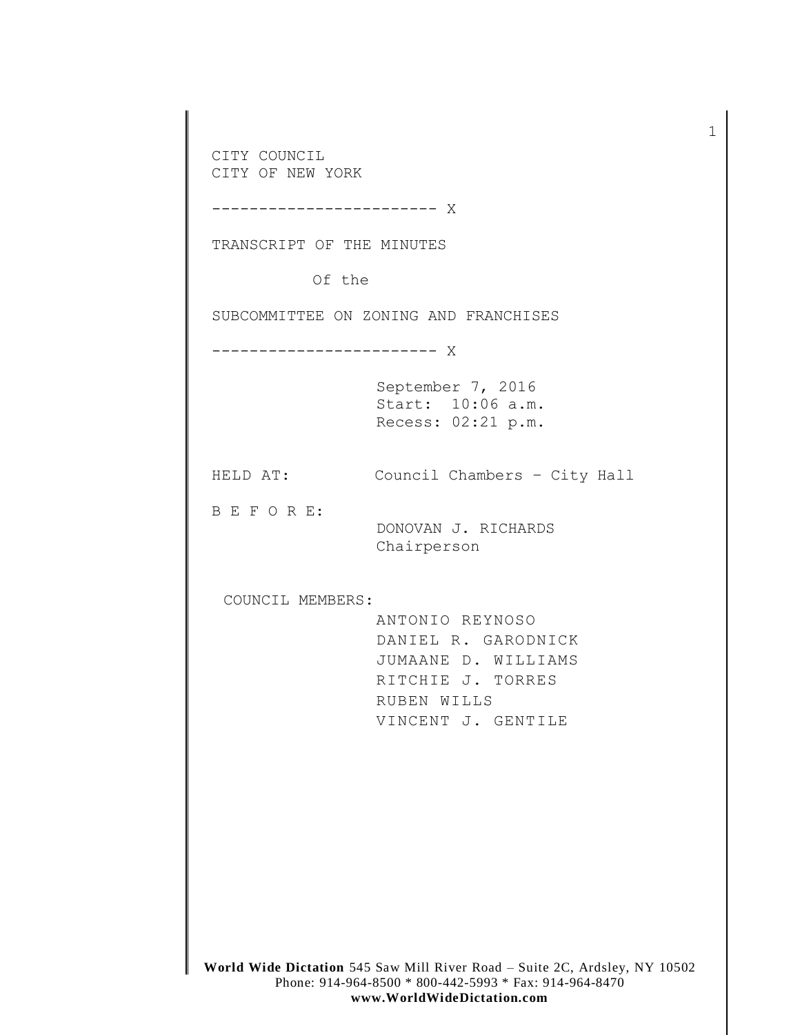CITY COUNCIL
CITY OF NEW YORK

------------------------ X

TRANSCRIPT OF THE MINUTES

Of the

SUBCOMMITTEE ON ZONING AND FRANCHISES

------------------------ X

September 7, 2016
Start: 10:06 a.m.
Recess: 02:21 p.m.

HELD AT: Council Chambers – City Hall

B E F O R E:

DONOVAN J. RICHARDS
Chairperson

COUNCIL MEMBERS:

ANTONIO REYNOSO
DANIEL R. GARODNICK
JUMAANE D. WILLIAMS
RITCHIE J. TORRES
RUBEN WILLS
VINCENT J. GENTILE

**World Wide Dictation** 545 Saw Mill River Road – Suite 2C, Ardsley, NY 10502
Phone: 914-964-8500 * 800-442-5993 * Fax: 914-964-8470
**www.WorldWideDictation.com**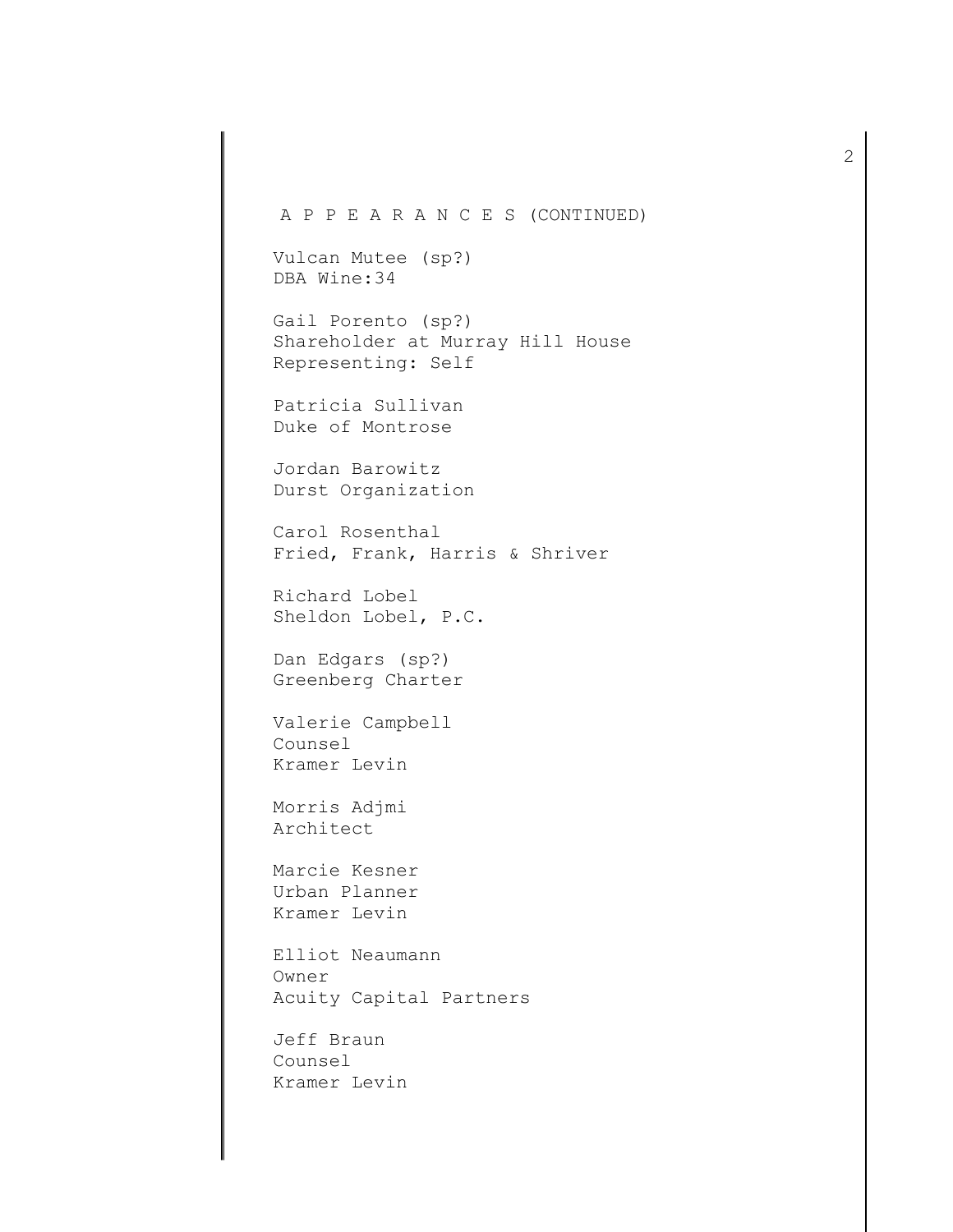A P P E A R A N C E S (CONTINUED)

Vulcan Mutee (sp?)
DBA Wine:34

Gail Porento (sp?)
Shareholder at Murray Hill House
Representing: Self

Patricia Sullivan
Duke of Montrose

Jordan Barowitz
Durst Organization

Carol Rosenthal
Fried, Frank, Harris & Shriver

Richard Lobel
Sheldon Lobel, P.C.

Dan Edgars (sp?)
Greenberg Charter

Valerie Campbell
Counsel
Kramer Levin

Morris Adjmi
Architect

Marcie Kesner
Urban Planner
Kramer Levin

Elliot Neaumann
Owner
Acuity Capital Partners

Jeff Braun
Counsel
Kramer Levin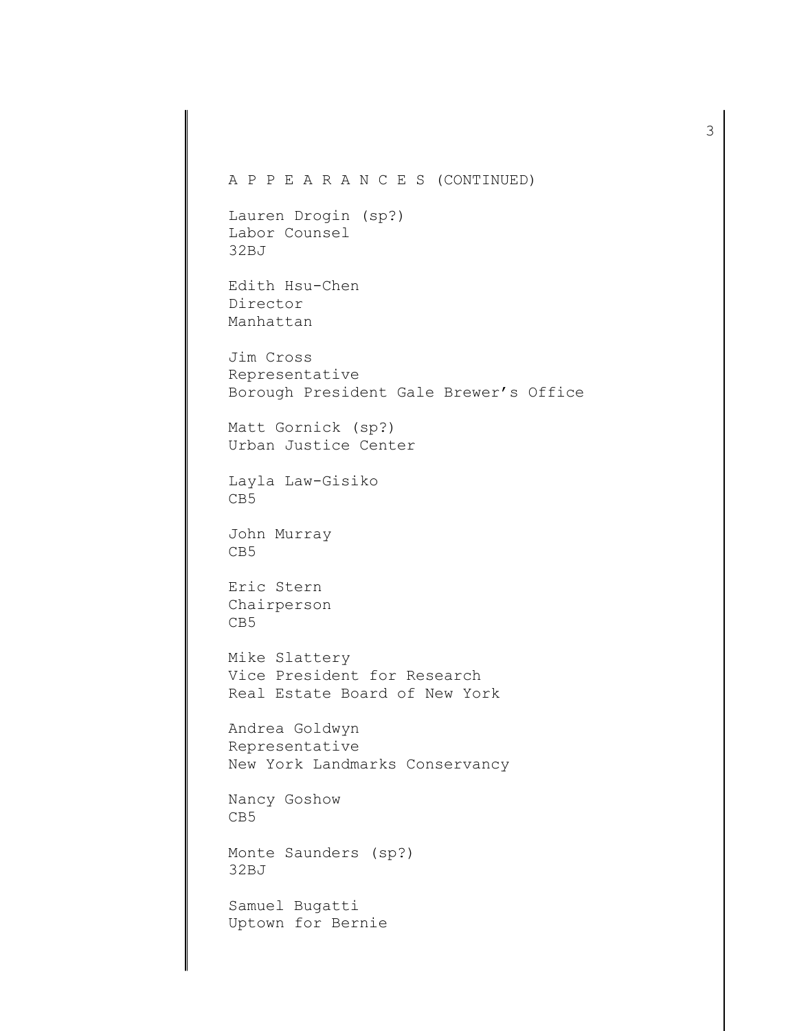A P P E A R A N C E S (CONTINUED)

Lauren Drogin (sp?)
Labor Counsel
32BJ

Edith Hsu-Chen
Director
Manhattan

Jim Cross
Representative
Borough President Gale Brewer's Office

Matt Gornick (sp?)
Urban Justice Center

Layla Law-Gisiko
CB5

John Murray
CB5

Eric Stern
Chairperson
CB5

Mike Slattery
Vice President for Research
Real Estate Board of New York

Andrea Goldwyn
Representative
New York Landmarks Conservancy

Nancy Goshow
CB5

Monte Saunders (sp?)
32BJ

Samuel Bugatti
Uptown for Bernie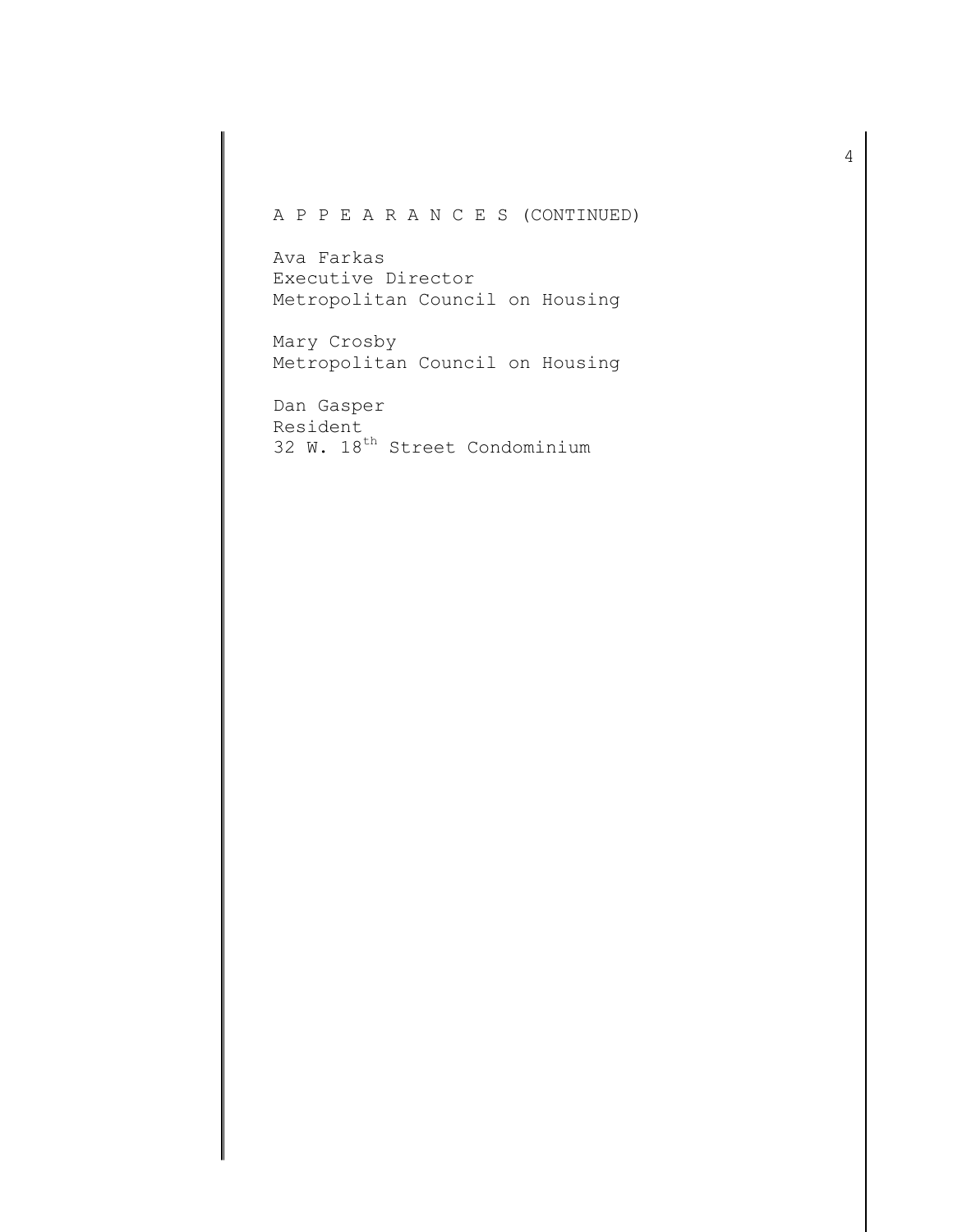A P P E A R A N C E S (CONTINUED)

Ava Farkas
Executive Director
Metropolitan Council on Housing

Mary Crosby
Metropolitan Council on Housing

Dan Gasper
Resident
32 W. 18th Street Condominium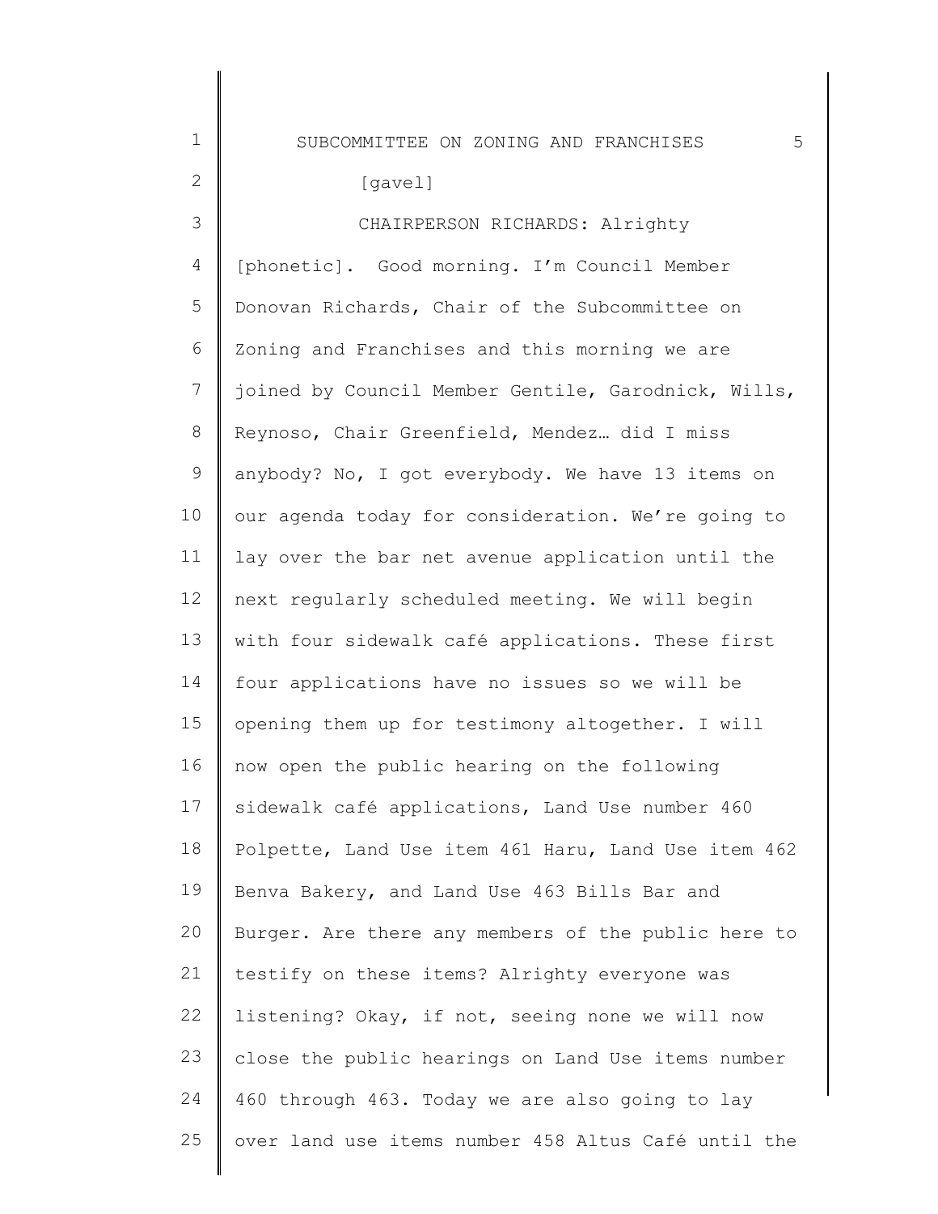[gavel]

CHAIRPERSON RICHARDS: Alrighty [phonetic]. Good morning. I'm Council Member Donovan Richards, Chair of the Subcommittee on Zoning and Franchises and this morning we are joined by Council Member Gentile, Garodnick, Wills, Reynoso, Chair Greenfield, Mendez… did I miss anybody? No, I got everybody. We have 13 items on our agenda today for consideration. We're going to lay over the bar net avenue application until the next regularly scheduled meeting. We will begin with four sidewalk café applications. These first four applications have no issues so we will be opening them up for testimony altogether. I will now open the public hearing on the following sidewalk café applications, Land Use number 460 Polpette, Land Use item 461 Haru, Land Use item 462 Benva Bakery, and Land Use 463 Bills Bar and Burger. Are there any members of the public here to testify on these items? Alrighty everyone was listening? Okay, if not, seeing none we will now close the public hearings on Land Use items number 460 through 463. Today we are also going to lay over land use items number 458 Altus Café until the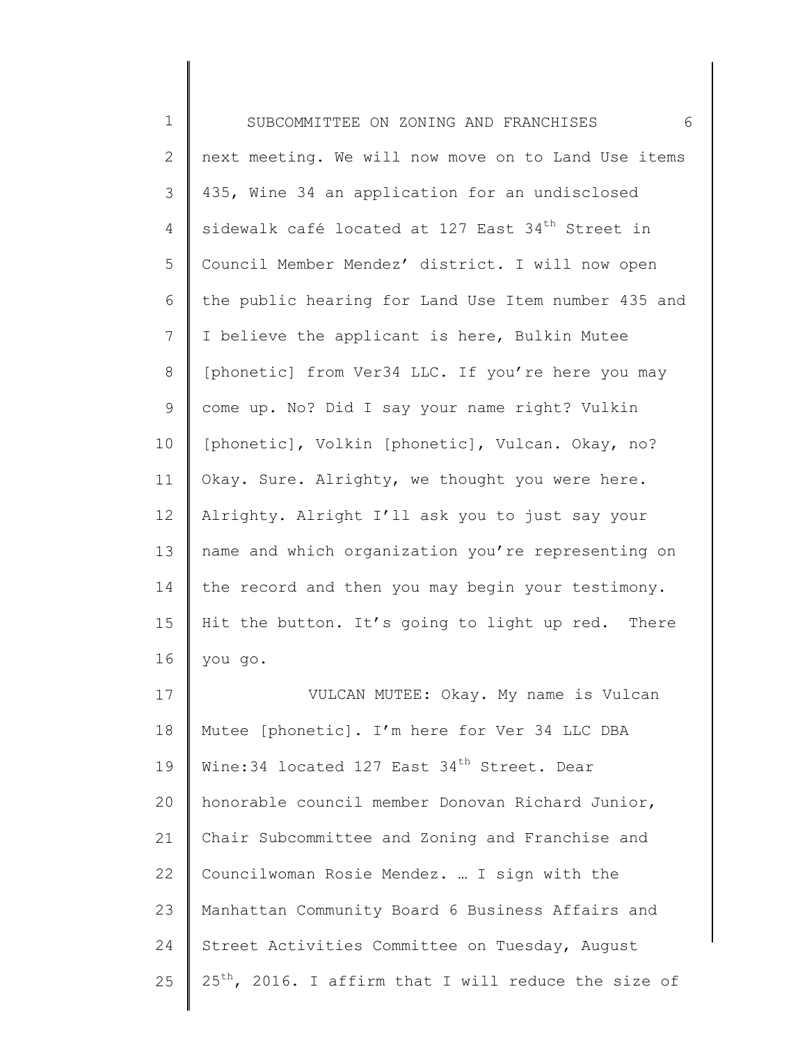next meeting. We will now move on to Land Use items 435, Wine 34 an application for an undisclosed sidewalk café located at 127 East 34th Street in Council Member Mendez' district. I will now open the public hearing for Land Use Item number 435 and I believe the applicant is here, Bulkin Mutee [phonetic] from Ver34 LLC. If you're here you may come up. No? Did I say your name right? Vulkin [phonetic], Volkin [phonetic], Vulcan. Okay, no? Okay. Sure. Alrighty, we thought you were here. Alrighty. Alright I'll ask you to just say your name and which organization you're representing on the record and then you may begin your testimony. Hit the button. It's going to light up red. There you go.

VULCAN MUTEE: Okay. My name is Vulcan Mutee [phonetic]. I'm here for Ver 34 LLC DBA Wine:34 located 127 East 34th Street. Dear honorable council member Donovan Richard Junior, Chair Subcommittee and Zoning and Franchise and Councilwoman Rosie Mendez. … I sign with the Manhattan Community Board 6 Business Affairs and Street Activities Committee on Tuesday, August 25th, 2016. I affirm that I will reduce the size of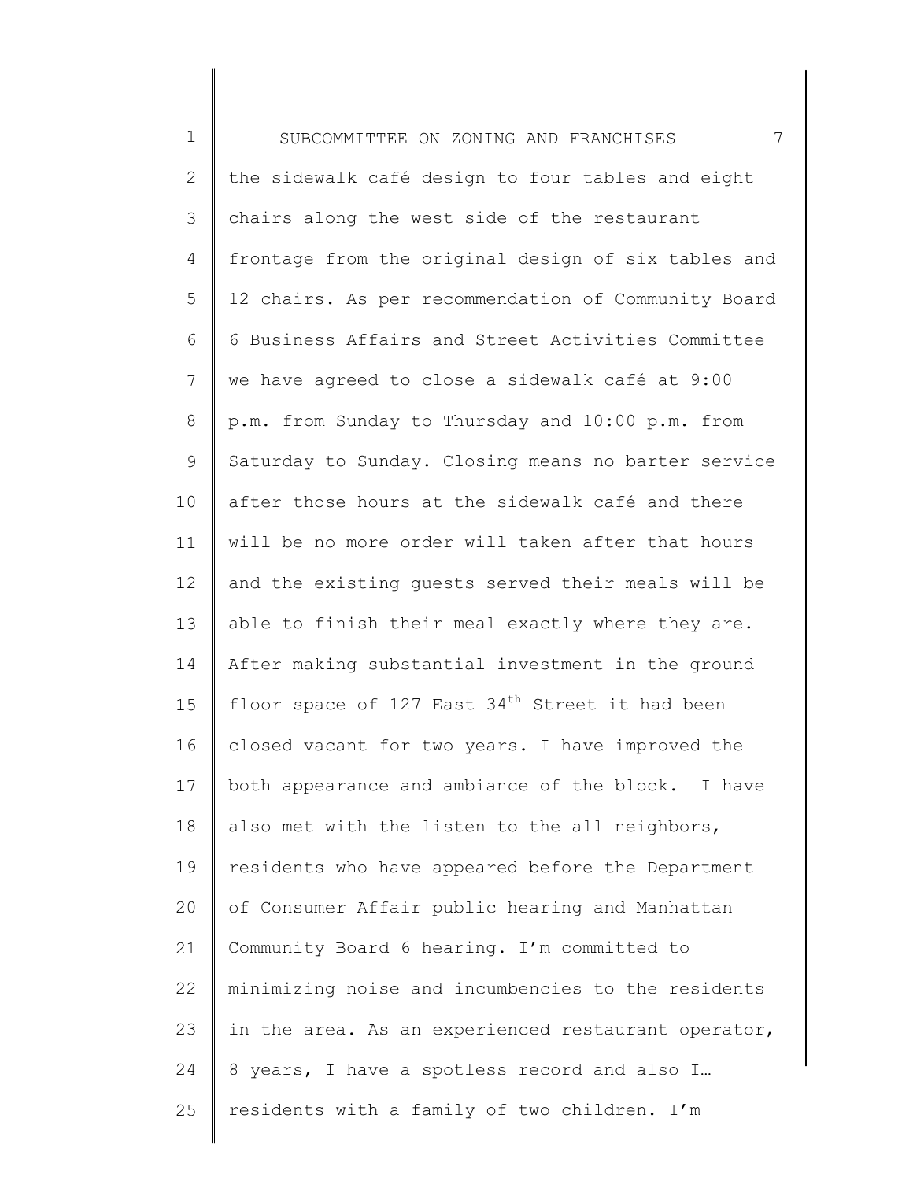the sidewalk café design to four tables and eight chairs along the west side of the restaurant frontage from the original design of six tables and 12 chairs. As per recommendation of Community Board 6 Business Affairs and Street Activities Committee we have agreed to close a sidewalk café at 9:00 p.m. from Sunday to Thursday and 10:00 p.m. from Saturday to Sunday. Closing means no barter service after those hours at the sidewalk café and there will be no more order will taken after that hours and the existing guests served their meals will be able to finish their meal exactly where they are. After making substantial investment in the ground floor space of 127 East 34th Street it had been closed vacant for two years. I have improved the both appearance and ambiance of the block. I have also met with the listen to the all neighbors, residents who have appeared before the Department of Consumer Affair public hearing and Manhattan Community Board 6 hearing. I'm committed to minimizing noise and incumbencies to the residents in the area. As an experienced restaurant operator, 8 years, I have a spotless record and also I… residents with a family of two children. I'm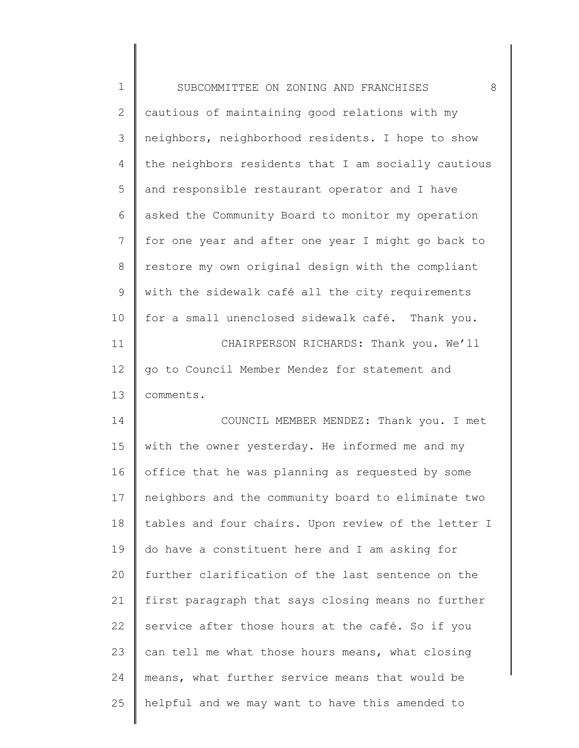cautious of maintaining good relations with my neighbors, neighborhood residents. I hope to show the neighbors residents that I am socially cautious and responsible restaurant operator and I have asked the Community Board to monitor my operation for one year and after one year I might go back to restore my own original design with the compliant with the sidewalk café all the city requirements for a small unenclosed sidewalk café. Thank you.

CHAIRPERSON RICHARDS: Thank you. We'll go to Council Member Mendez for statement and comments.

COUNCIL MEMBER MENDEZ: Thank you. I met with the owner yesterday. He informed me and my office that he was planning as requested by some neighbors and the community board to eliminate two tables and four chairs. Upon review of the letter I do have a constituent here and I am asking for further clarification of the last sentence on the first paragraph that says closing means no further service after those hours at the café. So if you can tell me what those hours means, what closing means, what further service means that would be helpful and we may want to have this amended to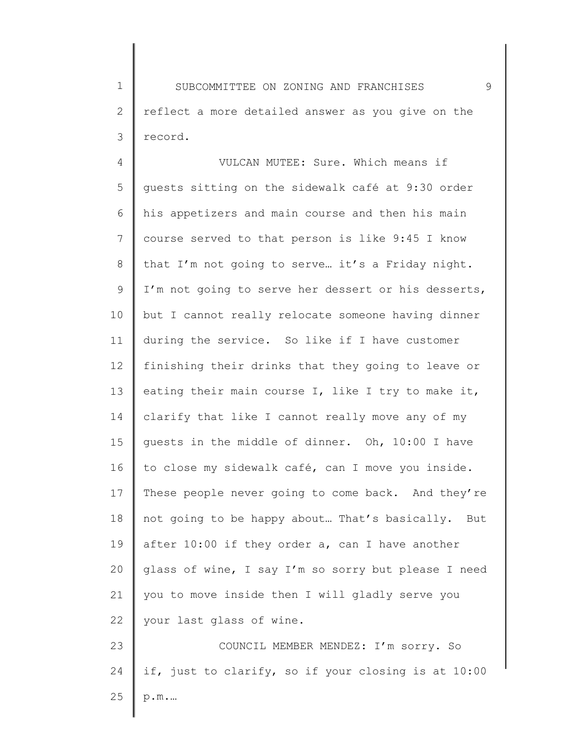reflect a more detailed answer as you give on the record.

VULCAN MUTEE: Sure. Which means if guests sitting on the sidewalk café at 9:30 order his appetizers and main course and then his main course served to that person is like 9:45 I know that I'm not going to serve… it's a Friday night. I'm not going to serve her dessert or his desserts, but I cannot really relocate someone having dinner during the service. So like if I have customer finishing their drinks that they going to leave or eating their main course I, like I try to make it, clarify that like I cannot really move any of my guests in the middle of dinner. Oh, 10:00 I have to close my sidewalk café, can I move you inside. These people never going to come back. And they're not going to be happy about… That's basically. But after 10:00 if they order a, can I have another glass of wine, I say I'm so sorry but please I need you to move inside then I will gladly serve you your last glass of wine.

COUNCIL MEMBER MENDEZ: I'm sorry. So if, just to clarify, so if your closing is at 10:00 p.m.…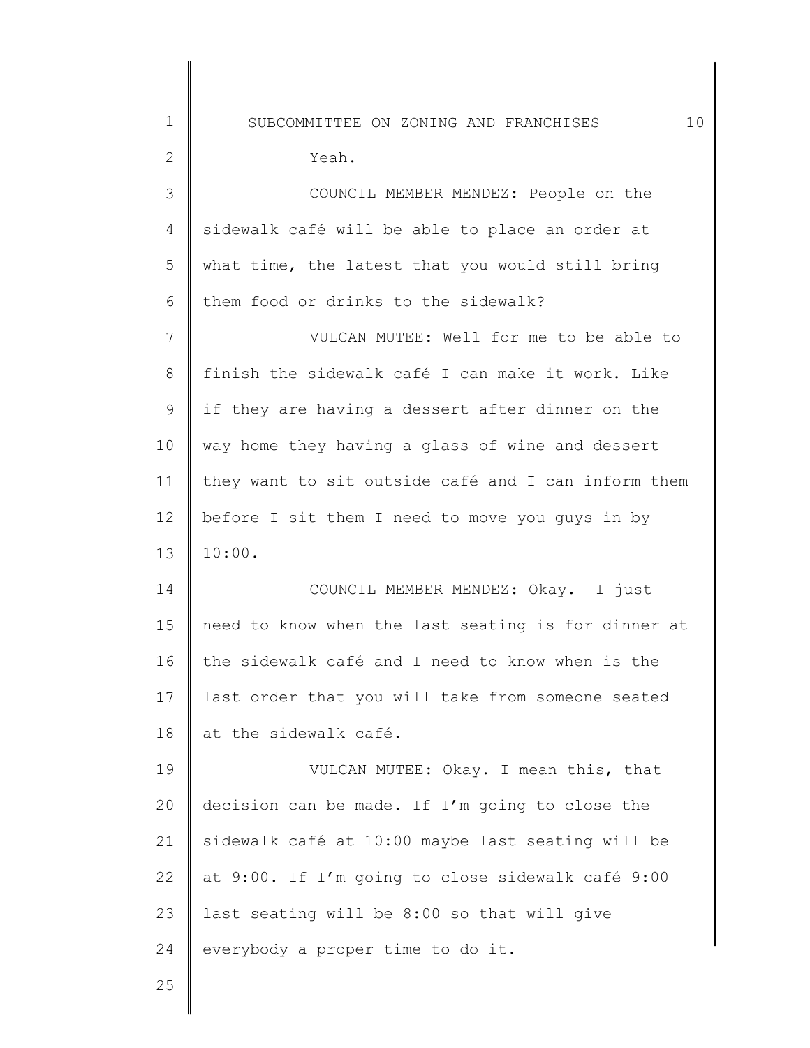Yeah.

COUNCIL MEMBER MENDEZ: People on the sidewalk café will be able to place an order at what time, the latest that you would still bring them food or drinks to the sidewalk?

VULCAN MUTEE: Well for me to be able to finish the sidewalk café I can make it work. Like if they are having a dessert after dinner on the way home they having a glass of wine and dessert they want to sit outside café and I can inform them before I sit them I need to move you guys in by 10:00.

COUNCIL MEMBER MENDEZ: Okay. I just need to know when the last seating is for dinner at the sidewalk café and I need to know when is the last order that you will take from someone seated at the sidewalk café.

VULCAN MUTEE: Okay. I mean this, that decision can be made. If I'm going to close the sidewalk café at 10:00 maybe last seating will be at 9:00. If I'm going to close sidewalk café 9:00 last seating will be 8:00 so that will give everybody a proper time to do it.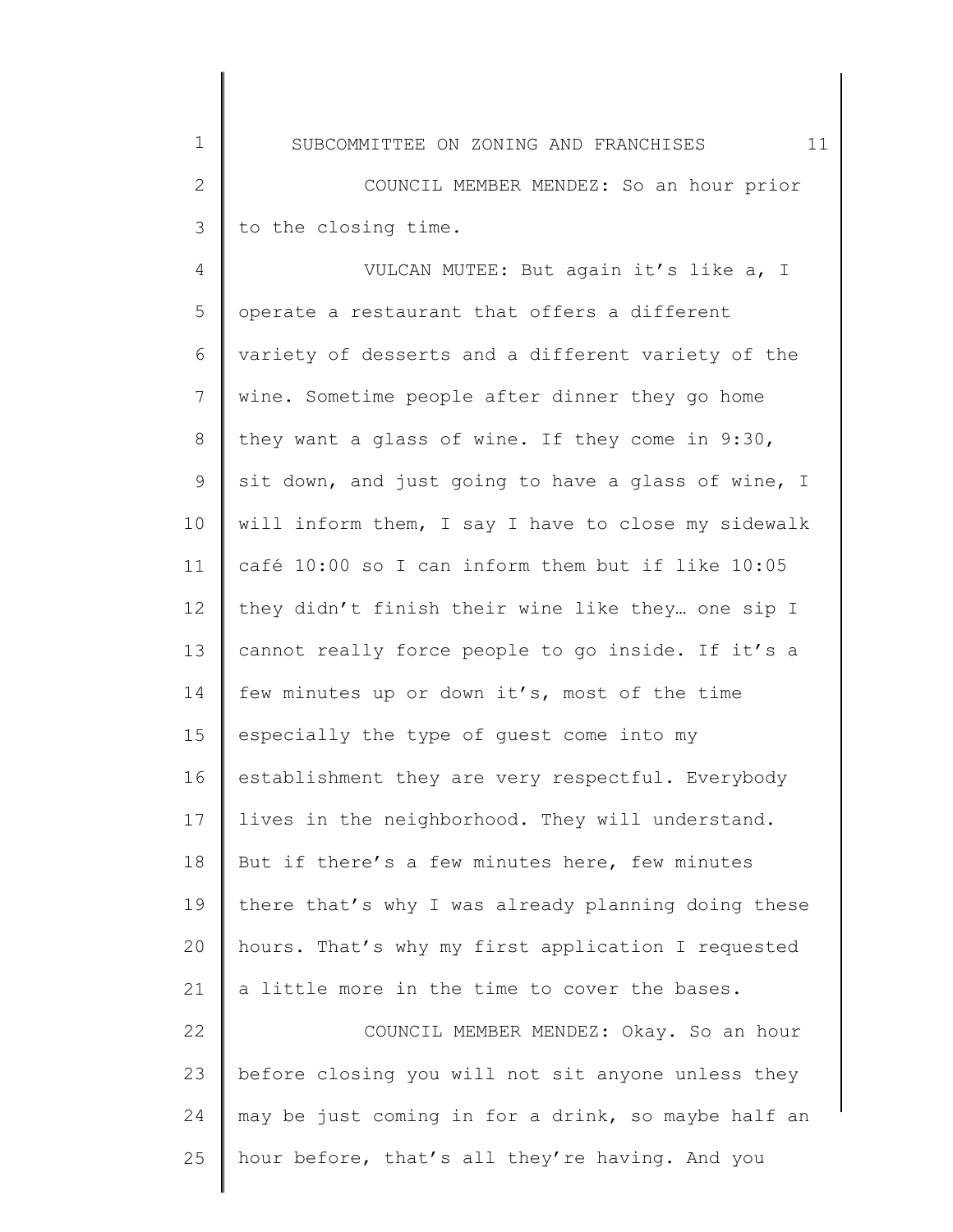COUNCIL MEMBER MENDEZ: So an hour prior to the closing time.

VULCAN MUTEE: But again it's like a, I operate a restaurant that offers a different variety of desserts and a different variety of the wine. Sometime people after dinner they go home they want a glass of wine. If they come in 9:30, sit down, and just going to have a glass of wine, I will inform them, I say I have to close my sidewalk café 10:00 so I can inform them but if like 10:05 they didn't finish their wine like they… one sip I cannot really force people to go inside. If it's a few minutes up or down it's, most of the time especially the type of guest come into my establishment they are very respectful. Everybody lives in the neighborhood. They will understand. But if there's a few minutes here, few minutes there that's why I was already planning doing these hours. That's why my first application I requested a little more in the time to cover the bases.

COUNCIL MEMBER MENDEZ: Okay. So an hour before closing you will not sit anyone unless they may be just coming in for a drink, so maybe half an hour before, that's all they're having. And you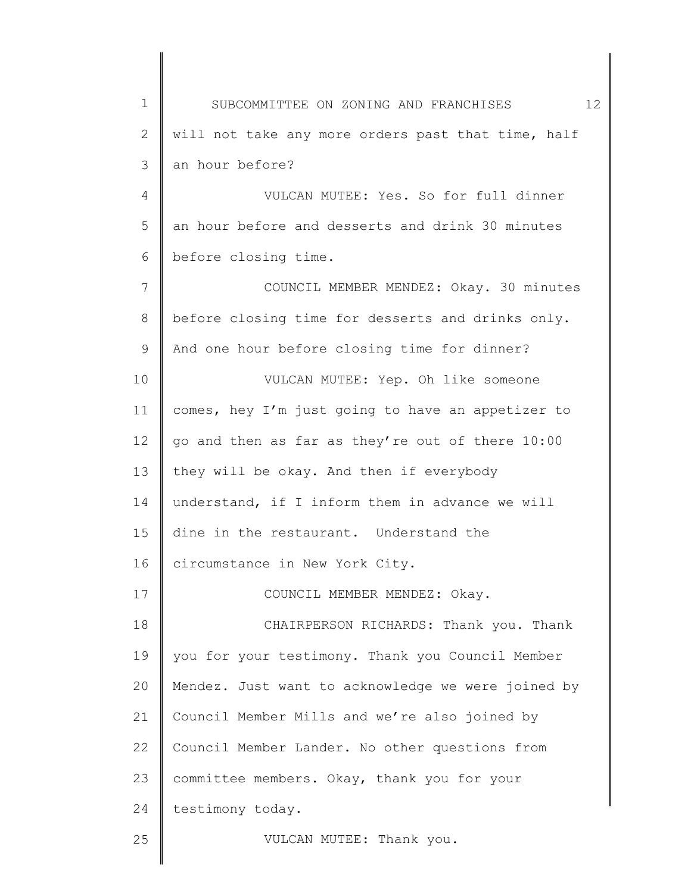will not take any more orders past that time, half an hour before?

VULCAN MUTEE: Yes. So for full dinner an hour before and desserts and drink 30 minutes before closing time.

COUNCIL MEMBER MENDEZ: Okay. 30 minutes before closing time for desserts and drinks only. And one hour before closing time for dinner?

VULCAN MUTEE: Yep. Oh like someone comes, hey I'm just going to have an appetizer to go and then as far as they're out of there 10:00 they will be okay. And then if everybody understand, if I inform them in advance we will dine in the restaurant. Understand the circumstance in New York City.

COUNCIL MEMBER MENDEZ: Okay.

CHAIRPERSON RICHARDS: Thank you. Thank you for your testimony. Thank you Council Member Mendez. Just want to acknowledge we were joined by Council Member Mills and we're also joined by Council Member Lander. No other questions from committee members. Okay, thank you for your testimony today.

VULCAN MUTEE: Thank you.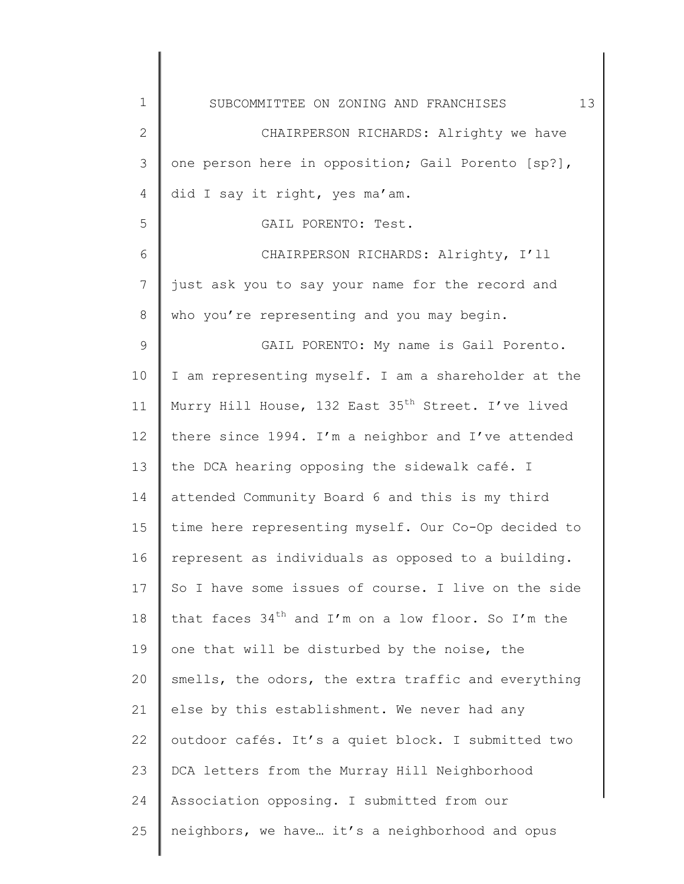CHAIRPERSON RICHARDS: Alrighty we have one person here in opposition; Gail Porento [sp?], did I say it right, yes ma'am.

GAIL PORENTO: Test.

CHAIRPERSON RICHARDS: Alrighty, I'll just ask you to say your name for the record and who you're representing and you may begin.

GAIL PORENTO: My name is Gail Porento. I am representing myself. I am a shareholder at the Murry Hill House, 132 East 35th Street. I've lived there since 1994. I'm a neighbor and I've attended the DCA hearing opposing the sidewalk café. I attended Community Board 6 and this is my third time here representing myself. Our Co-Op decided to represent as individuals as opposed to a building. So I have some issues of course. I live on the side that faces 34th and I'm on a low floor. So I'm the one that will be disturbed by the noise, the smells, the odors, the extra traffic and everything else by this establishment. We never had any outdoor cafés. It's a quiet block. I submitted two DCA letters from the Murray Hill Neighborhood Association opposing. I submitted from our neighbors, we have… it's a neighborhood and opus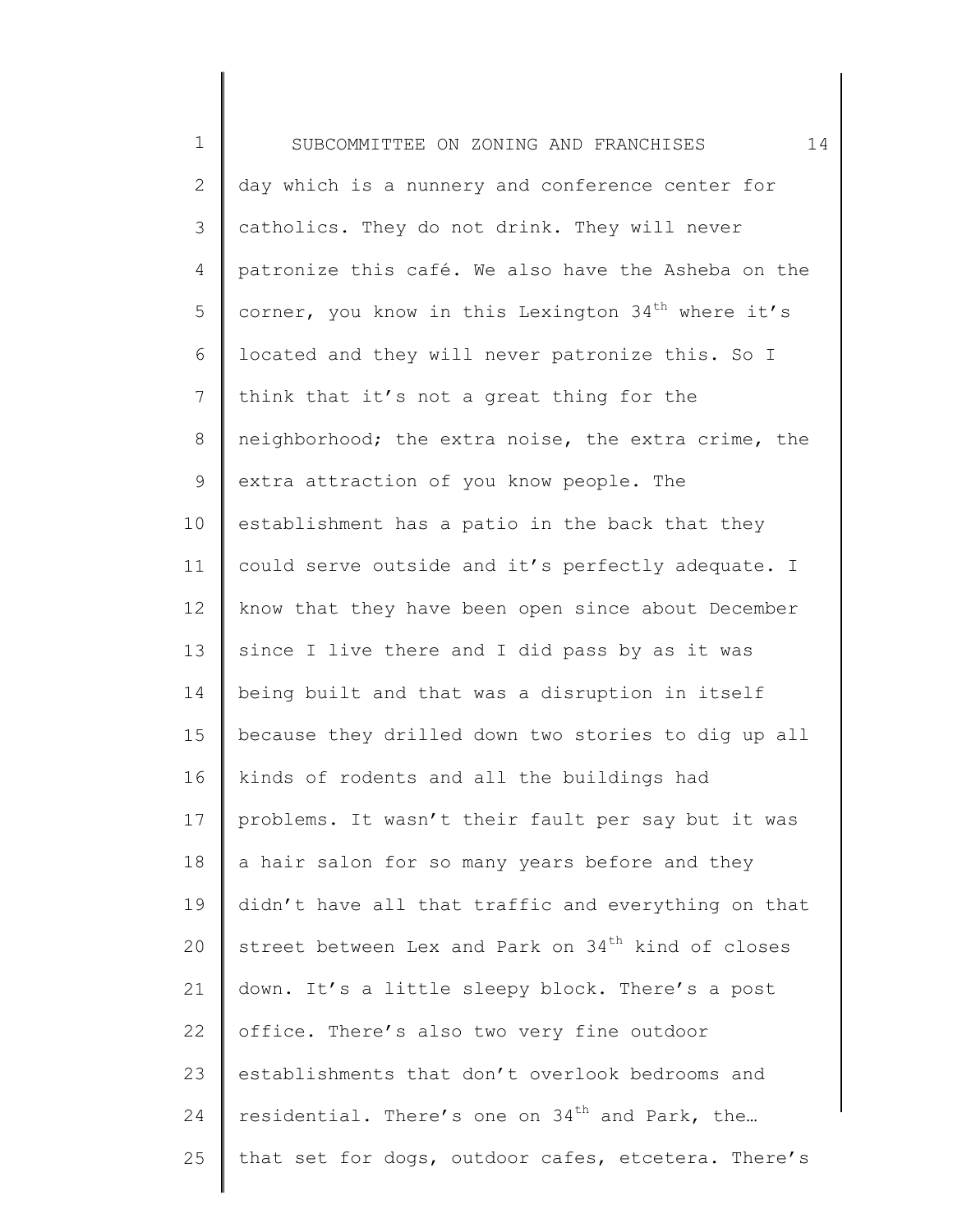day which is a nunnery and conference center for catholics. They do not drink. They will never patronize this café. We also have the Asheba on the corner, you know in this Lexington 34th where it's located and they will never patronize this. So I think that it's not a great thing for the neighborhood; the extra noise, the extra crime, the extra attraction of you know people. The establishment has a patio in the back that they could serve outside and it's perfectly adequate. I know that they have been open since about December since I live there and I did pass by as it was being built and that was a disruption in itself because they drilled down two stories to dig up all kinds of rodents and all the buildings had problems. It wasn't their fault per say but it was a hair salon for so many years before and they didn't have all that traffic and everything on that street between Lex and Park on 34th kind of closes down. It's a little sleepy block. There's a post office. There's also two very fine outdoor establishments that don't overlook bedrooms and residential. There's one on 34th and Park, the… that set for dogs, outdoor cafes, etcetera. There's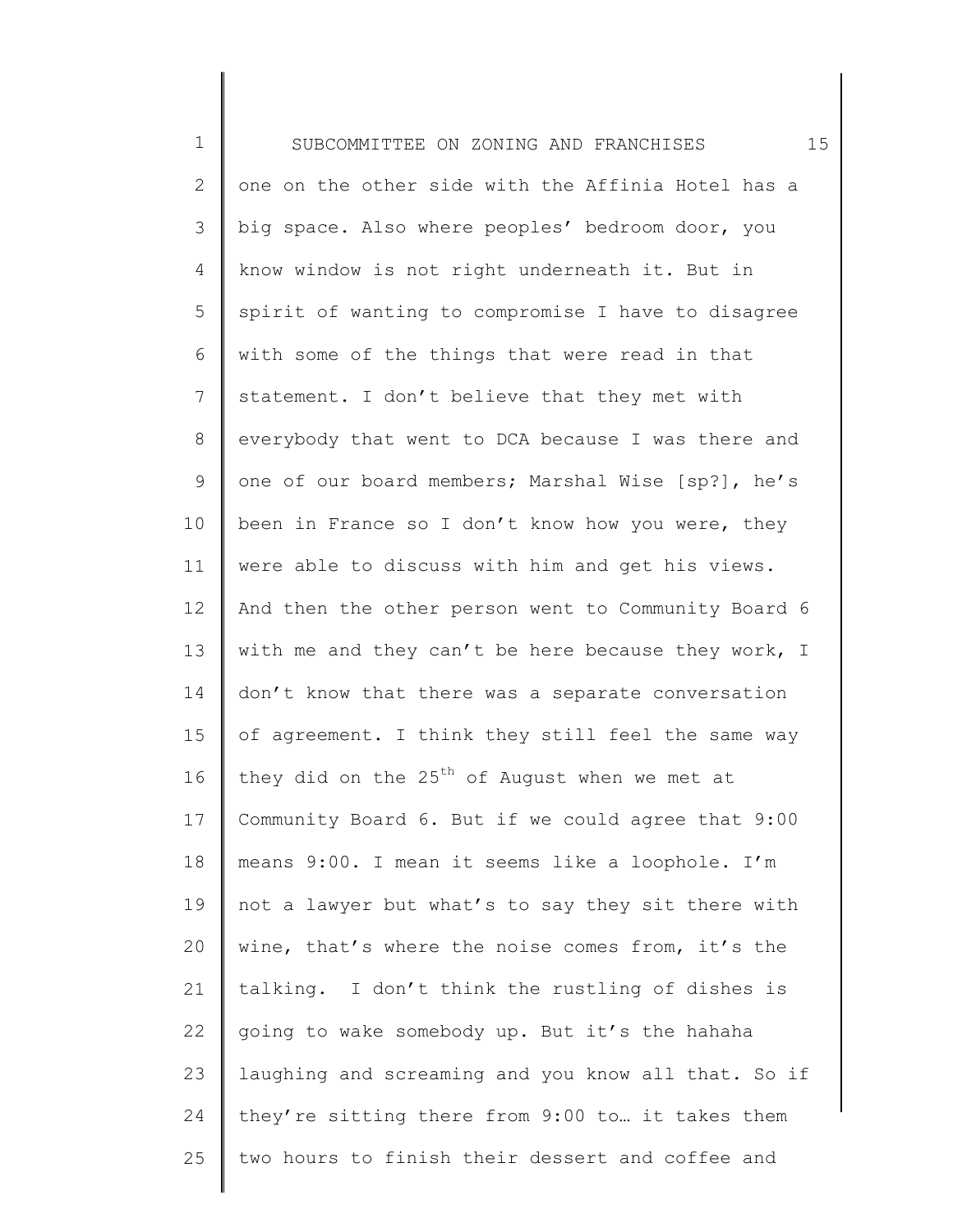one on the other side with the Affinia Hotel has a big space. Also where peoples' bedroom door, you know window is not right underneath it. But in spirit of wanting to compromise I have to disagree with some of the things that were read in that statement. I don't believe that they met with everybody that went to DCA because I was there and one of our board members; Marshal Wise [sp?], he's been in France so I don't know how you were, they were able to discuss with him and get his views. And then the other person went to Community Board 6 with me and they can't be here because they work, I don't know that there was a separate conversation of agreement. I think they still feel the same way they did on the 25th of August when we met at Community Board 6. But if we could agree that 9:00 means 9:00. I mean it seems like a loophole. I'm not a lawyer but what's to say they sit there with wine, that's where the noise comes from, it's the talking. I don't think the rustling of dishes is going to wake somebody up. But it's the hahaha laughing and screaming and you know all that. So if they're sitting there from 9:00 to… it takes them two hours to finish their dessert and coffee and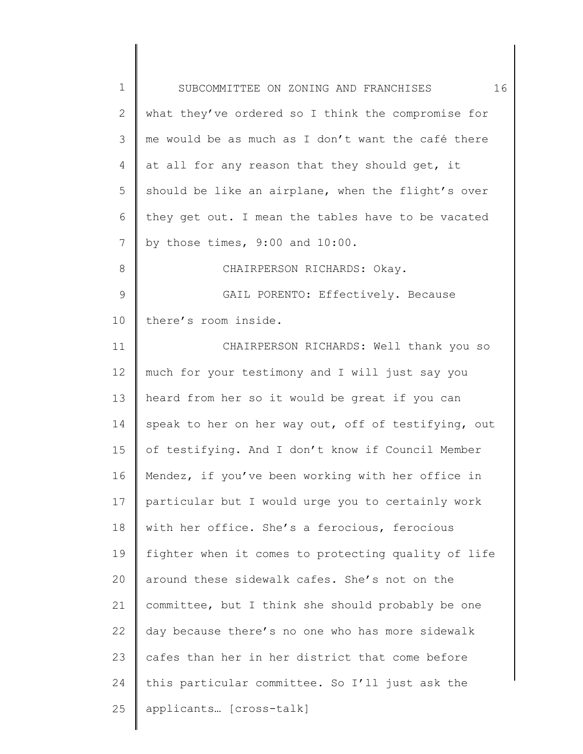what they've ordered so I think the compromise for me would be as much as I don't want the café there at all for any reason that they should get, it should be like an airplane, when the flight's over they get out. I mean the tables have to be vacated by those times, 9:00 and 10:00.

CHAIRPERSON RICHARDS: Okay.

GAIL PORENTO: Effectively. Because there's room inside.

CHAIRPERSON RICHARDS: Well thank you so much for your testimony and I will just say you heard from her so it would be great if you can speak to her on her way out, off of testifying, out of testifying. And I don't know if Council Member Mendez, if you've been working with her office in particular but I would urge you to certainly work with her office. She's a ferocious, ferocious fighter when it comes to protecting quality of life around these sidewalk cafes. She's not on the committee, but I think she should probably be one day because there's no one who has more sidewalk cafes than her in her district that come before this particular committee. So I'll just ask the applicants… [cross-talk]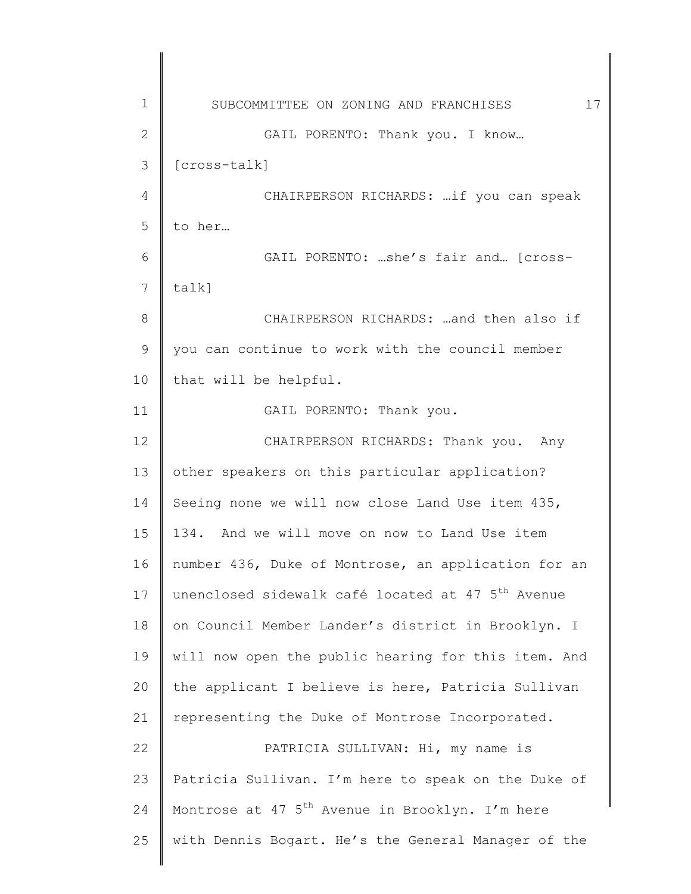GAIL PORENTO: Thank you. I know… [cross-talk]

CHAIRPERSON RICHARDS: …if you can speak to her…

GAIL PORENTO: …she's fair and… [cross-talk]

CHAIRPERSON RICHARDS: …and then also if you can continue to work with the council member that will be helpful.

GAIL PORENTO: Thank you.

CHAIRPERSON RICHARDS: Thank you. Any other speakers on this particular application? Seeing none we will now close Land Use item 435, 134. And we will move on now to Land Use item number 436, Duke of Montrose, an application for an unenclosed sidewalk café located at 47 5th Avenue on Council Member Lander's district in Brooklyn. I will now open the public hearing for this item. And the applicant I believe is here, Patricia Sullivan representing the Duke of Montrose Incorporated.

PATRICIA SULLIVAN: Hi, my name is Patricia Sullivan. I'm here to speak on the Duke of Montrose at 47 5th Avenue in Brooklyn. I'm here with Dennis Bogart. He's the General Manager of the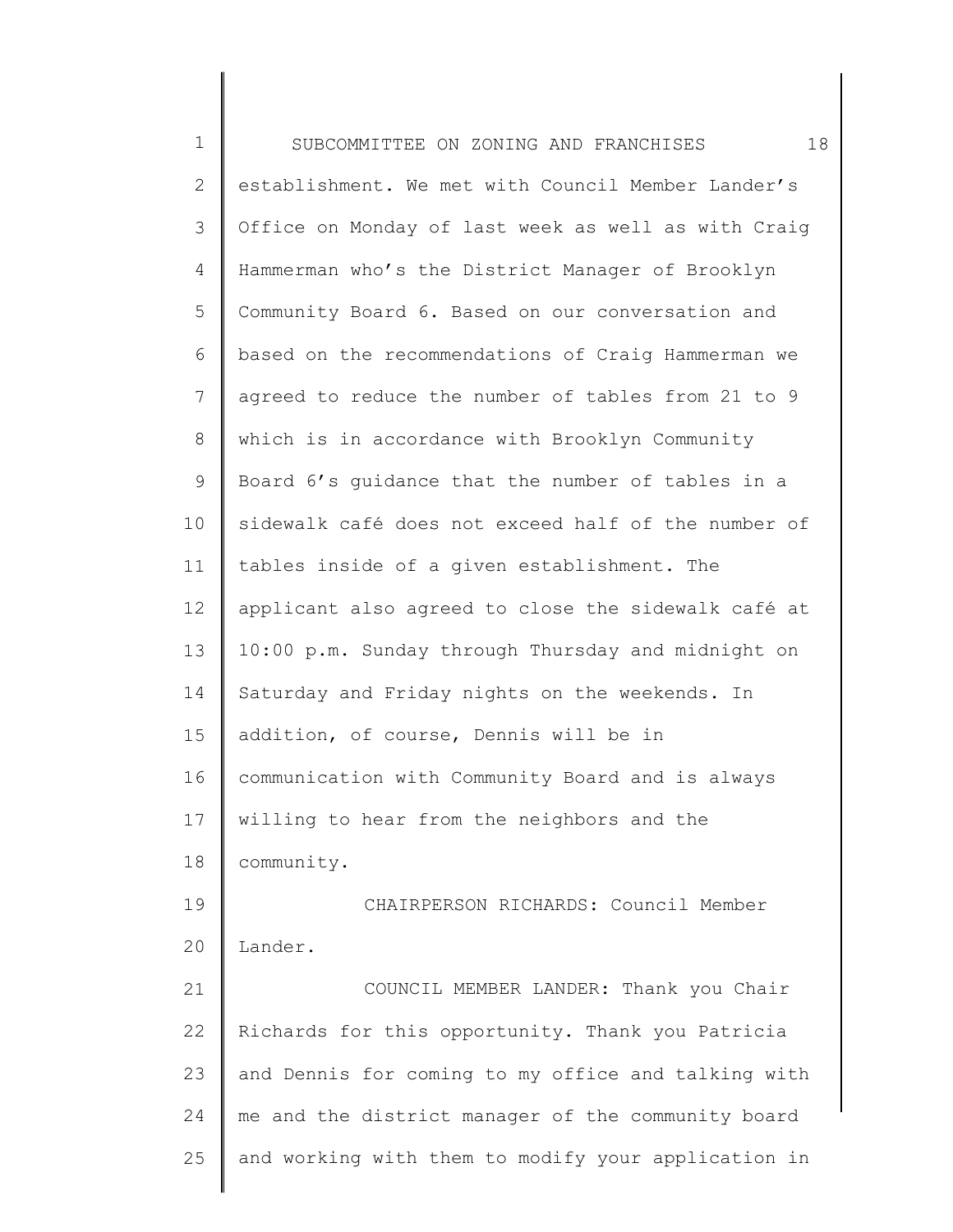establishment. We met with Council Member Lander's Office on Monday of last week as well as with Craig Hammerman who's the District Manager of Brooklyn Community Board 6. Based on our conversation and based on the recommendations of Craig Hammerman we agreed to reduce the number of tables from 21 to 9 which is in accordance with Brooklyn Community Board 6's guidance that the number of tables in a sidewalk café does not exceed half of the number of tables inside of a given establishment. The applicant also agreed to close the sidewalk café at 10:00 p.m. Sunday through Thursday and midnight on Saturday and Friday nights on the weekends. In addition, of course, Dennis will be in communication with Community Board and is always willing to hear from the neighbors and the community.

CHAIRPERSON RICHARDS: Council Member Lander.

COUNCIL MEMBER LANDER: Thank you Chair Richards for this opportunity. Thank you Patricia and Dennis for coming to my office and talking with me and the district manager of the community board and working with them to modify your application in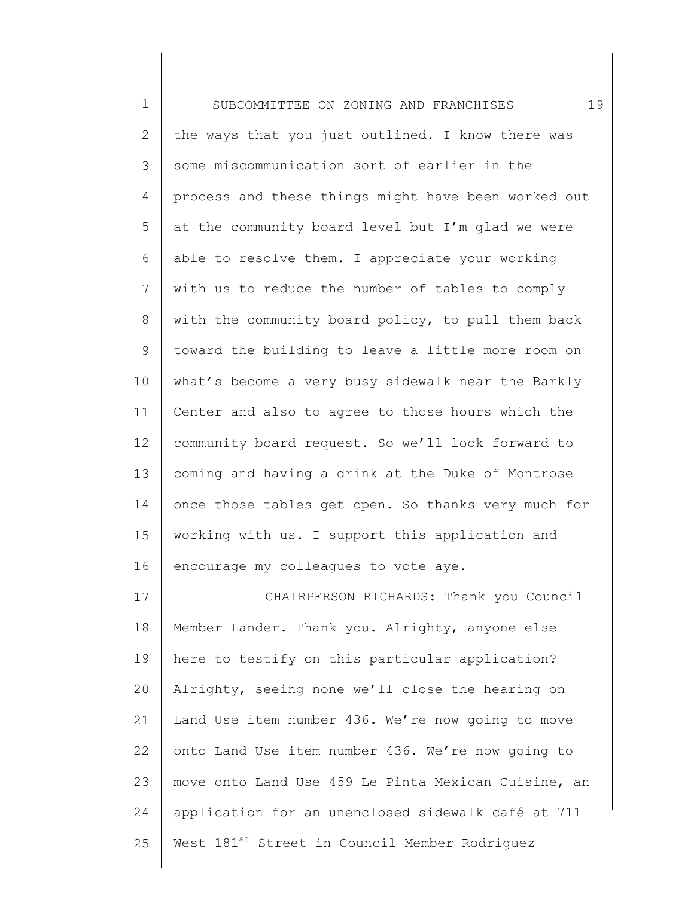the ways that you just outlined. I know there was some miscommunication sort of earlier in the process and these things might have been worked out at the community board level but I'm glad we were able to resolve them. I appreciate your working with us to reduce the number of tables to comply with the community board policy, to pull them back toward the building to leave a little more room on what's become a very busy sidewalk near the Barkly Center and also to agree to those hours which the community board request. So we'll look forward to coming and having a drink at the Duke of Montrose once those tables get open. So thanks very much for working with us. I support this application and encourage my colleagues to vote aye.

CHAIRPERSON RICHARDS: Thank you Council Member Lander. Thank you. Alrighty, anyone else here to testify on this particular application? Alrighty, seeing none we'll close the hearing on Land Use item number 436. We're now going to move onto Land Use item number 436. We're now going to move onto Land Use 459 Le Pinta Mexican Cuisine, an application for an unenclosed sidewalk café at 711 West 181st Street in Council Member Rodriguez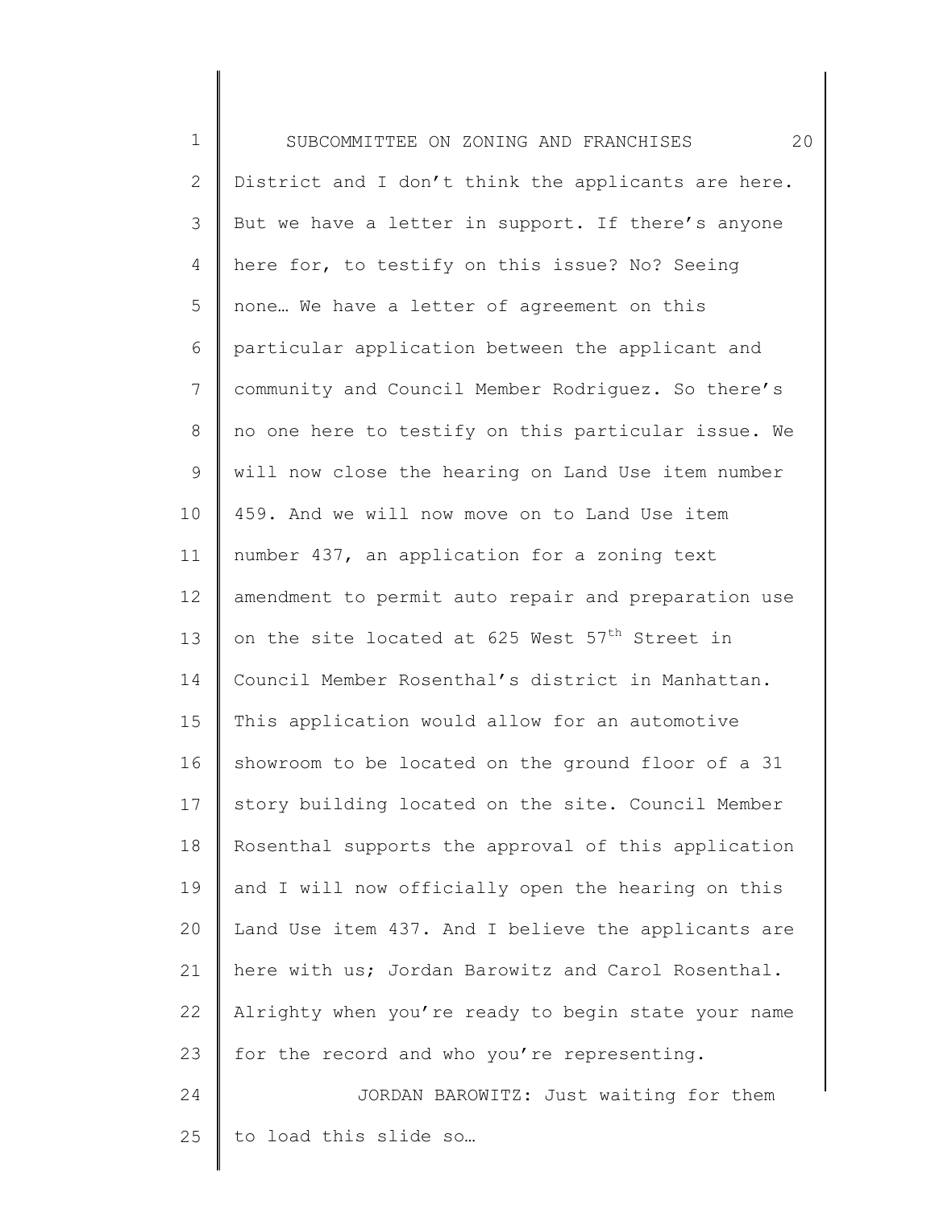District and I don't think the applicants are here. But we have a letter in support. If there's anyone here for, to testify on this issue? No? Seeing none… We have a letter of agreement on this particular application between the applicant and community and Council Member Rodriguez. So there's no one here to testify on this particular issue. We will now close the hearing on Land Use item number 459. And we will now move on to Land Use item number 437, an application for a zoning text amendment to permit auto repair and preparation use on the site located at 625 West 57th Street in Council Member Rosenthal's district in Manhattan. This application would allow for an automotive showroom to be located on the ground floor of a 31 story building located on the site. Council Member Rosenthal supports the approval of this application and I will now officially open the hearing on this Land Use item 437. And I believe the applicants are here with us; Jordan Barowitz and Carol Rosenthal. Alrighty when you're ready to begin state your name for the record and who you're representing.

JORDAN BAROWITZ: Just waiting for them to load this slide so…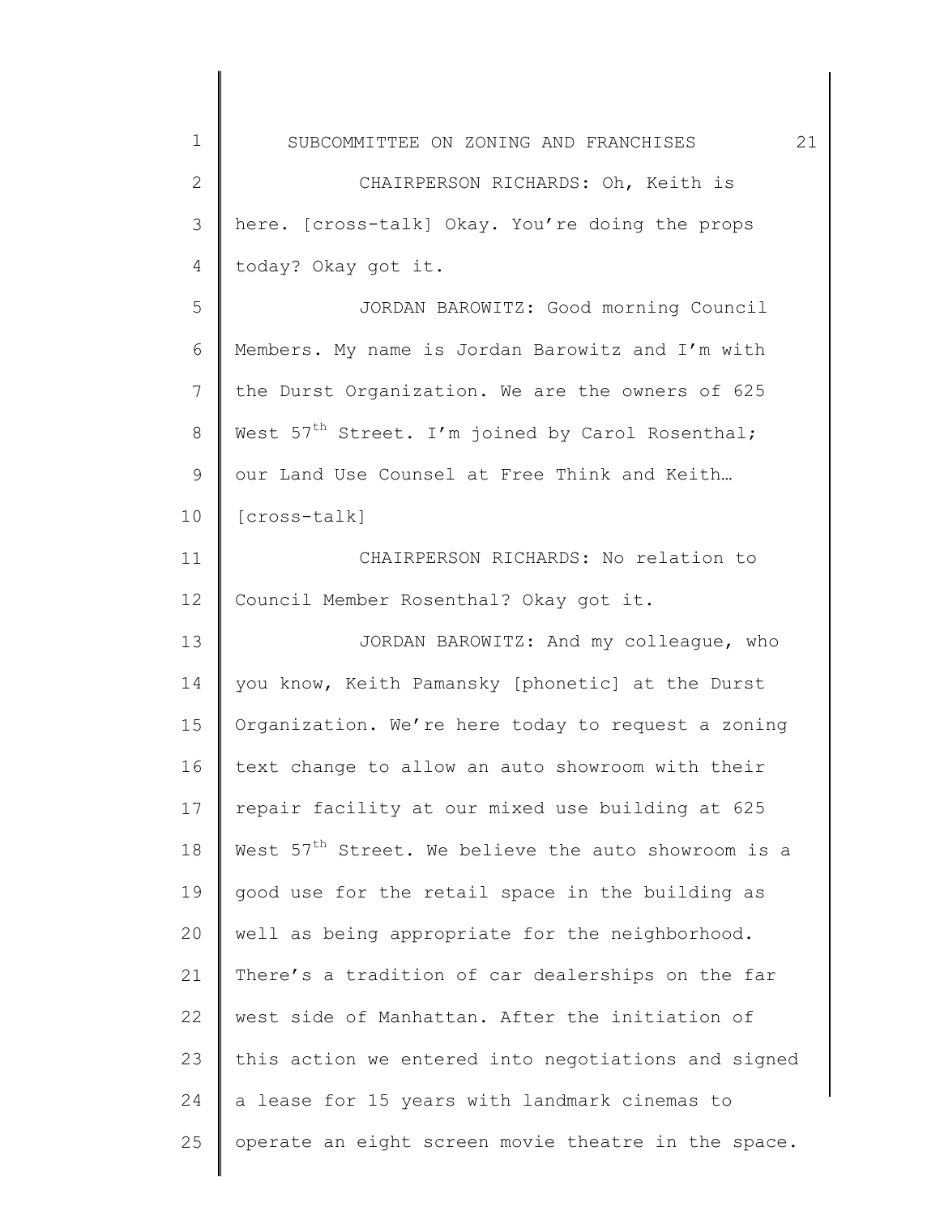CHAIRPERSON RICHARDS: Oh, Keith is here. [cross-talk] Okay. You're doing the props today? Okay got it.

JORDAN BAROWITZ: Good morning Council Members. My name is Jordan Barowitz and I'm with the Durst Organization. We are the owners of 625 West 57th Street. I'm joined by Carol Rosenthal; our Land Use Counsel at Free Think and Keith… [cross-talk]

CHAIRPERSON RICHARDS: No relation to Council Member Rosenthal? Okay got it.

JORDAN BAROWITZ: And my colleague, who you know, Keith Pamansky [phonetic] at the Durst Organization. We're here today to request a zoning text change to allow an auto showroom with their repair facility at our mixed use building at 625 West 57th Street. We believe the auto showroom is a good use for the retail space in the building as well as being appropriate for the neighborhood. There's a tradition of car dealerships on the far west side of Manhattan. After the initiation of this action we entered into negotiations and signed a lease for 15 years with landmark cinemas to operate an eight screen movie theatre in the space.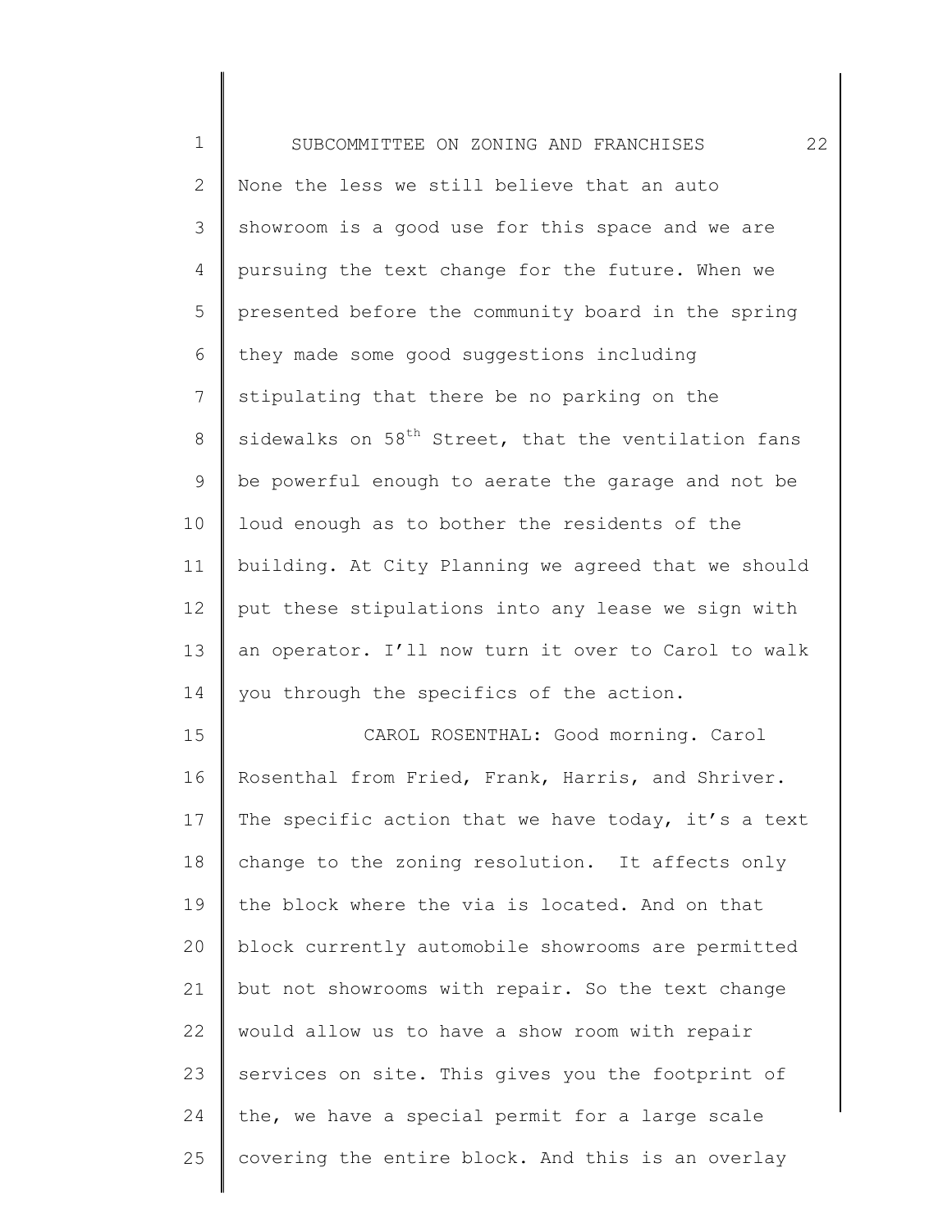None the less we still believe that an auto showroom is a good use for this space and we are pursuing the text change for the future. When we presented before the community board in the spring they made some good suggestions including stipulating that there be no parking on the sidewalks on 58th Street, that the ventilation fans be powerful enough to aerate the garage and not be loud enough as to bother the residents of the building. At City Planning we agreed that we should put these stipulations into any lease we sign with an operator. I'll now turn it over to Carol to walk you through the specifics of the action.

CAROL ROSENTHAL: Good morning. Carol Rosenthal from Fried, Frank, Harris, and Shriver. The specific action that we have today, it's a text change to the zoning resolution. It affects only the block where the via is located. And on that block currently automobile showrooms are permitted but not showrooms with repair. So the text change would allow us to have a show room with repair services on site. This gives you the footprint of the, we have a special permit for a large scale covering the entire block. And this is an overlay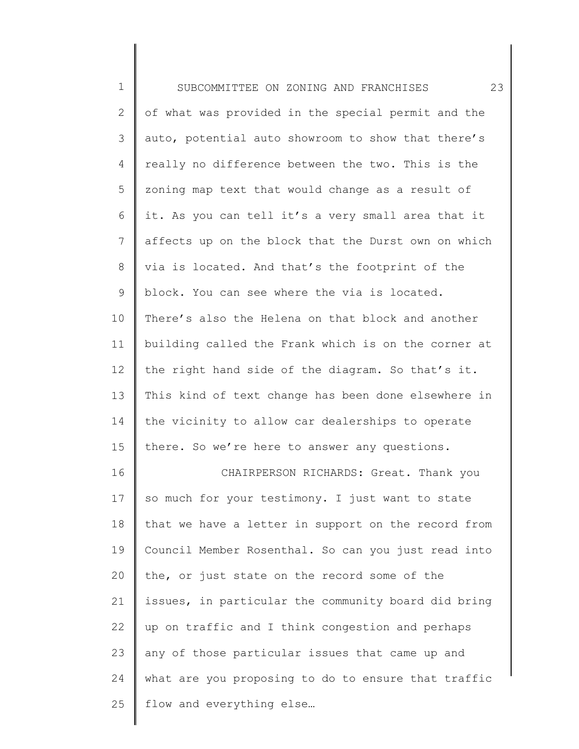of what was provided in the special permit and the auto, potential auto showroom to show that there's really no difference between the two. This is the zoning map text that would change as a result of it. As you can tell it's a very small area that it affects up on the block that the Durst own on which via is located. And that's the footprint of the block. You can see where the via is located. There's also the Helena on that block and another building called the Frank which is on the corner at the right hand side of the diagram. So that's it. This kind of text change has been done elsewhere in the vicinity to allow car dealerships to operate there. So we're here to answer any questions.

CHAIRPERSON RICHARDS: Great. Thank you so much for your testimony. I just want to state that we have a letter in support on the record from Council Member Rosenthal. So can you just read into the, or just state on the record some of the issues, in particular the community board did bring up on traffic and I think congestion and perhaps any of those particular issues that came up and what are you proposing to do to ensure that traffic flow and everything else…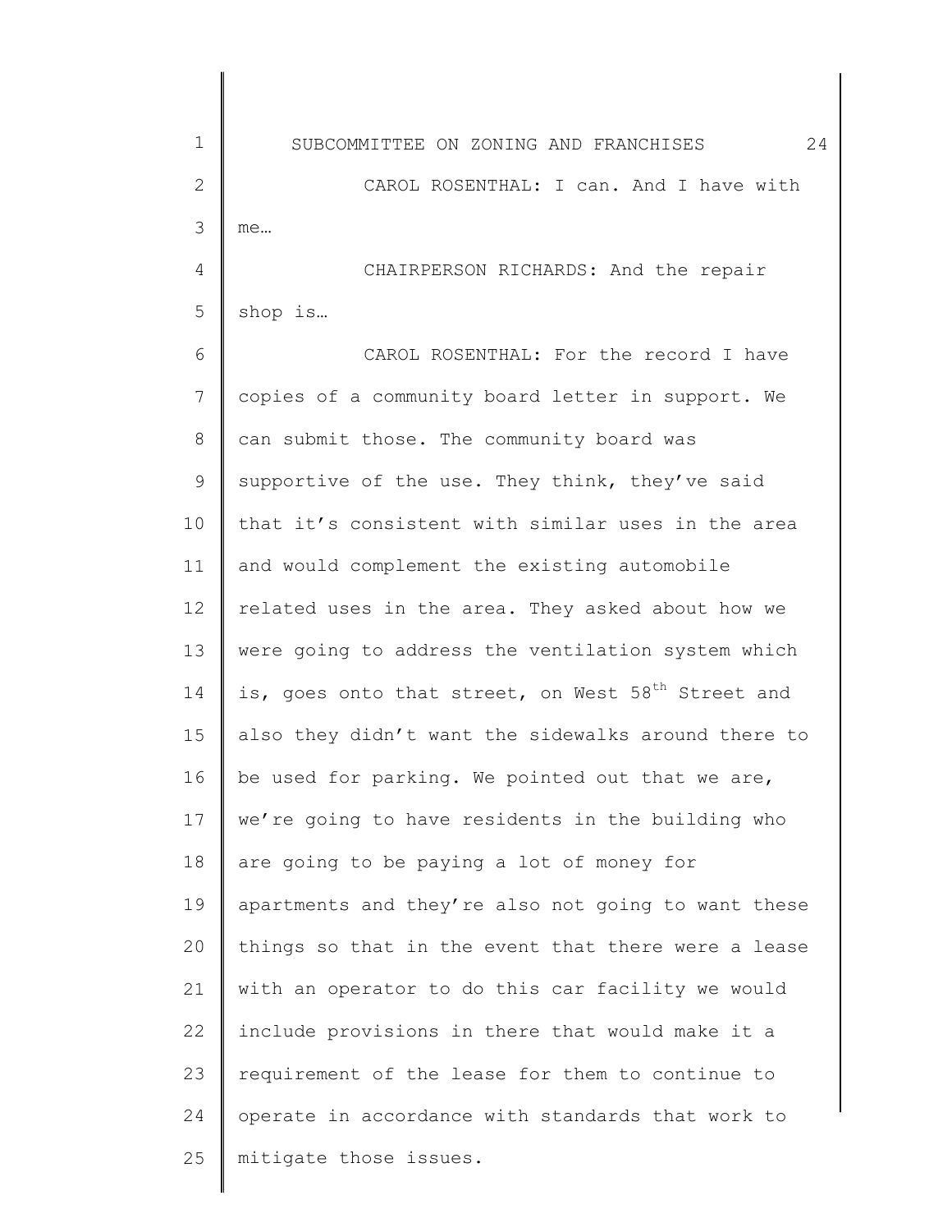CAROL ROSENTHAL: I can. And I have with me…

CHAIRPERSON RICHARDS: And the repair shop is…

CAROL ROSENTHAL: For the record I have copies of a community board letter in support. We can submit those. The community board was supportive of the use. They think, they've said that it's consistent with similar uses in the area and would complement the existing automobile related uses in the area. They asked about how we were going to address the ventilation system which is, goes onto that street, on West 58th Street and also they didn't want the sidewalks around there to be used for parking. We pointed out that we are, we're going to have residents in the building who are going to be paying a lot of money for apartments and they're also not going to want these things so that in the event that there were a lease with an operator to do this car facility we would include provisions in there that would make it a requirement of the lease for them to continue to operate in accordance with standards that work to mitigate those issues.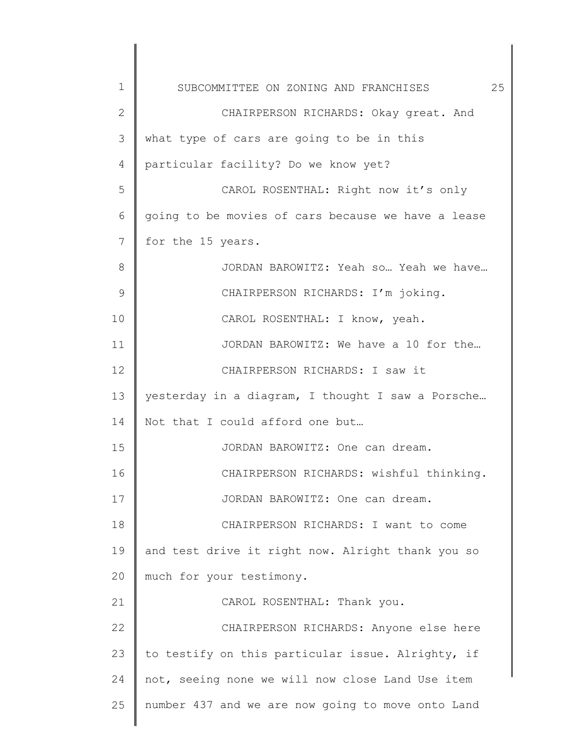CHAIRPERSON RICHARDS: Okay great. And what type of cars are going to be in this particular facility? Do we know yet?

CAROL ROSENTHAL: Right now it's only going to be movies of cars because we have a lease for the 15 years.

JORDAN BAROWITZ: Yeah so… Yeah we have…

CHAIRPERSON RICHARDS: I'm joking.

CAROL ROSENTHAL: I know, yeah.

JORDAN BAROWITZ: We have a 10 for the…

CHAIRPERSON RICHARDS: I saw it yesterday in a diagram, I thought I saw a Porsche… Not that I could afford one but…

JORDAN BAROWITZ: One can dream.

CHAIRPERSON RICHARDS: wishful thinking.

JORDAN BAROWITZ: One can dream.

CHAIRPERSON RICHARDS: I want to come and test drive it right now. Alright thank you so much for your testimony.

CAROL ROSENTHAL: Thank you.

CHAIRPERSON RICHARDS: Anyone else here to testify on this particular issue. Alrighty, if not, seeing none we will now close Land Use item number 437 and we are now going to move onto Land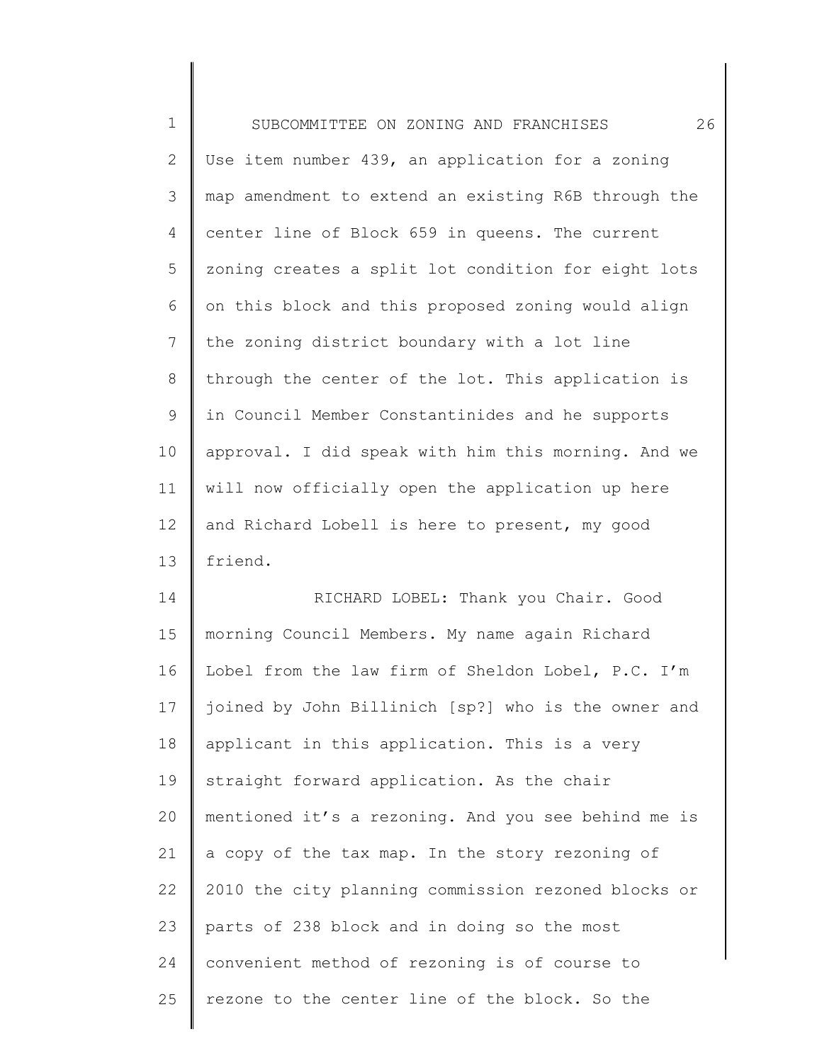Use item number 439, an application for a zoning map amendment to extend an existing R6B through the center line of Block 659 in queens. The current zoning creates a split lot condition for eight lots on this block and this proposed zoning would align the zoning district boundary with a lot line through the center of the lot. This application is in Council Member Constantinides and he supports approval. I did speak with him this morning. And we will now officially open the application up here and Richard Lobell is here to present, my good friend.

RICHARD LOBEL: Thank you Chair. Good morning Council Members. My name again Richard Lobel from the law firm of Sheldon Lobel, P.C. I'm joined by John Billinich [sp?] who is the owner and applicant in this application. This is a very straight forward application. As the chair mentioned it's a rezoning. And you see behind me is a copy of the tax map. In the story rezoning of 2010 the city planning commission rezoned blocks or parts of 238 block and in doing so the most convenient method of rezoning is of course to rezone to the center line of the block. So the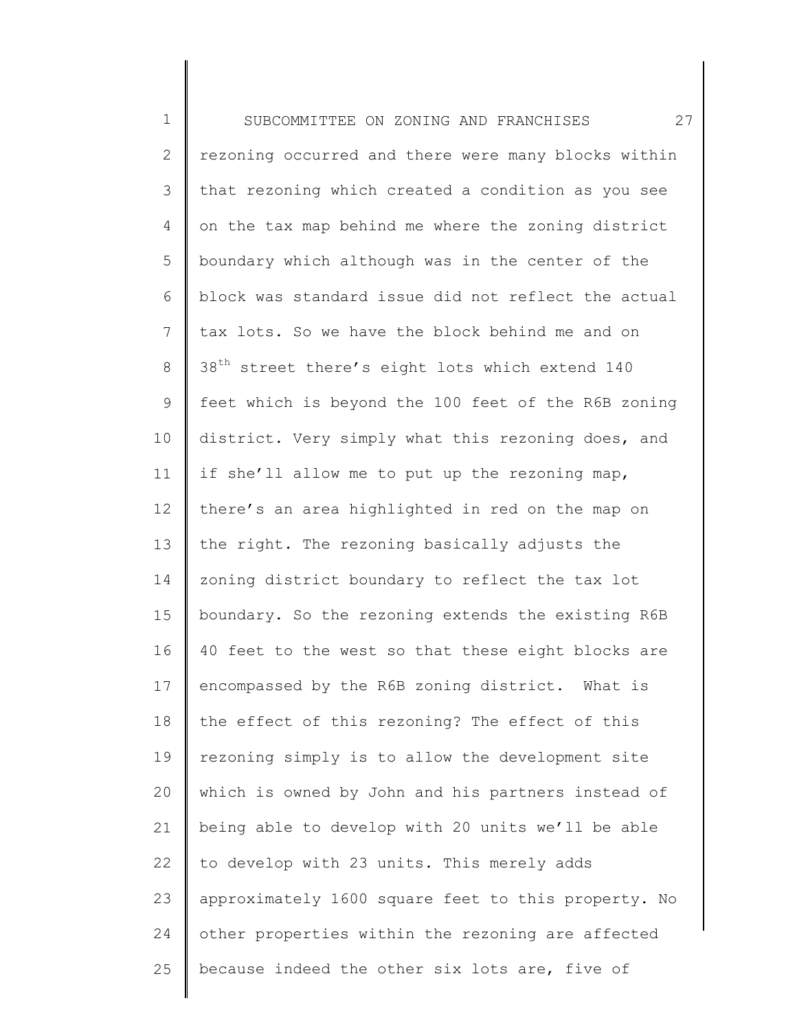rezoning occurred and there were many blocks within that rezoning which created a condition as you see on the tax map behind me where the zoning district boundary which although was in the center of the block was standard issue did not reflect the actual tax lots. So we have the block behind me and on 38th street there's eight lots which extend 140 feet which is beyond the 100 feet of the R6B zoning district. Very simply what this rezoning does, and if she'll allow me to put up the rezoning map, there's an area highlighted in red on the map on the right. The rezoning basically adjusts the zoning district boundary to reflect the tax lot boundary. So the rezoning extends the existing R6B 40 feet to the west so that these eight blocks are encompassed by the R6B zoning district. What is the effect of this rezoning? The effect of this rezoning simply is to allow the development site which is owned by John and his partners instead of being able to develop with 20 units we'll be able to develop with 23 units. This merely adds approximately 1600 square feet to this property. No other properties within the rezoning are affected because indeed the other six lots are, five of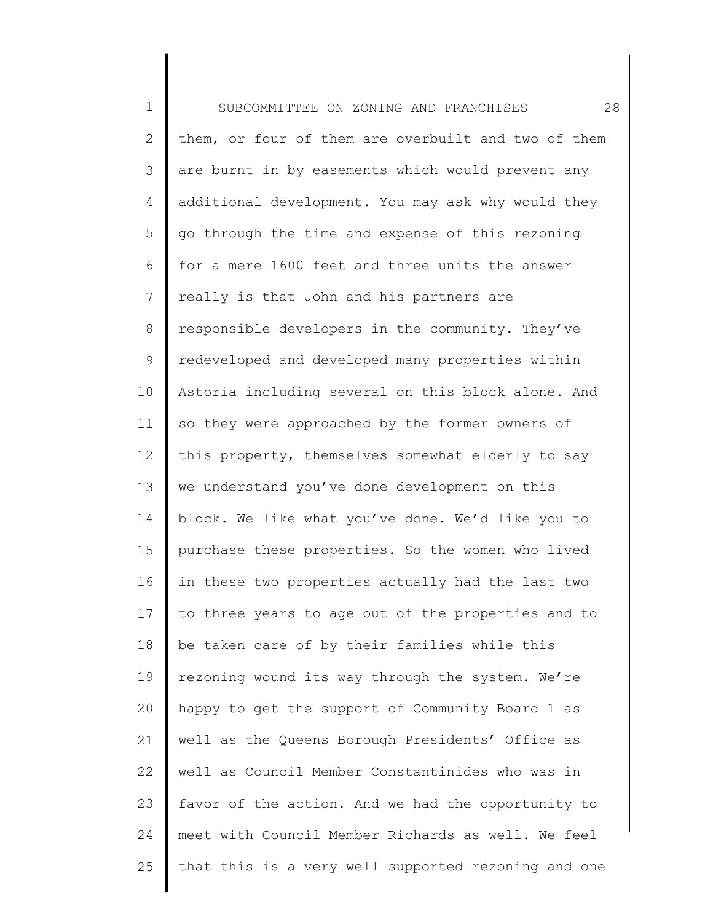them, or four of them are overbuilt and two of them are burnt in by easements which would prevent any additional development. You may ask why would they go through the time and expense of this rezoning for a mere 1600 feet and three units the answer really is that John and his partners are responsible developers in the community. They've redeveloped and developed many properties within Astoria including several on this block alone. And so they were approached by the former owners of this property, themselves somewhat elderly to say we understand you've done development on this block. We like what you've done. We'd like you to purchase these properties. So the women who lived in these two properties actually had the last two to three years to age out of the properties and to be taken care of by their families while this rezoning wound its way through the system. We're happy to get the support of Community Board 1 as well as the Queens Borough Presidents' Office as well as Council Member Constantinides who was in favor of the action. And we had the opportunity to meet with Council Member Richards as well. We feel that this is a very well supported rezoning and one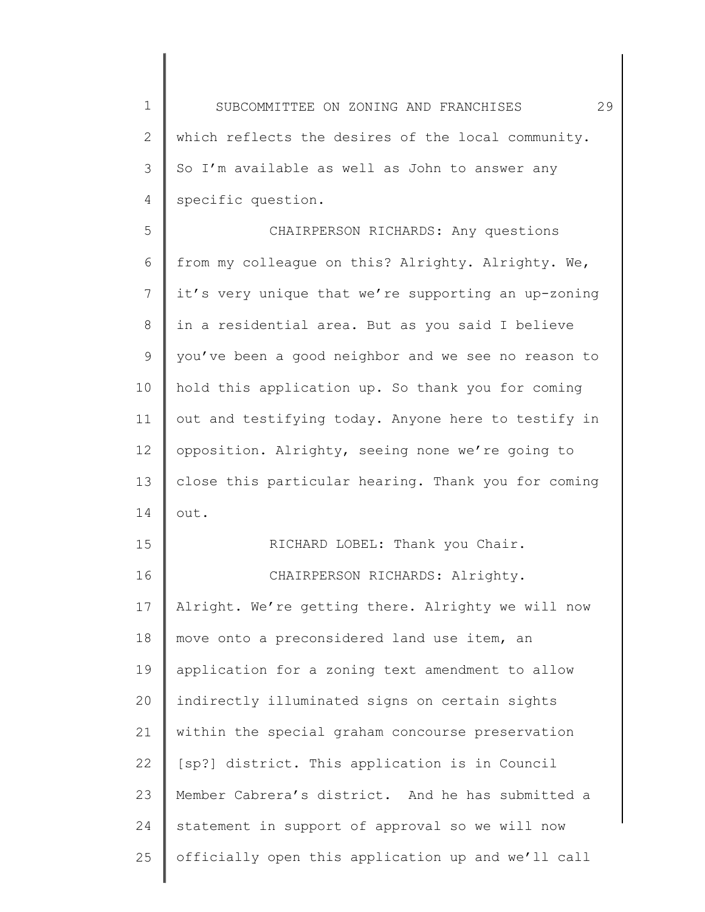which reflects the desires of the local community. So I'm available as well as John to answer any specific question.

CHAIRPERSON RICHARDS: Any questions from my colleague on this? Alrighty. Alrighty. We, it's very unique that we're supporting an up-zoning in a residential area. But as you said I believe you've been a good neighbor and we see no reason to hold this application up. So thank you for coming out and testifying today. Anyone here to testify in opposition. Alrighty, seeing none we're going to close this particular hearing. Thank you for coming out.

RICHARD LOBEL: Thank you Chair.

CHAIRPERSON RICHARDS: Alrighty. Alright. We're getting there. Alrighty we will now move onto a preconsidered land use item, an application for a zoning text amendment to allow indirectly illuminated signs on certain sights within the special graham concourse preservation [sp?] district. This application is in Council Member Cabrera's district. And he has submitted a statement in support of approval so we will now officially open this application up and we'll call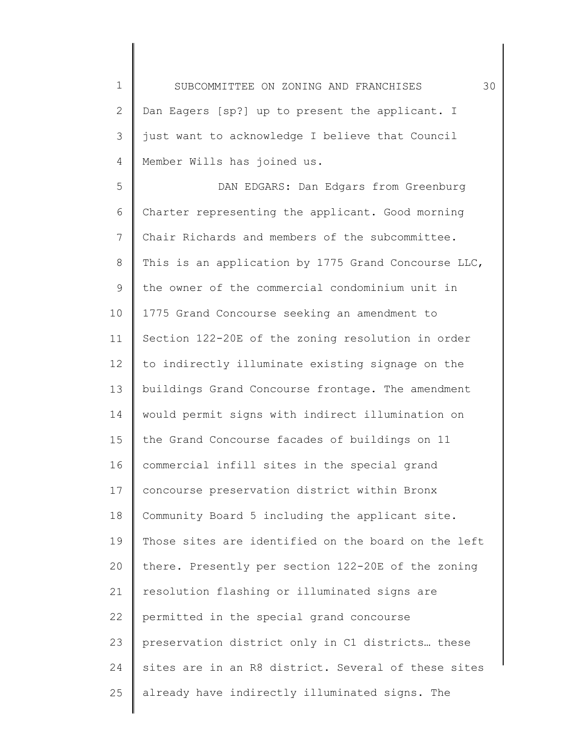Dan Eagers [sp?] up to present the applicant. I just want to acknowledge I believe that Council Member Wills has joined us.

DAN EDGARS: Dan Edgars from Greenburg Charter representing the applicant. Good morning Chair Richards and members of the subcommittee. This is an application by 1775 Grand Concourse LLC, the owner of the commercial condominium unit in 1775 Grand Concourse seeking an amendment to Section 122-20E of the zoning resolution in order to indirectly illuminate existing signage on the buildings Grand Concourse frontage. The amendment would permit signs with indirect illumination on the Grand Concourse facades of buildings on 11 commercial infill sites in the special grand concourse preservation district within Bronx Community Board 5 including the applicant site. Those sites are identified on the board on the left there. Presently per section 122-20E of the zoning resolution flashing or illuminated signs are permitted in the special grand concourse preservation district only in C1 districts… these sites are in an R8 district. Several of these sites already have indirectly illuminated signs. The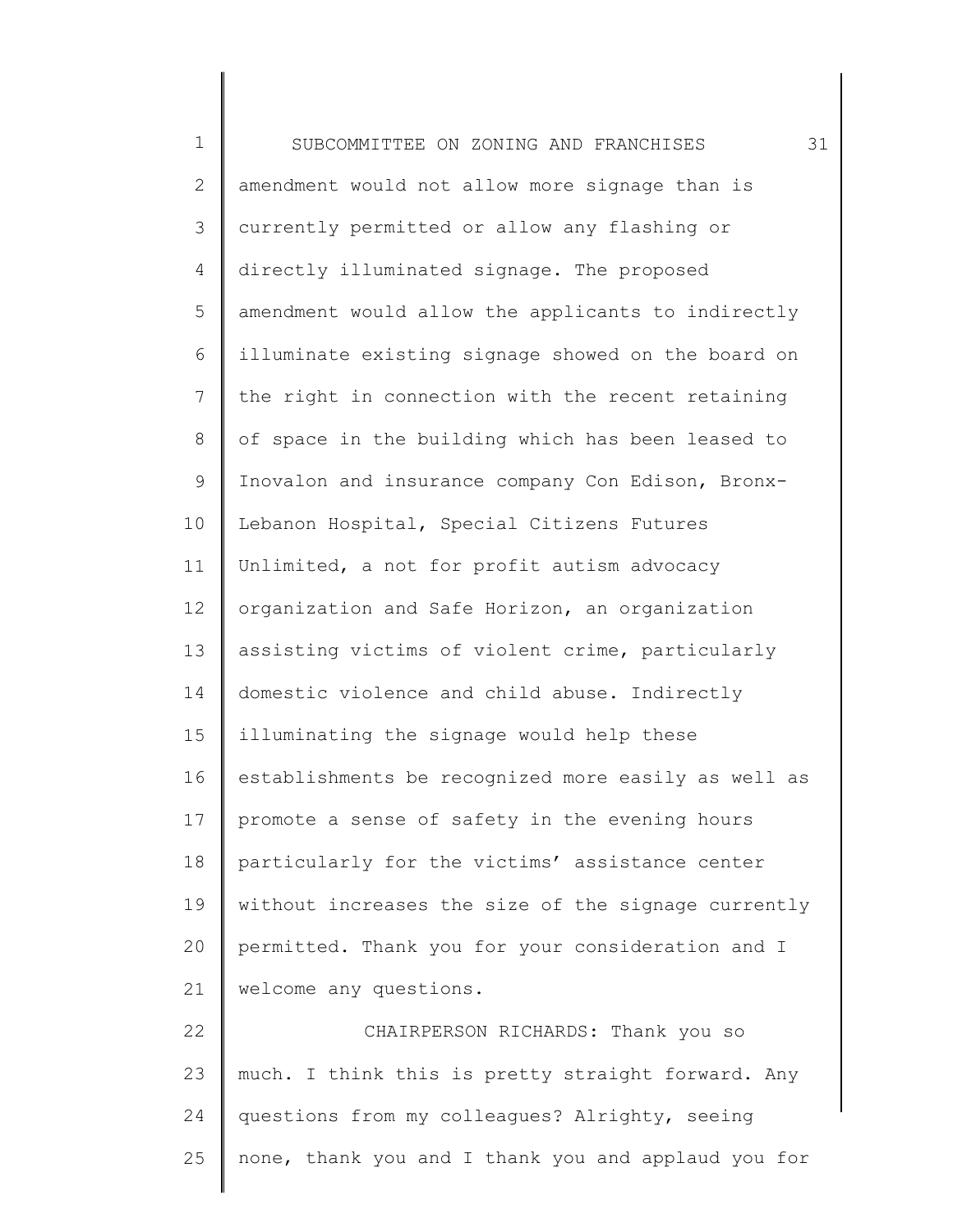amendment would not allow more signage than is currently permitted or allow any flashing or directly illuminated signage. The proposed amendment would allow the applicants to indirectly illuminate existing signage showed on the board on the right in connection with the recent retaining of space in the building which has been leased to Inovalon and insurance company Con Edison, Bronx-Lebanon Hospital, Special Citizens Futures Unlimited, a not for profit autism advocacy organization and Safe Horizon, an organization assisting victims of violent crime, particularly domestic violence and child abuse. Indirectly illuminating the signage would help these establishments be recognized more easily as well as promote a sense of safety in the evening hours particularly for the victims' assistance center without increases the size of the signage currently permitted. Thank you for your consideration and I welcome any questions.

CHAIRPERSON RICHARDS: Thank you so much. I think this is pretty straight forward. Any questions from my colleagues? Alrighty, seeing none, thank you and I thank you and applaud you for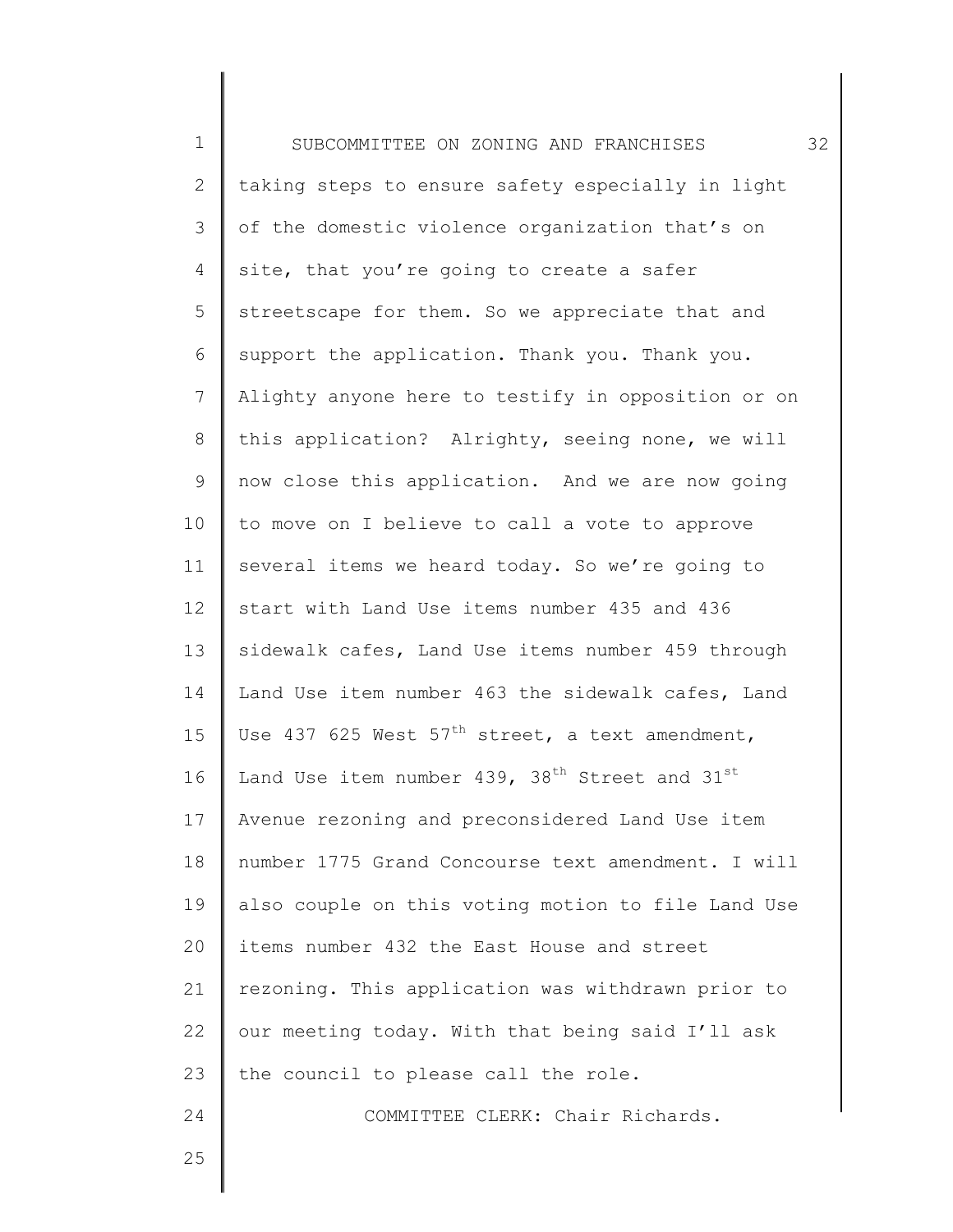taking steps to ensure safety especially in light of the domestic violence organization that's on site, that you're going to create a safer streetscape for them. So we appreciate that and support the application. Thank you. Thank you. Alighty anyone here to testify in opposition or on this application? Alrighty, seeing none, we will now close this application. And we are now going to move on I believe to call a vote to approve several items we heard today. So we're going to start with Land Use items number 435 and 436 sidewalk cafes, Land Use items number 459 through Land Use item number 463 the sidewalk cafes, Land Use 437 625 West 57th street, a text amendment, Land Use item number 439, 38th Street and 31st Avenue rezoning and preconsidered Land Use item number 1775 Grand Concourse text amendment. I will also couple on this voting motion to file Land Use items number 432 the East House and street rezoning. This application was withdrawn prior to our meeting today. With that being said I'll ask the council to please call the role.

COMMITTEE CLERK: Chair Richards.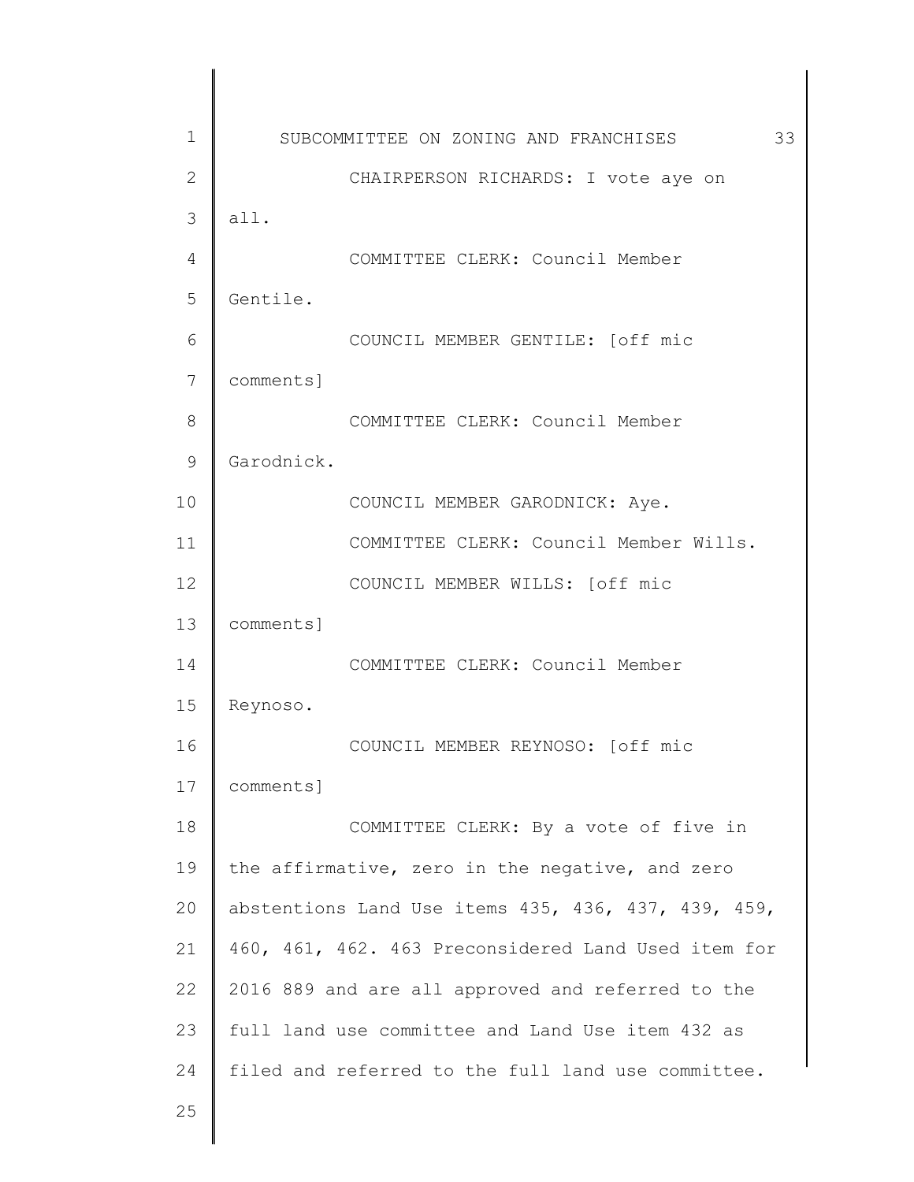CHAIRPERSON RICHARDS: I vote aye on all.

COMMITTEE CLERK: Council Member Gentile.

COUNCIL MEMBER GENTILE: [off mic comments]

COMMITTEE CLERK: Council Member Garodnick.

COUNCIL MEMBER GARODNICK: Aye.

COMMITTEE CLERK: Council Member Wills.

COUNCIL MEMBER WILLS: [off mic comments]

COMMITTEE CLERK: Council Member Reynoso.

COUNCIL MEMBER REYNOSO: [off mic comments]

COMMITTEE CLERK: By a vote of five in the affirmative, zero in the negative, and zero abstentions Land Use items 435, 436, 437, 439, 459, 460, 461, 462. 463 Preconsidered Land Used item for 2016 889 and are all approved and referred to the full land use committee and Land Use item 432 as filed and referred to the full land use committee.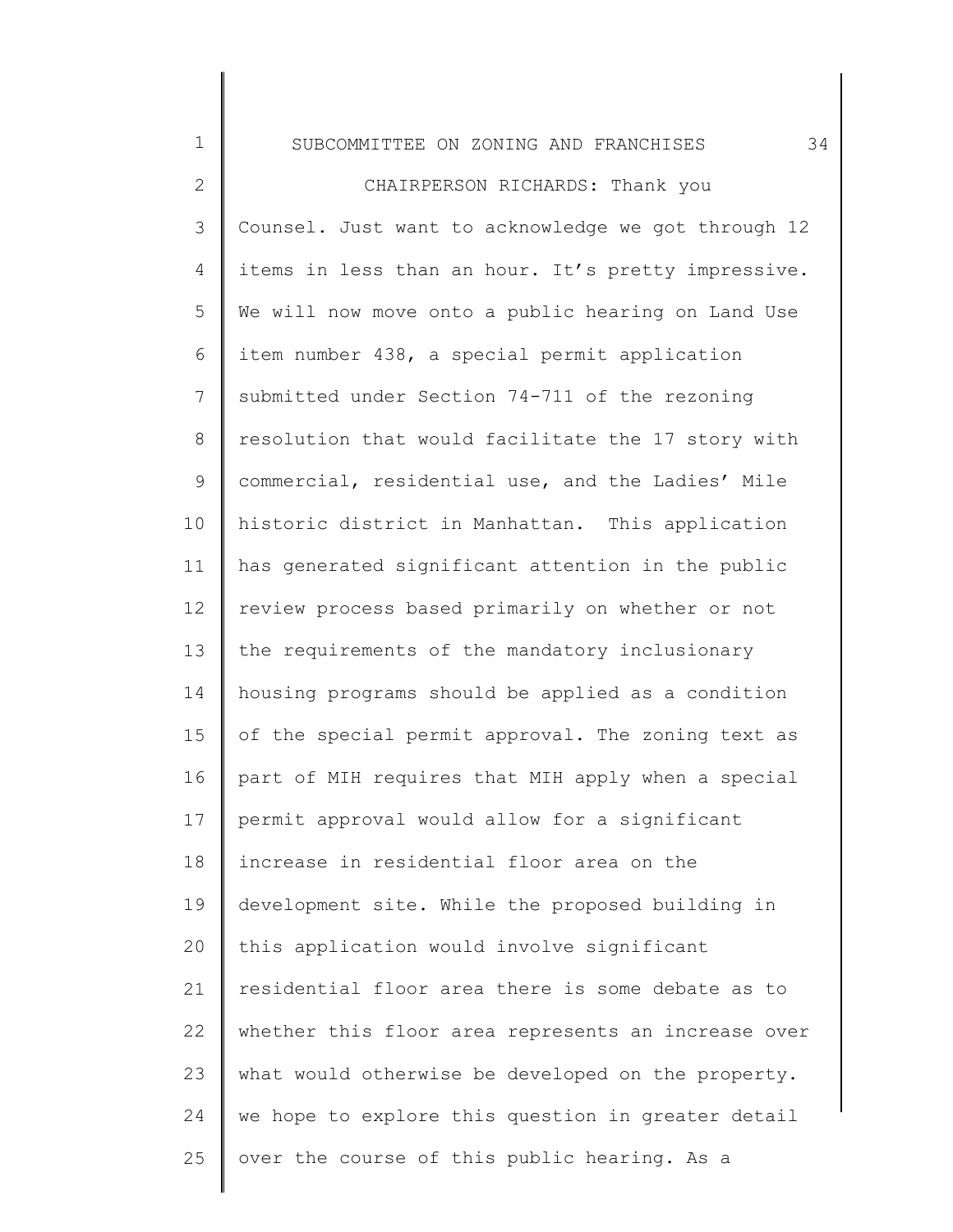CHAIRPERSON RICHARDS: Thank you Counsel. Just want to acknowledge we got through 12 items in less than an hour. It's pretty impressive. We will now move onto a public hearing on Land Use item number 438, a special permit application submitted under Section 74-711 of the rezoning resolution that would facilitate the 17 story with commercial, residential use, and the Ladies' Mile historic district in Manhattan. This application has generated significant attention in the public review process based primarily on whether or not the requirements of the mandatory inclusionary housing programs should be applied as a condition of the special permit approval. The zoning text as part of MIH requires that MIH apply when a special permit approval would allow for a significant increase in residential floor area on the development site. While the proposed building in this application would involve significant residential floor area there is some debate as to whether this floor area represents an increase over what would otherwise be developed on the property. we hope to explore this question in greater detail over the course of this public hearing. As a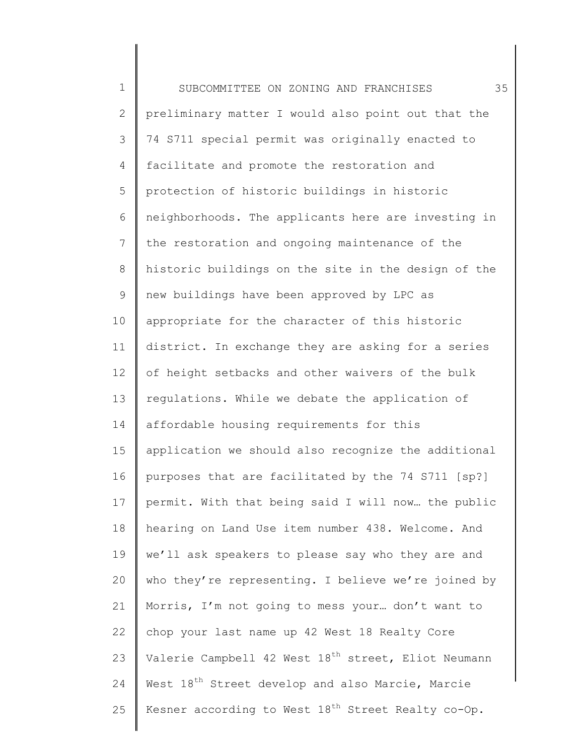preliminary matter I would also point out that the 74 S711 special permit was originally enacted to facilitate and promote the restoration and protection of historic buildings in historic neighborhoods. The applicants here are investing in the restoration and ongoing maintenance of the historic buildings on the site in the design of the new buildings have been approved by LPC as appropriate for the character of this historic district. In exchange they are asking for a series of height setbacks and other waivers of the bulk regulations. While we debate the application of affordable housing requirements for this application we should also recognize the additional purposes that are facilitated by the 74 S711 [sp?] permit. With that being said I will now… the public hearing on Land Use item number 438. Welcome. And we'll ask speakers to please say who they are and who they're representing. I believe we're joined by Morris, I'm not going to mess your… don't want to chop your last name up 42 West 18 Realty Core Valerie Campbell 42 West 18th street, Eliot Neumann West 18th Street develop and also Marcie, Marcie Kesner according to West 18th Street Realty co-Op.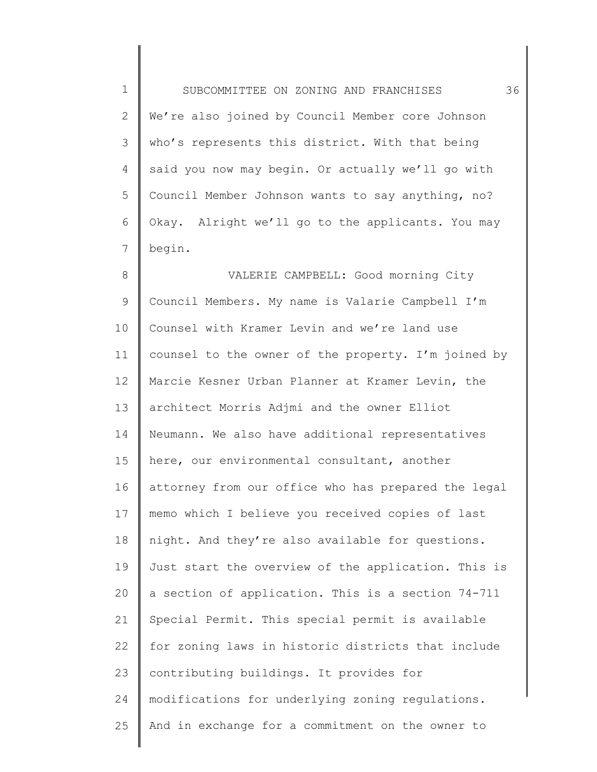We're also joined by Council Member core Johnson who's represents this district. With that being said you now may begin. Or actually we'll go with Council Member Johnson wants to say anything, no? Okay. Alright we'll go to the applicants. You may begin.

VALERIE CAMPBELL: Good morning City Council Members. My name is Valarie Campbell I'm Counsel with Kramer Levin and we're land use counsel to the owner of the property. I'm joined by Marcie Kesner Urban Planner at Kramer Levin, the architect Morris Adjmi and the owner Elliot Neumann. We also have additional representatives here, our environmental consultant, another attorney from our office who has prepared the legal memo which I believe you received copies of last night. And they're also available for questions. Just start the overview of the application. This is a section of application. This is a section 74-711 Special Permit. This special permit is available for zoning laws in historic districts that include contributing buildings. It provides for modifications for underlying zoning regulations. And in exchange for a commitment on the owner to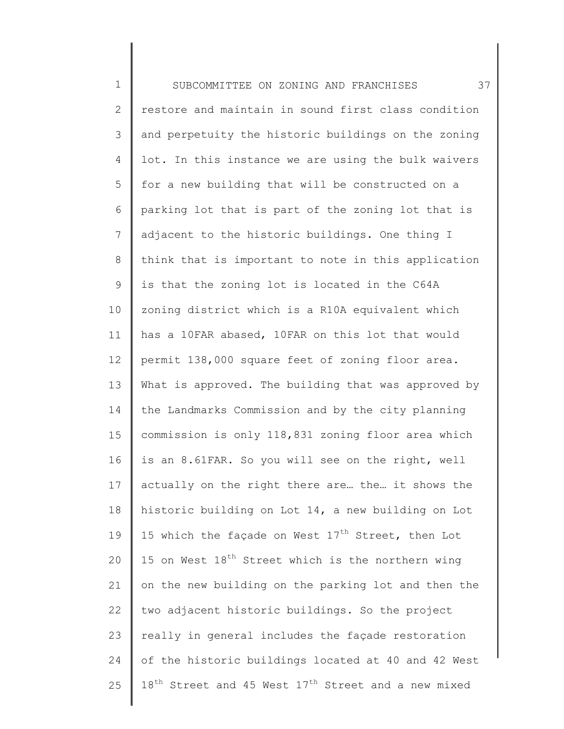restore and maintain in sound first class condition and perpetuity the historic buildings on the zoning lot. In this instance we are using the bulk waivers for a new building that will be constructed on a parking lot that is part of the zoning lot that is adjacent to the historic buildings. One thing I think that is important to note in this application is that the zoning lot is located in the C64A zoning district which is a R10A equivalent which has a 10FAR abased, 10FAR on this lot that would permit 138,000 square feet of zoning floor area. What is approved. The building that was approved by the Landmarks Commission and by the city planning commission is only 118,831 zoning floor area which is an 8.61FAR. So you will see on the right, well actually on the right there are… the… it shows the historic building on Lot 14, a new building on Lot 15 which the façade on West 17th Street, then Lot 15 on West 18th Street which is the northern wing on the new building on the parking lot and then the two adjacent historic buildings. So the project really in general includes the façade restoration of the historic buildings located at 40 and 42 West 18th Street and 45 West 17th Street and a new mixed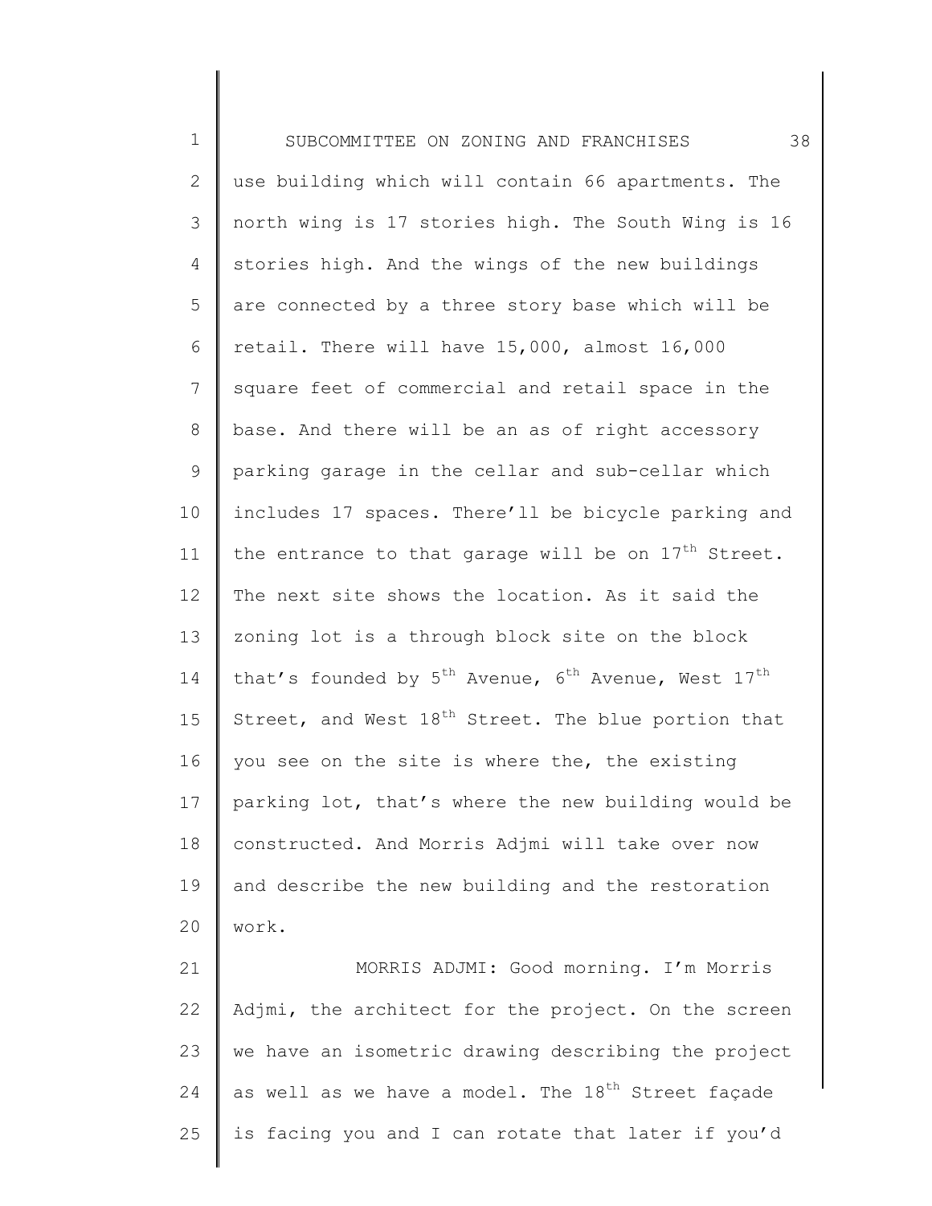use building which will contain 66 apartments. The north wing is 17 stories high. The South Wing is 16 stories high. And the wings of the new buildings are connected by a three story base which will be retail. There will have 15,000, almost 16,000 square feet of commercial and retail space in the base. And there will be an as of right accessory parking garage in the cellar and sub-cellar which includes 17 spaces. There'll be bicycle parking and the entrance to that garage will be on 17th Street. The next site shows the location. As it said the zoning lot is a through block site on the block that's founded by 5th Avenue, 6th Avenue, West 17th Street, and West 18th Street. The blue portion that you see on the site is where the, the existing parking lot, that's where the new building would be constructed. And Morris Adjmi will take over now and describe the new building and the restoration work.

MORRIS ADJMI: Good morning. I'm Morris Adjmi, the architect for the project. On the screen we have an isometric drawing describing the project as well as we have a model. The 18th Street façade is facing you and I can rotate that later if you'd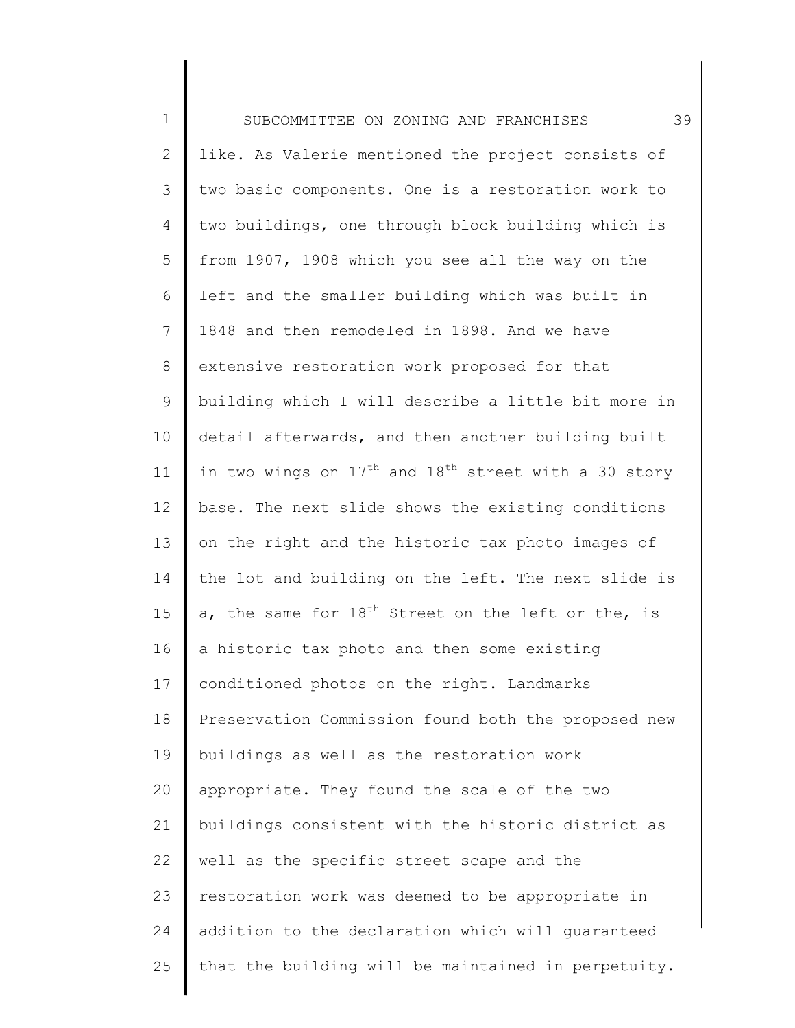like. As Valerie mentioned the project consists of two basic components. One is a restoration work to two buildings, one through block building which is from 1907, 1908 which you see all the way on the left and the smaller building which was built in 1848 and then remodeled in 1898. And we have extensive restoration work proposed for that building which I will describe a little bit more in detail afterwards, and then another building built in two wings on 17th and 18th street with a 30 story base. The next slide shows the existing conditions on the right and the historic tax photo images of the lot and building on the left. The next slide is a, the same for 18th Street on the left or the, is a historic tax photo and then some existing conditioned photos on the right. Landmarks Preservation Commission found both the proposed new buildings as well as the restoration work appropriate. They found the scale of the two buildings consistent with the historic district as well as the specific street scape and the restoration work was deemed to be appropriate in addition to the declaration which will guaranteed that the building will be maintained in perpetuity.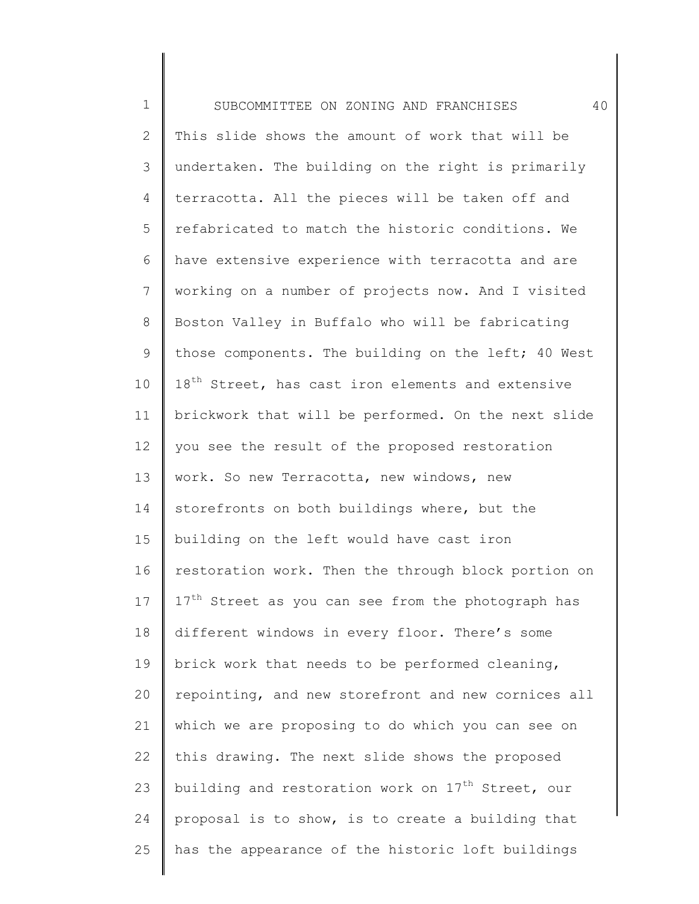This slide shows the amount of work that will be undertaken. The building on the right is primarily terracotta. All the pieces will be taken off and refabricated to match the historic conditions. We have extensive experience with terracotta and are working on a number of projects now. And I visited Boston Valley in Buffalo who will be fabricating those components. The building on the left; 40 West 18th Street, has cast iron elements and extensive brickwork that will be performed. On the next slide you see the result of the proposed restoration work. So new Terracotta, new windows, new storefronts on both buildings where, but the building on the left would have cast iron restoration work. Then the through block portion on 17th Street as you can see from the photograph has different windows in every floor. There's some brick work that needs to be performed cleaning, repointing, and new storefront and new cornices all which we are proposing to do which you can see on this drawing. The next slide shows the proposed building and restoration work on 17th Street, our proposal is to show, is to create a building that has the appearance of the historic loft buildings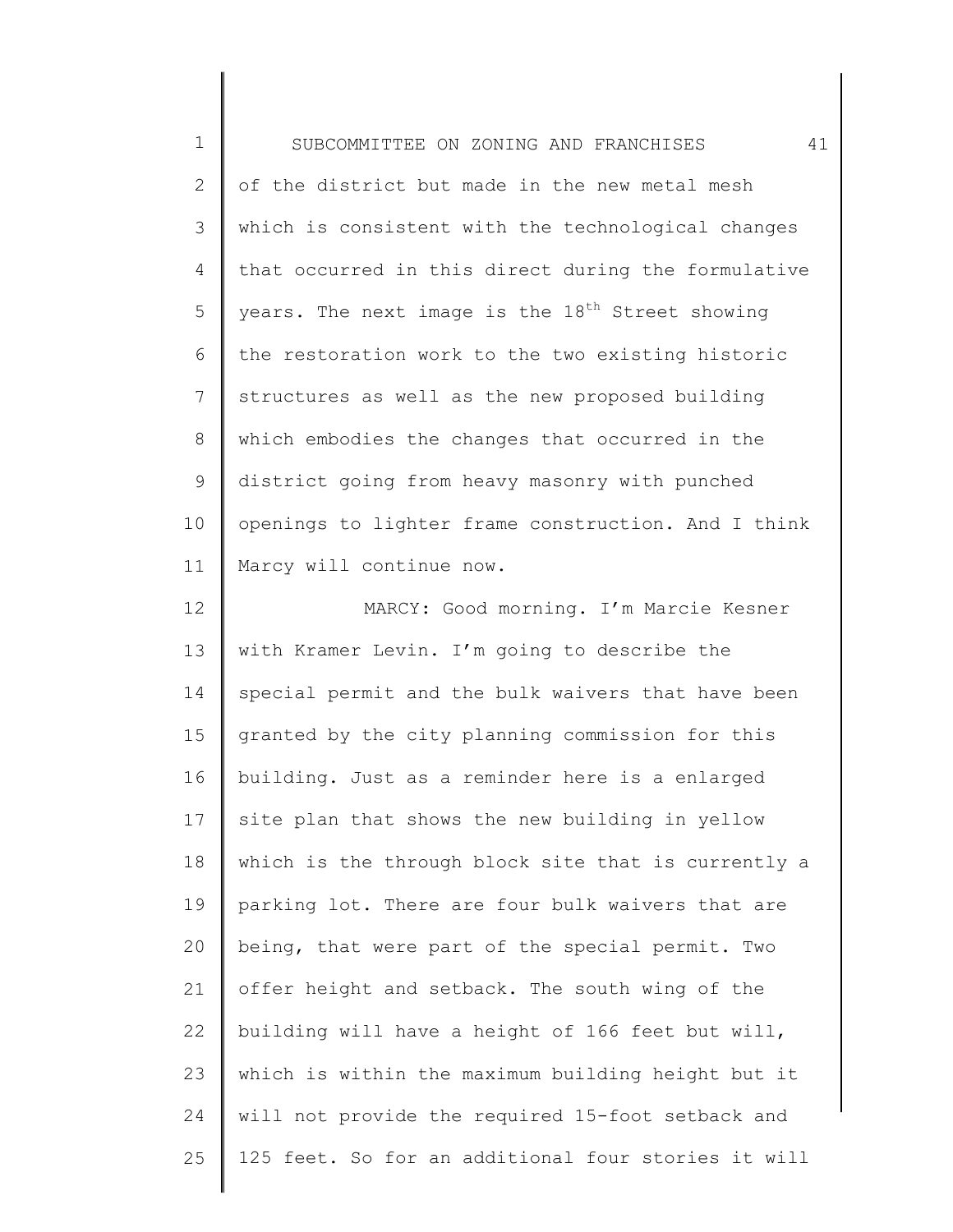of the district but made in the new metal mesh which is consistent with the technological changes that occurred in this direct during the formulative years. The next image is the 18th Street showing the restoration work to the two existing historic structures as well as the new proposed building which embodies the changes that occurred in the district going from heavy masonry with punched openings to lighter frame construction. And I think Marcy will continue now.

MARCY: Good morning. I'm Marcie Kesner with Kramer Levin. I'm going to describe the special permit and the bulk waivers that have been granted by the city planning commission for this building. Just as a reminder here is a enlarged site plan that shows the new building in yellow which is the through block site that is currently a parking lot. There are four bulk waivers that are being, that were part of the special permit. Two offer height and setback. The south wing of the building will have a height of 166 feet but will, which is within the maximum building height but it will not provide the required 15-foot setback and 125 feet. So for an additional four stories it will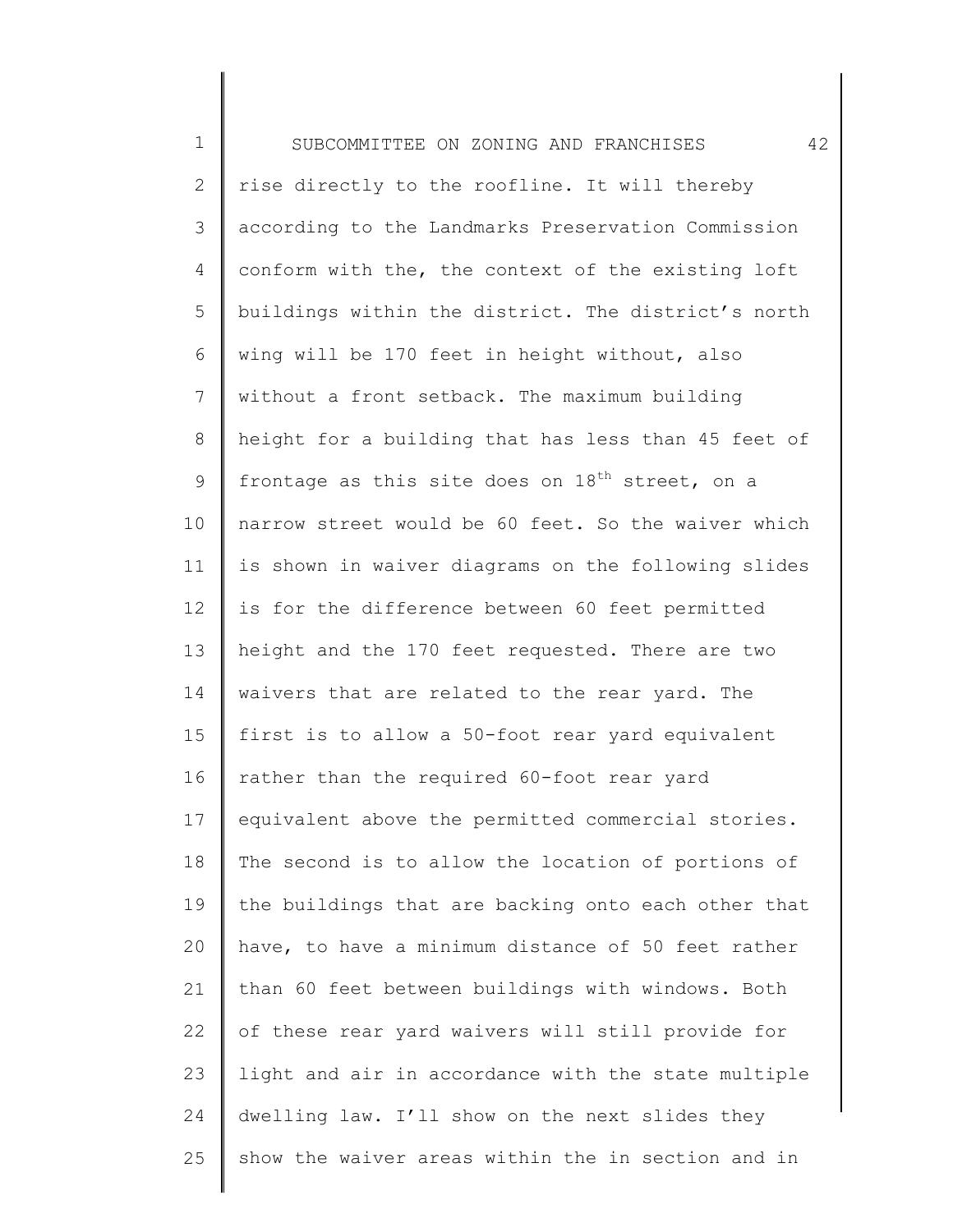rise directly to the roofline. It will thereby according to the Landmarks Preservation Commission conform with the, the context of the existing loft buildings within the district. The district's north wing will be 170 feet in height without, also without a front setback. The maximum building height for a building that has less than 45 feet of frontage as this site does on 18th street, on a narrow street would be 60 feet. So the waiver which is shown in waiver diagrams on the following slides is for the difference between 60 feet permitted height and the 170 feet requested. There are two waivers that are related to the rear yard. The first is to allow a 50-foot rear yard equivalent rather than the required 60-foot rear yard equivalent above the permitted commercial stories. The second is to allow the location of portions of the buildings that are backing onto each other that have, to have a minimum distance of 50 feet rather than 60 feet between buildings with windows. Both of these rear yard waivers will still provide for light and air in accordance with the state multiple dwelling law. I'll show on the next slides they show the waiver areas within the in section and in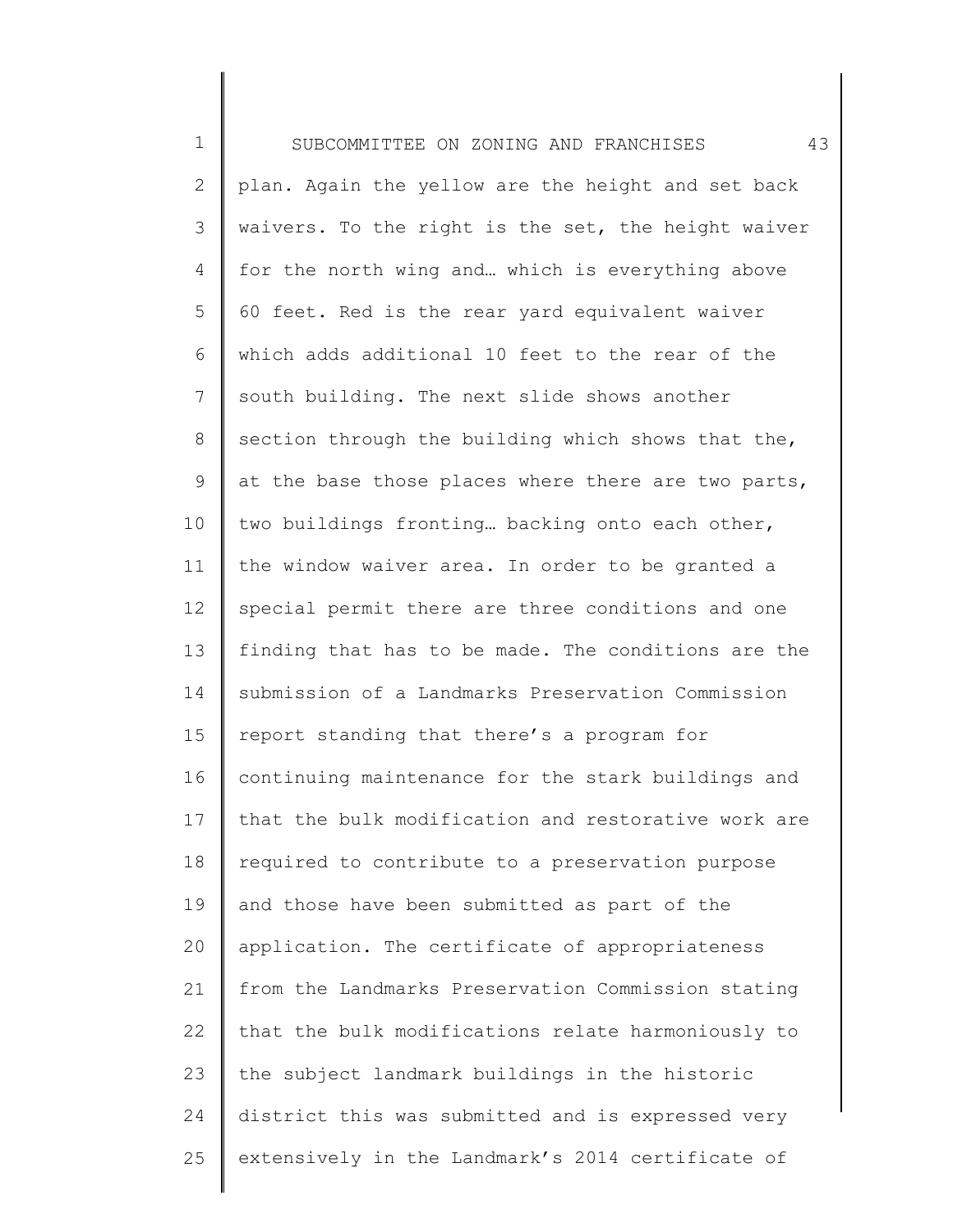plan. Again the yellow are the height and set back waivers. To the right is the set, the height waiver for the north wing and… which is everything above 60 feet. Red is the rear yard equivalent waiver which adds additional 10 feet to the rear of the south building. The next slide shows another section through the building which shows that the, at the base those places where there are two parts, two buildings fronting… backing onto each other, the window waiver area. In order to be granted a special permit there are three conditions and one finding that has to be made. The conditions are the submission of a Landmarks Preservation Commission report standing that there's a program for continuing maintenance for the stark buildings and that the bulk modification and restorative work are required to contribute to a preservation purpose and those have been submitted as part of the application. The certificate of appropriateness from the Landmarks Preservation Commission stating that the bulk modifications relate harmoniously to the subject landmark buildings in the historic district this was submitted and is expressed very extensively in the Landmark's 2014 certificate of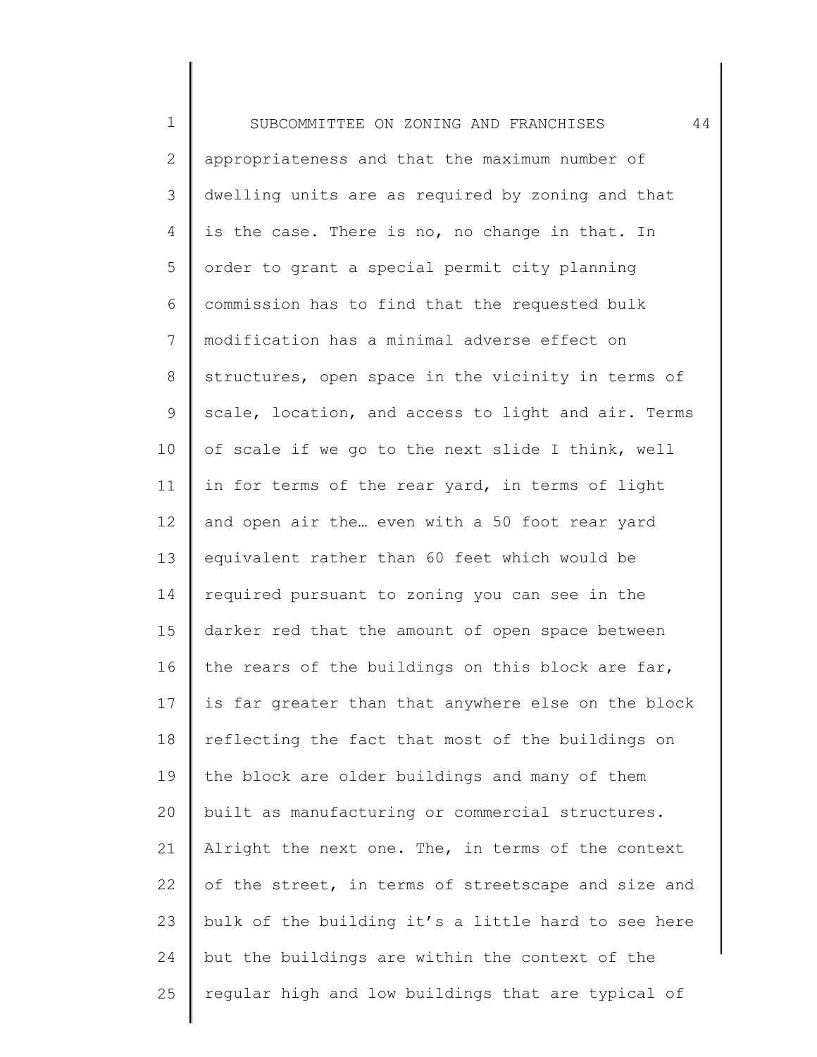appropriateness and that the maximum number of dwelling units are as required by zoning and that is the case. There is no, no change in that. In order to grant a special permit city planning commission has to find that the requested bulk modification has a minimal adverse effect on structures, open space in the vicinity in terms of scale, location, and access to light and air. Terms of scale if we go to the next slide I think, well in for terms of the rear yard, in terms of light and open air the… even with a 50 foot rear yard equivalent rather than 60 feet which would be required pursuant to zoning you can see in the darker red that the amount of open space between the rears of the buildings on this block are far, is far greater than that anywhere else on the block reflecting the fact that most of the buildings on the block are older buildings and many of them built as manufacturing or commercial structures. Alright the next one. The, in terms of the context of the street, in terms of streetscape and size and bulk of the building it's a little hard to see here but the buildings are within the context of the regular high and low buildings that are typical of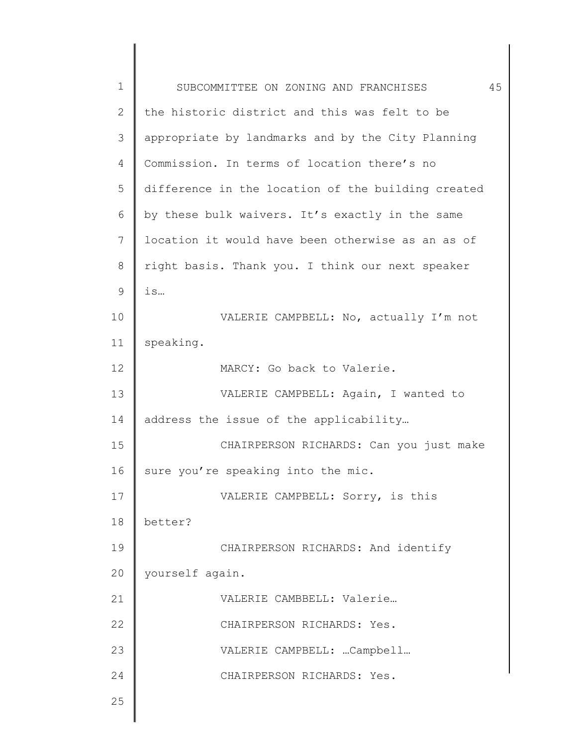the historic district and this was felt to be appropriate by landmarks and by the City Planning Commission. In terms of location there's no difference in the location of the building created by these bulk waivers. It's exactly in the same location it would have been otherwise as an as of right basis. Thank you. I think our next speaker is…

VALERIE CAMPBELL: No, actually I'm not speaking.

MARCY: Go back to Valerie.

VALERIE CAMPBELL: Again, I wanted to address the issue of the applicability…

CHAIRPERSON RICHARDS: Can you just make sure you're speaking into the mic.

VALERIE CAMPBELL: Sorry, is this better?

CHAIRPERSON RICHARDS: And identify yourself again.

VALERIE CAMBBELL: Valerie…

CHAIRPERSON RICHARDS: Yes.

VALERIE CAMPBELL: …Campbell…

CHAIRPERSON RICHARDS: Yes.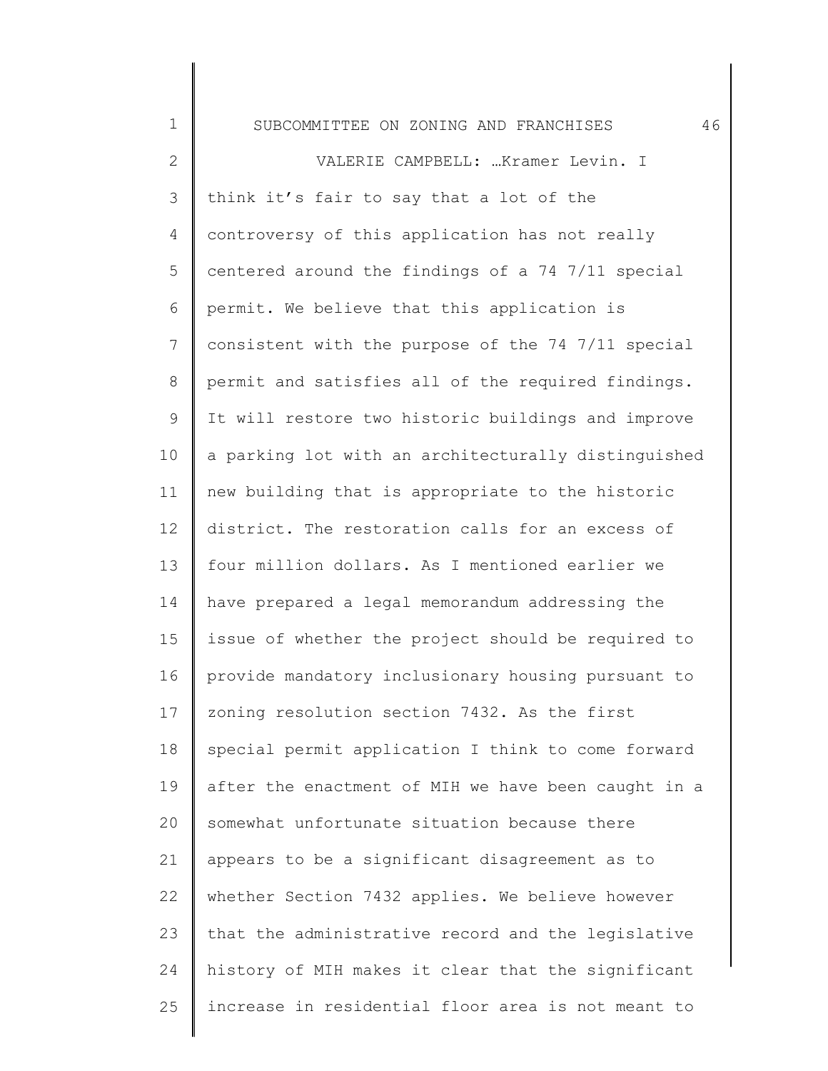VALERIE CAMPBELL: …Kramer Levin. I think it's fair to say that a lot of the controversy of this application has not really centered around the findings of a 74 7/11 special permit. We believe that this application is consistent with the purpose of the 74 7/11 special permit and satisfies all of the required findings. It will restore two historic buildings and improve a parking lot with an architecturally distinguished new building that is appropriate to the historic district. The restoration calls for an excess of four million dollars. As I mentioned earlier we have prepared a legal memorandum addressing the issue of whether the project should be required to provide mandatory inclusionary housing pursuant to zoning resolution section 7432. As the first special permit application I think to come forward after the enactment of MIH we have been caught in a somewhat unfortunate situation because there appears to be a significant disagreement as to whether Section 7432 applies. We believe however that the administrative record and the legislative history of MIH makes it clear that the significant increase in residential floor area is not meant to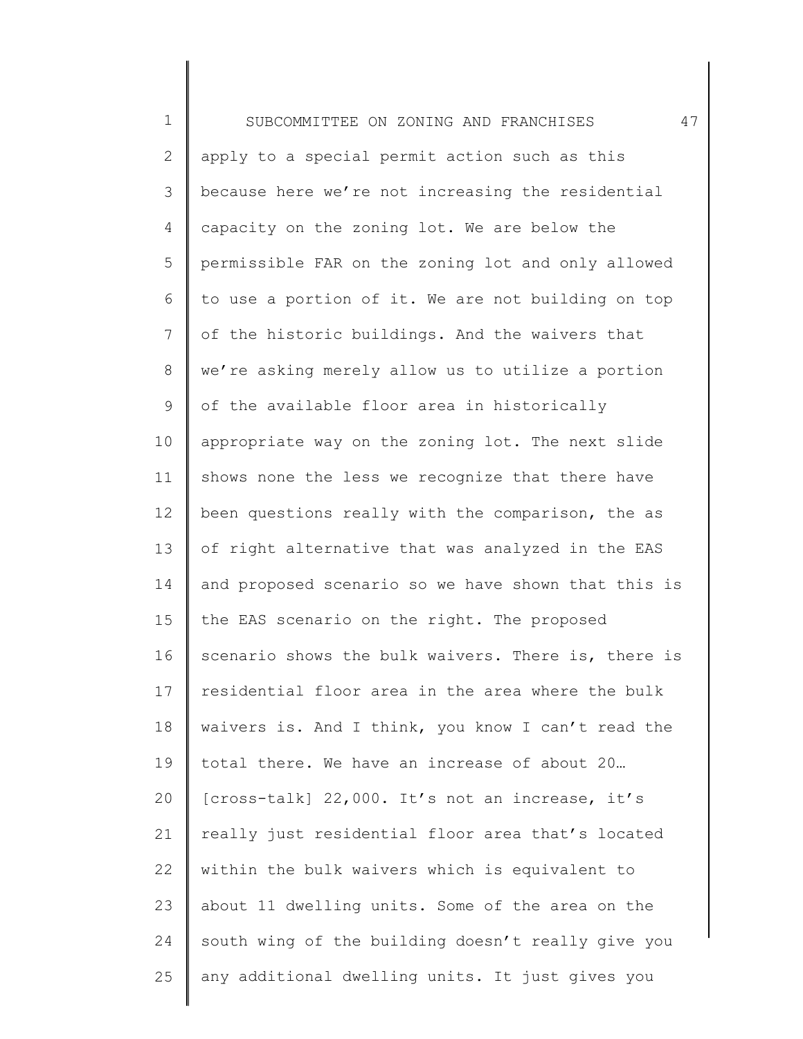apply to a special permit action such as this because here we're not increasing the residential capacity on the zoning lot. We are below the permissible FAR on the zoning lot and only allowed to use a portion of it. We are not building on top of the historic buildings. And the waivers that we're asking merely allow us to utilize a portion of the available floor area in historically appropriate way on the zoning lot. The next slide shows none the less we recognize that there have been questions really with the comparison, the as of right alternative that was analyzed in the EAS and proposed scenario so we have shown that this is the EAS scenario on the right. The proposed scenario shows the bulk waivers. There is, there is residential floor area in the area where the bulk waivers is. And I think, you know I can't read the total there. We have an increase of about 20… [cross-talk] 22,000. It's not an increase, it's really just residential floor area that's located within the bulk waivers which is equivalent to about 11 dwelling units. Some of the area on the south wing of the building doesn't really give you any additional dwelling units. It just gives you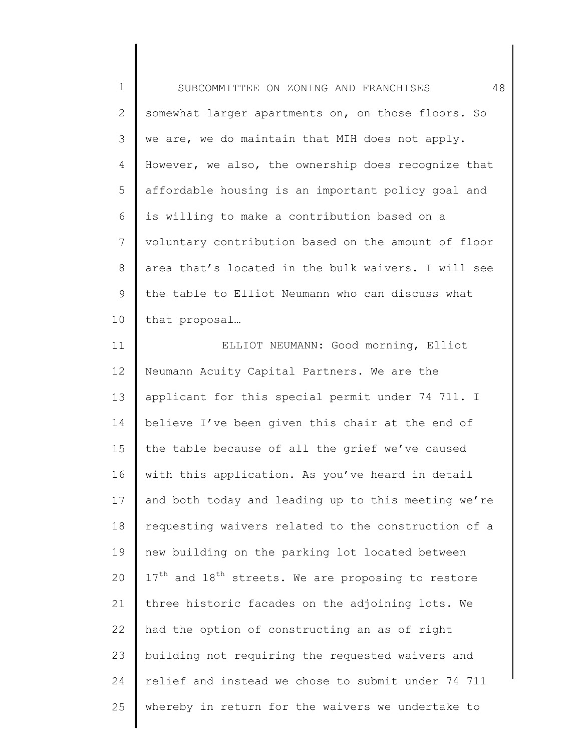somewhat larger apartments on, on those floors. So we are, we do maintain that MIH does not apply. However, we also, the ownership does recognize that affordable housing is an important policy goal and is willing to make a contribution based on a voluntary contribution based on the amount of floor area that's located in the bulk waivers. I will see the table to Elliot Neumann who can discuss what that proposal…

ELLIOT NEUMANN: Good morning, Elliot Neumann Acuity Capital Partners. We are the applicant for this special permit under 74 711. I believe I've been given this chair at the end of the table because of all the grief we've caused with this application. As you've heard in detail and both today and leading up to this meeting we're requesting waivers related to the construction of a new building on the parking lot located between 17th and 18th streets. We are proposing to restore three historic facades on the adjoining lots. We had the option of constructing an as of right building not requiring the requested waivers and relief and instead we chose to submit under 74 711 whereby in return for the waivers we undertake to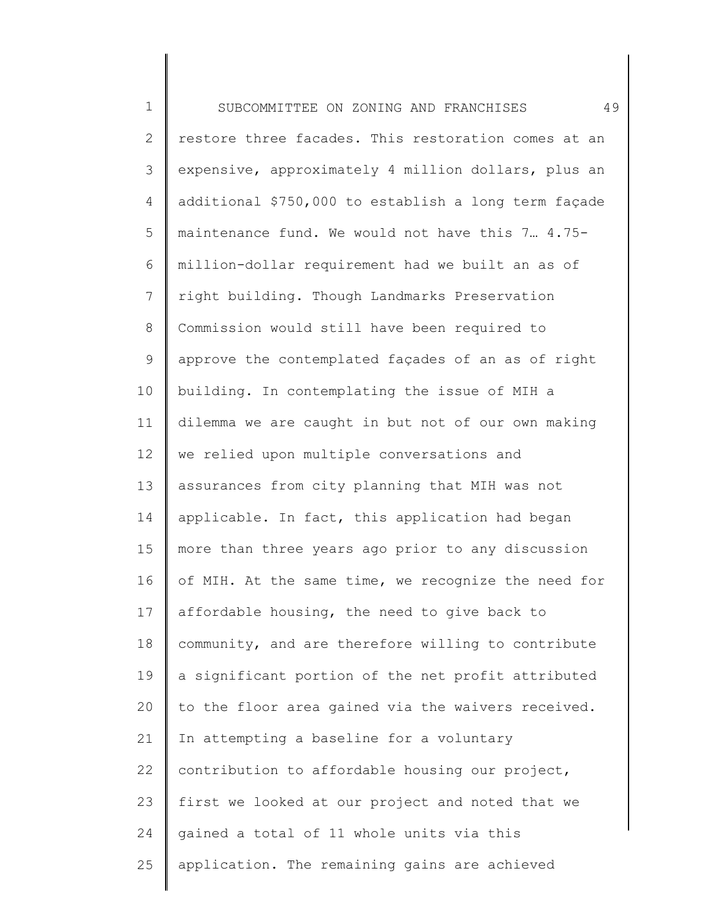restore three facades. This restoration comes at an expensive, approximately 4 million dollars, plus an additional $750,000 to establish a long term façade maintenance fund. We would not have this 7… 4.75-million-dollar requirement had we built an as of right building. Though Landmarks Preservation Commission would still have been required to approve the contemplated façades of an as of right building. In contemplating the issue of MIH a dilemma we are caught in but not of our own making we relied upon multiple conversations and assurances from city planning that MIH was not applicable. In fact, this application had began more than three years ago prior to any discussion of MIH. At the same time, we recognize the need for affordable housing, the need to give back to community, and are therefore willing to contribute a significant portion of the net profit attributed to the floor area gained via the waivers received. In attempting a baseline for a voluntary contribution to affordable housing our project, first we looked at our project and noted that we gained a total of 11 whole units via this application. The remaining gains are achieved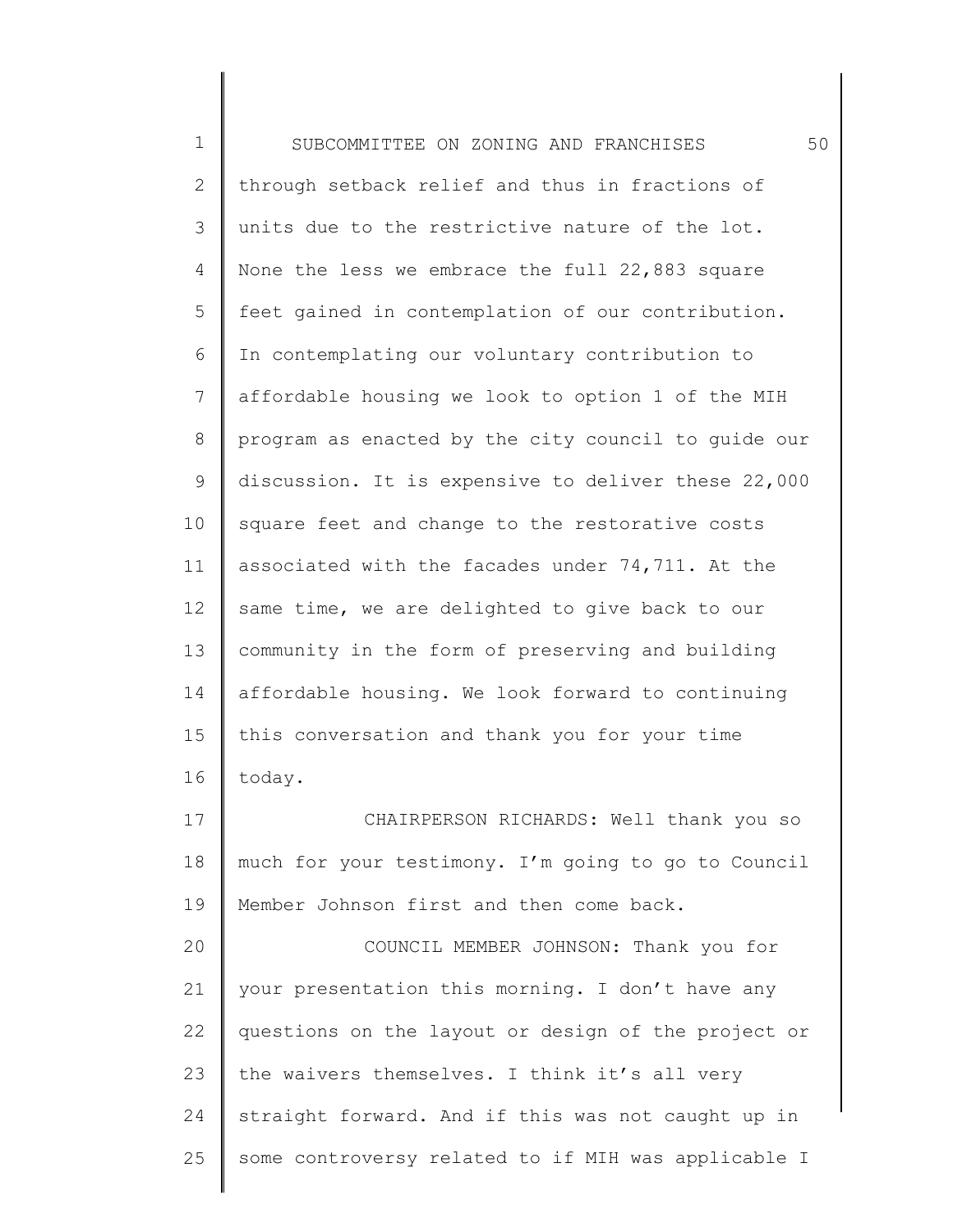through setback relief and thus in fractions of units due to the restrictive nature of the lot. None the less we embrace the full 22,883 square feet gained in contemplation of our contribution. In contemplating our voluntary contribution to affordable housing we look to option 1 of the MIH program as enacted by the city council to guide our discussion. It is expensive to deliver these 22,000 square feet and change to the restorative costs associated with the facades under 74,711. At the same time, we are delighted to give back to our community in the form of preserving and building affordable housing. We look forward to continuing this conversation and thank you for your time today.

CHAIRPERSON RICHARDS: Well thank you so much for your testimony. I'm going to go to Council Member Johnson first and then come back.

COUNCIL MEMBER JOHNSON: Thank you for your presentation this morning. I don't have any questions on the layout or design of the project or the waivers themselves. I think it's all very straight forward. And if this was not caught up in some controversy related to if MIH was applicable I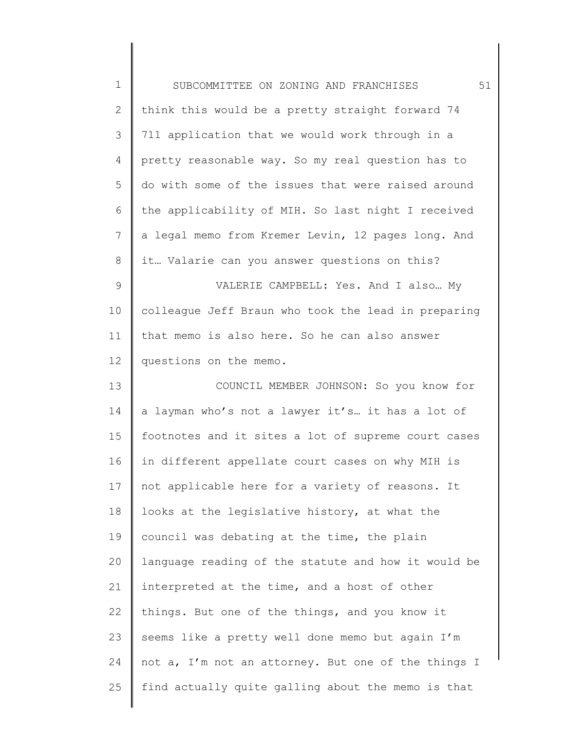think this would be a pretty straight forward 74 711 application that we would work through in a pretty reasonable way. So my real question has to do with some of the issues that were raised around the applicability of MIH. So last night I received a legal memo from Kremer Levin, 12 pages long. And it… Valarie can you answer questions on this?

VALERIE CAMPBELL: Yes. And I also… My colleague Jeff Braun who took the lead in preparing that memo is also here. So he can also answer questions on the memo.

COUNCIL MEMBER JOHNSON: So you know for a layman who's not a lawyer it's… it has a lot of footnotes and it sites a lot of supreme court cases in different appellate court cases on why MIH is not applicable here for a variety of reasons. It looks at the legislative history, at what the council was debating at the time, the plain language reading of the statute and how it would be interpreted at the time, and a host of other things. But one of the things, and you know it seems like a pretty well done memo but again I'm not a, I'm not an attorney. But one of the things I find actually quite galling about the memo is that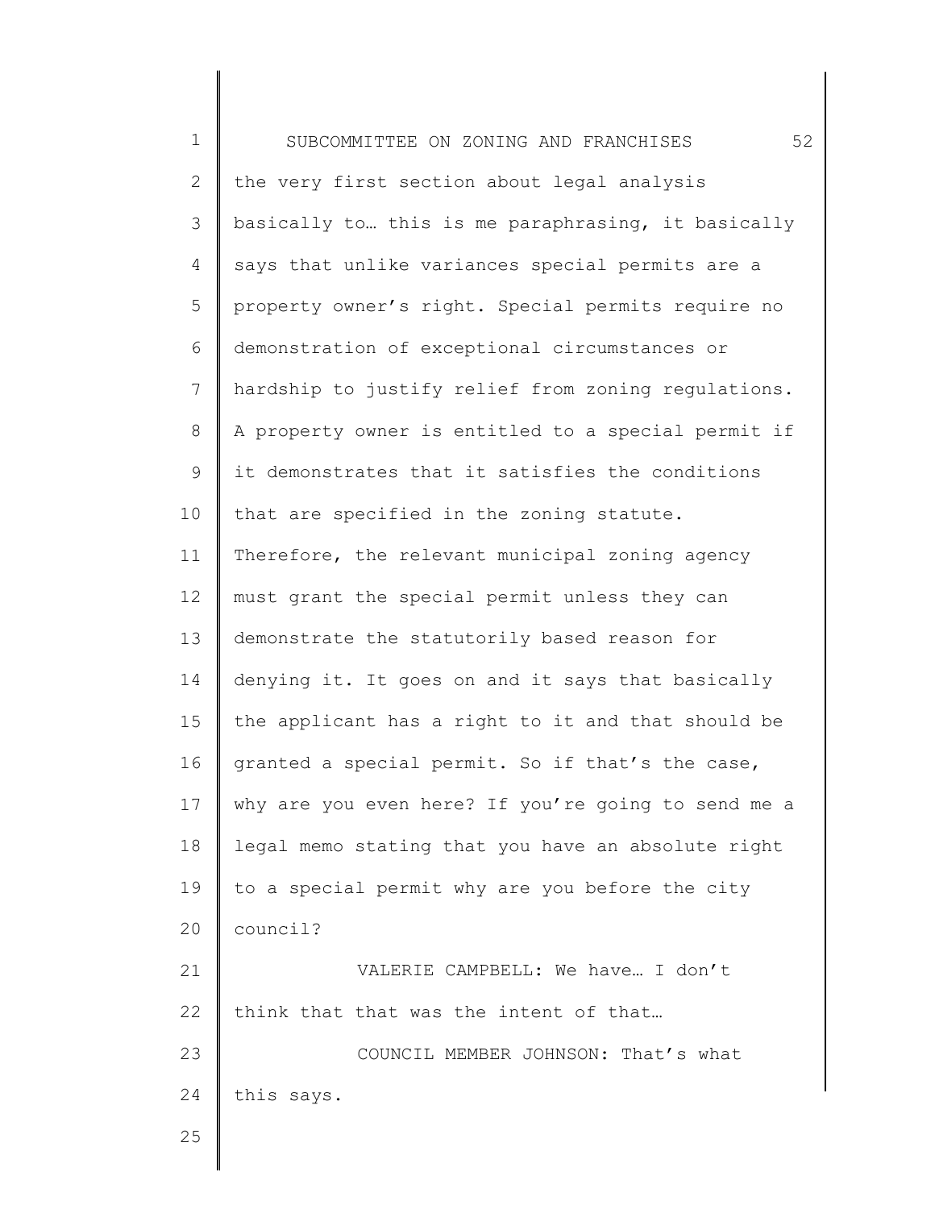the very first section about legal analysis basically to… this is me paraphrasing, it basically says that unlike variances special permits are a property owner's right. Special permits require no demonstration of exceptional circumstances or hardship to justify relief from zoning regulations. A property owner is entitled to a special permit if it demonstrates that it satisfies the conditions that are specified in the zoning statute. Therefore, the relevant municipal zoning agency must grant the special permit unless they can demonstrate the statutorily based reason for denying it. It goes on and it says that basically the applicant has a right to it and that should be granted a special permit. So if that's the case, why are you even here? If you're going to send me a legal memo stating that you have an absolute right to a special permit why are you before the city council?

VALERIE CAMPBELL: We have… I don't think that that was the intent of that…

COUNCIL MEMBER JOHNSON: That's what this says.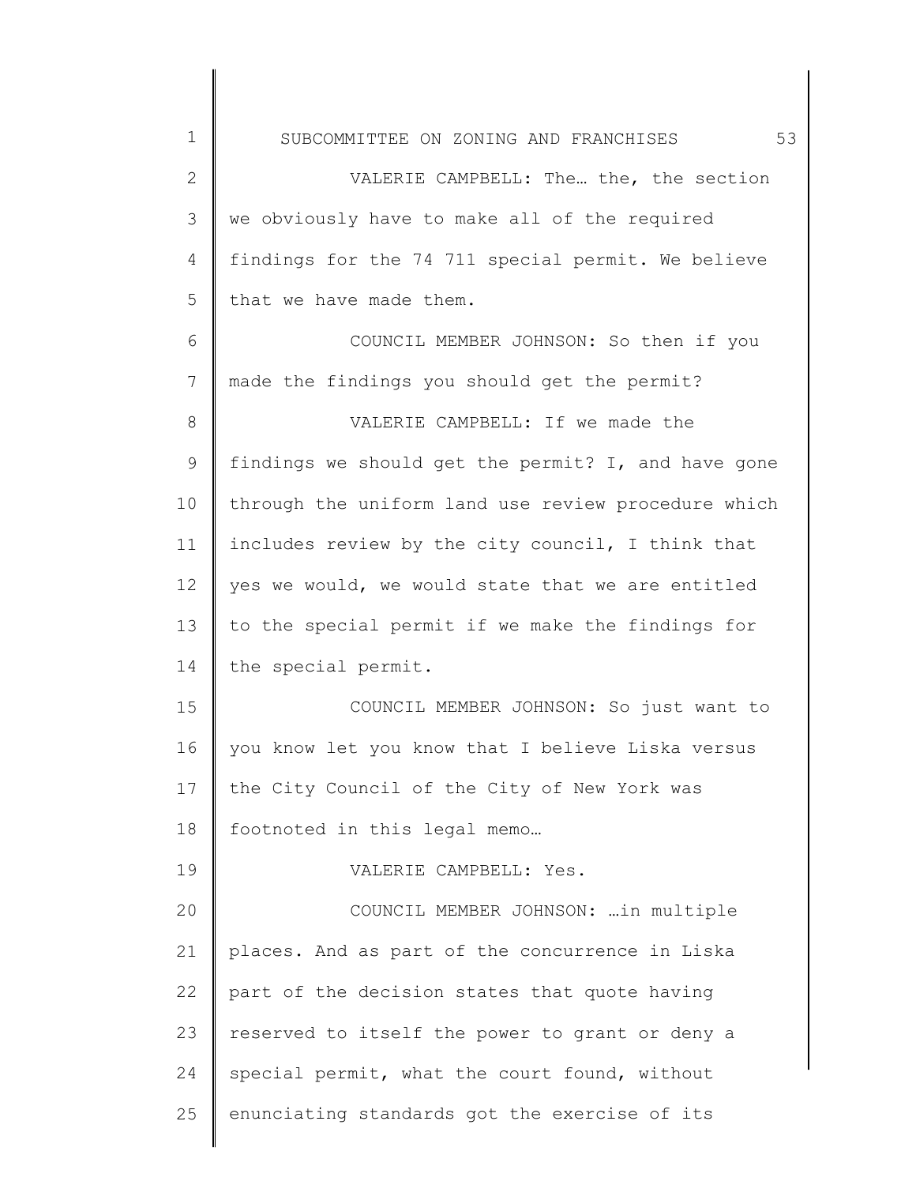VALERIE CAMPBELL: The… the, the section we obviously have to make all of the required findings for the 74 711 special permit. We believe that we have made them.

COUNCIL MEMBER JOHNSON: So then if you made the findings you should get the permit?

VALERIE CAMPBELL: If we made the findings we should get the permit? I, and have gone through the uniform land use review procedure which includes review by the city council, I think that yes we would, we would state that we are entitled to the special permit if we make the findings for the special permit.

COUNCIL MEMBER JOHNSON: So just want to you know let you know that I believe Liska versus the City Council of the City of New York was footnoted in this legal memo…

VALERIE CAMPBELL: Yes.

COUNCIL MEMBER JOHNSON: …in multiple places. And as part of the concurrence in Liska part of the decision states that quote having reserved to itself the power to grant or deny a special permit, what the court found, without enunciating standards got the exercise of its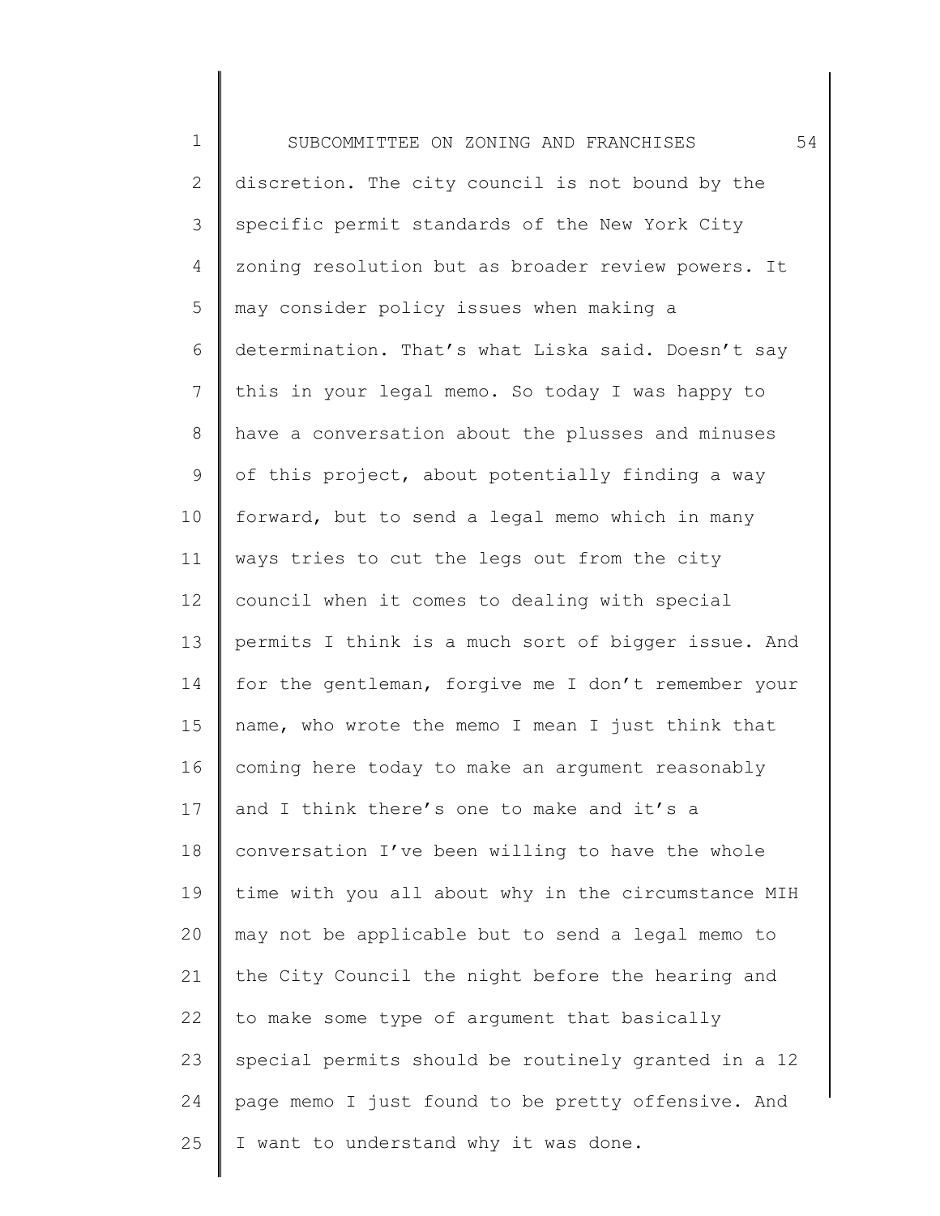discretion. The city council is not bound by the specific permit standards of the New York City zoning resolution but as broader review powers. It may consider policy issues when making a determination. That's what Liska said. Doesn't say this in your legal memo. So today I was happy to have a conversation about the plusses and minuses of this project, about potentially finding a way forward, but to send a legal memo which in many ways tries to cut the legs out from the city council when it comes to dealing with special permits I think is a much sort of bigger issue. And for the gentleman, forgive me I don't remember your name, who wrote the memo I mean I just think that coming here today to make an argument reasonably and I think there's one to make and it's a conversation I've been willing to have the whole time with you all about why in the circumstance MIH may not be applicable but to send a legal memo to the City Council the night before the hearing and to make some type of argument that basically special permits should be routinely granted in a 12 page memo I just found to be pretty offensive. And I want to understand why it was done.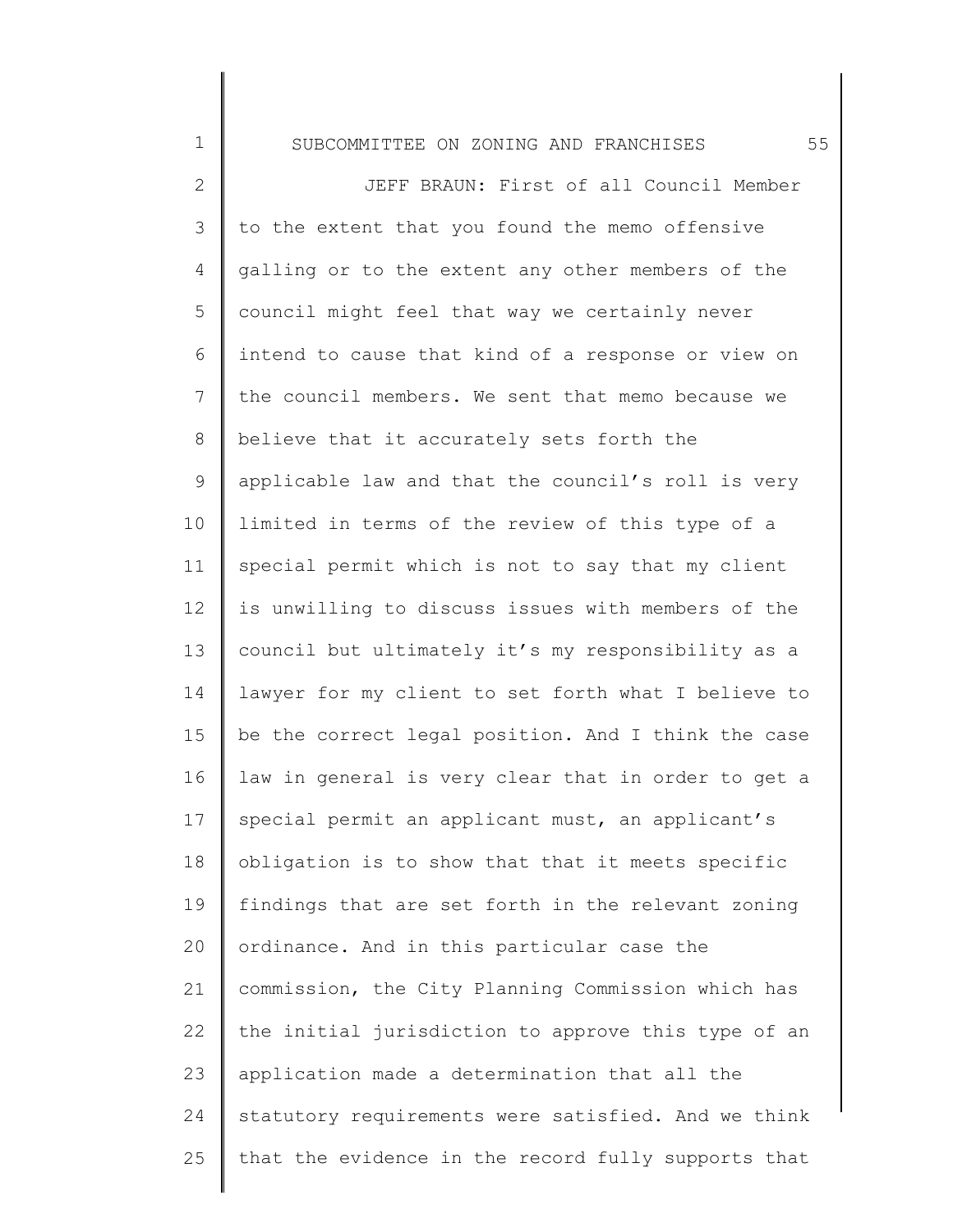JEFF BRAUN: First of all Council Member to the extent that you found the memo offensive galling or to the extent any other members of the council might feel that way we certainly never intend to cause that kind of a response or view on the council members. We sent that memo because we believe that it accurately sets forth the applicable law and that the council's roll is very limited in terms of the review of this type of a special permit which is not to say that my client is unwilling to discuss issues with members of the council but ultimately it's my responsibility as a lawyer for my client to set forth what I believe to be the correct legal position. And I think the case law in general is very clear that in order to get a special permit an applicant must, an applicant's obligation is to show that that it meets specific findings that are set forth in the relevant zoning ordinance. And in this particular case the commission, the City Planning Commission which has the initial jurisdiction to approve this type of an application made a determination that all the statutory requirements were satisfied. And we think that the evidence in the record fully supports that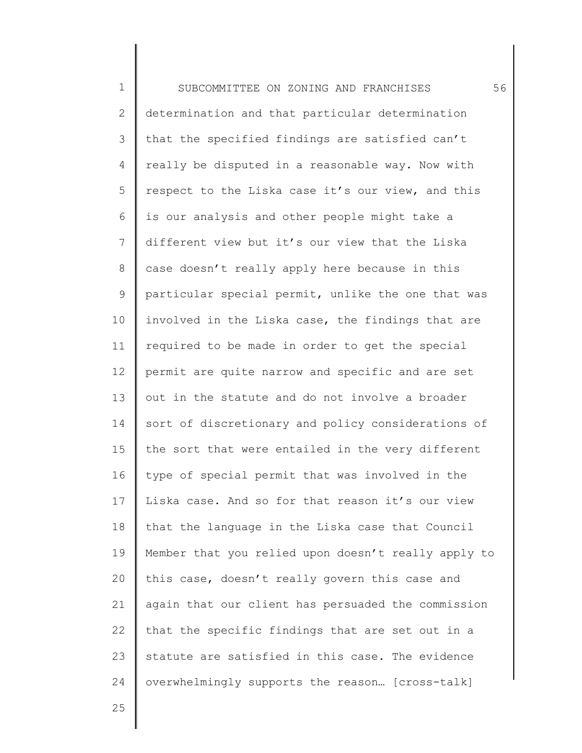determination and that particular determination that the specified findings are satisfied can't really be disputed in a reasonable way. Now with respect to the Liska case it's our view, and this is our analysis and other people might take a different view but it's our view that the Liska case doesn't really apply here because in this particular special permit, unlike the one that was involved in the Liska case, the findings that are required to be made in order to get the special permit are quite narrow and specific and are set out in the statute and do not involve a broader sort of discretionary and policy considerations of the sort that were entailed in the very different type of special permit that was involved in the Liska case. And so for that reason it's our view that the language in the Liska case that Council Member that you relied upon doesn't really apply to this case, doesn't really govern this case and again that our client has persuaded the commission that the specific findings that are set out in a statute are satisfied in this case. The evidence overwhelmingly supports the reason… [cross-talk]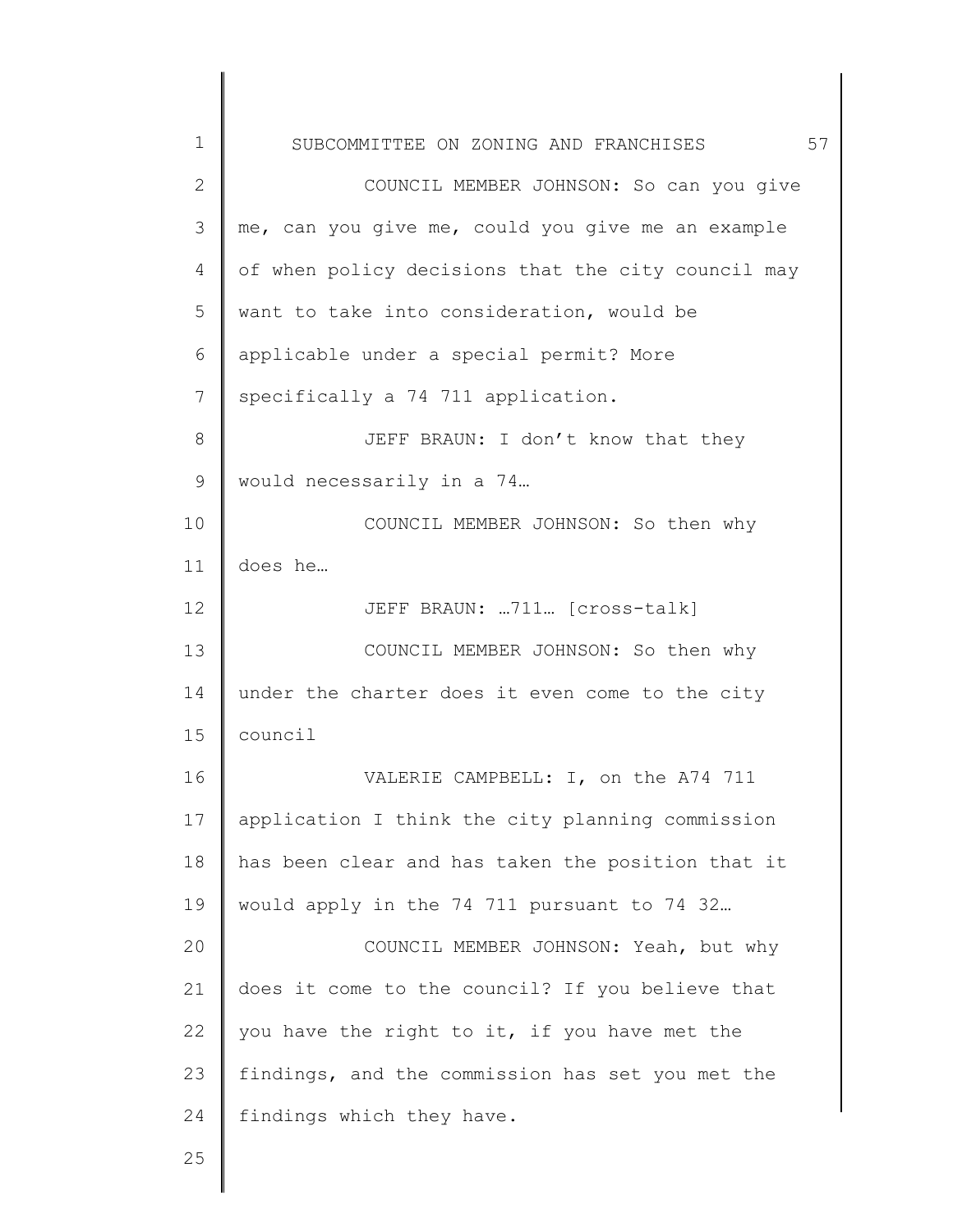COUNCIL MEMBER JOHNSON: So can you give me, can you give me, could you give me an example of when policy decisions that the city council may want to take into consideration, would be applicable under a special permit? More specifically a 74 711 application.

JEFF BRAUN: I don't know that they would necessarily in a 74…

COUNCIL MEMBER JOHNSON: So then why does he…

JEFF BRAUN: …711… [cross-talk]

COUNCIL MEMBER JOHNSON: So then why under the charter does it even come to the city council

VALERIE CAMPBELL: I, on the A74 711 application I think the city planning commission has been clear and has taken the position that it would apply in the 74 711 pursuant to 74 32…

COUNCIL MEMBER JOHNSON: Yeah, but why does it come to the council? If you believe that you have the right to it, if you have met the findings, and the commission has set you met the findings which they have.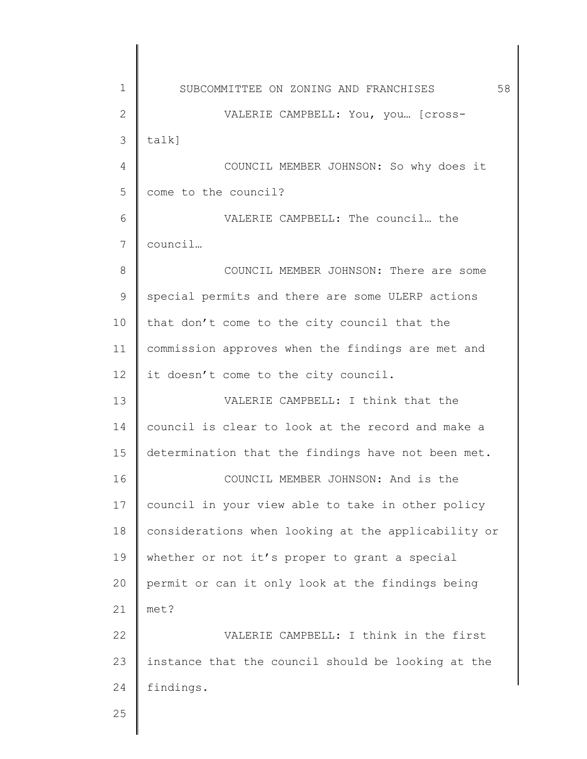VALERIE CAMPBELL: You, you… [cross-talk]

COUNCIL MEMBER JOHNSON: So why does it come to the council?

VALERIE CAMPBELL: The council… the council…

COUNCIL MEMBER JOHNSON: There are some special permits and there are some ULERP actions that don't come to the city council that the commission approves when the findings are met and it doesn't come to the city council.

VALERIE CAMPBELL: I think that the council is clear to look at the record and make a determination that the findings have not been met.

COUNCIL MEMBER JOHNSON: And is the council in your view able to take in other policy considerations when looking at the applicability or whether or not it's proper to grant a special permit or can it only look at the findings being met?

VALERIE CAMPBELL: I think in the first instance that the council should be looking at the findings.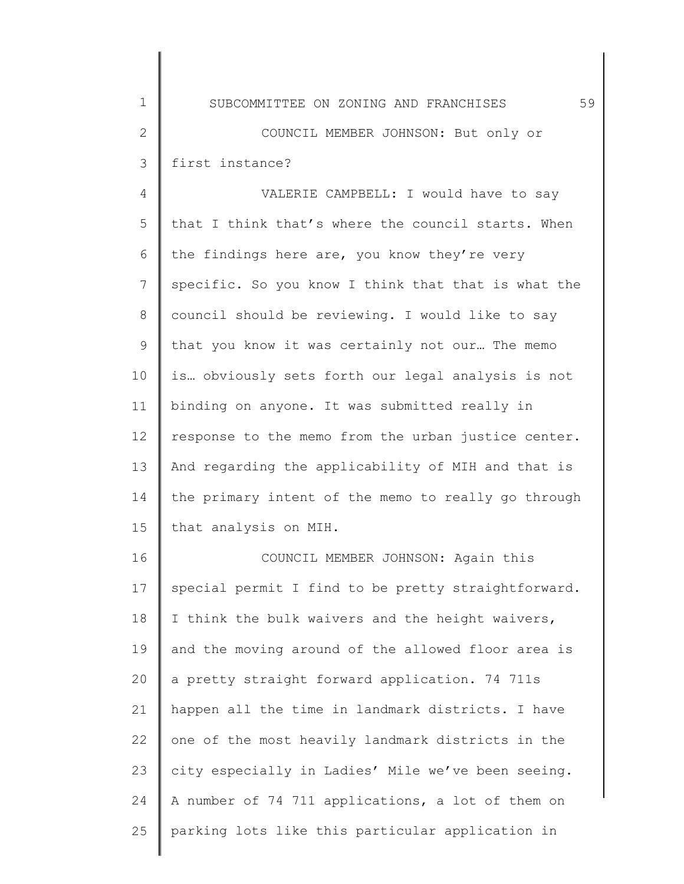COUNCIL MEMBER JOHNSON: But only or first instance?

VALERIE CAMPBELL: I would have to say that I think that's where the council starts. When the findings here are, you know they're very specific. So you know I think that that is what the council should be reviewing. I would like to say that you know it was certainly not our… The memo is… obviously sets forth our legal analysis is not binding on anyone. It was submitted really in response to the memo from the urban justice center. And regarding the applicability of MIH and that is the primary intent of the memo to really go through that analysis on MIH.

COUNCIL MEMBER JOHNSON: Again this special permit I find to be pretty straightforward. I think the bulk waivers and the height waivers, and the moving around of the allowed floor area is a pretty straight forward application. 74 711s happen all the time in landmark districts. I have one of the most heavily landmark districts in the city especially in Ladies' Mile we've been seeing. A number of 74 711 applications, a lot of them on parking lots like this particular application in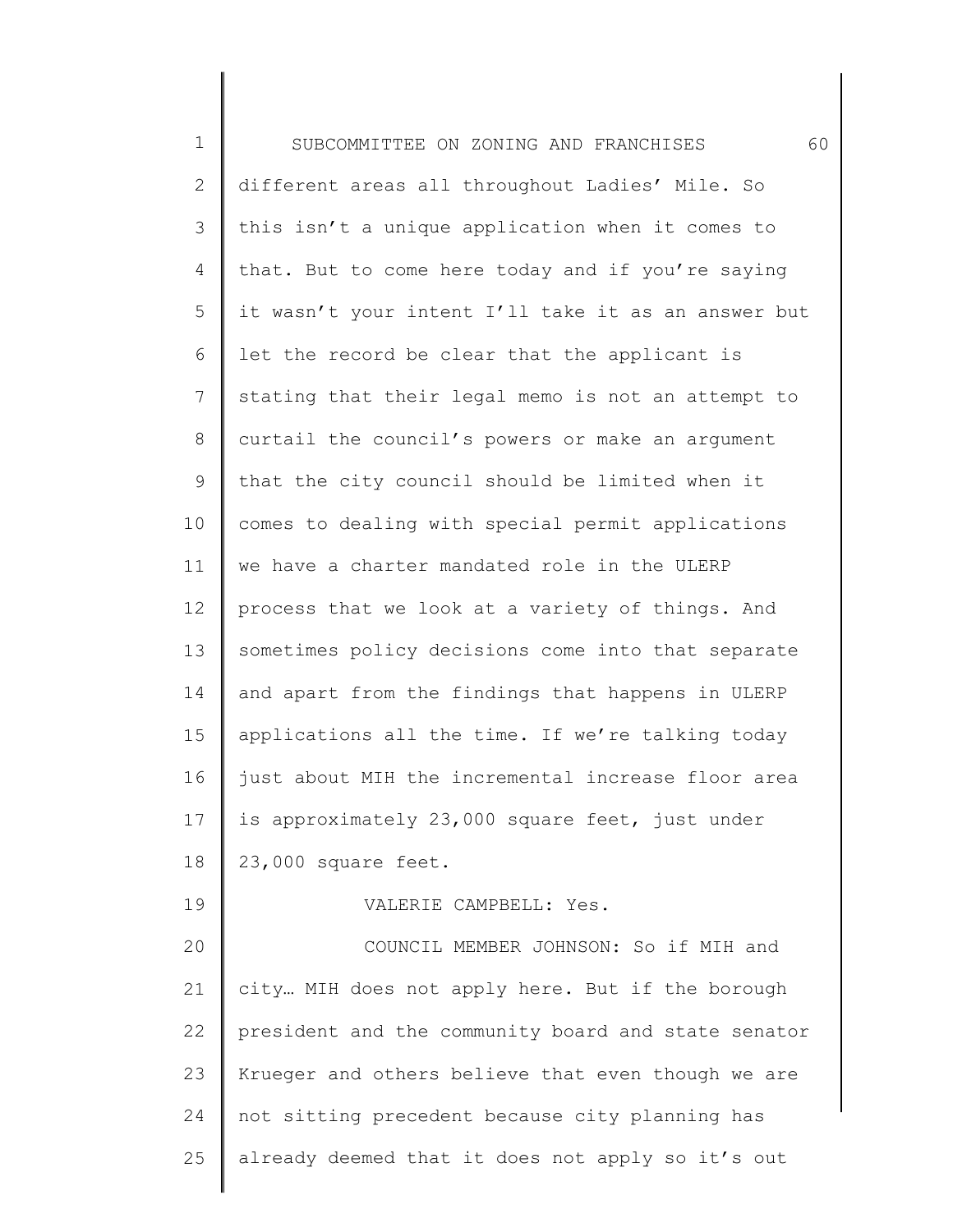different areas all throughout Ladies' Mile. So this isn't a unique application when it comes to that. But to come here today and if you're saying it wasn't your intent I'll take it as an answer but let the record be clear that the applicant is stating that their legal memo is not an attempt to curtail the council's powers or make an argument that the city council should be limited when it comes to dealing with special permit applications we have a charter mandated role in the ULERP process that we look at a variety of things. And sometimes policy decisions come into that separate and apart from the findings that happens in ULERP applications all the time. If we're talking today just about MIH the incremental increase floor area is approximately 23,000 square feet, just under 23,000 square feet.

VALERIE CAMPBELL: Yes.

COUNCIL MEMBER JOHNSON: So if MIH and city… MIH does not apply here. But if the borough president and the community board and state senator Krueger and others believe that even though we are not sitting precedent because city planning has already deemed that it does not apply so it's out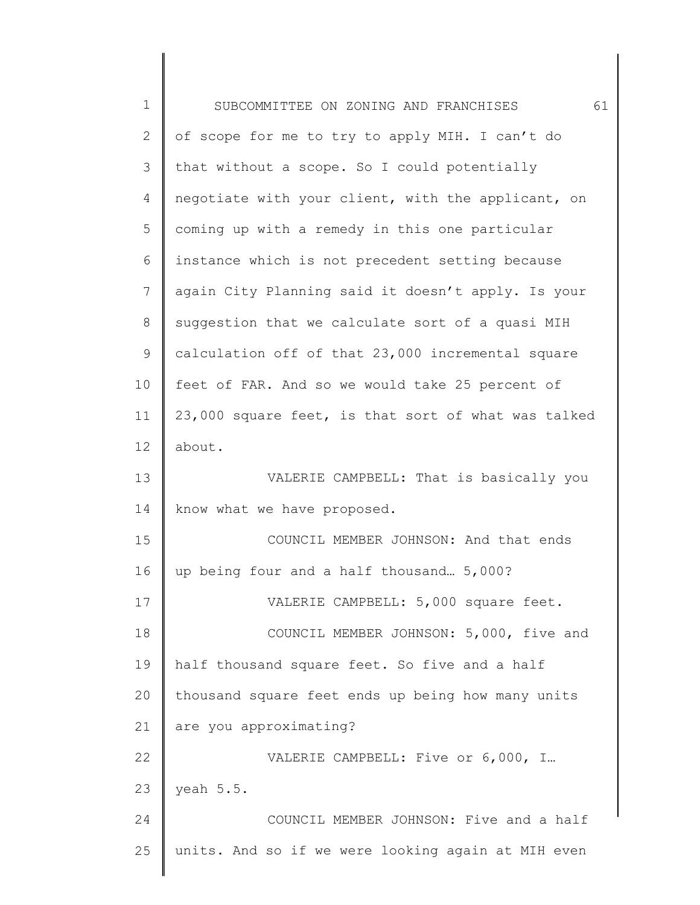of scope for me to try to apply MIH. I can't do that without a scope. So I could potentially negotiate with your client, with the applicant, on coming up with a remedy in this one particular instance which is not precedent setting because again City Planning said it doesn't apply. Is your suggestion that we calculate sort of a quasi MIH calculation off of that 23,000 incremental square feet of FAR. And so we would take 25 percent of 23,000 square feet, is that sort of what was talked about.

VALERIE CAMPBELL: That is basically you know what we have proposed.

COUNCIL MEMBER JOHNSON: And that ends up being four and a half thousand… 5,000?

VALERIE CAMPBELL: 5,000 square feet.

COUNCIL MEMBER JOHNSON: 5,000, five and half thousand square feet. So five and a half thousand square feet ends up being how many units are you approximating?

VALERIE CAMPBELL: Five or 6,000, I… yeah 5.5.

COUNCIL MEMBER JOHNSON: Five and a half units. And so if we were looking again at MIH even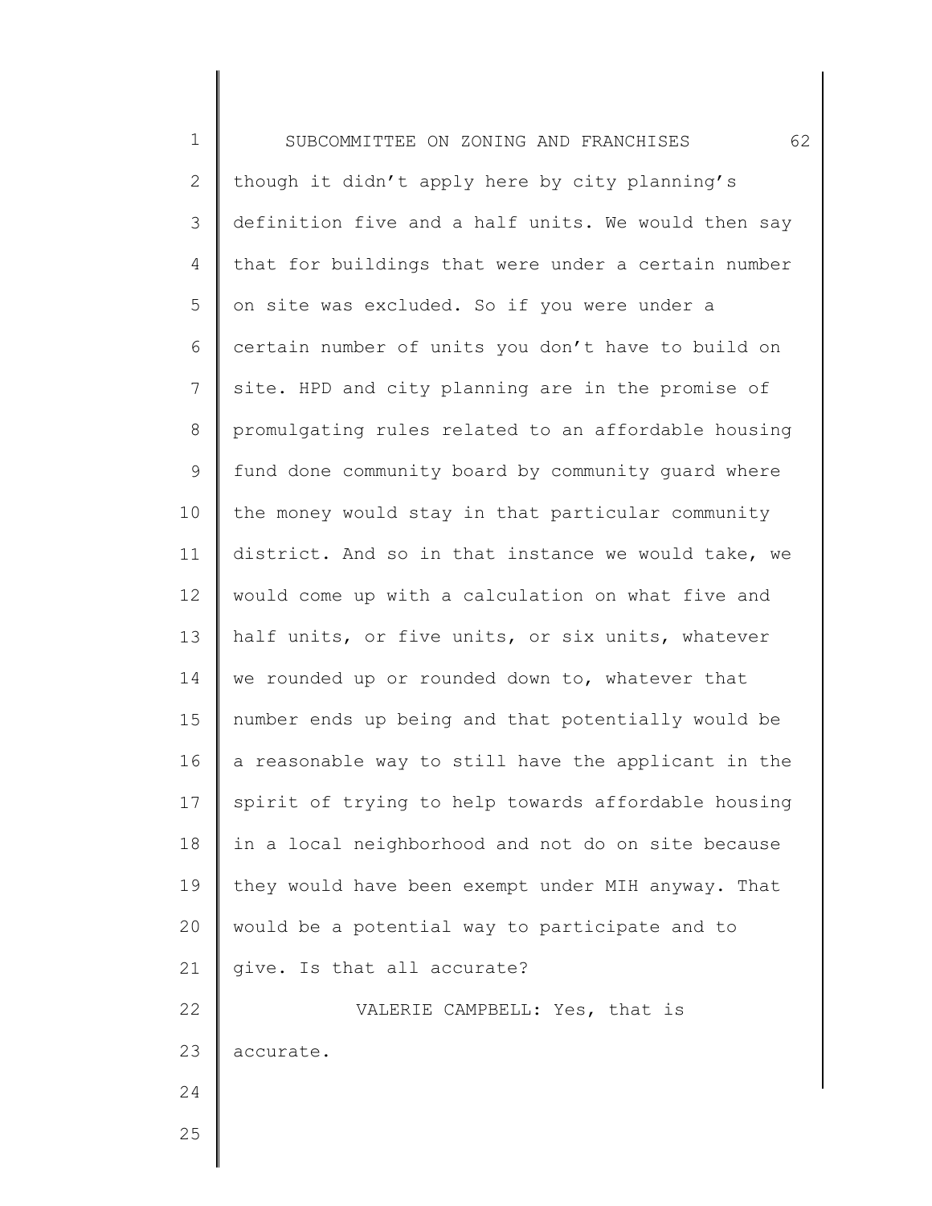though it didn't apply here by city planning's definition five and a half units. We would then say that for buildings that were under a certain number on site was excluded. So if you were under a certain number of units you don't have to build on site. HPD and city planning are in the promise of promulgating rules related to an affordable housing fund done community board by community guard where the money would stay in that particular community district. And so in that instance we would take, we would come up with a calculation on what five and half units, or five units, or six units, whatever we rounded up or rounded down to, whatever that number ends up being and that potentially would be a reasonable way to still have the applicant in the spirit of trying to help towards affordable housing in a local neighborhood and not do on site because they would have been exempt under MIH anyway. That would be a potential way to participate and to give. Is that all accurate?

VALERIE CAMPBELL: Yes, that is accurate.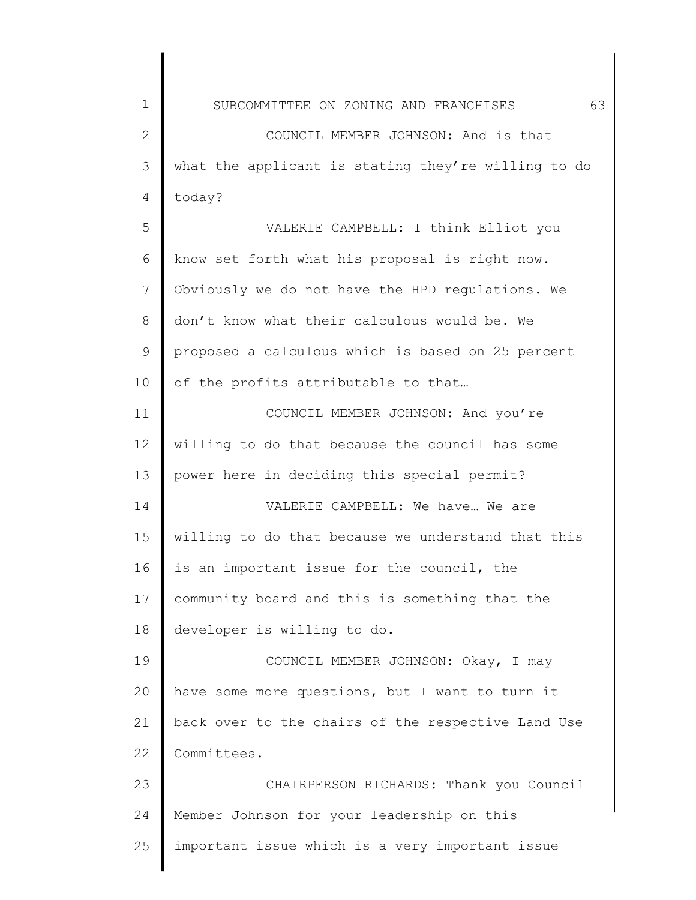COUNCIL MEMBER JOHNSON: And is that what the applicant is stating they're willing to do today?

VALERIE CAMPBELL: I think Elliot you know set forth what his proposal is right now. Obviously we do not have the HPD regulations. We don't know what their calculous would be. We proposed a calculous which is based on 25 percent of the profits attributable to that…

COUNCIL MEMBER JOHNSON: And you're willing to do that because the council has some power here in deciding this special permit?

VALERIE CAMPBELL: We have… We are willing to do that because we understand that this is an important issue for the council, the community board and this is something that the developer is willing to do.

COUNCIL MEMBER JOHNSON: Okay, I may have some more questions, but I want to turn it back over to the chairs of the respective Land Use Committees.

CHAIRPERSON RICHARDS: Thank you Council Member Johnson for your leadership on this important issue which is a very important issue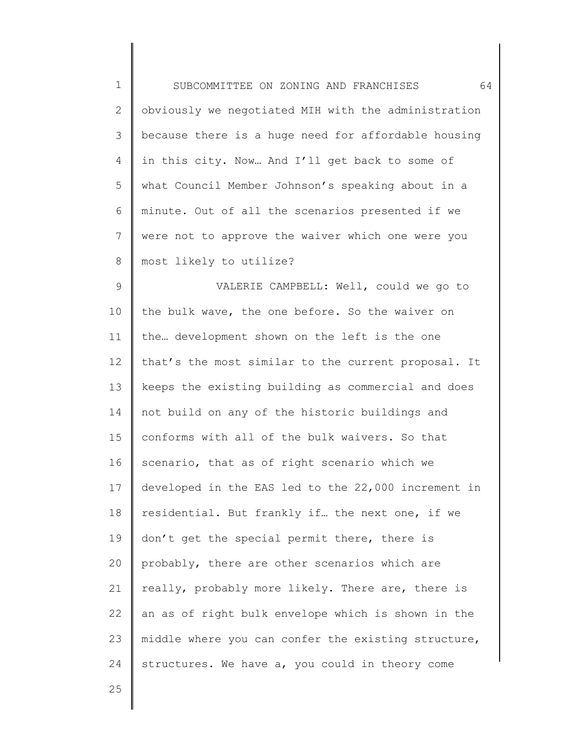obviously we negotiated MIH with the administration because there is a huge need for affordable housing in this city. Now… And I'll get back to some of what Council Member Johnson's speaking about in a minute. Out of all the scenarios presented if we were not to approve the waiver which one were you most likely to utilize?

VALERIE CAMPBELL: Well, could we go to the bulk wave, the one before. So the waiver on the… development shown on the left is the one that's the most similar to the current proposal. It keeps the existing building as commercial and does not build on any of the historic buildings and conforms with all of the bulk waivers. So that scenario, that as of right scenario which we developed in the EAS led to the 22,000 increment in residential. But frankly if… the next one, if we don't get the special permit there, there is probably, there are other scenarios which are really, probably more likely. There are, there is an as of right bulk envelope which is shown in the middle where you can confer the existing structure, structures. We have a, you could in theory come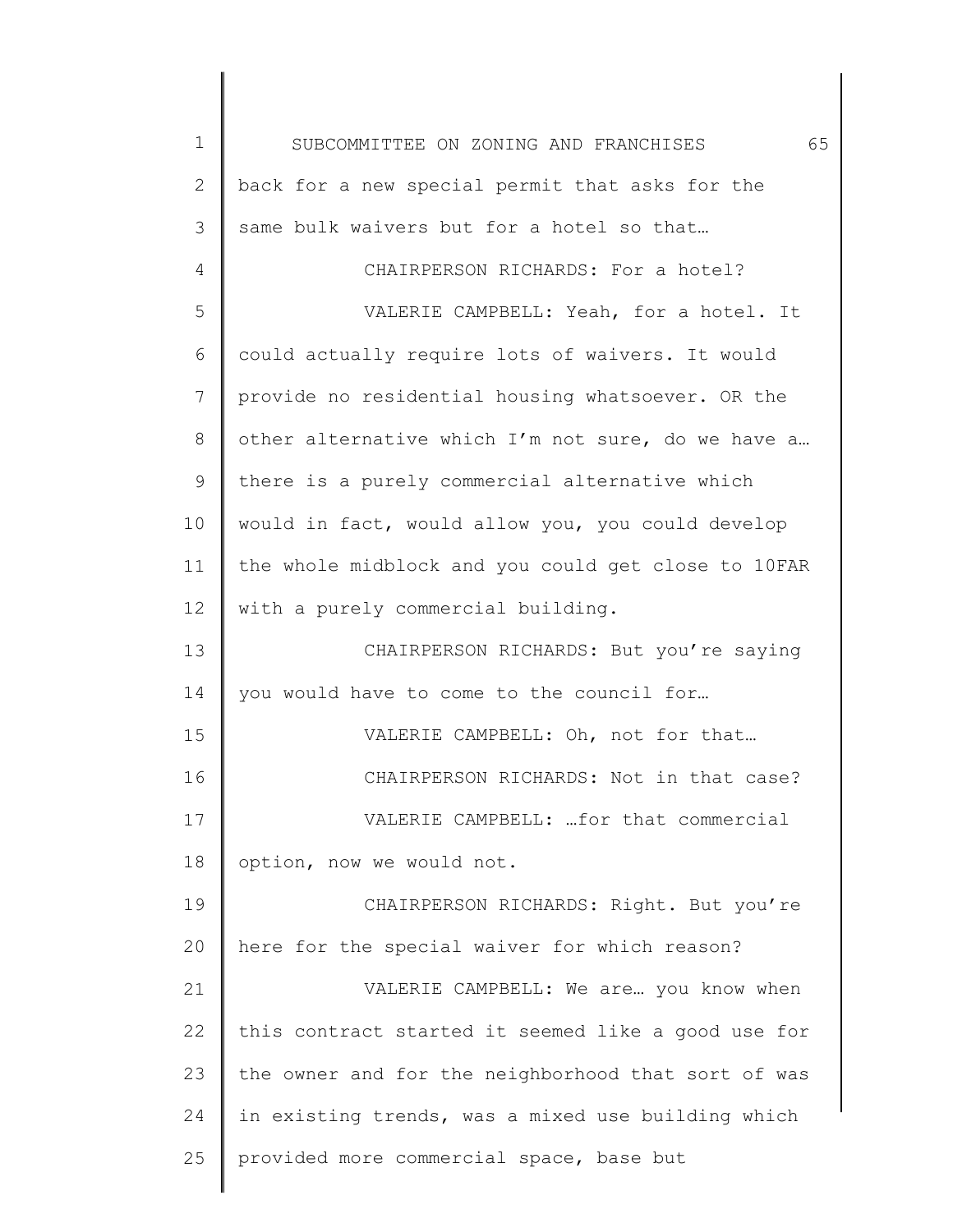back for a new special permit that asks for the same bulk waivers but for a hotel so that…

CHAIRPERSON RICHARDS: For a hotel?

VALERIE CAMPBELL: Yeah, for a hotel. It could actually require lots of waivers. It would provide no residential housing whatsoever. OR the other alternative which I'm not sure, do we have a… there is a purely commercial alternative which would in fact, would allow you, you could develop the whole midblock and you could get close to 10FAR with a purely commercial building.

CHAIRPERSON RICHARDS: But you're saying you would have to come to the council for…

VALERIE CAMPBELL: Oh, not for that…

CHAIRPERSON RICHARDS: Not in that case?

VALERIE CAMPBELL: …for that commercial option, now we would not.

CHAIRPERSON RICHARDS: Right. But you're here for the special waiver for which reason?

VALERIE CAMPBELL: We are… you know when this contract started it seemed like a good use for the owner and for the neighborhood that sort of was in existing trends, was a mixed use building which provided more commercial space, base but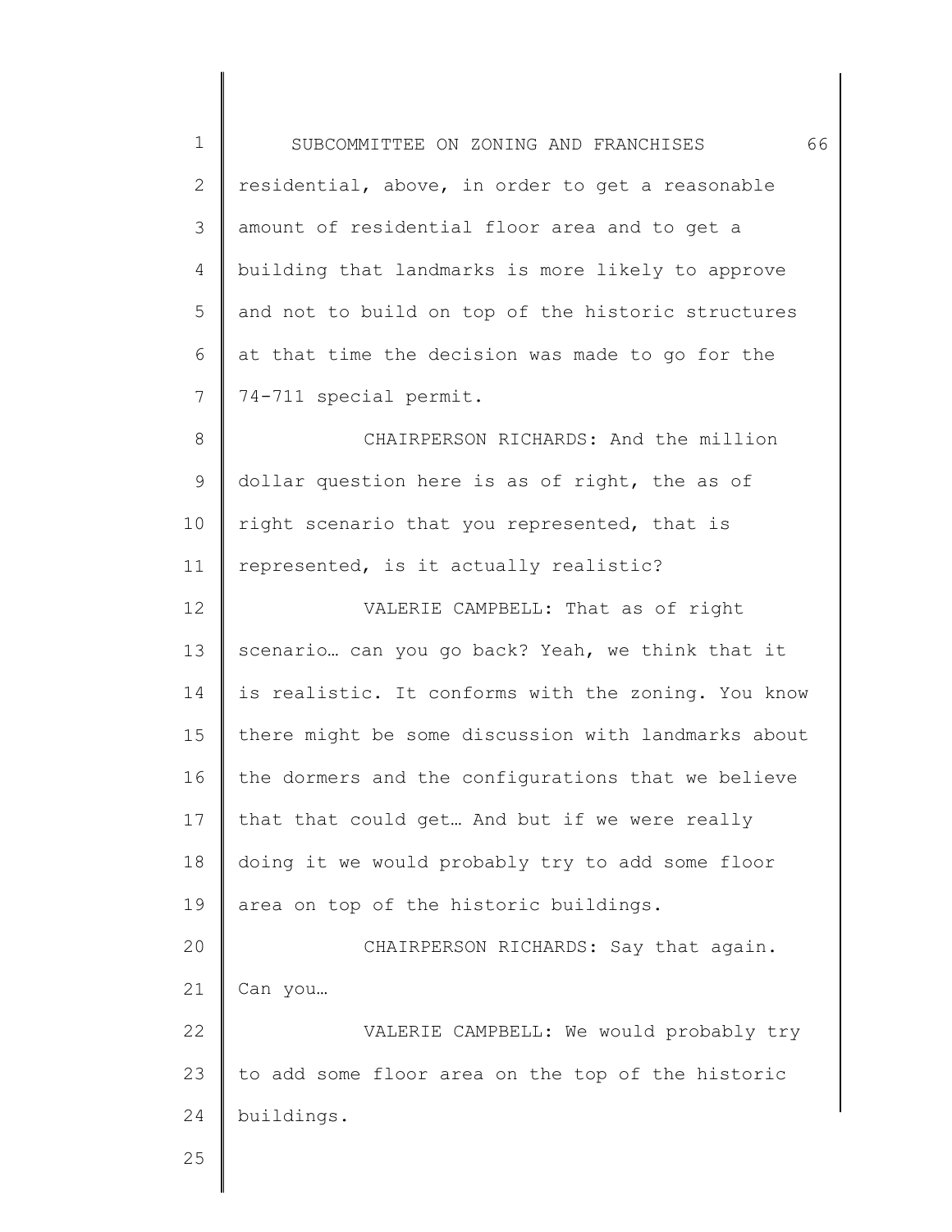residential, above, in order to get a reasonable amount of residential floor area and to get a building that landmarks is more likely to approve and not to build on top of the historic structures at that time the decision was made to go for the 74-711 special permit.

CHAIRPERSON RICHARDS: And the million dollar question here is as of right, the as of right scenario that you represented, that is represented, is it actually realistic?

VALERIE CAMPBELL: That as of right scenario… can you go back? Yeah, we think that it is realistic. It conforms with the zoning. You know there might be some discussion with landmarks about the dormers and the configurations that we believe that that could get… And but if we were really doing it we would probably try to add some floor area on top of the historic buildings.

CHAIRPERSON RICHARDS: Say that again. Can you…

VALERIE CAMPBELL: We would probably try to add some floor area on the top of the historic buildings.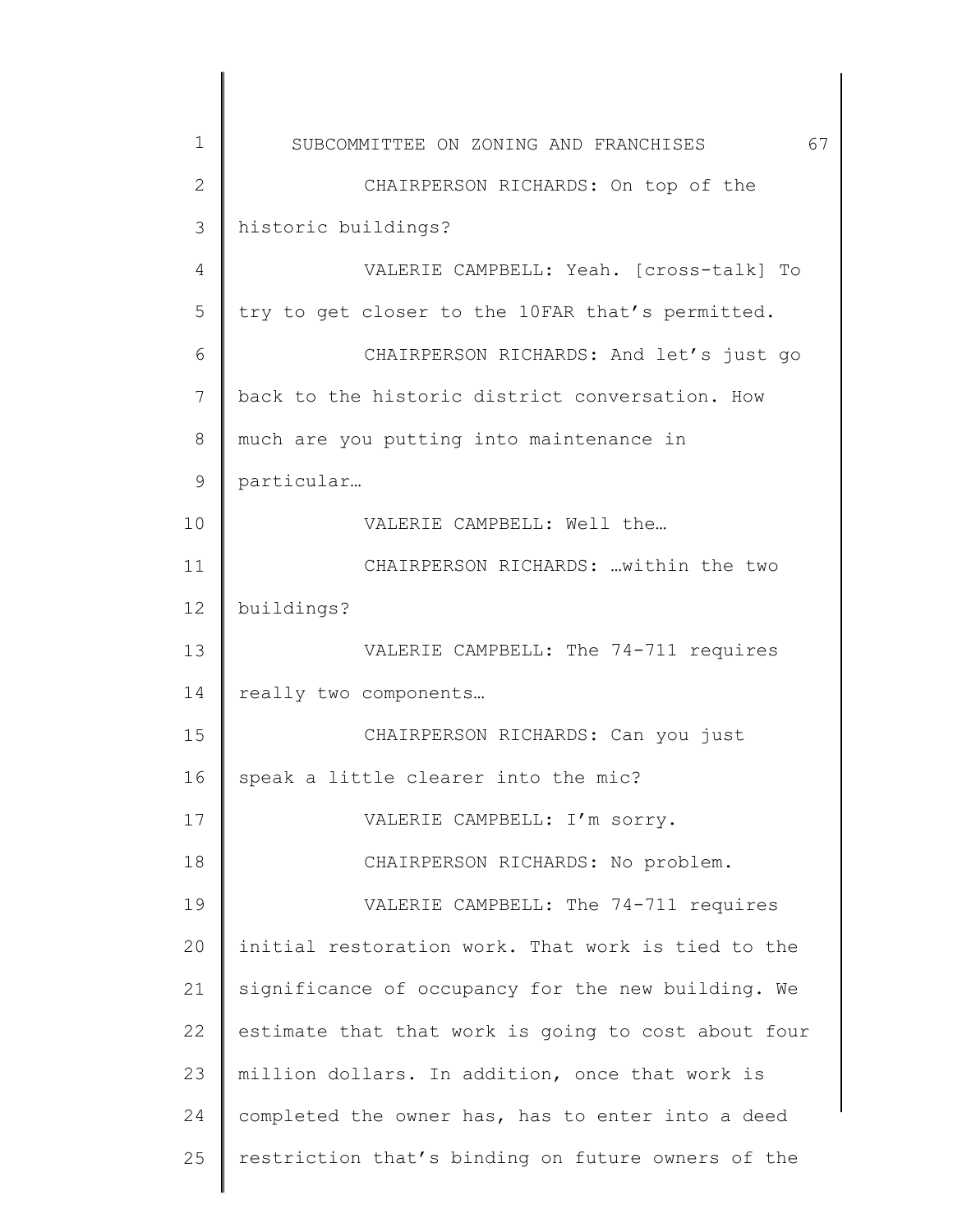CHAIRPERSON RICHARDS: On top of the historic buildings?

VALERIE CAMPBELL: Yeah. [cross-talk] To try to get closer to the 10FAR that's permitted.

CHAIRPERSON RICHARDS: And let's just go back to the historic district conversation. How much are you putting into maintenance in particular…

VALERIE CAMPBELL: Well the…

CHAIRPERSON RICHARDS: …within the two buildings?

VALERIE CAMPBELL: The 74-711 requires really two components…

CHAIRPERSON RICHARDS: Can you just speak a little clearer into the mic?

VALERIE CAMPBELL: I'm sorry.

CHAIRPERSON RICHARDS: No problem.

VALERIE CAMPBELL: The 74-711 requires initial restoration work. That work is tied to the significance of occupancy for the new building. We estimate that that work is going to cost about four million dollars. In addition, once that work is completed the owner has, has to enter into a deed restriction that's binding on future owners of the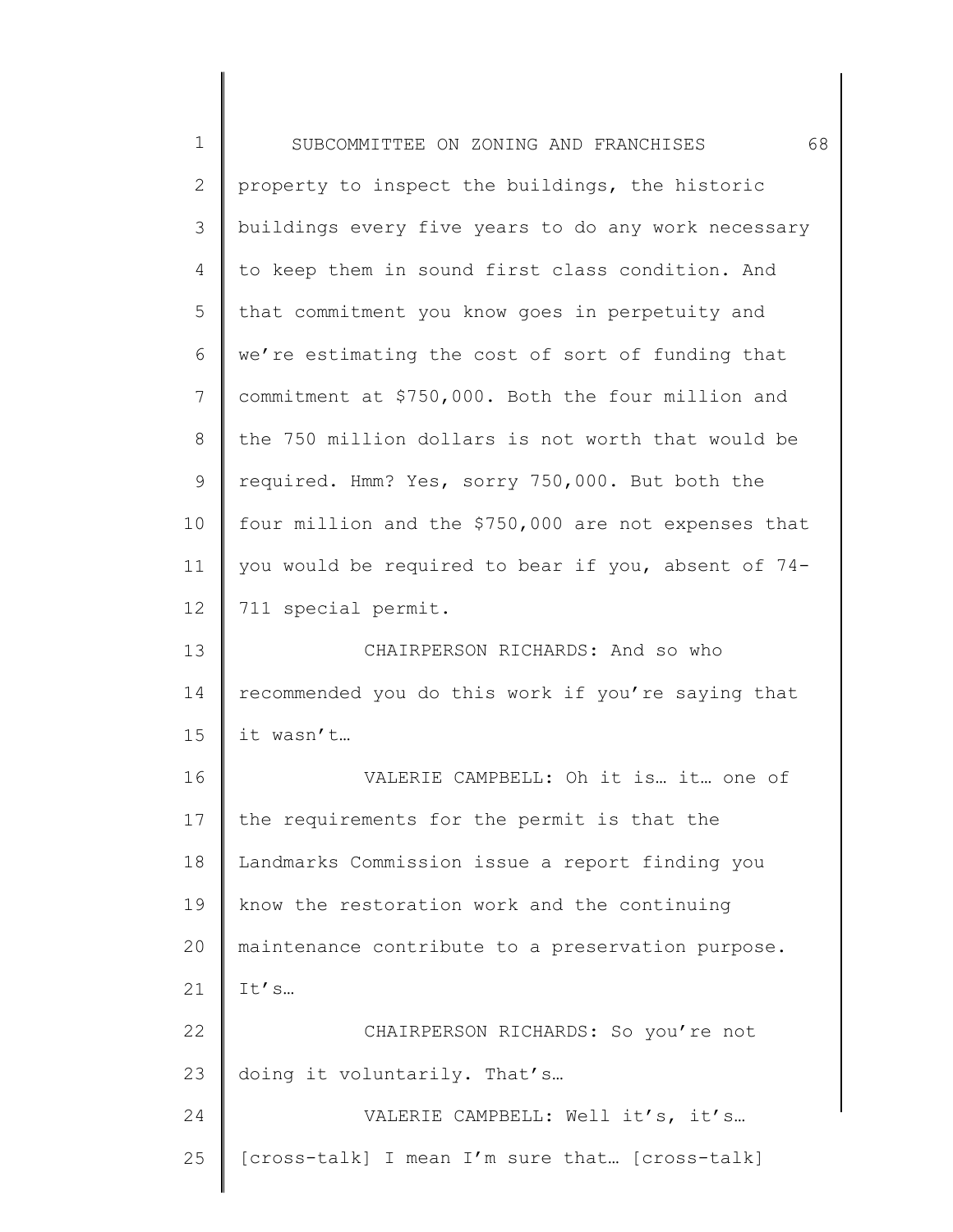property to inspect the buildings, the historic buildings every five years to do any work necessary to keep them in sound first class condition. And that commitment you know goes in perpetuity and we're estimating the cost of sort of funding that commitment at $750,000. Both the four million and the 750 million dollars is not worth that would be required. Hmm? Yes, sorry 750,000. But both the four million and the $750,000 are not expenses that you would be required to bear if you, absent of 74-711 special permit.

CHAIRPERSON RICHARDS: And so who recommended you do this work if you're saying that it wasn't…

VALERIE CAMPBELL: Oh it is… it… one of the requirements for the permit is that the Landmarks Commission issue a report finding you know the restoration work and the continuing maintenance contribute to a preservation purpose. It's…

CHAIRPERSON RICHARDS: So you're not doing it voluntarily. That's…

VALERIE CAMPBELL: Well it's, it's… [cross-talk] I mean I'm sure that… [cross-talk]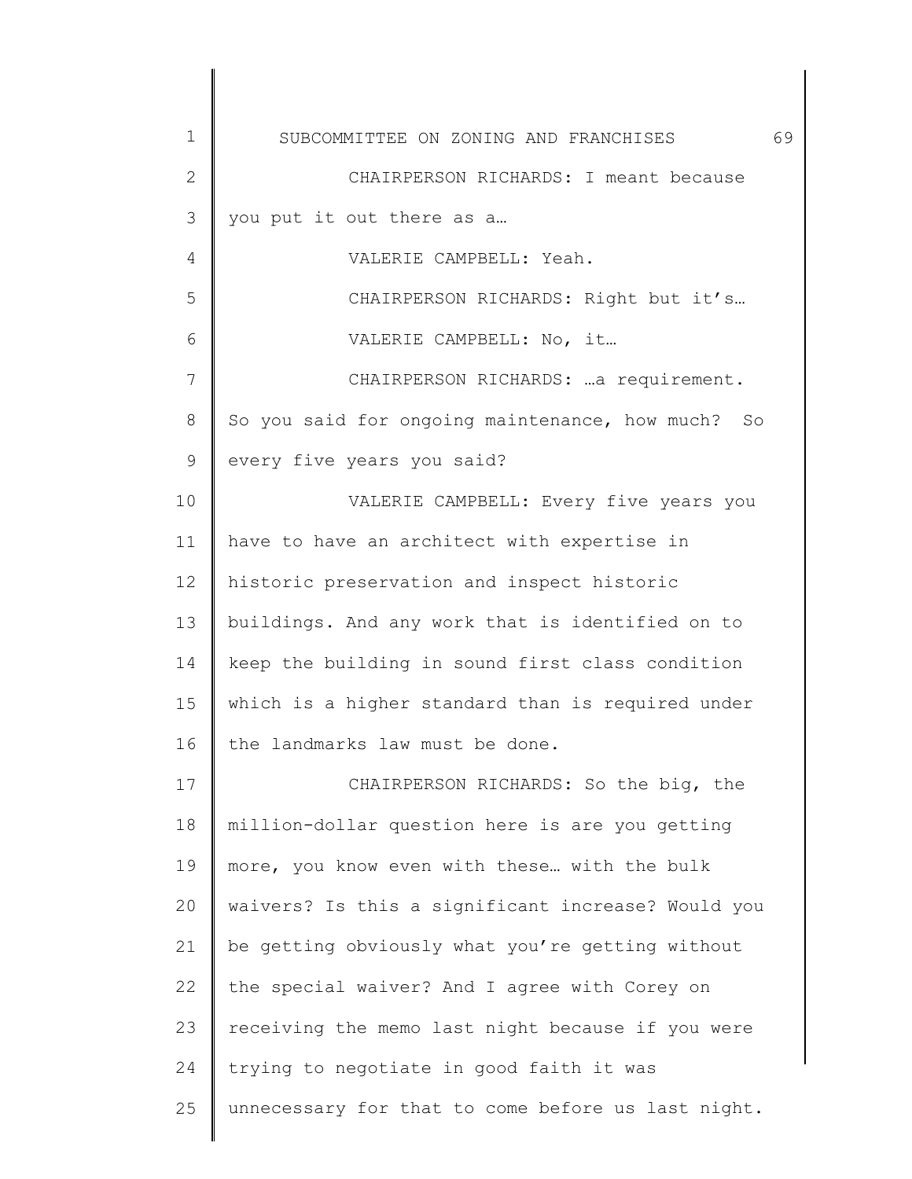CHAIRPERSON RICHARDS: I meant because you put it out there as a…

VALERIE CAMPBELL: Yeah.

CHAIRPERSON RICHARDS: Right but it's…

VALERIE CAMPBELL: No, it…

CHAIRPERSON RICHARDS: …a requirement. So you said for ongoing maintenance, how much? So every five years you said?

VALERIE CAMPBELL: Every five years you have to have an architect with expertise in historic preservation and inspect historic buildings. And any work that is identified on to keep the building in sound first class condition which is a higher standard than is required under the landmarks law must be done.

CHAIRPERSON RICHARDS: So the big, the million-dollar question here is are you getting more, you know even with these… with the bulk waivers? Is this a significant increase? Would you be getting obviously what you're getting without the special waiver? And I agree with Corey on receiving the memo last night because if you were trying to negotiate in good faith it was unnecessary for that to come before us last night.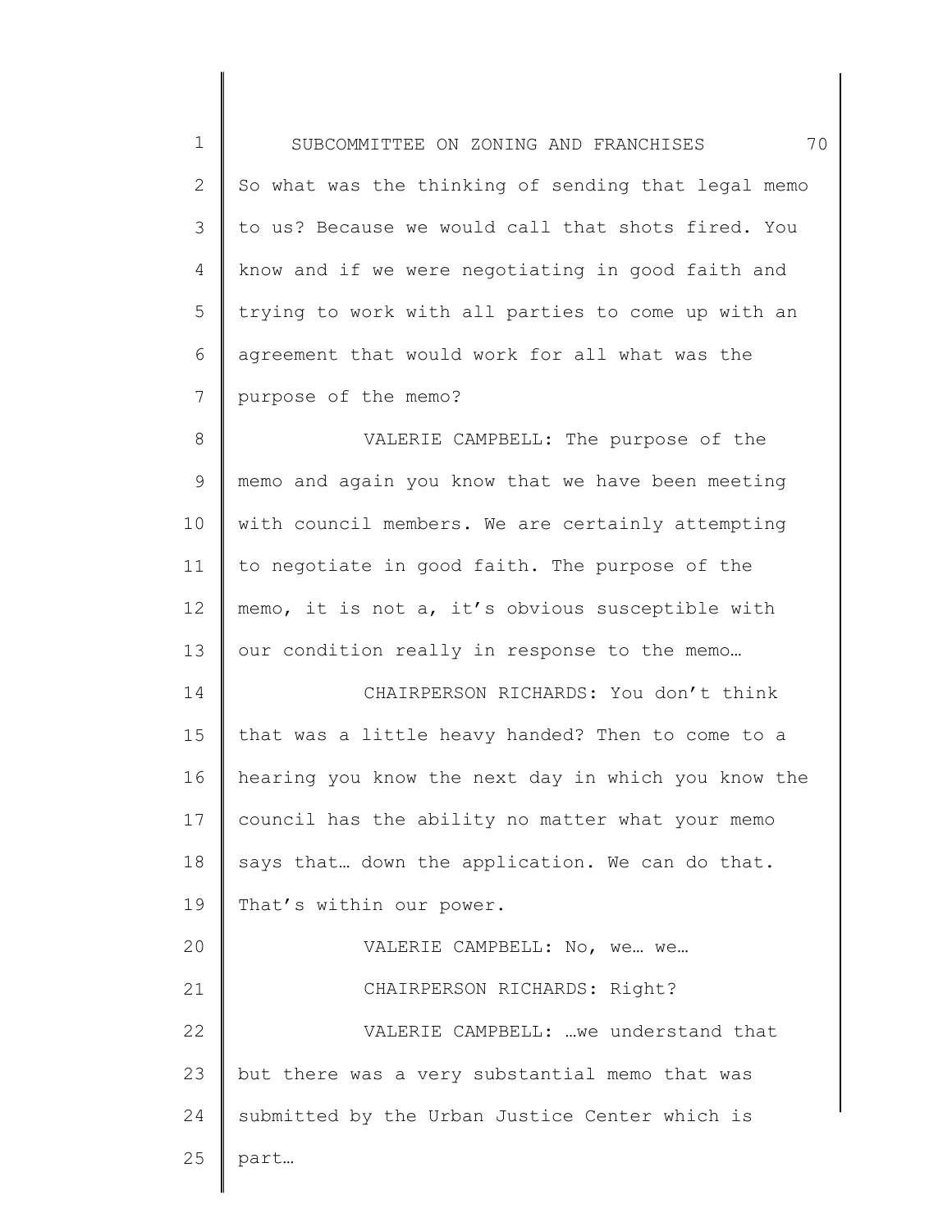So what was the thinking of sending that legal memo to us? Because we would call that shots fired. You know and if we were negotiating in good faith and trying to work with all parties to come up with an agreement that would work for all what was the purpose of the memo?

VALERIE CAMPBELL: The purpose of the memo and again you know that we have been meeting with council members. We are certainly attempting to negotiate in good faith. The purpose of the memo, it is not a, it's obvious susceptible with our condition really in response to the memo…

CHAIRPERSON RICHARDS: You don't think that was a little heavy handed? Then to come to a hearing you know the next day in which you know the council has the ability no matter what your memo says that… down the application. We can do that. That's within our power.

VALERIE CAMPBELL: No, we… we…

CHAIRPERSON RICHARDS: Right?

VALERIE CAMPBELL: …we understand that but there was a very substantial memo that was submitted by the Urban Justice Center which is part…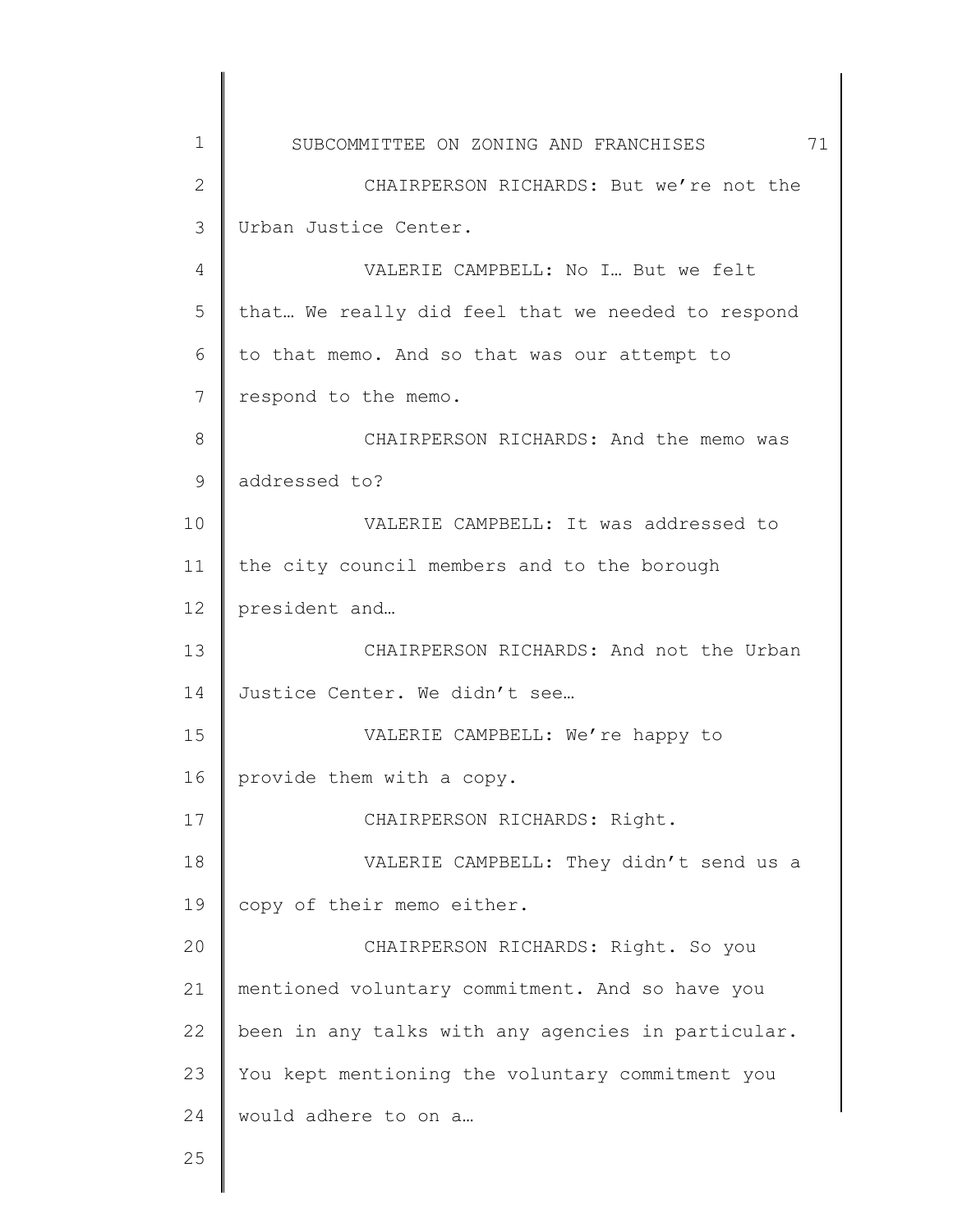CHAIRPERSON RICHARDS: But we're not the Urban Justice Center.

VALERIE CAMPBELL: No I… But we felt that… We really did feel that we needed to respond to that memo. And so that was our attempt to respond to the memo.

CHAIRPERSON RICHARDS: And the memo was addressed to?

VALERIE CAMPBELL: It was addressed to the city council members and to the borough president and…

CHAIRPERSON RICHARDS: And not the Urban Justice Center. We didn't see…

VALERIE CAMPBELL: We're happy to provide them with a copy.

CHAIRPERSON RICHARDS: Right.

VALERIE CAMPBELL: They didn't send us a copy of their memo either.

CHAIRPERSON RICHARDS: Right. So you mentioned voluntary commitment. And so have you been in any talks with any agencies in particular. You kept mentioning the voluntary commitment you would adhere to on a…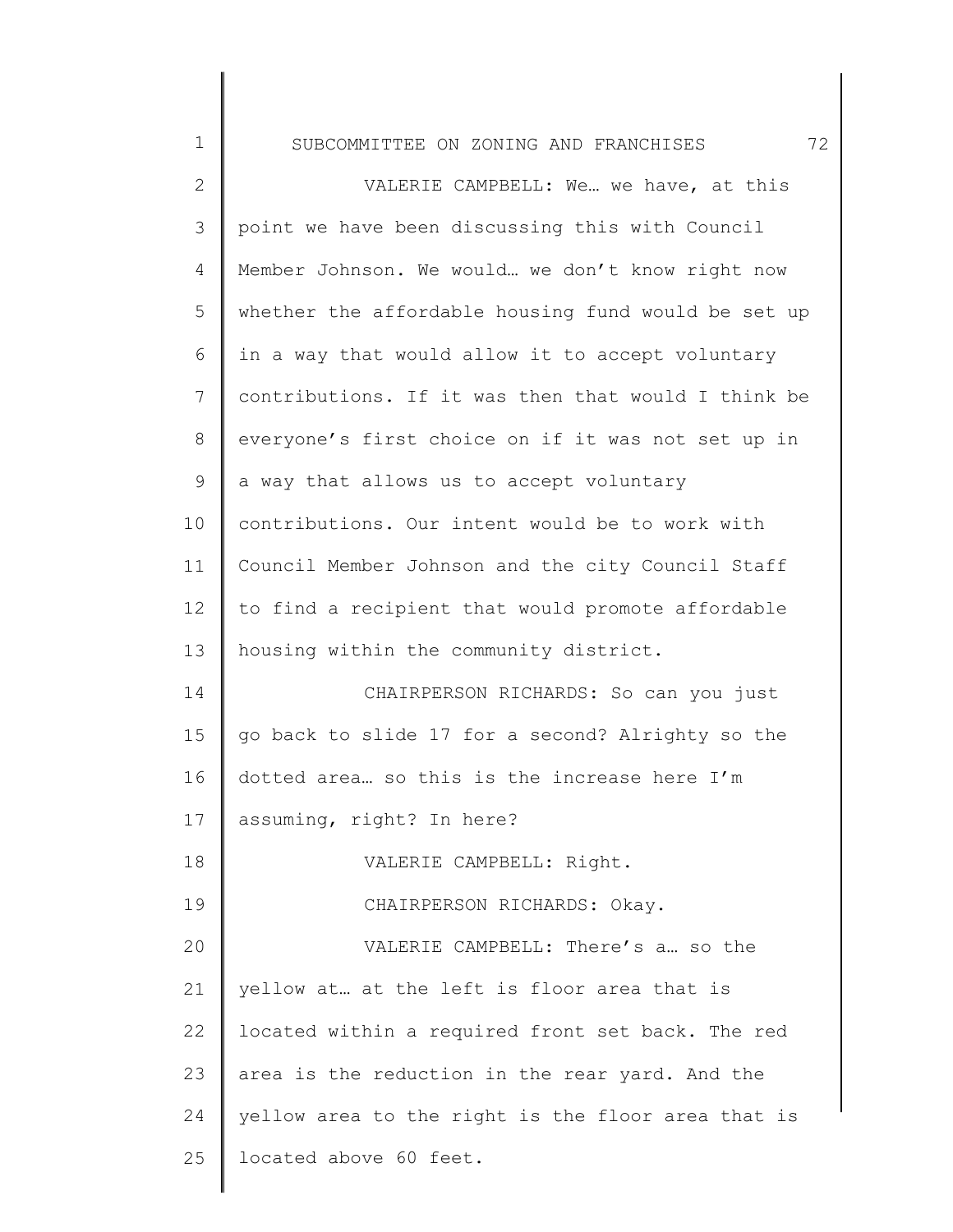VALERIE CAMPBELL: We… we have, at this point we have been discussing this with Council Member Johnson. We would… we don't know right now whether the affordable housing fund would be set up in a way that would allow it to accept voluntary contributions. If it was then that would I think be everyone's first choice on if it was not set up in a way that allows us to accept voluntary contributions. Our intent would be to work with Council Member Johnson and the city Council Staff to find a recipient that would promote affordable housing within the community district.

CHAIRPERSON RICHARDS: So can you just go back to slide 17 for a second? Alrighty so the dotted area… so this is the increase here I'm assuming, right? In here?

VALERIE CAMPBELL: Right.

CHAIRPERSON RICHARDS: Okay.

VALERIE CAMPBELL: There's a… so the yellow at… at the left is floor area that is located within a required front set back. The red area is the reduction in the rear yard. And the yellow area to the right is the floor area that is located above 60 feet.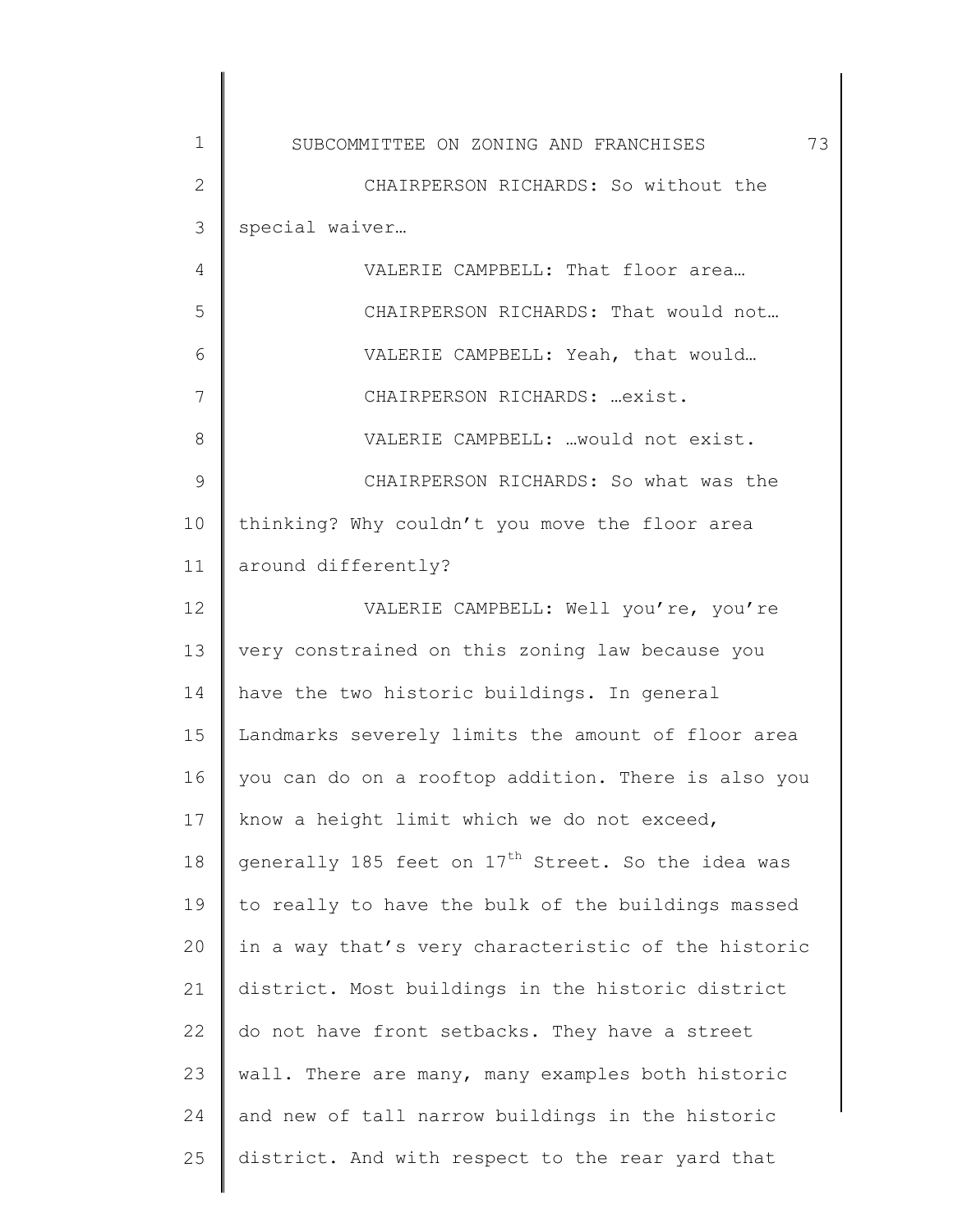CHAIRPERSON RICHARDS: So without the special waiver…

VALERIE CAMPBELL: That floor area…

CHAIRPERSON RICHARDS: That would not…

VALERIE CAMPBELL: Yeah, that would…

CHAIRPERSON RICHARDS: …exist.

VALERIE CAMPBELL: …would not exist.

CHAIRPERSON RICHARDS: So what was the thinking? Why couldn't you move the floor area around differently?

VALERIE CAMPBELL: Well you're, you're very constrained on this zoning law because you have the two historic buildings. In general Landmarks severely limits the amount of floor area you can do on a rooftop addition. There is also you know a height limit which we do not exceed, generally 185 feet on 17th Street. So the idea was to really to have the bulk of the buildings massed in a way that's very characteristic of the historic district. Most buildings in the historic district do not have front setbacks. They have a street wall. There are many, many examples both historic and new of tall narrow buildings in the historic district. And with respect to the rear yard that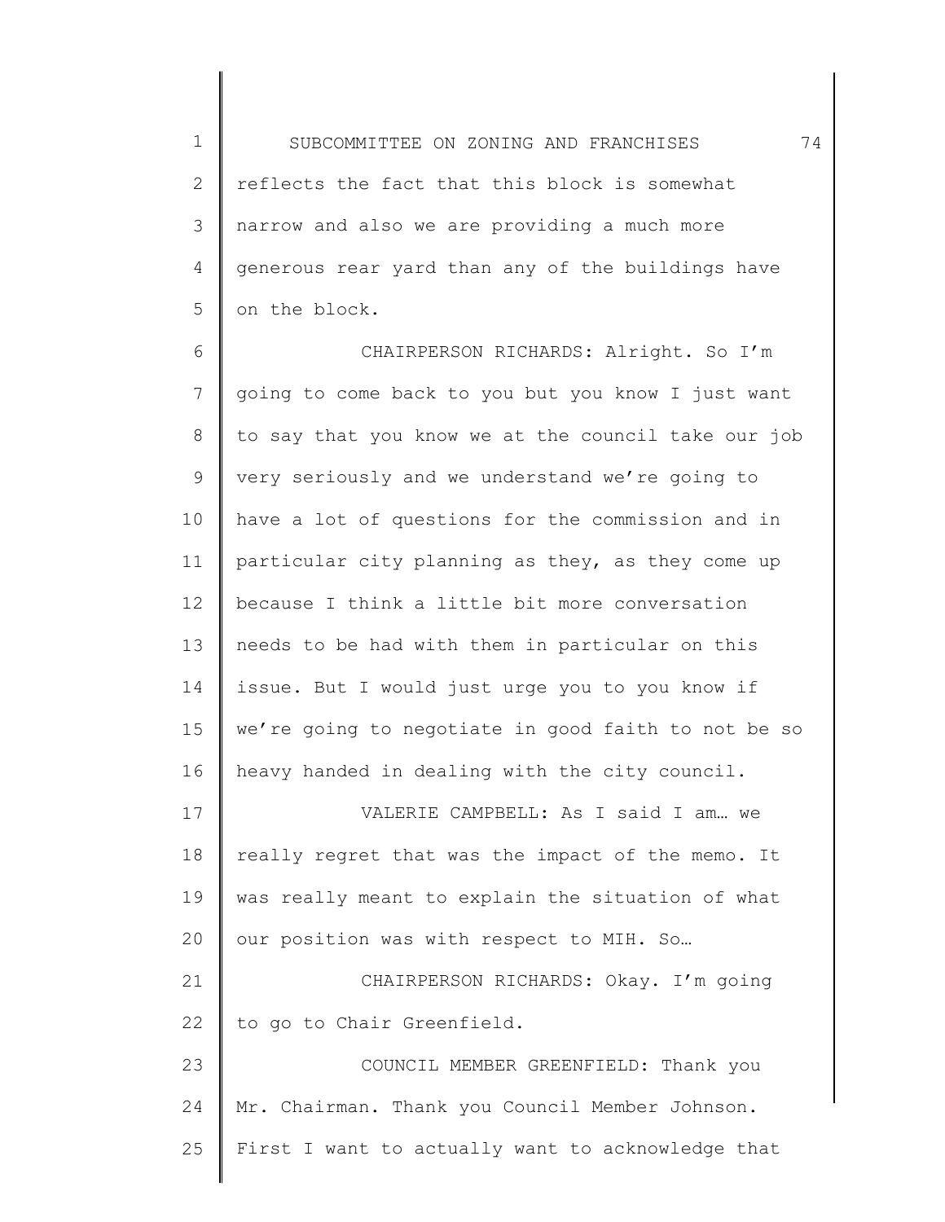reflects the fact that this block is somewhat narrow and also we are providing a much more generous rear yard than any of the buildings have on the block.

CHAIRPERSON RICHARDS: Alright. So I'm going to come back to you but you know I just want to say that you know we at the council take our job very seriously and we understand we're going to have a lot of questions for the commission and in particular city planning as they, as they come up because I think a little bit more conversation needs to be had with them in particular on this issue. But I would just urge you to you know if we're going to negotiate in good faith to not be so heavy handed in dealing with the city council.

VALERIE CAMPBELL: As I said I am… we really regret that was the impact of the memo. It was really meant to explain the situation of what our position was with respect to MIH. So…

CHAIRPERSON RICHARDS: Okay. I'm going to go to Chair Greenfield.

COUNCIL MEMBER GREENFIELD: Thank you Mr. Chairman. Thank you Council Member Johnson. First I want to actually want to acknowledge that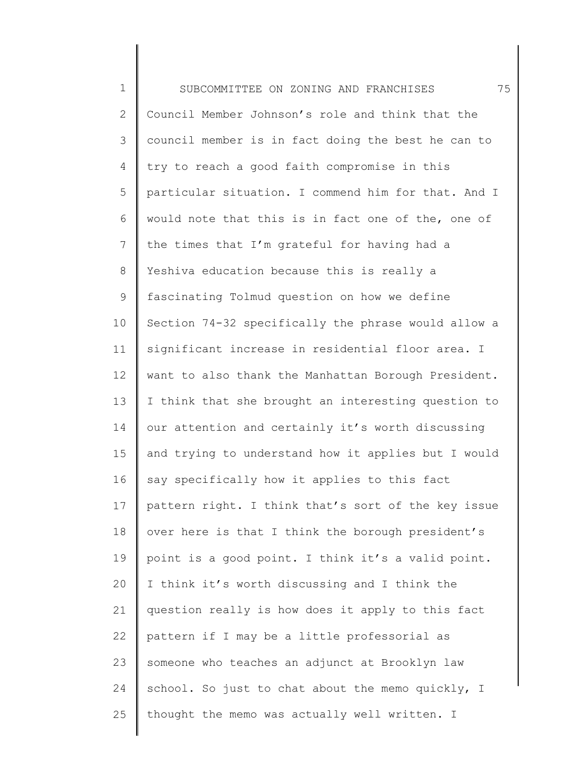Council Member Johnson's role and think that the council member is in fact doing the best he can to try to reach a good faith compromise in this particular situation. I commend him for that. And I would note that this is in fact one of the, one of the times that I'm grateful for having had a Yeshiva education because this is really a fascinating Tolmud question on how we define Section 74-32 specifically the phrase would allow a significant increase in residential floor area. I want to also thank the Manhattan Borough President. I think that she brought an interesting question to our attention and certainly it's worth discussing and trying to understand how it applies but I would say specifically how it applies to this fact pattern right. I think that's sort of the key issue over here is that I think the borough president's point is a good point. I think it's a valid point. I think it's worth discussing and I think the question really is how does it apply to this fact pattern if I may be a little professorial as someone who teaches an adjunct at Brooklyn law school. So just to chat about the memo quickly, I thought the memo was actually well written. I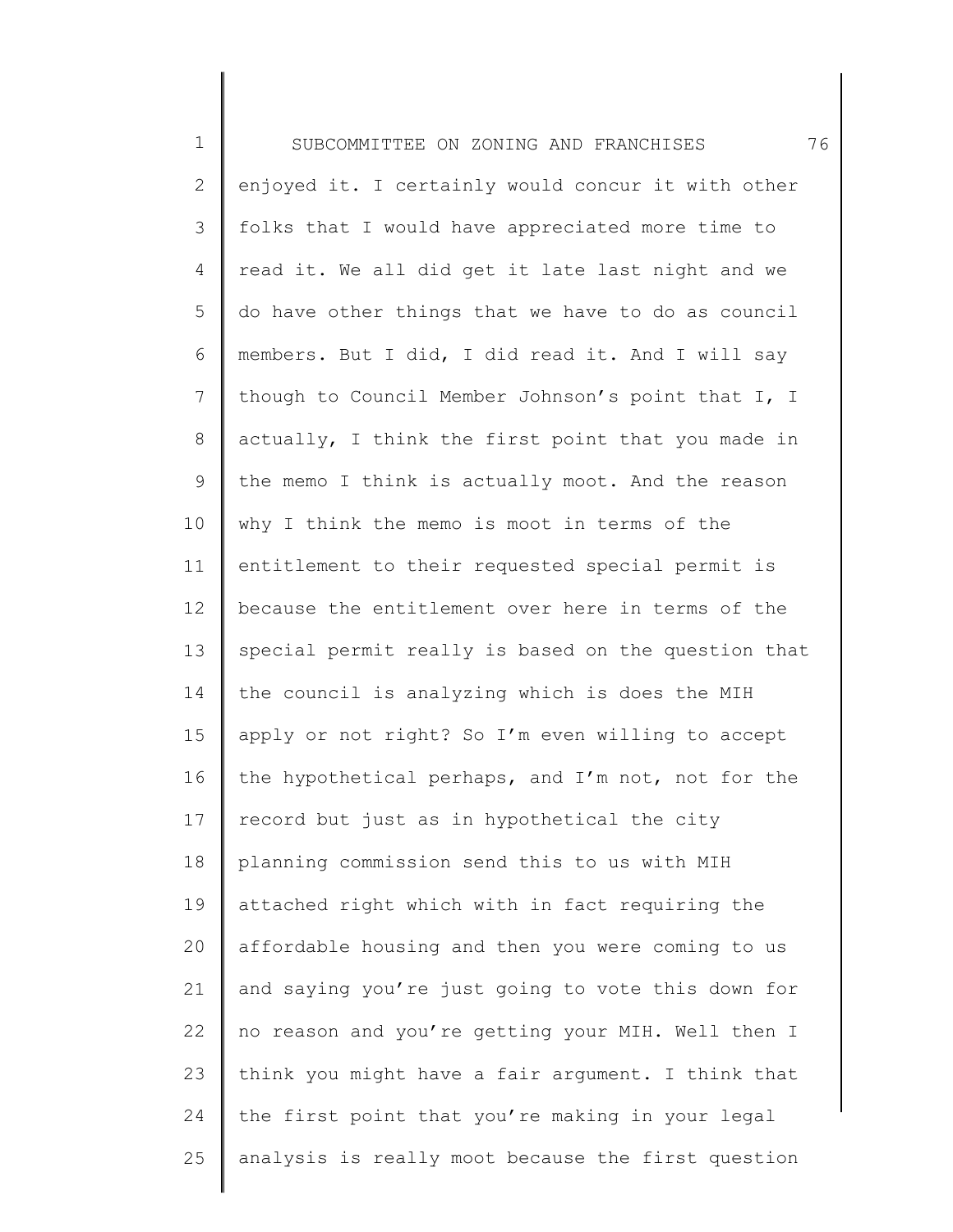enjoyed it. I certainly would concur it with other folks that I would have appreciated more time to read it. We all did get it late last night and we do have other things that we have to do as council members. But I did, I did read it. And I will say though to Council Member Johnson's point that I, I actually, I think the first point that you made in the memo I think is actually moot. And the reason why I think the memo is moot in terms of the entitlement to their requested special permit is because the entitlement over here in terms of the special permit really is based on the question that the council is analyzing which is does the MIH apply or not right? So I'm even willing to accept the hypothetical perhaps, and I'm not, not for the record but just as in hypothetical the city planning commission send this to us with MIH attached right which with in fact requiring the affordable housing and then you were coming to us and saying you're just going to vote this down for no reason and you're getting your MIH. Well then I think you might have a fair argument. I think that the first point that you're making in your legal analysis is really moot because the first question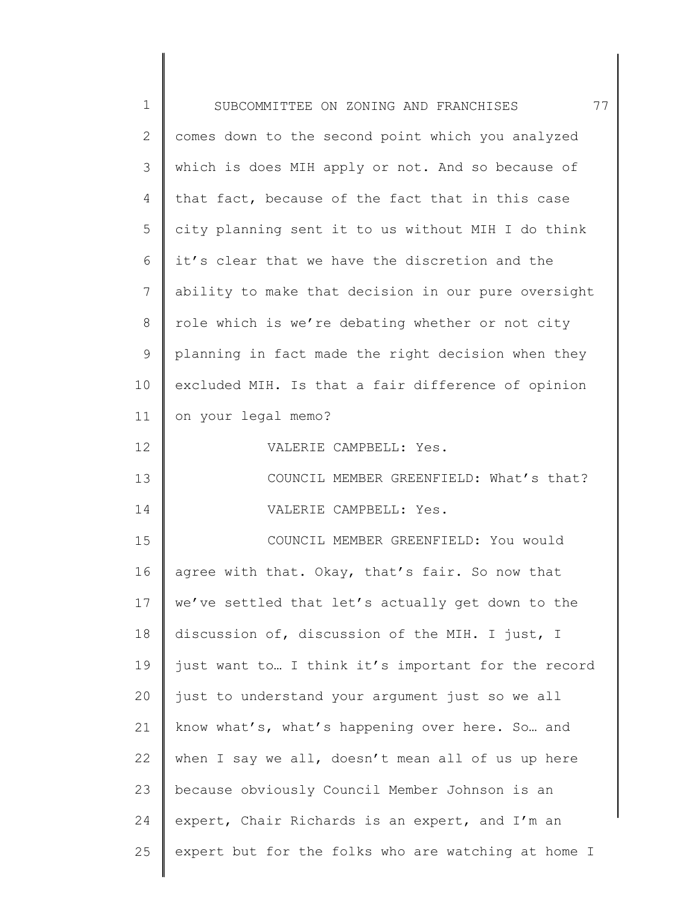comes down to the second point which you analyzed which is does MIH apply or not. And so because of that fact, because of the fact that in this case city planning sent it to us without MIH I do think it's clear that we have the discretion and the ability to make that decision in our pure oversight role which is we're debating whether or not city planning in fact made the right decision when they excluded MIH. Is that a fair difference of opinion on your legal memo?

VALERIE CAMPBELL: Yes.

COUNCIL MEMBER GREENFIELD: What's that?

VALERIE CAMPBELL: Yes.

COUNCIL MEMBER GREENFIELD: You would agree with that. Okay, that's fair. So now that we've settled that let's actually get down to the discussion of, discussion of the MIH. I just, I just want to… I think it's important for the record just to understand your argument just so we all know what's, what's happening over here. So… and when I say we all, doesn't mean all of us up here because obviously Council Member Johnson is an expert, Chair Richards is an expert, and I'm an expert but for the folks who are watching at home I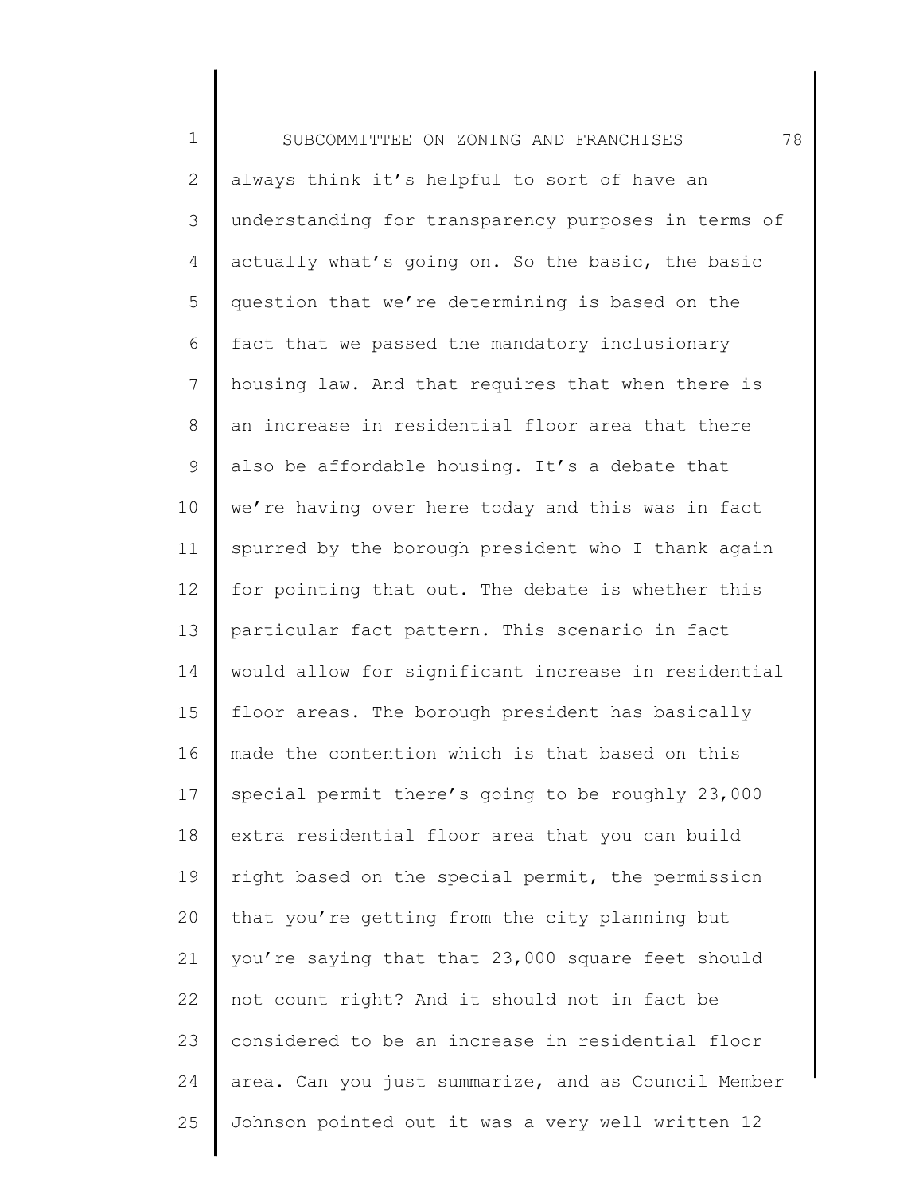always think it's helpful to sort of have an understanding for transparency purposes in terms of actually what's going on. So the basic, the basic question that we're determining is based on the fact that we passed the mandatory inclusionary housing law. And that requires that when there is an increase in residential floor area that there also be affordable housing. It's a debate that we're having over here today and this was in fact spurred by the borough president who I thank again for pointing that out. The debate is whether this particular fact pattern. This scenario in fact would allow for significant increase in residential floor areas. The borough president has basically made the contention which is that based on this special permit there's going to be roughly 23,000 extra residential floor area that you can build right based on the special permit, the permission that you're getting from the city planning but you're saying that that 23,000 square feet should not count right? And it should not in fact be considered to be an increase in residential floor area. Can you just summarize, and as Council Member Johnson pointed out it was a very well written 12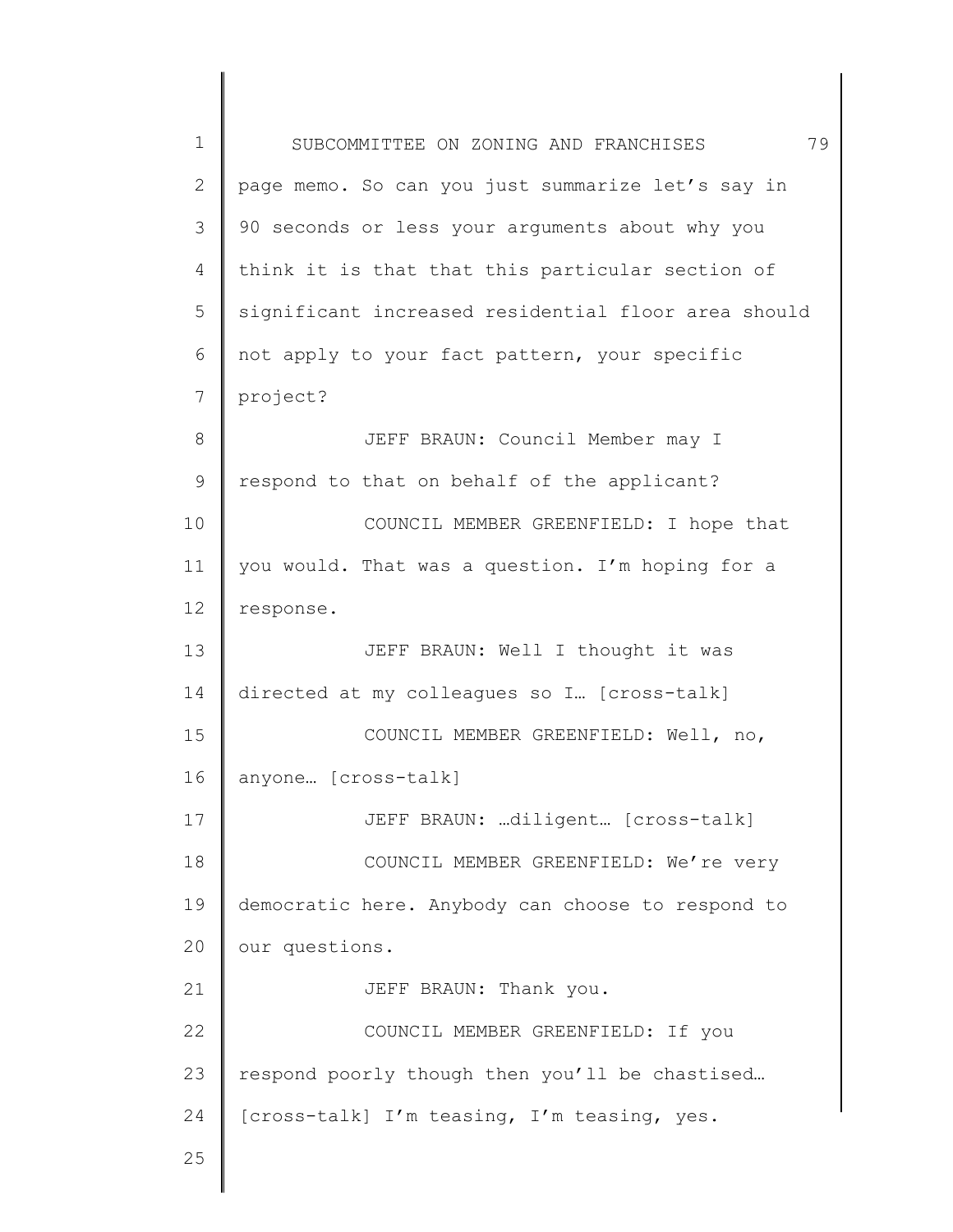page memo. So can you just summarize let's say in 90 seconds or less your arguments about why you think it is that that this particular section of significant increased residential floor area should not apply to your fact pattern, your specific project?

JEFF BRAUN: Council Member may I respond to that on behalf of the applicant?

COUNCIL MEMBER GREENFIELD: I hope that you would. That was a question. I'm hoping for a response.

JEFF BRAUN: Well I thought it was directed at my colleagues so I… [cross-talk]

COUNCIL MEMBER GREENFIELD: Well, no, anyone… [cross-talk]

JEFF BRAUN: …diligent… [cross-talk]

COUNCIL MEMBER GREENFIELD: We're very democratic here. Anybody can choose to respond to our questions.

JEFF BRAUN: Thank you.

COUNCIL MEMBER GREENFIELD: If you respond poorly though then you'll be chastised… [cross-talk] I'm teasing, I'm teasing, yes.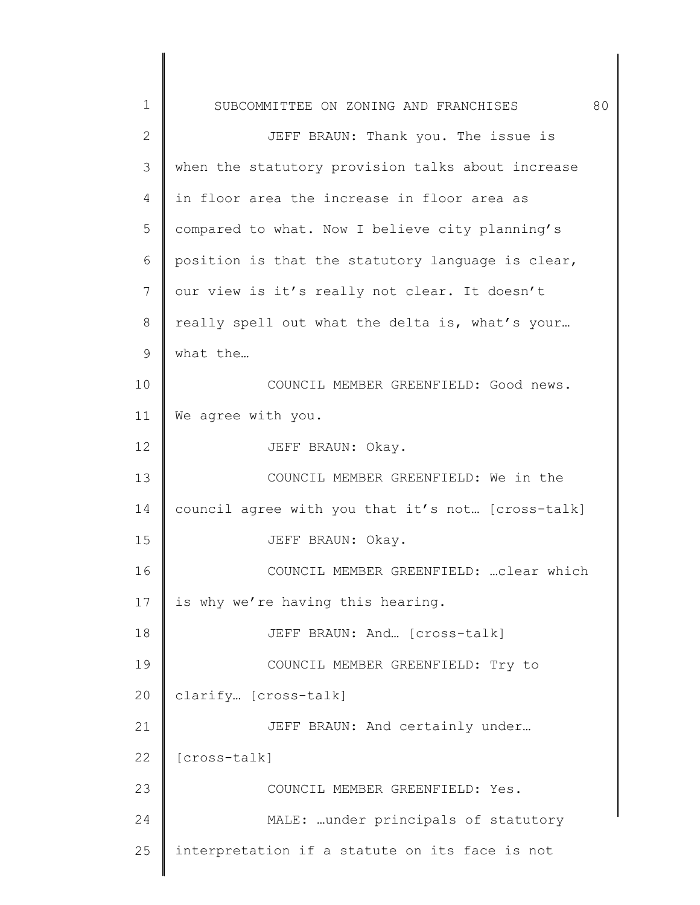JEFF BRAUN: Thank you. The issue is when the statutory provision talks about increase in floor area the increase in floor area as compared to what. Now I believe city planning's position is that the statutory language is clear, our view is it's really not clear. It doesn't really spell out what the delta is, what's your… what the…

COUNCIL MEMBER GREENFIELD: Good news. We agree with you.

JEFF BRAUN: Okay.

COUNCIL MEMBER GREENFIELD: We in the council agree with you that it's not… [cross-talk]

JEFF BRAUN: Okay.

COUNCIL MEMBER GREENFIELD: …clear which is why we're having this hearing.

JEFF BRAUN: And… [cross-talk]

COUNCIL MEMBER GREENFIELD: Try to clarify… [cross-talk]

JEFF BRAUN: And certainly under… [cross-talk]

COUNCIL MEMBER GREENFIELD: Yes.

MALE: …under principals of statutory interpretation if a statute on its face is not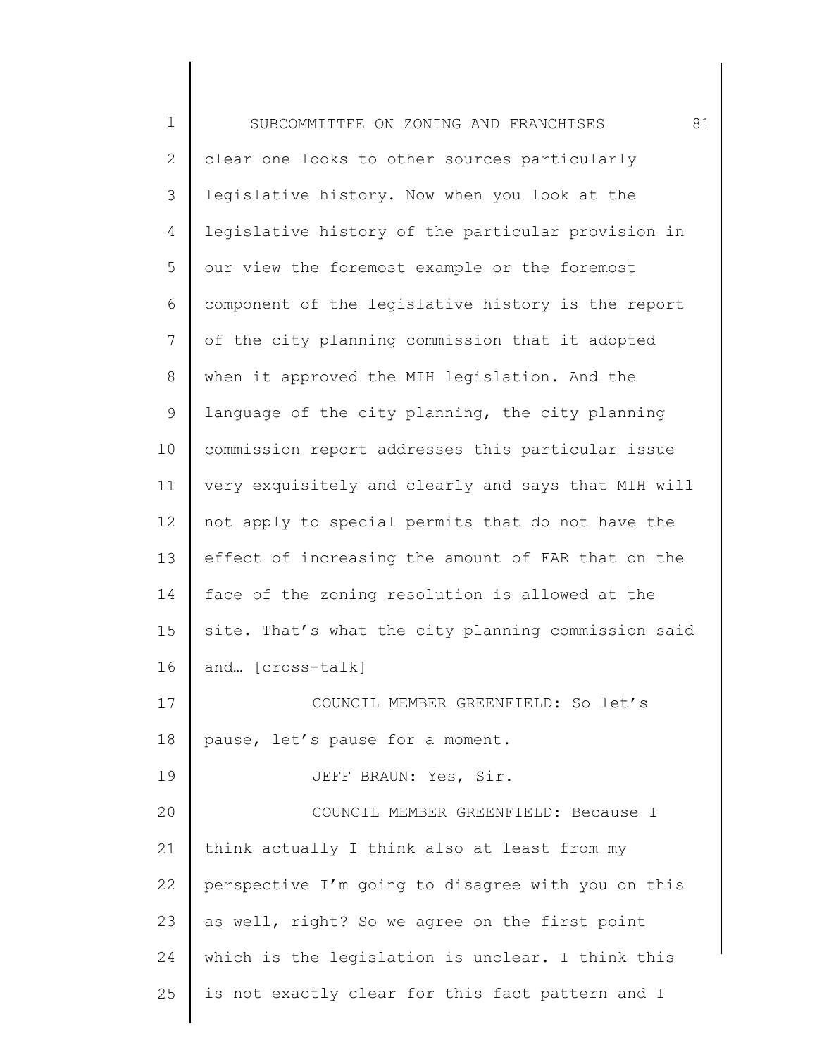clear one looks to other sources particularly legislative history. Now when you look at the legislative history of the particular provision in our view the foremost example or the foremost component of the legislative history is the report of the city planning commission that it adopted when it approved the MIH legislation. And the language of the city planning, the city planning commission report addresses this particular issue very exquisitely and clearly and says that MIH will not apply to special permits that do not have the effect of increasing the amount of FAR that on the face of the zoning resolution is allowed at the site. That's what the city planning commission said and… [cross-talk]

COUNCIL MEMBER GREENFIELD: So let's pause, let's pause for a moment.

JEFF BRAUN: Yes, Sir.

COUNCIL MEMBER GREENFIELD: Because I think actually I think also at least from my perspective I'm going to disagree with you on this as well, right? So we agree on the first point which is the legislation is unclear. I think this is not exactly clear for this fact pattern and I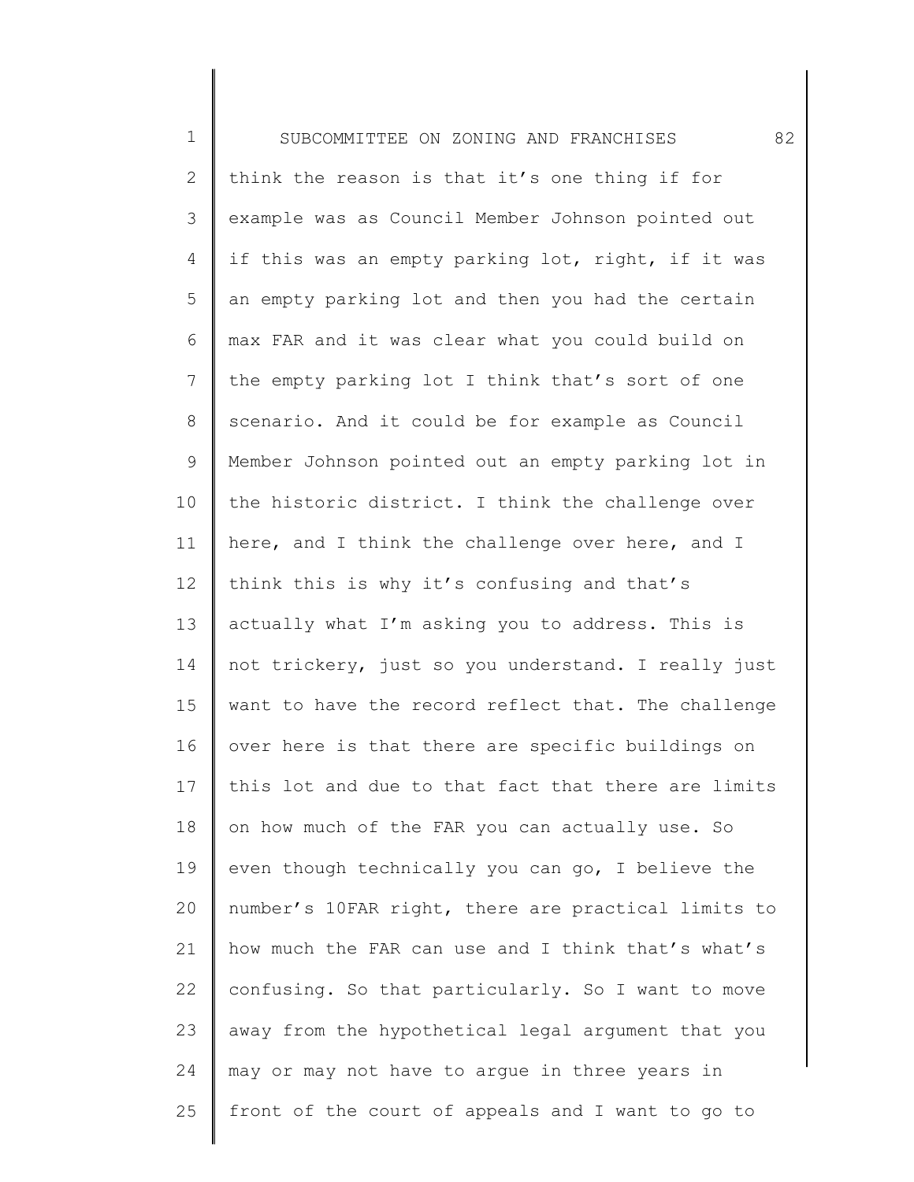think the reason is that it's one thing if for example was as Council Member Johnson pointed out if this was an empty parking lot, right, if it was an empty parking lot and then you had the certain max FAR and it was clear what you could build on the empty parking lot I think that's sort of one scenario. And it could be for example as Council Member Johnson pointed out an empty parking lot in the historic district. I think the challenge over here, and I think the challenge over here, and I think this is why it's confusing and that's actually what I'm asking you to address. This is not trickery, just so you understand. I really just want to have the record reflect that. The challenge over here is that there are specific buildings on this lot and due to that fact that there are limits on how much of the FAR you can actually use. So even though technically you can go, I believe the number's 10FAR right, there are practical limits to how much the FAR can use and I think that's what's confusing. So that particularly. So I want to move away from the hypothetical legal argument that you may or may not have to argue in three years in front of the court of appeals and I want to go to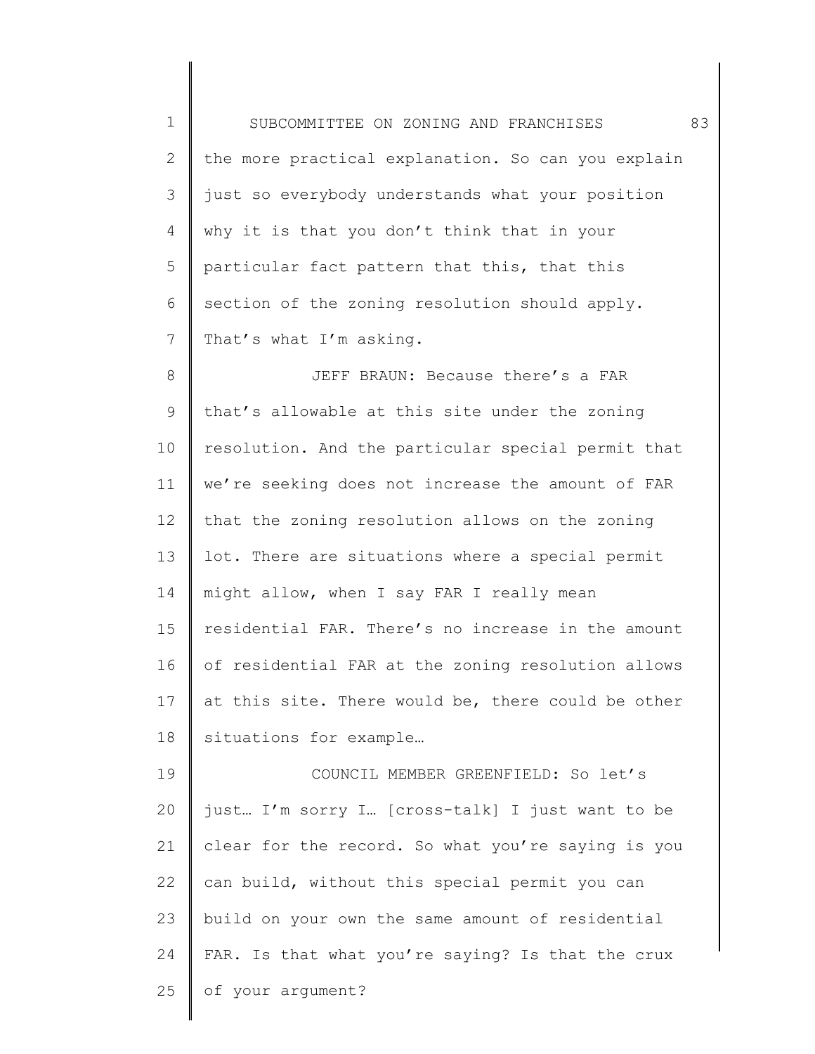the more practical explanation. So can you explain just so everybody understands what your position why it is that you don't think that in your particular fact pattern that this, that this section of the zoning resolution should apply. That's what I'm asking.

JEFF BRAUN: Because there's a FAR that's allowable at this site under the zoning resolution. And the particular special permit that we're seeking does not increase the amount of FAR that the zoning resolution allows on the zoning lot. There are situations where a special permit might allow, when I say FAR I really mean residential FAR. There's no increase in the amount of residential FAR at the zoning resolution allows at this site. There would be, there could be other situations for example…

COUNCIL MEMBER GREENFIELD: So let's just… I'm sorry I… [cross-talk] I just want to be clear for the record. So what you're saying is you can build, without this special permit you can build on your own the same amount of residential FAR. Is that what you're saying? Is that the crux of your argument?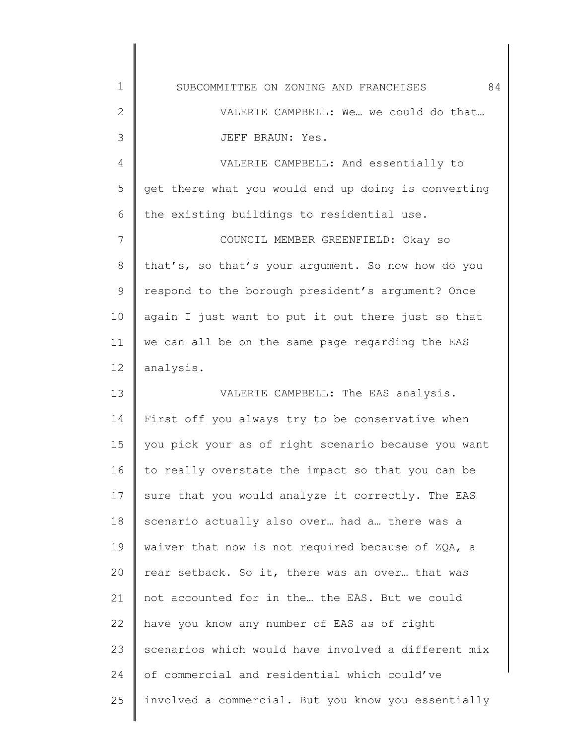VALERIE CAMPBELL: We… we could do that…

JEFF BRAUN: Yes.

VALERIE CAMPBELL: And essentially to get there what you would end up doing is converting the existing buildings to residential use.

COUNCIL MEMBER GREENFIELD: Okay so that's, so that's your argument. So now how do you respond to the borough president's argument? Once again I just want to put it out there just so that we can all be on the same page regarding the EAS analysis.

VALERIE CAMPBELL: The EAS analysis. First off you always try to be conservative when you pick your as of right scenario because you want to really overstate the impact so that you can be sure that you would analyze it correctly. The EAS scenario actually also over… had a… there was a waiver that now is not required because of ZQA, a rear setback. So it, there was an over… that was not accounted for in the… the EAS. But we could have you know any number of EAS as of right scenarios which would have involved a different mix of commercial and residential which could've involved a commercial. But you know you essentially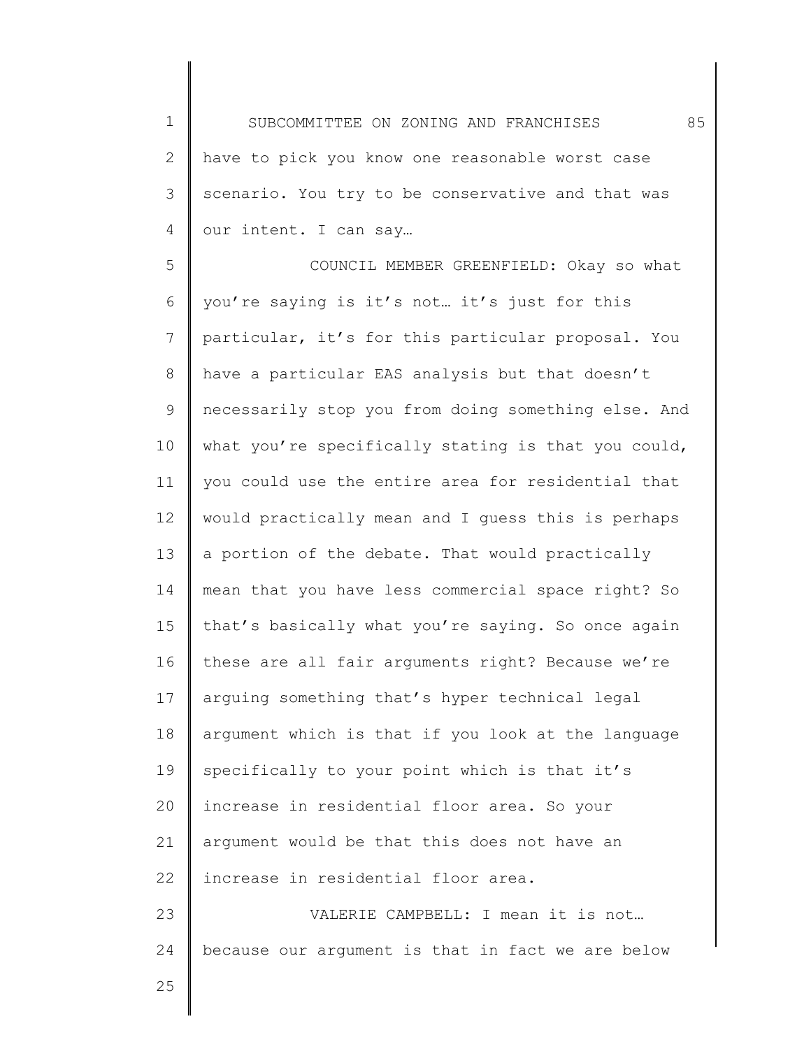have to pick you know one reasonable worst case scenario. You try to be conservative and that was our intent. I can say…

COUNCIL MEMBER GREENFIELD: Okay so what you're saying is it's not… it's just for this particular, it's for this particular proposal. You have a particular EAS analysis but that doesn't necessarily stop you from doing something else. And what you're specifically stating is that you could, you could use the entire area for residential that would practically mean and I guess this is perhaps a portion of the debate. That would practically mean that you have less commercial space right? So that's basically what you're saying. So once again these are all fair arguments right? Because we're arguing something that's hyper technical legal argument which is that if you look at the language specifically to your point which is that it's increase in residential floor area. So your argument would be that this does not have an increase in residential floor area.

VALERIE CAMPBELL: I mean it is not… because our argument is that in fact we are below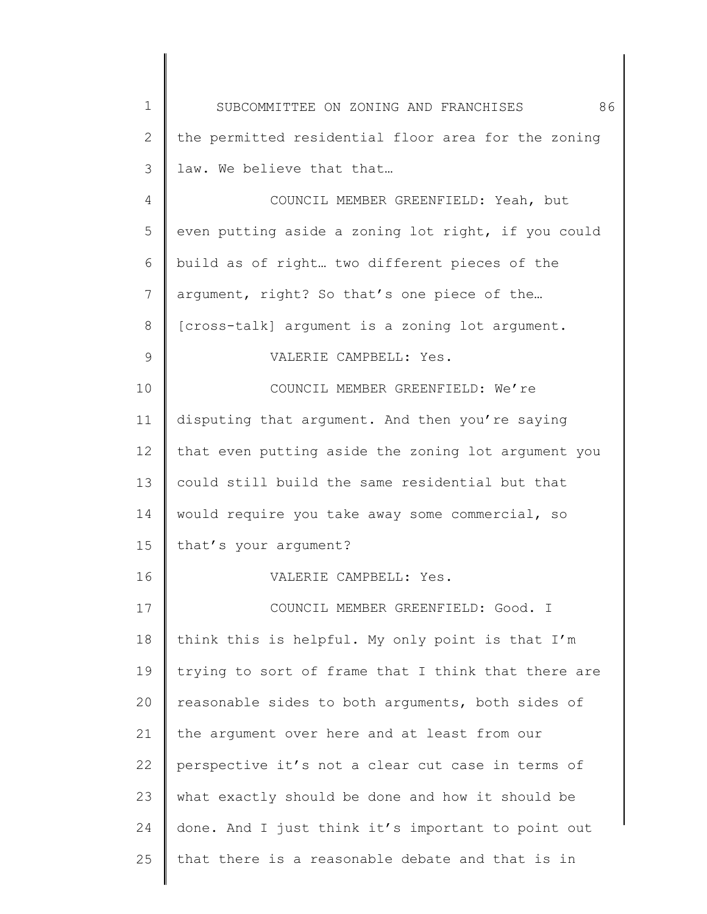the permitted residential floor area for the zoning law. We believe that that…

COUNCIL MEMBER GREENFIELD: Yeah, but even putting aside a zoning lot right, if you could build as of right… two different pieces of the argument, right? So that's one piece of the… [cross-talk] argument is a zoning lot argument.

VALERIE CAMPBELL: Yes.

COUNCIL MEMBER GREENFIELD: We're disputing that argument. And then you're saying that even putting aside the zoning lot argument you could still build the same residential but that would require you take away some commercial, so that's your argument?

VALERIE CAMPBELL: Yes.

COUNCIL MEMBER GREENFIELD: Good. I think this is helpful. My only point is that I'm trying to sort of frame that I think that there are reasonable sides to both arguments, both sides of the argument over here and at least from our perspective it's not a clear cut case in terms of what exactly should be done and how it should be done. And I just think it's important to point out that there is a reasonable debate and that is in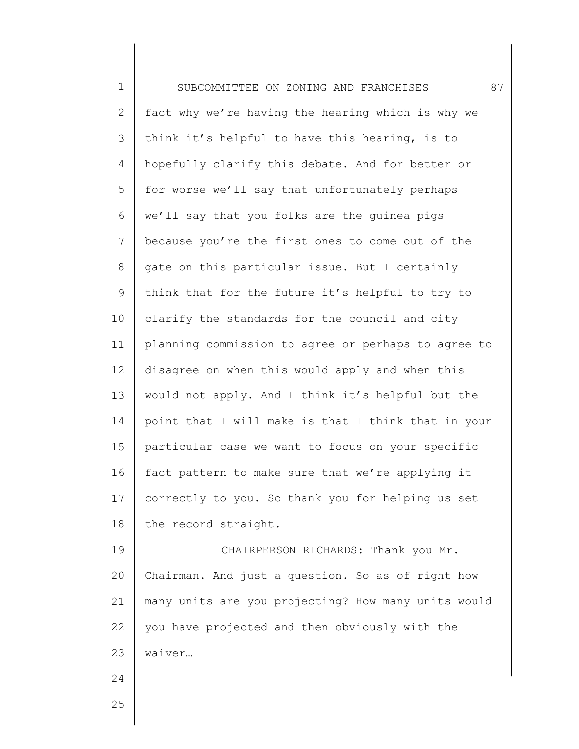fact why we're having the hearing which is why we think it's helpful to have this hearing, is to hopefully clarify this debate. And for better or for worse we'll say that unfortunately perhaps we'll say that you folks are the guinea pigs because you're the first ones to come out of the gate on this particular issue. But I certainly think that for the future it's helpful to try to clarify the standards for the council and city planning commission to agree or perhaps to agree to disagree on when this would apply and when this would not apply. And I think it's helpful but the point that I will make is that I think that in your particular case we want to focus on your specific fact pattern to make sure that we're applying it correctly to you. So thank you for helping us set the record straight.

CHAIRPERSON RICHARDS: Thank you Mr. Chairman. And just a question. So as of right how many units are you projecting? How many units would you have projected and then obviously with the waiver…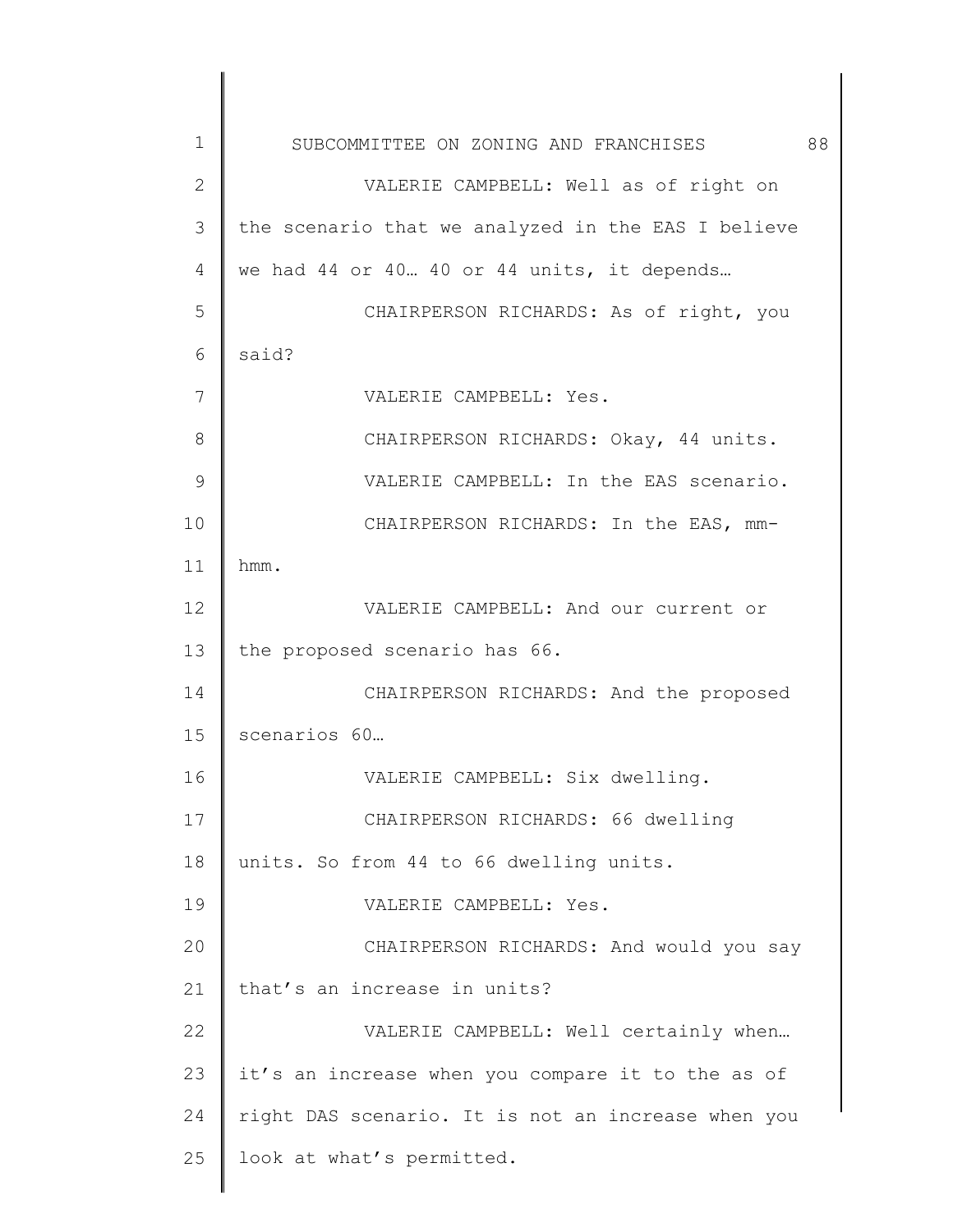VALERIE CAMPBELL: Well as of right on the scenario that we analyzed in the EAS I believe we had 44 or 40… 40 or 44 units, it depends…

CHAIRPERSON RICHARDS: As of right, you said?

VALERIE CAMPBELL: Yes.

CHAIRPERSON RICHARDS: Okay, 44 units.

VALERIE CAMPBELL: In the EAS scenario.

CHAIRPERSON RICHARDS: In the EAS, mm-hmm.

VALERIE CAMPBELL: And our current or the proposed scenario has 66.

CHAIRPERSON RICHARDS: And the proposed scenarios 60…

VALERIE CAMPBELL: Six dwelling.

CHAIRPERSON RICHARDS: 66 dwelling units. So from 44 to 66 dwelling units.

VALERIE CAMPBELL: Yes.

CHAIRPERSON RICHARDS: And would you say that's an increase in units?

VALERIE CAMPBELL: Well certainly when… it's an increase when you compare it to the as of right DAS scenario. It is not an increase when you look at what's permitted.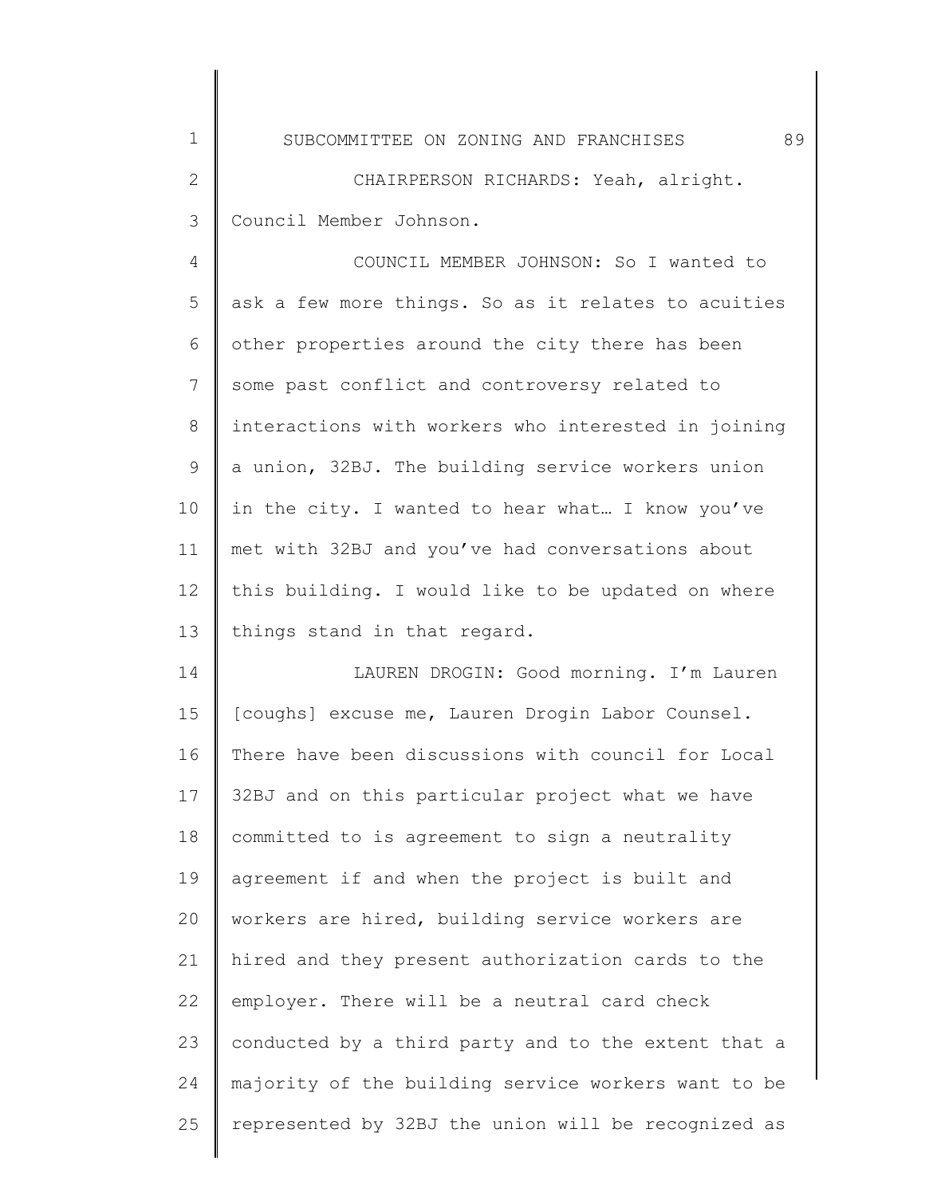CHAIRPERSON RICHARDS: Yeah, alright. Council Member Johnson.

COUNCIL MEMBER JOHNSON: So I wanted to ask a few more things. So as it relates to acuities other properties around the city there has been some past conflict and controversy related to interactions with workers who interested in joining a union, 32BJ. The building service workers union in the city. I wanted to hear what… I know you've met with 32BJ and you've had conversations about this building. I would like to be updated on where things stand in that regard.

LAUREN DROGIN: Good morning. I'm Lauren [coughs] excuse me, Lauren Drogin Labor Counsel. There have been discussions with council for Local 32BJ and on this particular project what we have committed to is agreement to sign a neutrality agreement if and when the project is built and workers are hired, building service workers are hired and they present authorization cards to the employer. There will be a neutral card check conducted by a third party and to the extent that a majority of the building service workers want to be represented by 32BJ the union will be recognized as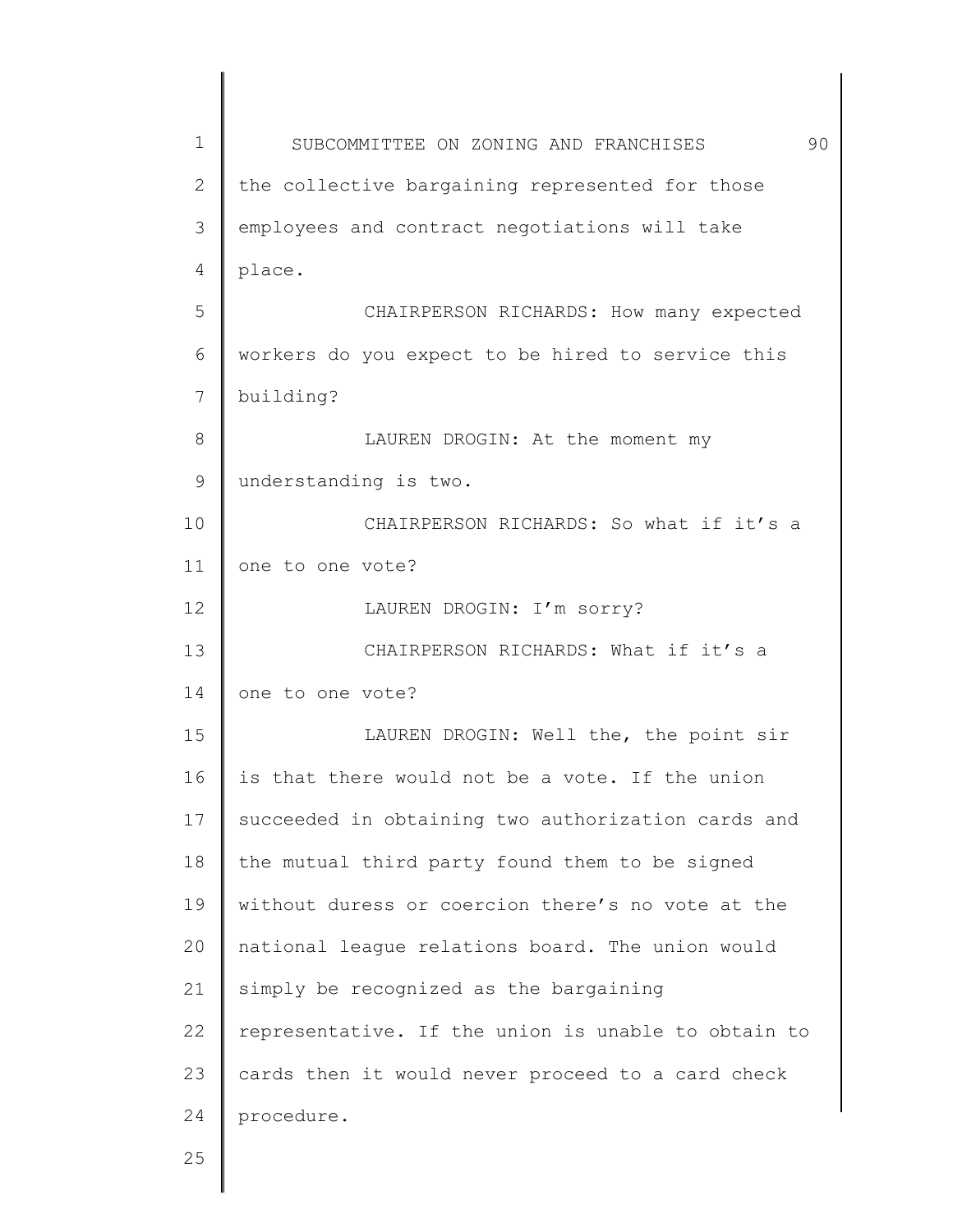the collective bargaining represented for those employees and contract negotiations will take place.

CHAIRPERSON RICHARDS: How many expected workers do you expect to be hired to service this building?

LAUREN DROGIN: At the moment my understanding is two.

CHAIRPERSON RICHARDS: So what if it's a one to one vote?

LAUREN DROGIN: I'm sorry?

CHAIRPERSON RICHARDS: What if it's a one to one vote?

LAUREN DROGIN: Well the, the point sir is that there would not be a vote. If the union succeeded in obtaining two authorization cards and the mutual third party found them to be signed without duress or coercion there's no vote at the national league relations board. The union would simply be recognized as the bargaining representative. If the union is unable to obtain to cards then it would never proceed to a card check procedure.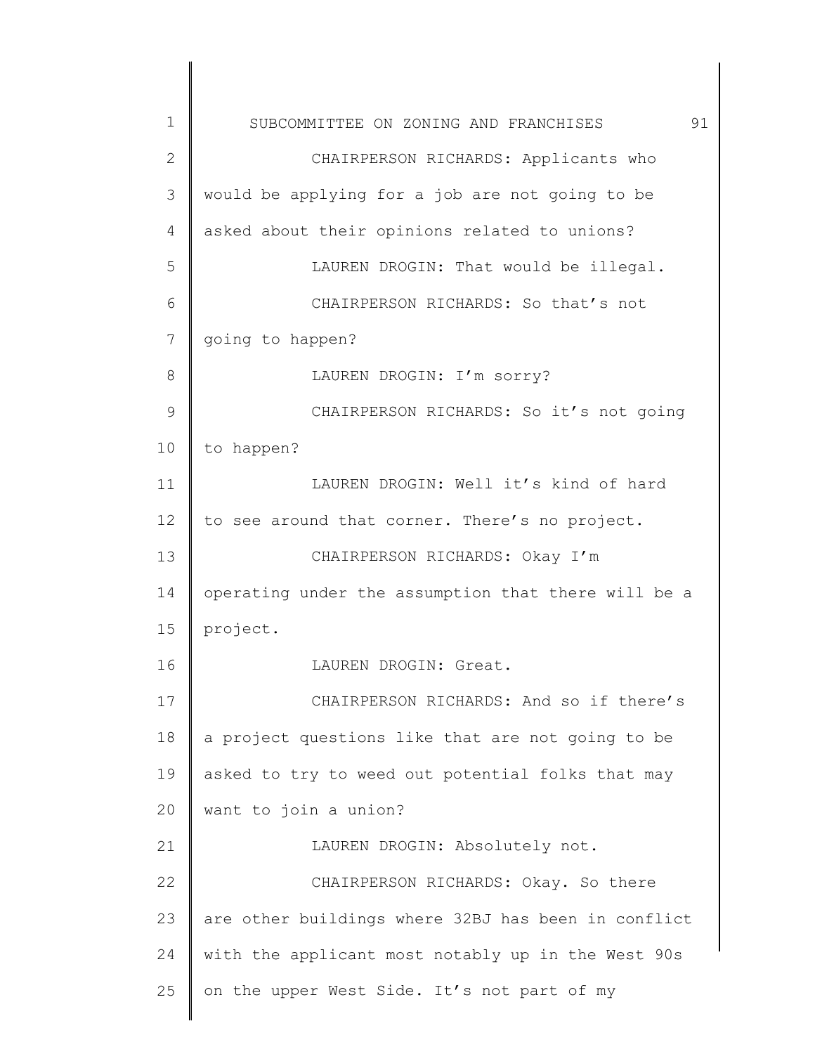CHAIRPERSON RICHARDS: Applicants who would be applying for a job are not going to be asked about their opinions related to unions?

LAUREN DROGIN: That would be illegal.

CHAIRPERSON RICHARDS: So that's not going to happen?

LAUREN DROGIN: I'm sorry?

CHAIRPERSON RICHARDS: So it's not going to happen?

LAUREN DROGIN: Well it's kind of hard to see around that corner. There's no project.

CHAIRPERSON RICHARDS: Okay I'm operating under the assumption that there will be a project.

LAUREN DROGIN: Great.

CHAIRPERSON RICHARDS: And so if there's a project questions like that are not going to be asked to try to weed out potential folks that may want to join a union?

LAUREN DROGIN: Absolutely not.

CHAIRPERSON RICHARDS: Okay. So there are other buildings where 32BJ has been in conflict with the applicant most notably up in the West 90s on the upper West Side. It's not part of my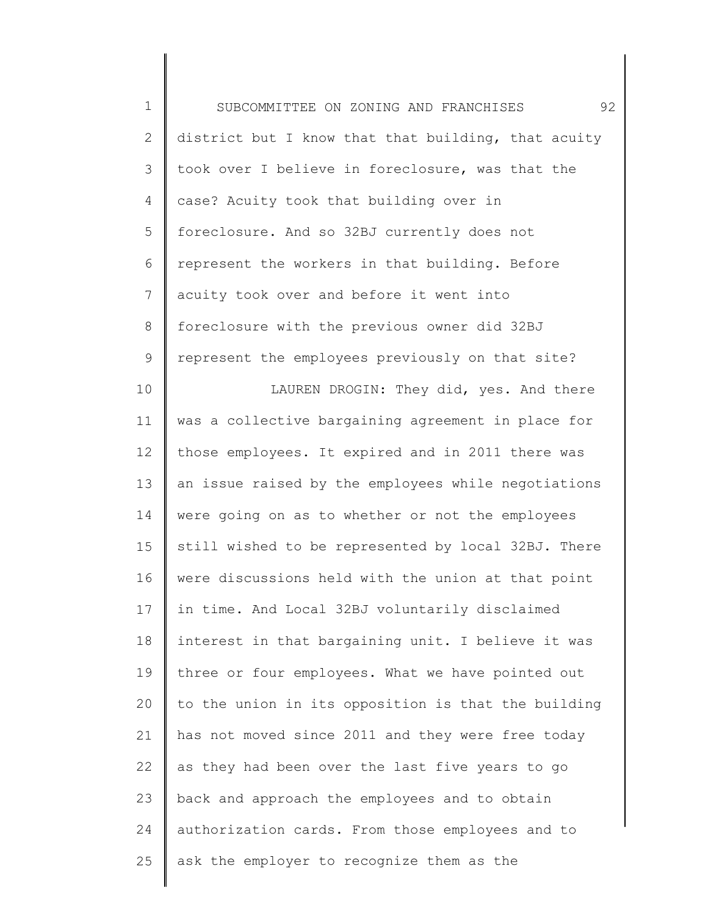district but I know that that building, that acuity took over I believe in foreclosure, was that the case? Acuity took that building over in foreclosure. And so 32BJ currently does not represent the workers in that building. Before acuity took over and before it went into foreclosure with the previous owner did 32BJ represent the employees previously on that site?

LAUREN DROGIN: They did, yes. And there was a collective bargaining agreement in place for those employees. It expired and in 2011 there was an issue raised by the employees while negotiations were going on as to whether or not the employees still wished to be represented by local 32BJ. There were discussions held with the union at that point in time. And Local 32BJ voluntarily disclaimed interest in that bargaining unit. I believe it was three or four employees. What we have pointed out to the union in its opposition is that the building has not moved since 2011 and they were free today as they had been over the last five years to go back and approach the employees and to obtain authorization cards. From those employees and to ask the employer to recognize them as the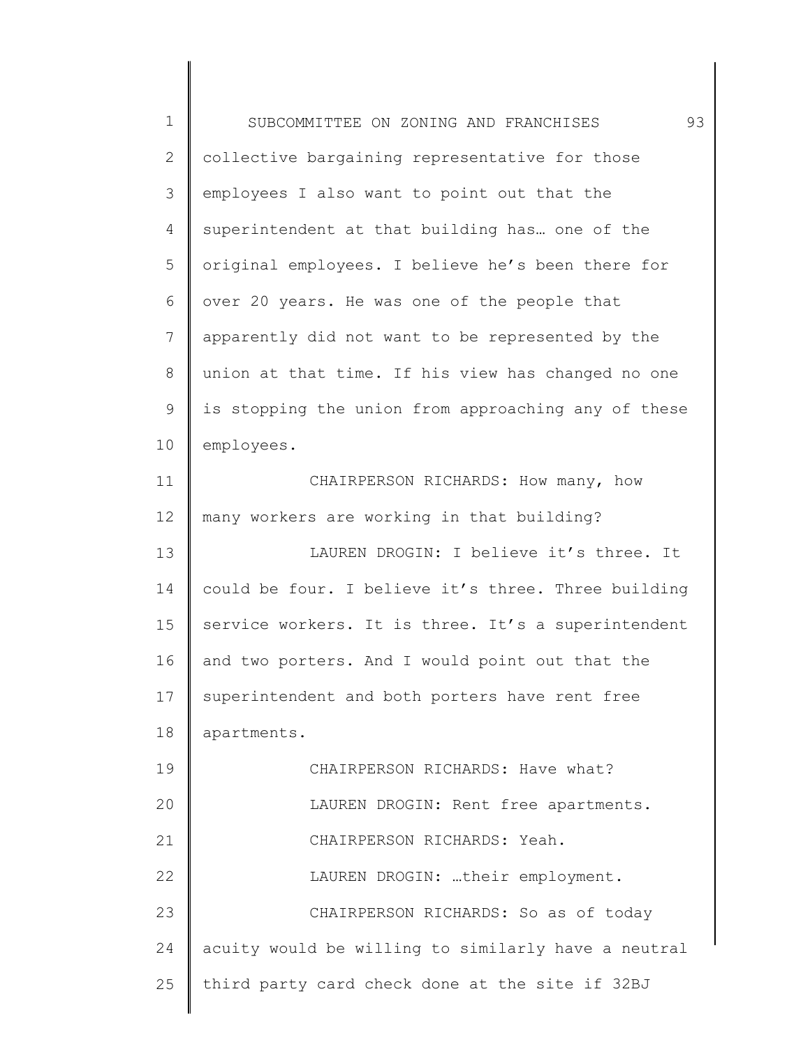collective bargaining representative for those employees I also want to point out that the superintendent at that building has… one of the original employees. I believe he's been there for over 20 years. He was one of the people that apparently did not want to be represented by the union at that time. If his view has changed no one is stopping the union from approaching any of these employees.

CHAIRPERSON RICHARDS: How many, how many workers are working in that building?

LAUREN DROGIN: I believe it's three. It could be four. I believe it's three. Three building service workers. It is three. It's a superintendent and two porters. And I would point out that the superintendent and both porters have rent free apartments.

CHAIRPERSON RICHARDS: Have what?

LAUREN DROGIN: Rent free apartments.

CHAIRPERSON RICHARDS: Yeah.

LAUREN DROGIN: …their employment.

CHAIRPERSON RICHARDS: So as of today acuity would be willing to similarly have a neutral third party card check done at the site if 32BJ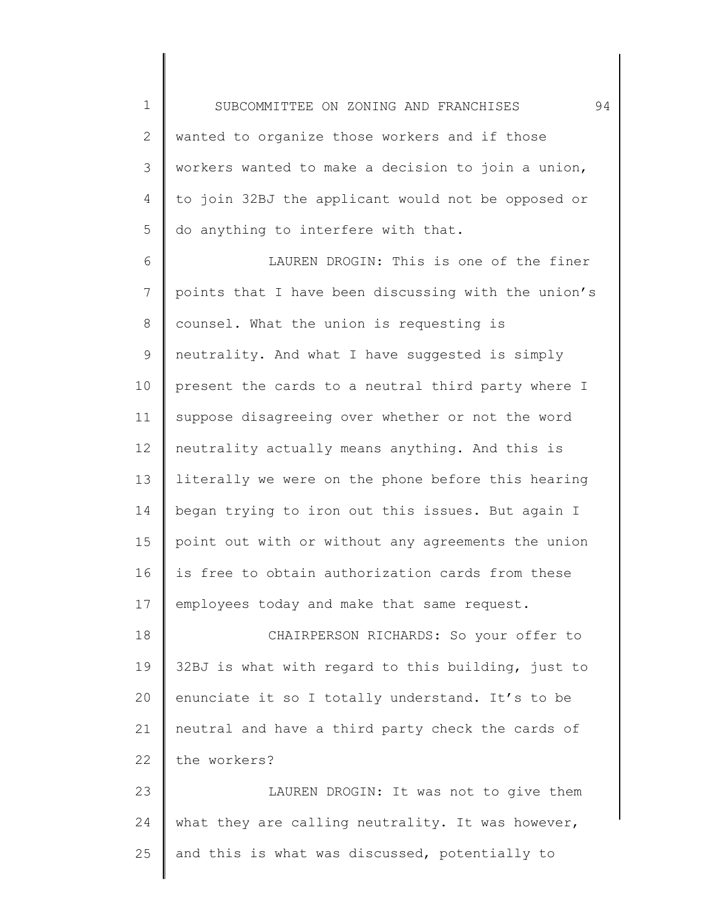wanted to organize those workers and if those workers wanted to make a decision to join a union, to join 32BJ the applicant would not be opposed or do anything to interfere with that.

LAUREN DROGIN: This is one of the finer points that I have been discussing with the union's counsel. What the union is requesting is neutrality. And what I have suggested is simply present the cards to a neutral third party where I suppose disagreeing over whether or not the word neutrality actually means anything. And this is literally we were on the phone before this hearing began trying to iron out this issues. But again I point out with or without any agreements the union is free to obtain authorization cards from these employees today and make that same request.

CHAIRPERSON RICHARDS: So your offer to 32BJ is what with regard to this building, just to enunciate it so I totally understand. It's to be neutral and have a third party check the cards of the workers?

LAUREN DROGIN: It was not to give them what they are calling neutrality. It was however, and this is what was discussed, potentially to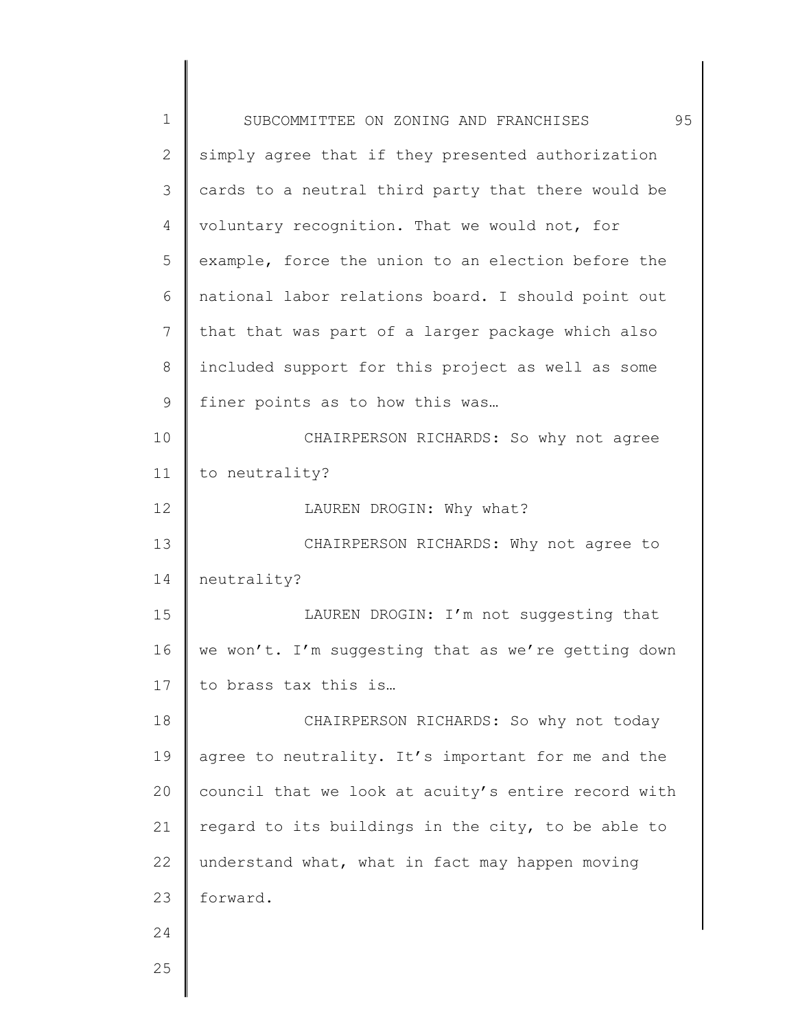simply agree that if they presented authorization cards to a neutral third party that there would be voluntary recognition. That we would not, for example, force the union to an election before the national labor relations board. I should point out that that was part of a larger package which also included support for this project as well as some finer points as to how this was…

CHAIRPERSON RICHARDS: So why not agree to neutrality?

LAUREN DROGIN: Why what?

CHAIRPERSON RICHARDS: Why not agree to neutrality?

LAUREN DROGIN: I'm not suggesting that we won't. I'm suggesting that as we're getting down to brass tax this is…

CHAIRPERSON RICHARDS: So why not today agree to neutrality. It's important for me and the council that we look at acuity's entire record with regard to its buildings in the city, to be able to understand what, what in fact may happen moving forward.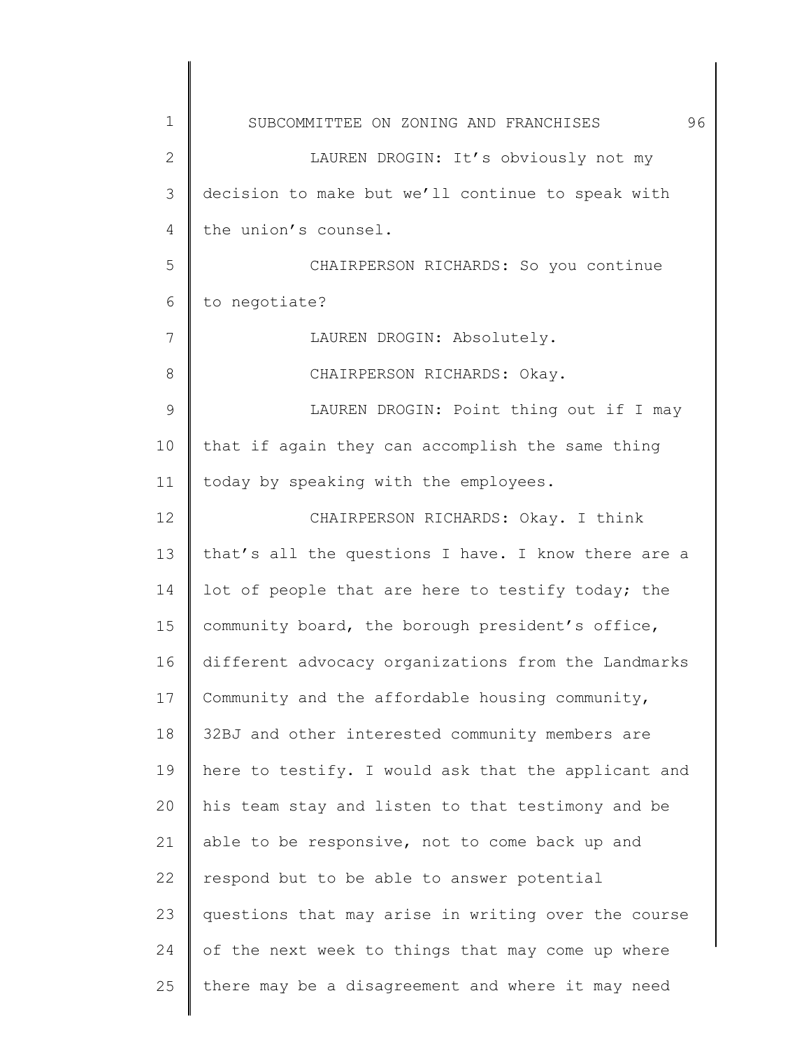LAUREN DROGIN: It's obviously not my decision to make but we'll continue to speak with the union's counsel.

CHAIRPERSON RICHARDS: So you continue to negotiate?

LAUREN DROGIN: Absolutely.

CHAIRPERSON RICHARDS: Okay.

LAUREN DROGIN: Point thing out if I may that if again they can accomplish the same thing today by speaking with the employees.

CHAIRPERSON RICHARDS: Okay. I think that's all the questions I have. I know there are a lot of people that are here to testify today; the community board, the borough president's office, different advocacy organizations from the Landmarks Community and the affordable housing community, 32BJ and other interested community members are here to testify. I would ask that the applicant and his team stay and listen to that testimony and be able to be responsive, not to come back up and respond but to be able to answer potential questions that may arise in writing over the course of the next week to things that may come up where there may be a disagreement and where it may need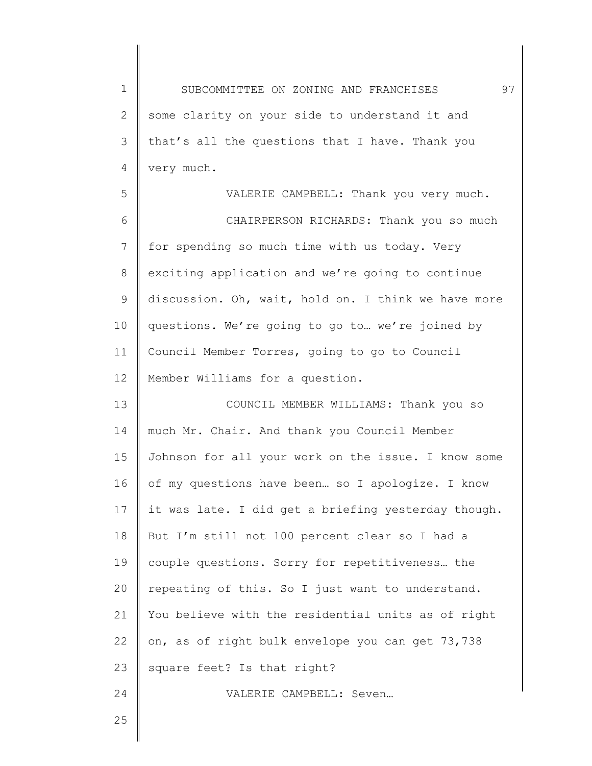some clarity on your side to understand it and that's all the questions that I have. Thank you very much.

VALERIE CAMPBELL: Thank you very much.

CHAIRPERSON RICHARDS: Thank you so much for spending so much time with us today. Very exciting application and we're going to continue discussion. Oh, wait, hold on. I think we have more questions. We're going to go to… we're joined by Council Member Torres, going to go to Council Member Williams for a question.

COUNCIL MEMBER WILLIAMS: Thank you so much Mr. Chair. And thank you Council Member Johnson for all your work on the issue. I know some of my questions have been… so I apologize. I know it was late. I did get a briefing yesterday though. But I'm still not 100 percent clear so I had a couple questions. Sorry for repetitiveness… the repeating of this. So I just want to understand. You believe with the residential units as of right on, as of right bulk envelope you can get 73,738 square feet? Is that right?

VALERIE CAMPBELL: Seven…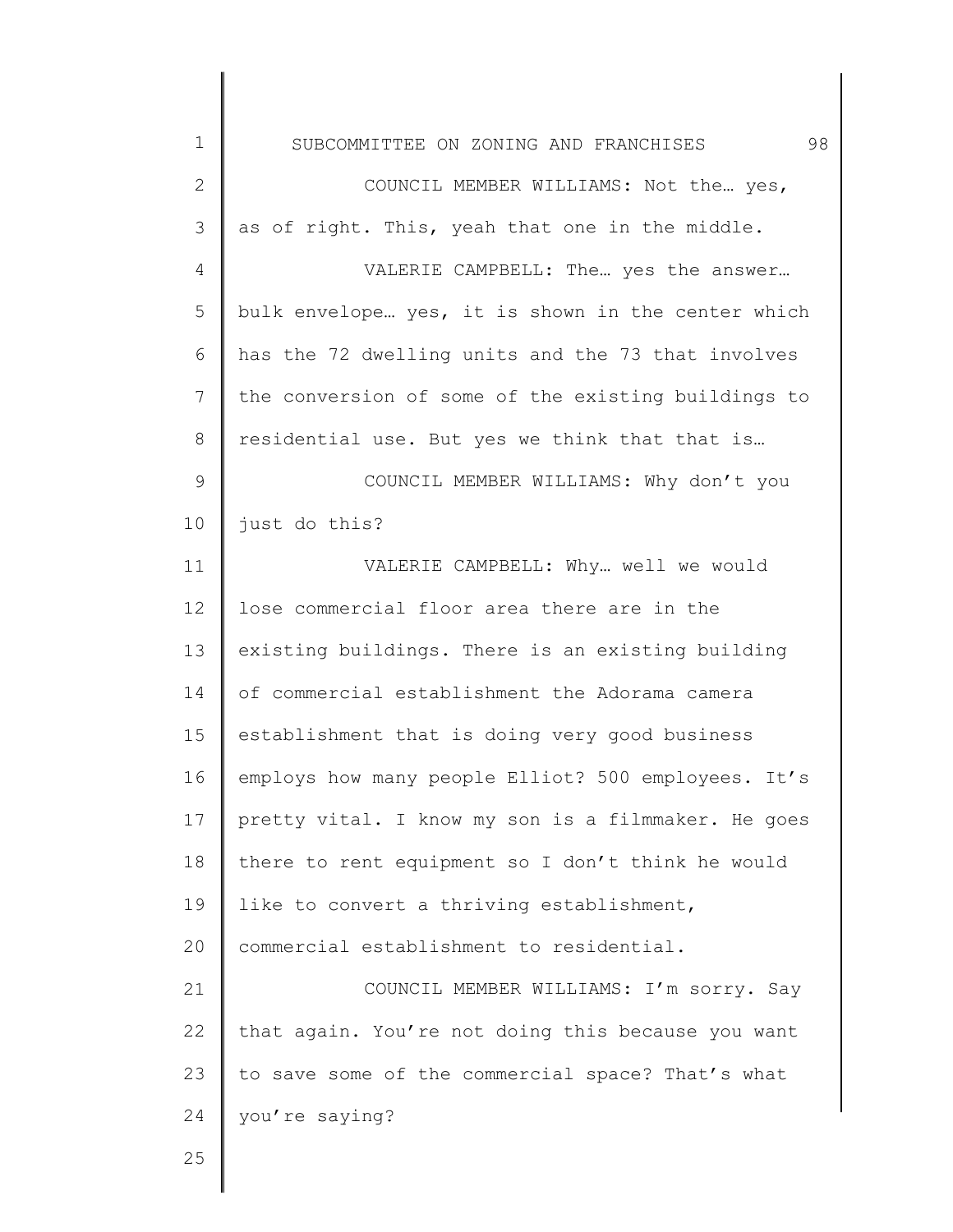COUNCIL MEMBER WILLIAMS: Not the… yes, as of right. This, yeah that one in the middle.

VALERIE CAMPBELL: The… yes the answer… bulk envelope… yes, it is shown in the center which has the 72 dwelling units and the 73 that involves the conversion of some of the existing buildings to residential use. But yes we think that that is…

COUNCIL MEMBER WILLIAMS: Why don't you just do this?

VALERIE CAMPBELL: Why… well we would lose commercial floor area there are in the existing buildings. There is an existing building of commercial establishment the Adorama camera establishment that is doing very good business employs how many people Elliot? 500 employees. It's pretty vital. I know my son is a filmmaker. He goes there to rent equipment so I don't think he would like to convert a thriving establishment, commercial establishment to residential.

COUNCIL MEMBER WILLIAMS: I'm sorry. Say that again. You're not doing this because you want to save some of the commercial space? That's what you're saying?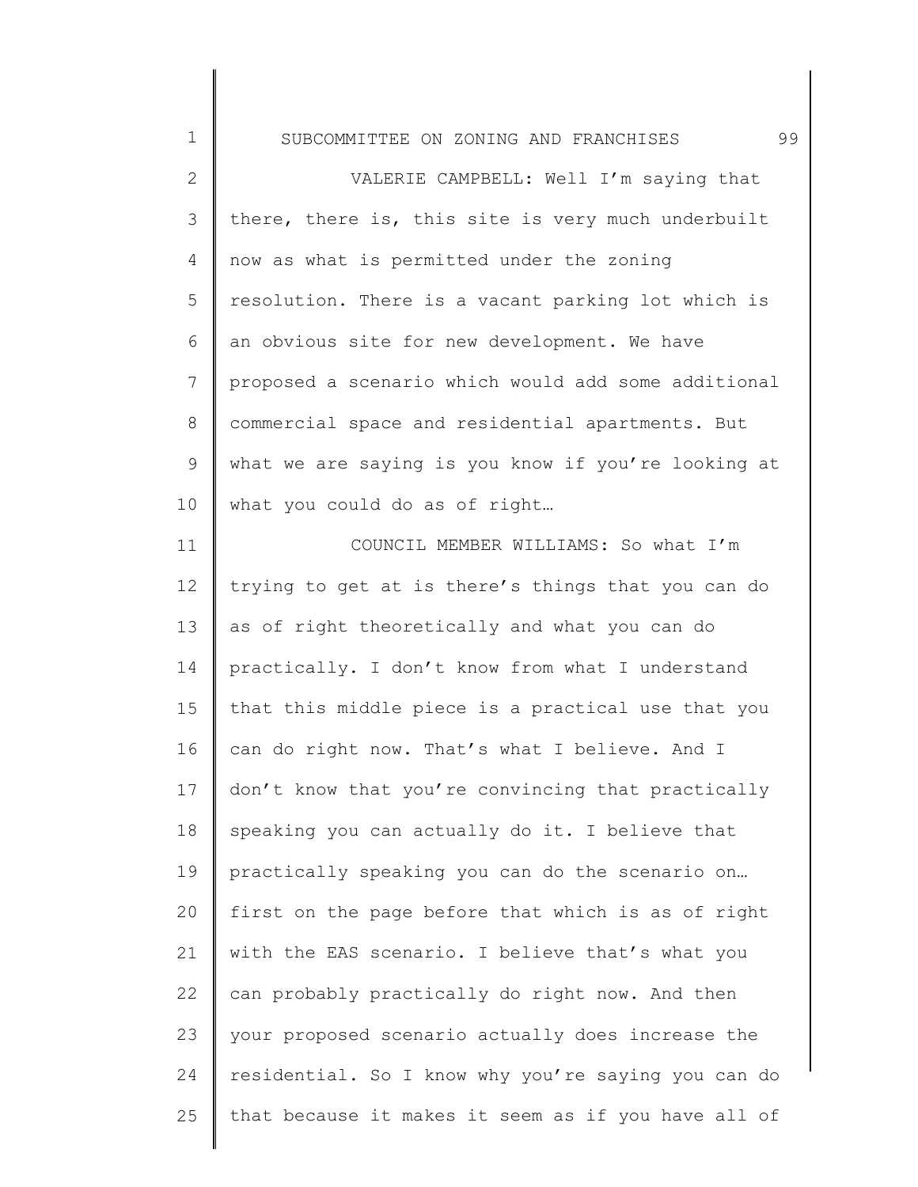VALERIE CAMPBELL: Well I'm saying that there, there is, this site is very much underbuilt now as what is permitted under the zoning resolution. There is a vacant parking lot which is an obvious site for new development. We have proposed a scenario which would add some additional commercial space and residential apartments. But what we are saying is you know if you're looking at what you could do as of right…

COUNCIL MEMBER WILLIAMS: So what I'm trying to get at is there's things that you can do as of right theoretically and what you can do practically. I don't know from what I understand that this middle piece is a practical use that you can do right now. That's what I believe. And I don't know that you're convincing that practically speaking you can actually do it. I believe that practically speaking you can do the scenario on… first on the page before that which is as of right with the EAS scenario. I believe that's what you can probably practically do right now. And then your proposed scenario actually does increase the residential. So I know why you're saying you can do that because it makes it seem as if you have all of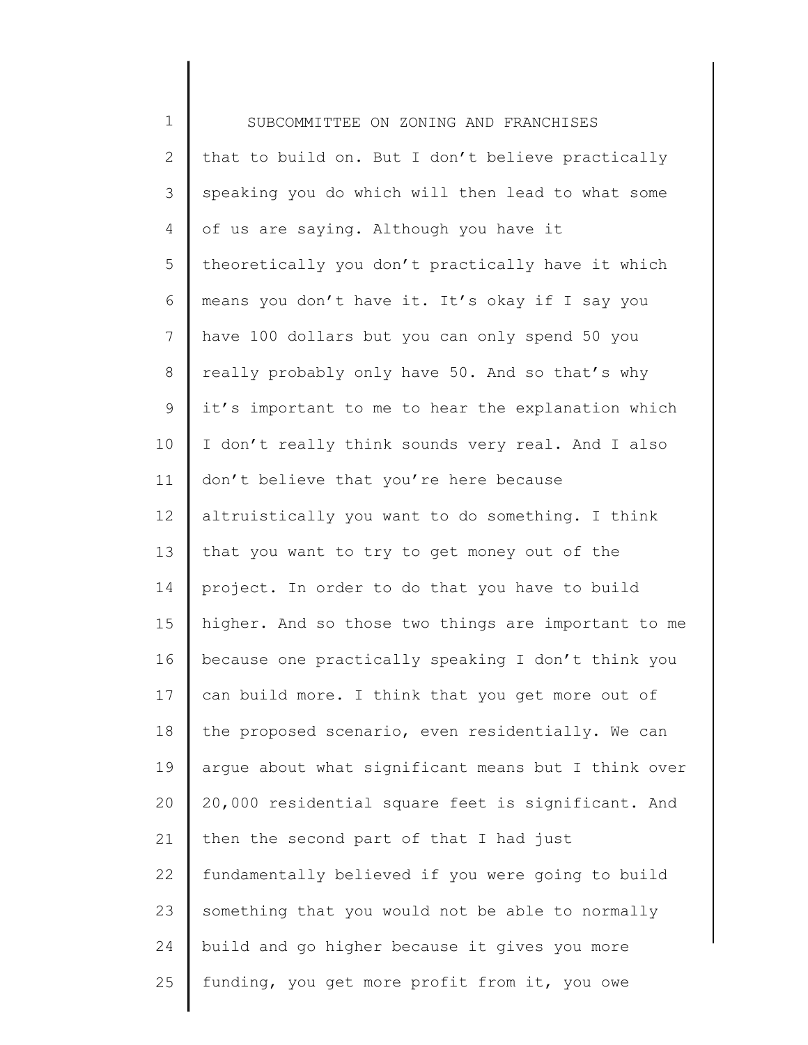that to build on. But I don't believe practically speaking you do which will then lead to what some of us are saying. Although you have it theoretically you don't practically have it which means you don't have it. It's okay if I say you have 100 dollars but you can only spend 50 you really probably only have 50. And so that's why it's important to me to hear the explanation which I don't really think sounds very real. And I also don't believe that you're here because altruistically you want to do something. I think that you want to try to get money out of the project. In order to do that you have to build higher. And so those two things are important to me because one practically speaking I don't think you can build more. I think that you get more out of the proposed scenario, even residentially. We can argue about what significant means but I think over 20,000 residential square feet is significant. And then the second part of that I had just fundamentally believed if you were going to build something that you would not be able to normally build and go higher because it gives you more funding, you get more profit from it, you owe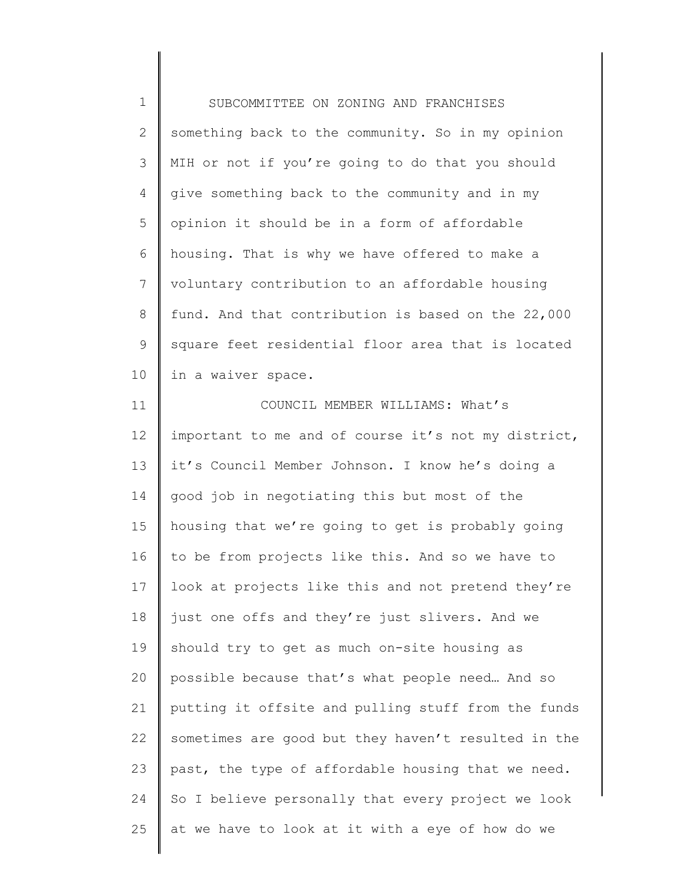something back to the community. So in my opinion MIH or not if you're going to do that you should give something back to the community and in my opinion it should be in a form of affordable housing. That is why we have offered to make a voluntary contribution to an affordable housing fund. And that contribution is based on the 22,000 square feet residential floor area that is located in a waiver space.

COUNCIL MEMBER WILLIAMS: What's important to me and of course it's not my district, it's Council Member Johnson. I know he's doing a good job in negotiating this but most of the housing that we're going to get is probably going to be from projects like this. And so we have to look at projects like this and not pretend they're just one offs and they're just slivers. And we should try to get as much on-site housing as possible because that's what people need… And so putting it offsite and pulling stuff from the funds sometimes are good but they haven't resulted in the past, the type of affordable housing that we need. So I believe personally that every project we look at we have to look at it with a eye of how do we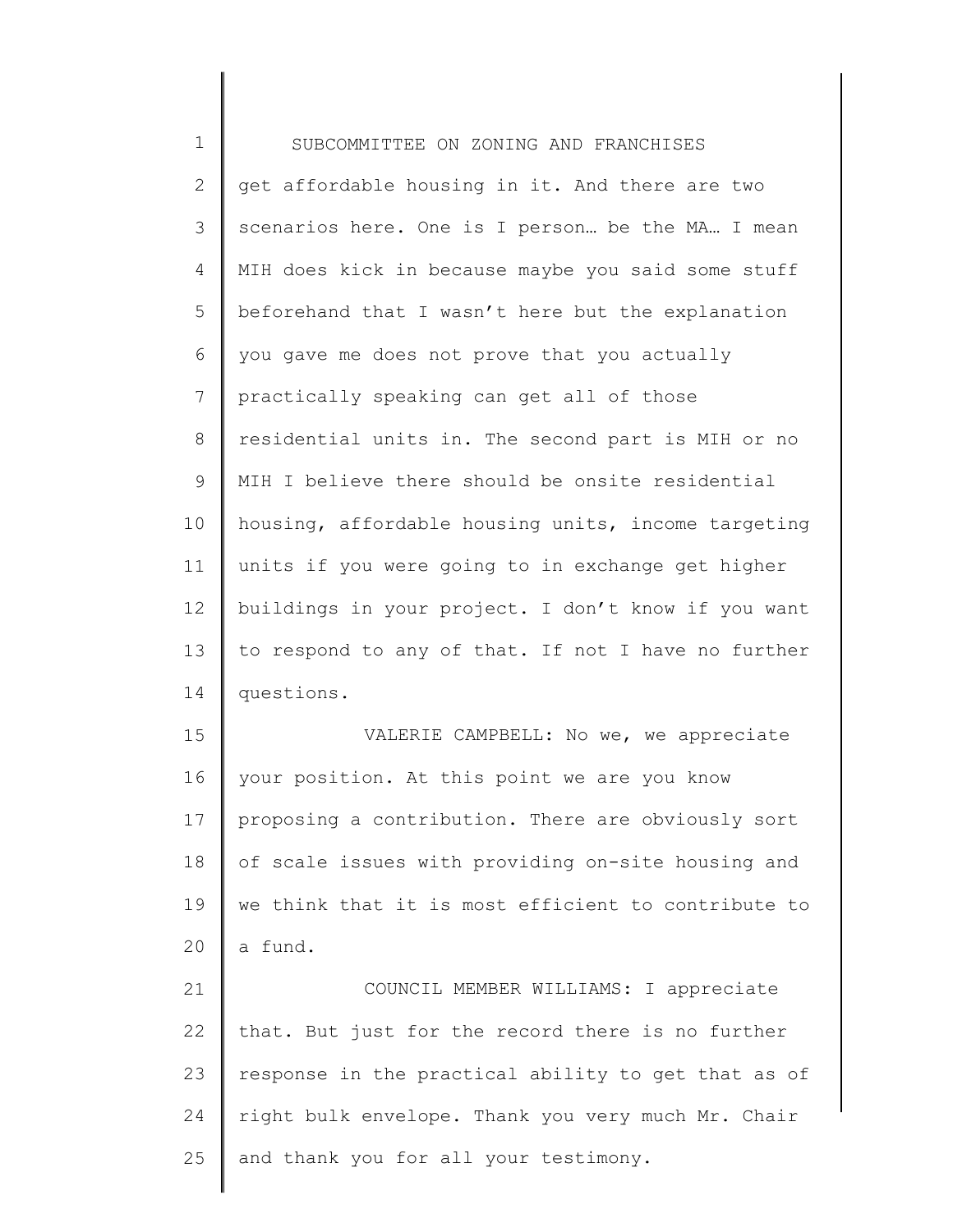get affordable housing in it. And there are two scenarios here. One is I person… be the MA… I mean MIH does kick in because maybe you said some stuff beforehand that I wasn't here but the explanation you gave me does not prove that you actually practically speaking can get all of those residential units in. The second part is MIH or no MIH I believe there should be onsite residential housing, affordable housing units, income targeting units if you were going to in exchange get higher buildings in your project. I don't know if you want to respond to any of that. If not I have no further questions.

VALERIE CAMPBELL: No we, we appreciate your position. At this point we are you know proposing a contribution. There are obviously sort of scale issues with providing on-site housing and we think that it is most efficient to contribute to a fund.

COUNCIL MEMBER WILLIAMS: I appreciate that. But just for the record there is no further response in the practical ability to get that as of right bulk envelope. Thank you very much Mr. Chair and thank you for all your testimony.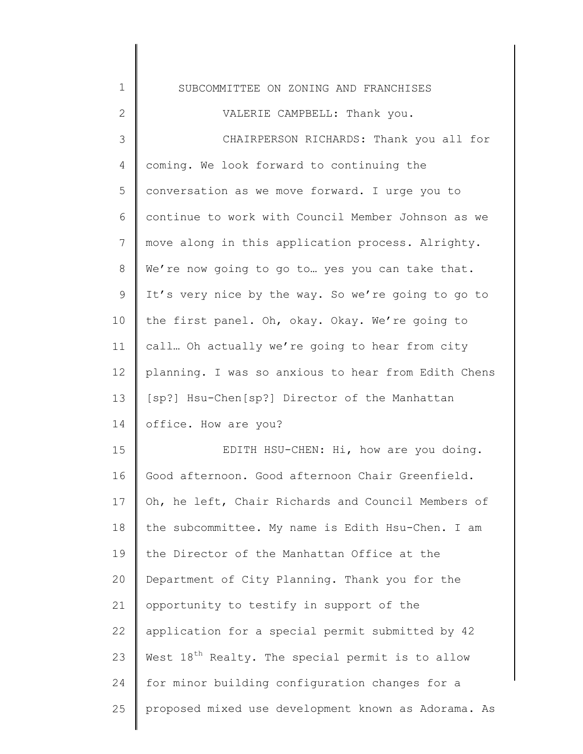VALERIE CAMPBELL: Thank you.

CHAIRPERSON RICHARDS: Thank you all for coming. We look forward to continuing the conversation as we move forward. I urge you to continue to work with Council Member Johnson as we move along in this application process. Alrighty. We're now going to go to… yes you can take that. It's very nice by the way. So we're going to go to the first panel. Oh, okay. Okay. We're going to call… Oh actually we're going to hear from city planning. I was so anxious to hear from Edith Chens [sp?] Hsu-Chen[sp?] Director of the Manhattan office. How are you?

EDITH HSU-CHEN: Hi, how are you doing. Good afternoon. Good afternoon Chair Greenfield. Oh, he left, Chair Richards and Council Members of the subcommittee. My name is Edith Hsu-Chen. I am the Director of the Manhattan Office at the Department of City Planning. Thank you for the opportunity to testify in support of the application for a special permit submitted by 42 West $18^{th}$ Realty. The special permit is to allow for minor building configuration changes for a proposed mixed use development known as Adorama. As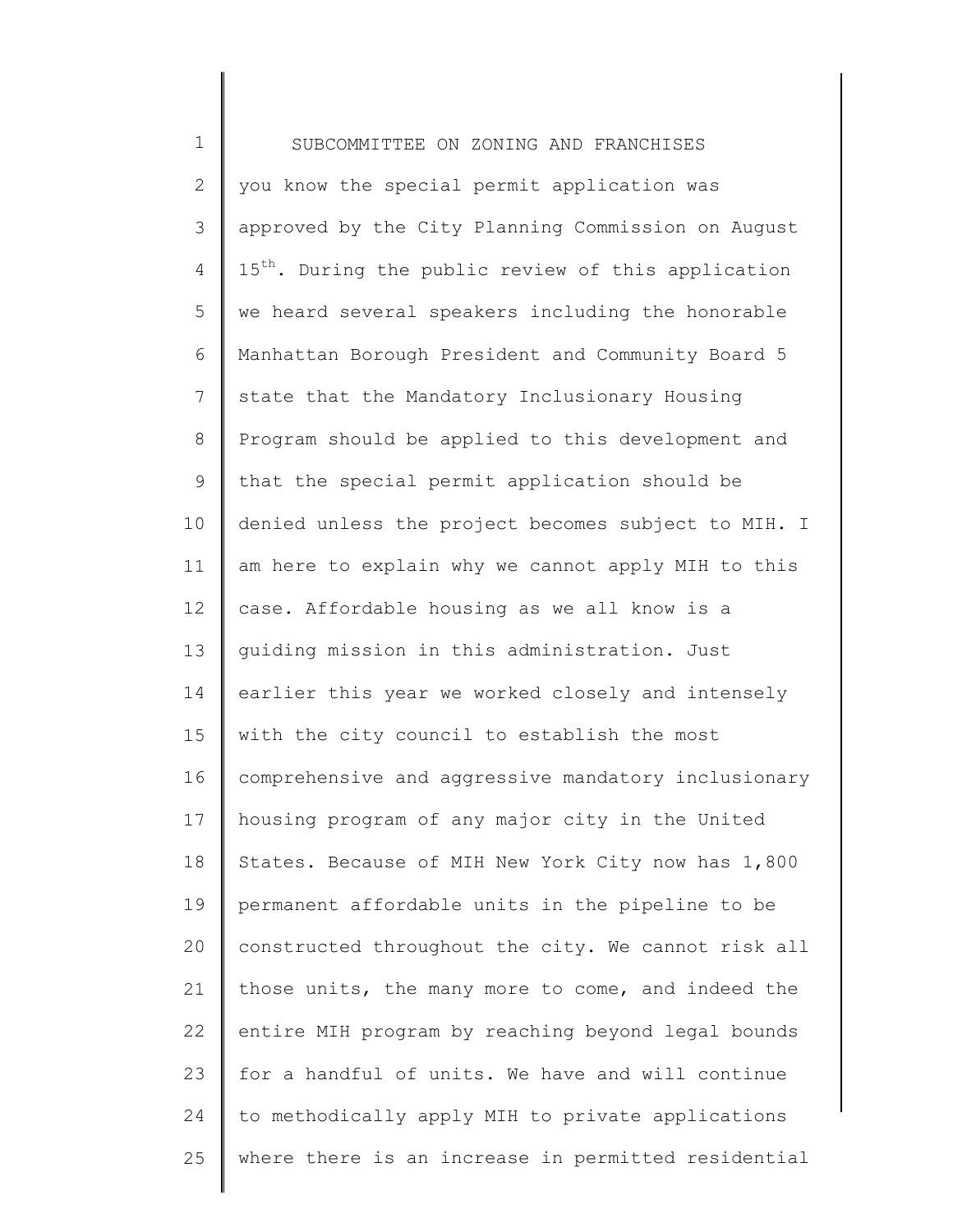SUBCOMMITTEE ON ZONING AND FRANCHISES

you know the special permit application was approved by the City Planning Commission on August 15th. During the public review of this application we heard several speakers including the honorable Manhattan Borough President and Community Board 5 state that the Mandatory Inclusionary Housing Program should be applied to this development and that the special permit application should be denied unless the project becomes subject to MIH. I am here to explain why we cannot apply MIH to this case. Affordable housing as we all know is a guiding mission in this administration. Just earlier this year we worked closely and intensely with the city council to establish the most comprehensive and aggressive mandatory inclusionary housing program of any major city in the United States. Because of MIH New York City now has 1,800 permanent affordable units in the pipeline to be constructed throughout the city. We cannot risk all those units, the many more to come, and indeed the entire MIH program by reaching beyond legal bounds for a handful of units. We have and will continue to methodically apply MIH to private applications where there is an increase in permitted residential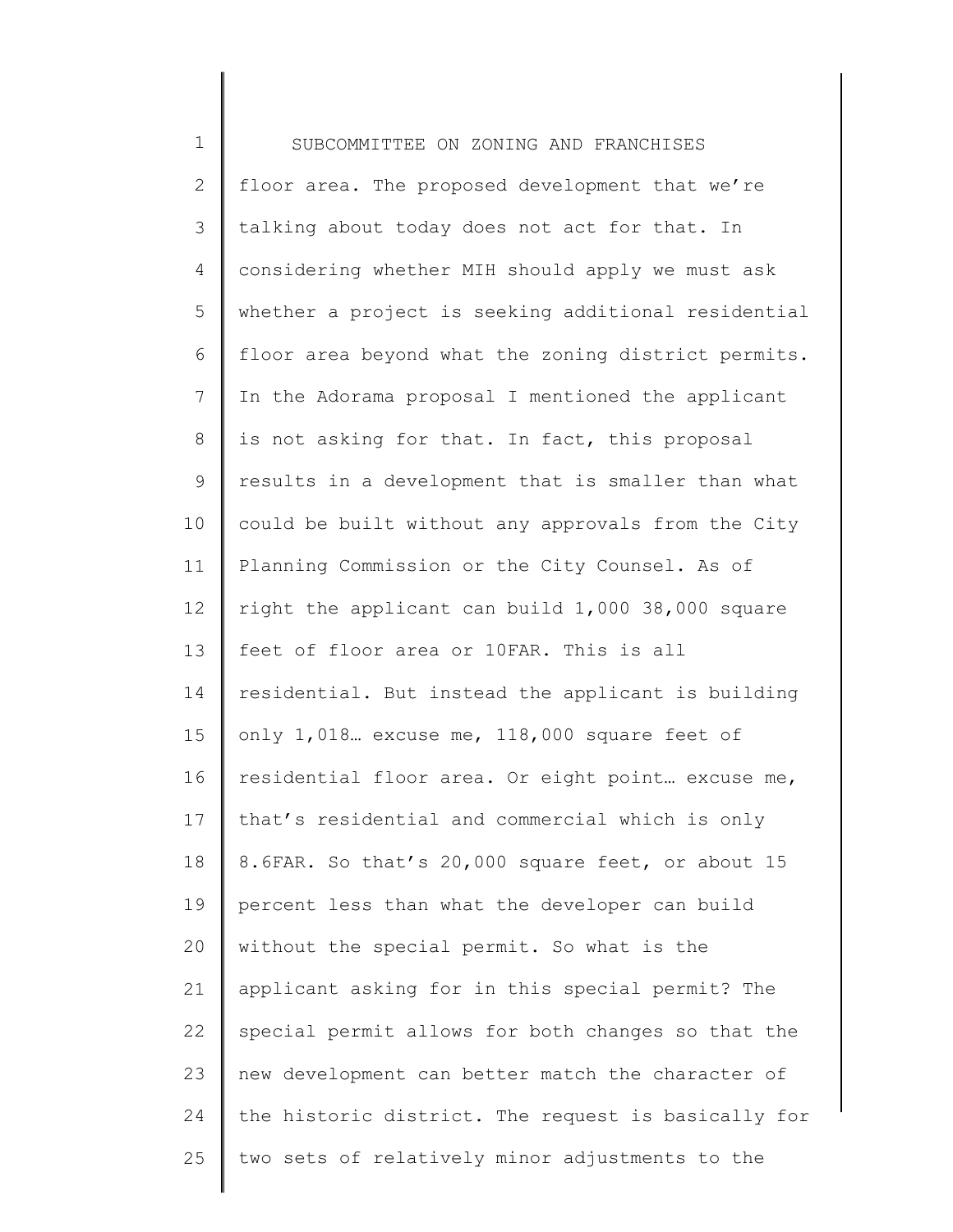floor area. The proposed development that we're talking about today does not act for that. In considering whether MIH should apply we must ask whether a project is seeking additional residential floor area beyond what the zoning district permits. In the Adorama proposal I mentioned the applicant is not asking for that. In fact, this proposal results in a development that is smaller than what could be built without any approvals from the City Planning Commission or the City Counsel. As of right the applicant can build 1,000 38,000 square feet of floor area or 10FAR. This is all residential. But instead the applicant is building only 1,018… excuse me, 118,000 square feet of residential floor area. Or eight point… excuse me, that's residential and commercial which is only 8.6FAR. So that's 20,000 square feet, or about 15 percent less than what the developer can build without the special permit. So what is the applicant asking for in this special permit? The special permit allows for both changes so that the new development can better match the character of the historic district. The request is basically for two sets of relatively minor adjustments to the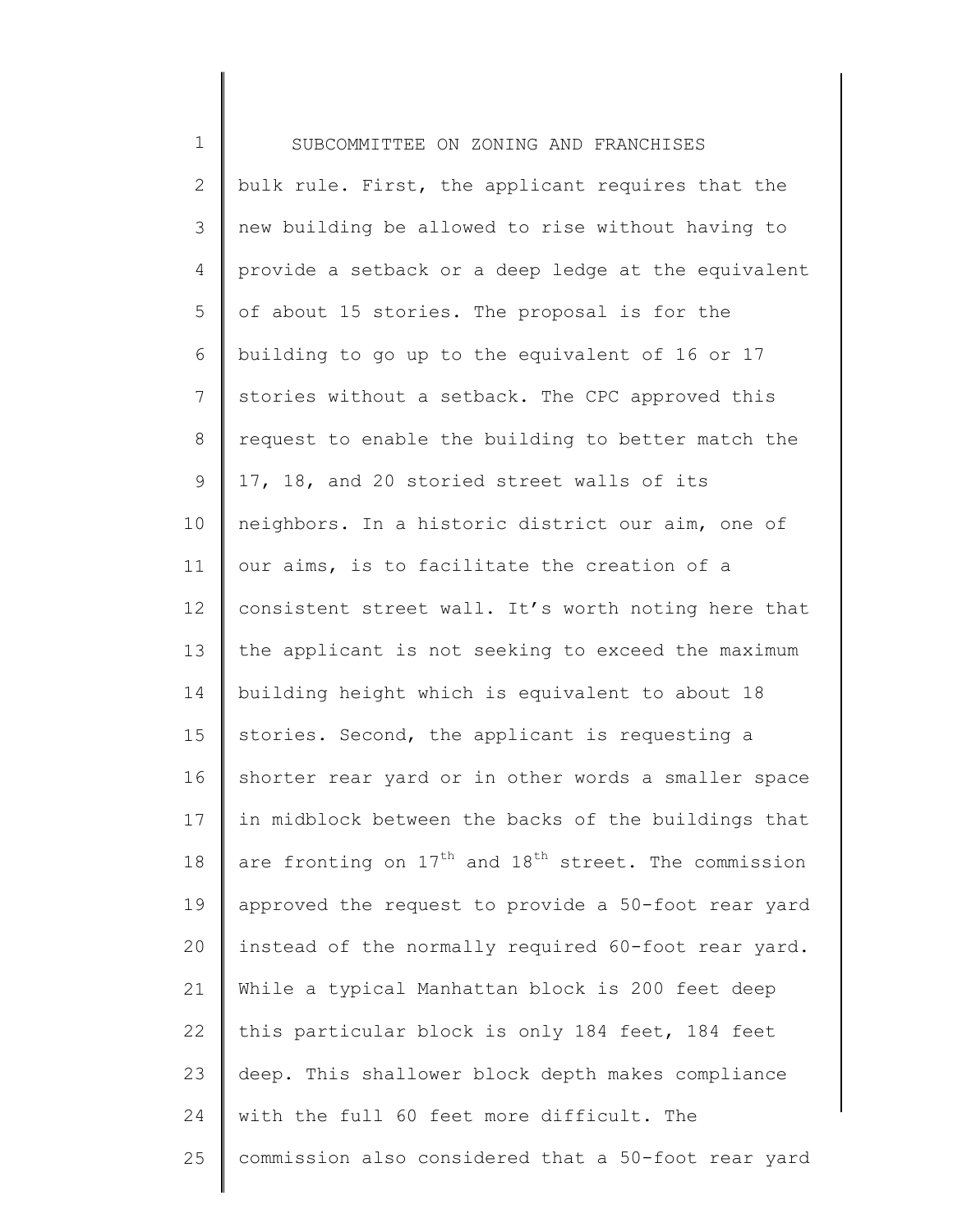bulk rule. First, the applicant requires that the new building be allowed to rise without having to provide a setback or a deep ledge at the equivalent of about 15 stories. The proposal is for the building to go up to the equivalent of 16 or 17 stories without a setback. The CPC approved this request to enable the building to better match the 17, 18, and 20 storied street walls of its neighbors. In a historic district our aim, one of our aims, is to facilitate the creation of a consistent street wall. It's worth noting here that the applicant is not seeking to exceed the maximum building height which is equivalent to about 18 stories. Second, the applicant is requesting a shorter rear yard or in other words a smaller space in midblock between the backs of the buildings that are fronting on 17th and 18th street. The commission approved the request to provide a 50-foot rear yard instead of the normally required 60-foot rear yard. While a typical Manhattan block is 200 feet deep this particular block is only 184 feet, 184 feet deep. This shallower block depth makes compliance with the full 60 feet more difficult. The commission also considered that a 50-foot rear yard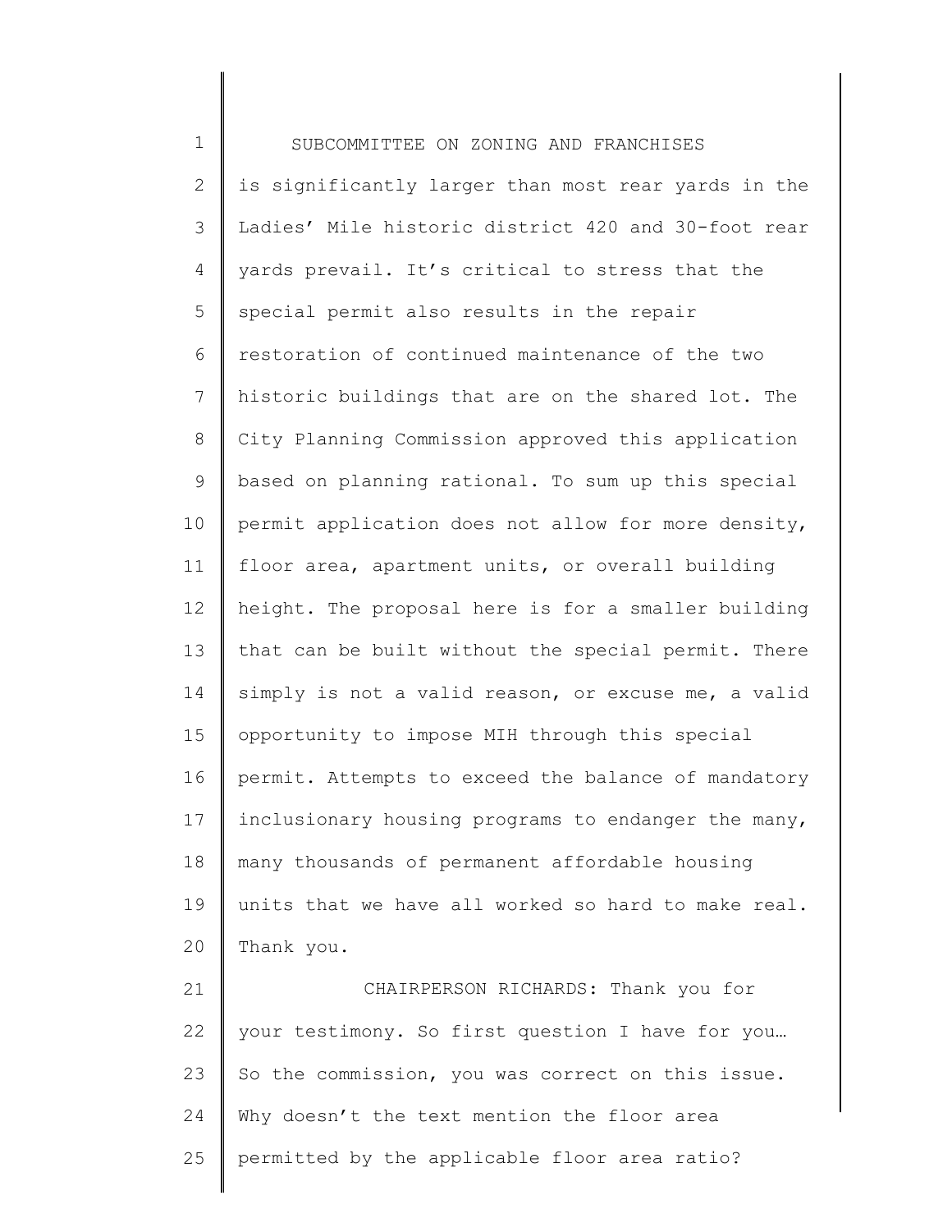is significantly larger than most rear yards in the Ladies' Mile historic district 420 and 30-foot rear yards prevail. It's critical to stress that the special permit also results in the repair restoration of continued maintenance of the two historic buildings that are on the shared lot. The City Planning Commission approved this application based on planning rational. To sum up this special permit application does not allow for more density, floor area, apartment units, or overall building height. The proposal here is for a smaller building that can be built without the special permit. There simply is not a valid reason, or excuse me, a valid opportunity to impose MIH through this special permit. Attempts to exceed the balance of mandatory inclusionary housing programs to endanger the many, many thousands of permanent affordable housing units that we have all worked so hard to make real. Thank you.

CHAIRPERSON RICHARDS: Thank you for your testimony. So first question I have for you… So the commission, you was correct on this issue. Why doesn't the text mention the floor area permitted by the applicable floor area ratio?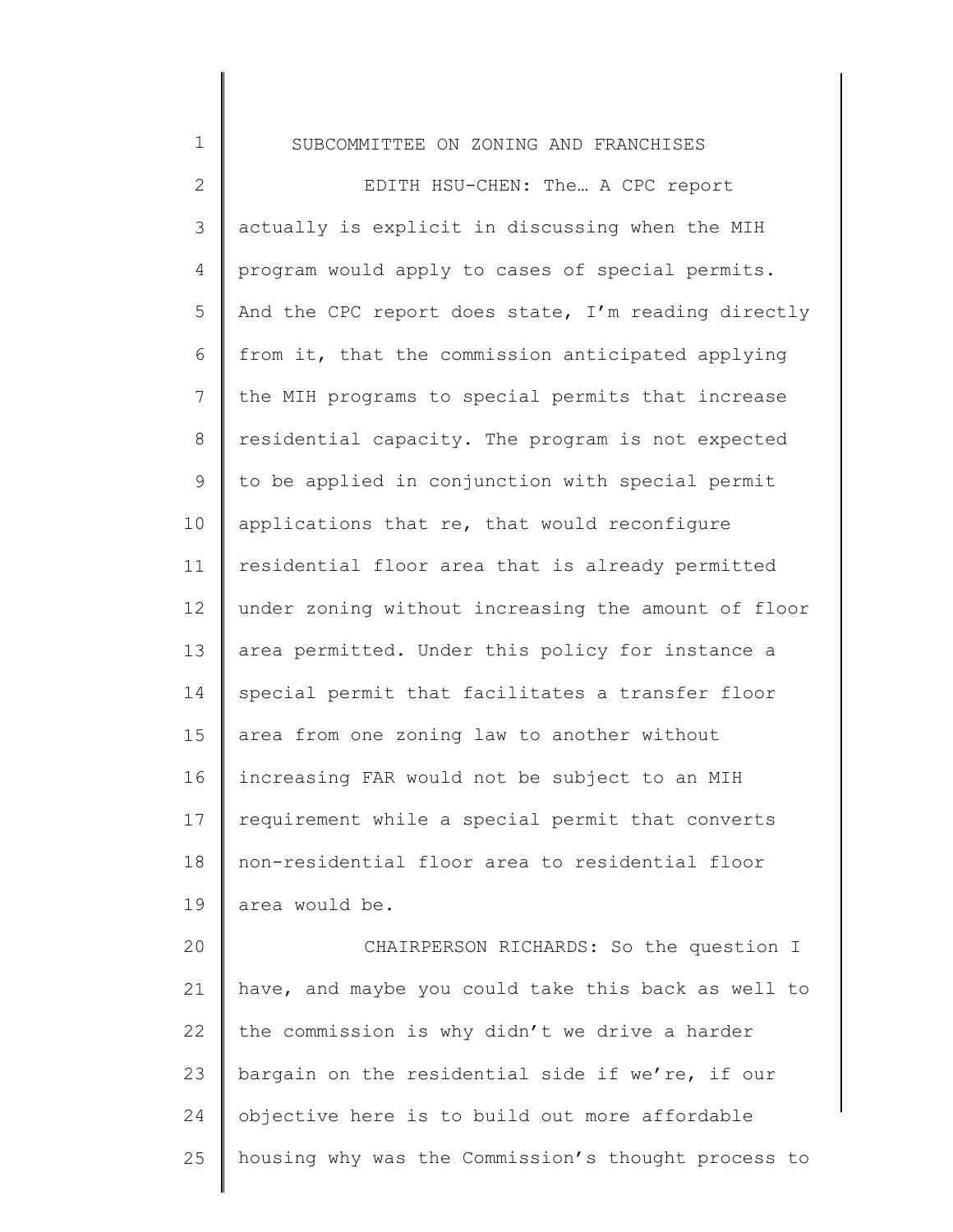EDITH HSU-CHEN: The… A CPC report actually is explicit in discussing when the MIH program would apply to cases of special permits. And the CPC report does state, I'm reading directly from it, that the commission anticipated applying the MIH programs to special permits that increase residential capacity. The program is not expected to be applied in conjunction with special permit applications that re, that would reconfigure residential floor area that is already permitted under zoning without increasing the amount of floor area permitted. Under this policy for instance a special permit that facilitates a transfer floor area from one zoning law to another without increasing FAR would not be subject to an MIH requirement while a special permit that converts non-residential floor area to residential floor area would be.

CHAIRPERSON RICHARDS: So the question I have, and maybe you could take this back as well to the commission is why didn't we drive a harder bargain on the residential side if we're, if our objective here is to build out more affordable housing why was the Commission's thought process to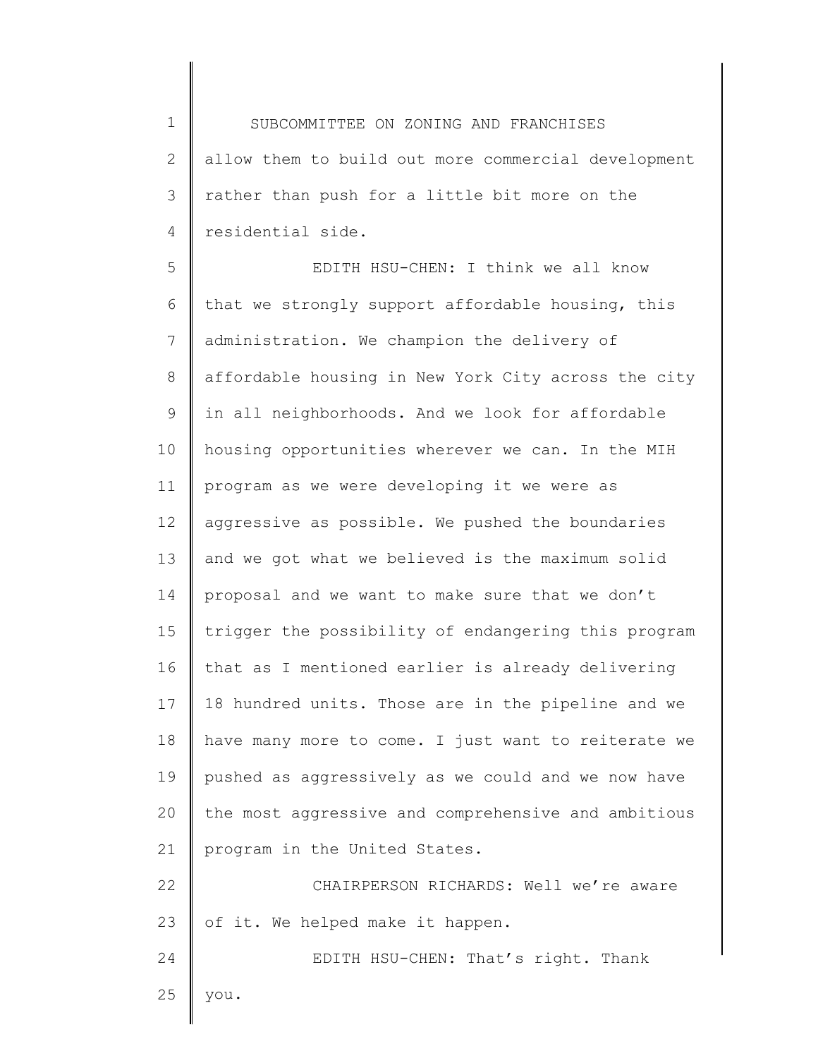allow them to build out more commercial development rather than push for a little bit more on the residential side.

EDITH HSU-CHEN: I think we all know that we strongly support affordable housing, this administration. We champion the delivery of affordable housing in New York City across the city in all neighborhoods. And we look for affordable housing opportunities wherever we can. In the MIH program as we were developing it we were as aggressive as possible. We pushed the boundaries and we got what we believed is the maximum solid proposal and we want to make sure that we don't trigger the possibility of endangering this program that as I mentioned earlier is already delivering 18 hundred units. Those are in the pipeline and we have many more to come. I just want to reiterate we pushed as aggressively as we could and we now have the most aggressive and comprehensive and ambitious program in the United States.

CHAIRPERSON RICHARDS: Well we're aware of it. We helped make it happen.

EDITH HSU-CHEN: That's right. Thank you.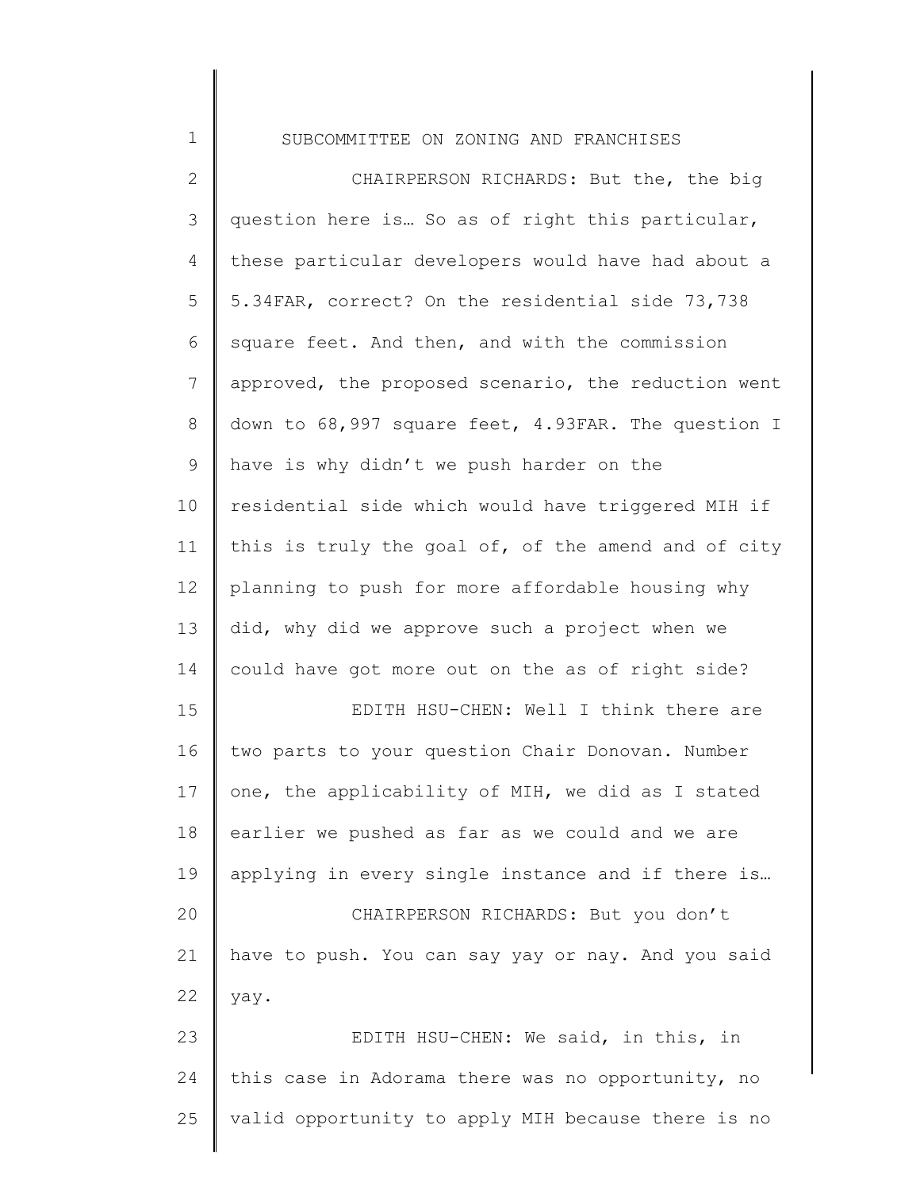SUBCOMMITTEE ON ZONING AND FRANCHISES

CHAIRPERSON RICHARDS: But the, the big question here is… So as of right this particular, these particular developers would have had about a 5.34FAR, correct? On the residential side 73,738 square feet. And then, and with the commission approved, the proposed scenario, the reduction went down to 68,997 square feet, 4.93FAR. The question I have is why didn't we push harder on the residential side which would have triggered MIH if this is truly the goal of, of the amend and of city planning to push for more affordable housing why did, why did we approve such a project when we could have got more out on the as of right side?

EDITH HSU-CHEN: Well I think there are two parts to your question Chair Donovan. Number one, the applicability of MIH, we did as I stated earlier we pushed as far as we could and we are applying in every single instance and if there is…

CHAIRPERSON RICHARDS: But you don't have to push. You can say yay or nay. And you said yay.

EDITH HSU-CHEN: We said, in this, in this case in Adorama there was no opportunity, no valid opportunity to apply MIH because there is no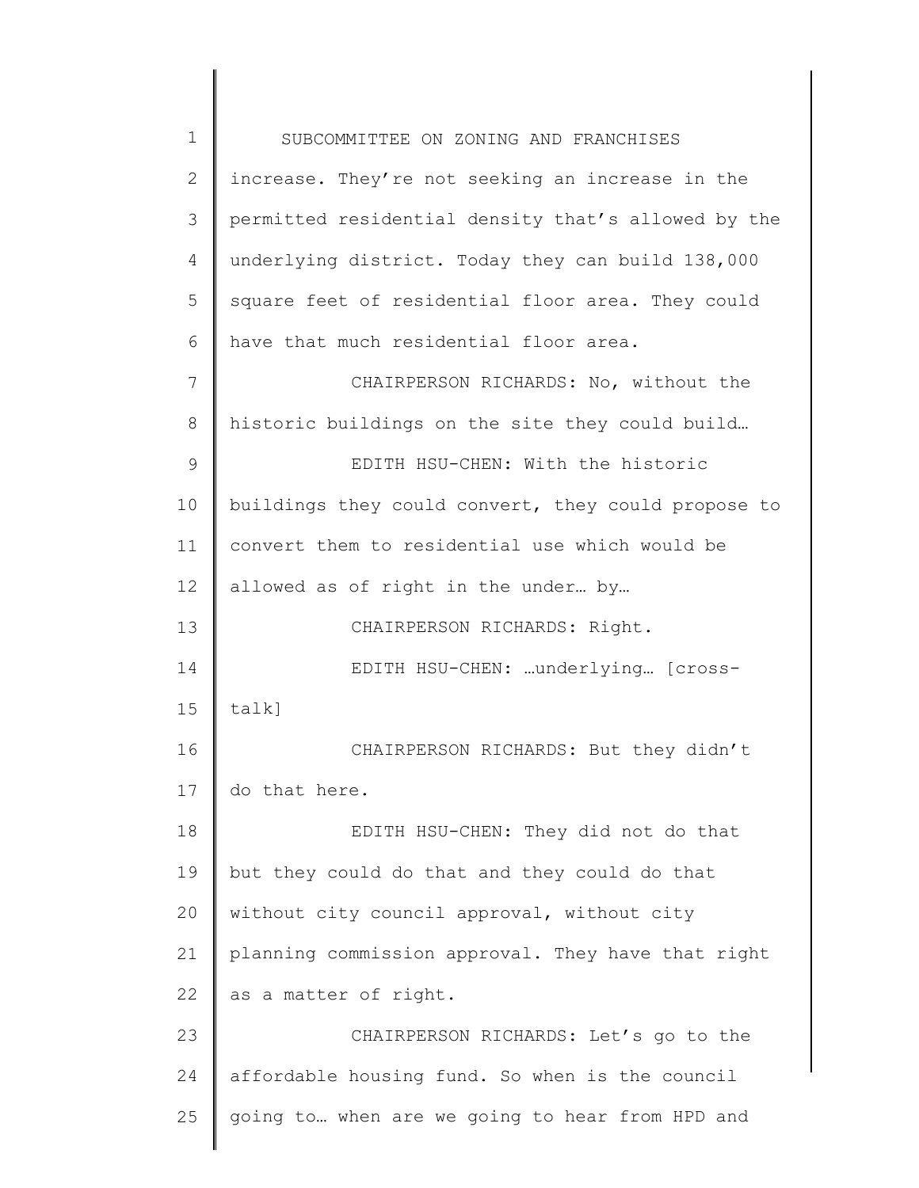increase. They're not seeking an increase in the permitted residential density that's allowed by the underlying district. Today they can build 138,000 square feet of residential floor area. They could have that much residential floor area.

CHAIRPERSON RICHARDS: No, without the historic buildings on the site they could build…

EDITH HSU-CHEN: With the historic buildings they could convert, they could propose to convert them to residential use which would be allowed as of right in the under… by…

CHAIRPERSON RICHARDS: Right.

EDITH HSU-CHEN: …underlying… [cross-talk]

CHAIRPERSON RICHARDS: But they didn't do that here.

EDITH HSU-CHEN: They did not do that but they could do that and they could do that without city council approval, without city planning commission approval. They have that right as a matter of right.

CHAIRPERSON RICHARDS: Let's go to the affordable housing fund. So when is the council going to… when are we going to hear from HPD and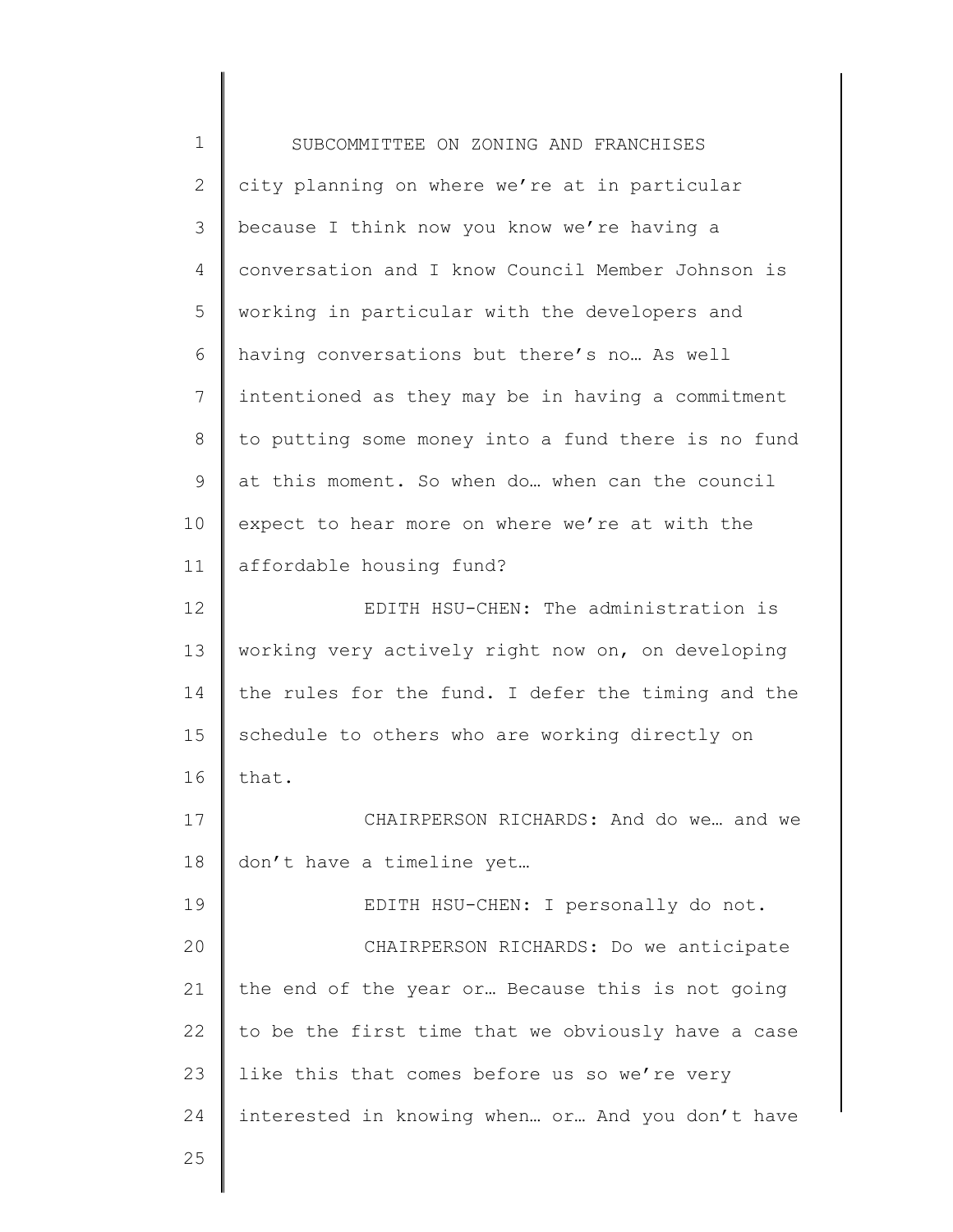city planning on where we're at in particular because I think now you know we're having a conversation and I know Council Member Johnson is working in particular with the developers and having conversations but there's no… As well intentioned as they may be in having a commitment to putting some money into a fund there is no fund at this moment. So when do… when can the council expect to hear more on where we're at with the affordable housing fund?

EDITH HSU-CHEN: The administration is working very actively right now on, on developing the rules for the fund. I defer the timing and the schedule to others who are working directly on that.

CHAIRPERSON RICHARDS: And do we… and we don't have a timeline yet…

EDITH HSU-CHEN: I personally do not.

CHAIRPERSON RICHARDS: Do we anticipate the end of the year or… Because this is not going to be the first time that we obviously have a case like this that comes before us so we're very interested in knowing when… or… And you don't have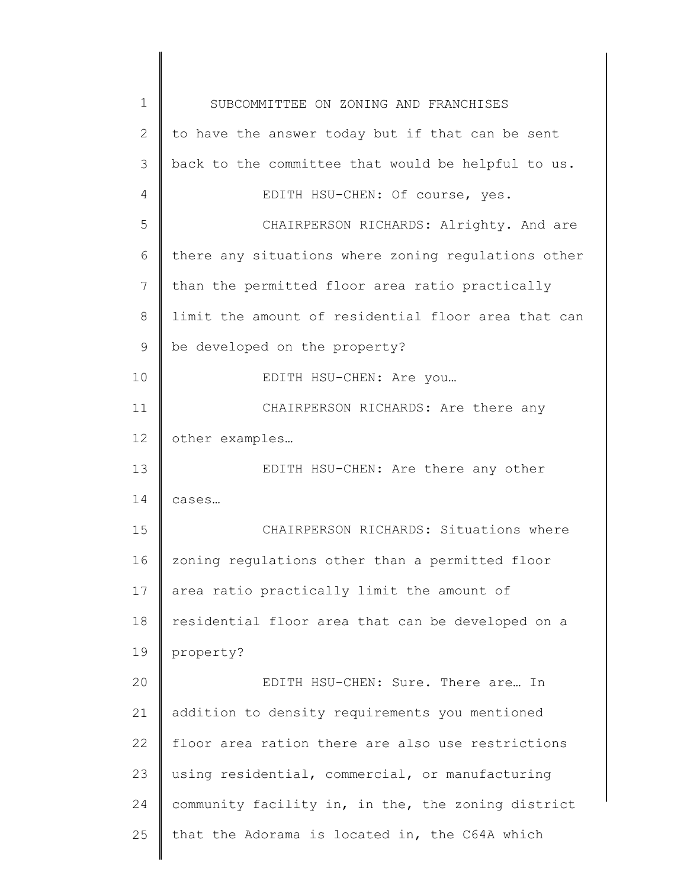to have the answer today but if that can be sent back to the committee that would be helpful to us.

EDITH HSU-CHEN: Of course, yes.

CHAIRPERSON RICHARDS: Alrighty. And are there any situations where zoning regulations other than the permitted floor area ratio practically limit the amount of residential floor area that can be developed on the property?

EDITH HSU-CHEN: Are you…

CHAIRPERSON RICHARDS: Are there any other examples…

EDITH HSU-CHEN: Are there any other cases…

CHAIRPERSON RICHARDS: Situations where zoning regulations other than a permitted floor area ratio practically limit the amount of residential floor area that can be developed on a property?

EDITH HSU-CHEN: Sure. There are… In addition to density requirements you mentioned floor area ration there are also use restrictions using residential, commercial, or manufacturing community facility in, in the, the zoning district that the Adorama is located in, the C64A which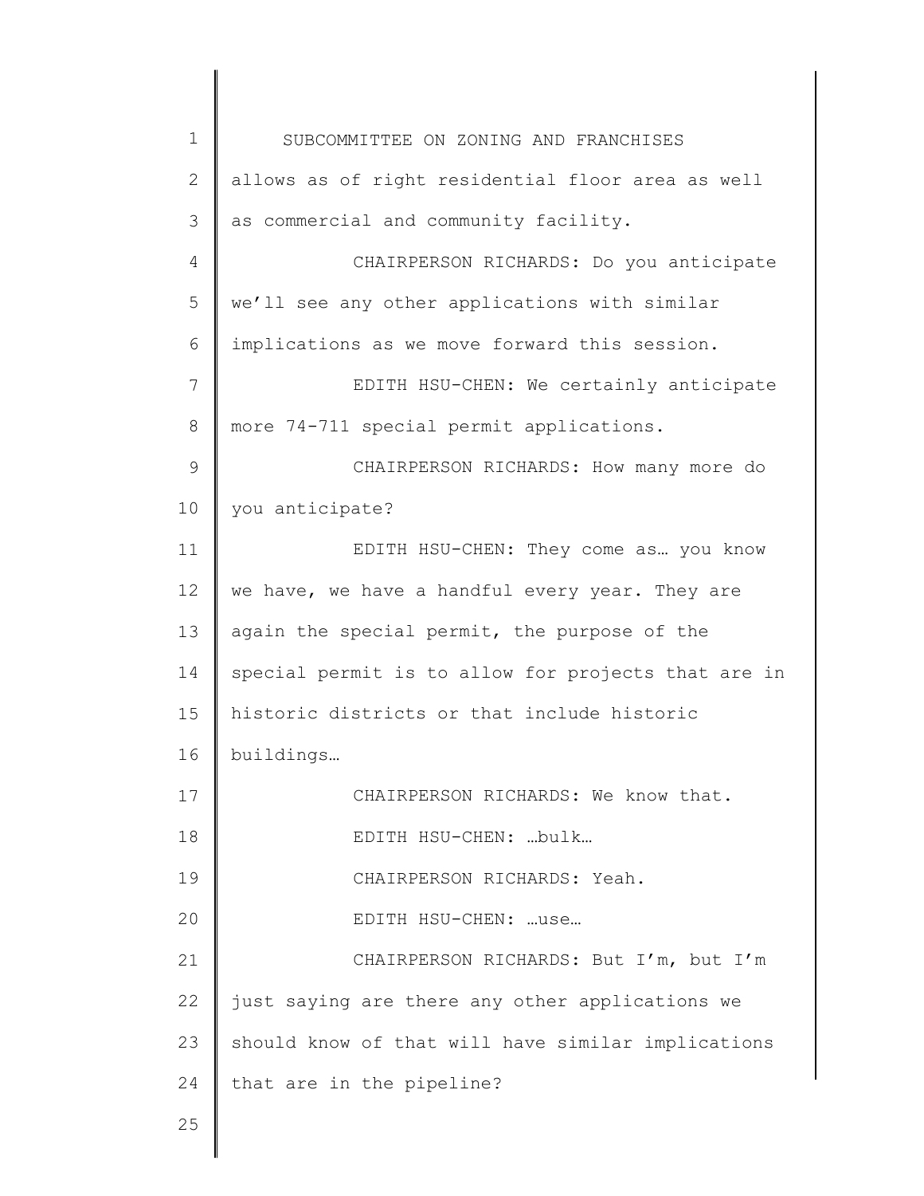allows as of right residential floor area as well as commercial and community facility.

CHAIRPERSON RICHARDS: Do you anticipate we'll see any other applications with similar implications as we move forward this session.

EDITH HSU-CHEN: We certainly anticipate more 74-711 special permit applications.

CHAIRPERSON RICHARDS: How many more do you anticipate?

EDITH HSU-CHEN: They come as… you know we have, we have a handful every year. They are again the special permit, the purpose of the special permit is to allow for projects that are in historic districts or that include historic buildings…

CHAIRPERSON RICHARDS: We know that.

EDITH HSU-CHEN: …bulk…

CHAIRPERSON RICHARDS: Yeah.

EDITH HSU-CHEN: …use…

CHAIRPERSON RICHARDS: But I'm, but I'm just saying are there any other applications we should know of that will have similar implications that are in the pipeline?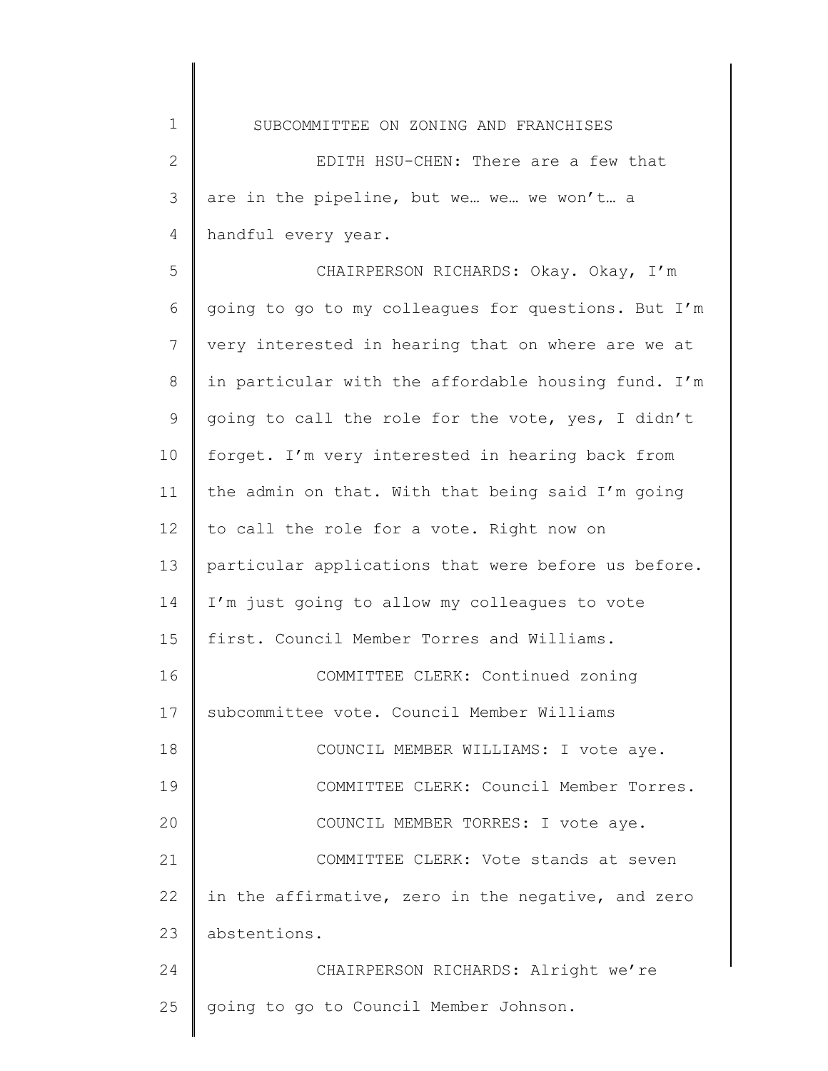EDITH HSU-CHEN: There are a few that are in the pipeline, but we… we… we won't… a handful every year.

CHAIRPERSON RICHARDS: Okay. Okay, I'm going to go to my colleagues for questions. But I'm very interested in hearing that on where are we at in particular with the affordable housing fund. I'm going to call the role for the vote, yes, I didn't forget. I'm very interested in hearing back from the admin on that. With that being said I'm going to call the role for a vote. Right now on particular applications that were before us before. I'm just going to allow my colleagues to vote first. Council Member Torres and Williams.

COMMITTEE CLERK: Continued zoning subcommittee vote. Council Member Williams

COUNCIL MEMBER WILLIAMS: I vote aye.

COMMITTEE CLERK: Council Member Torres.

COUNCIL MEMBER TORRES: I vote aye.

COMMITTEE CLERK: Vote stands at seven in the affirmative, zero in the negative, and zero abstentions.

CHAIRPERSON RICHARDS: Alright we're going to go to Council Member Johnson.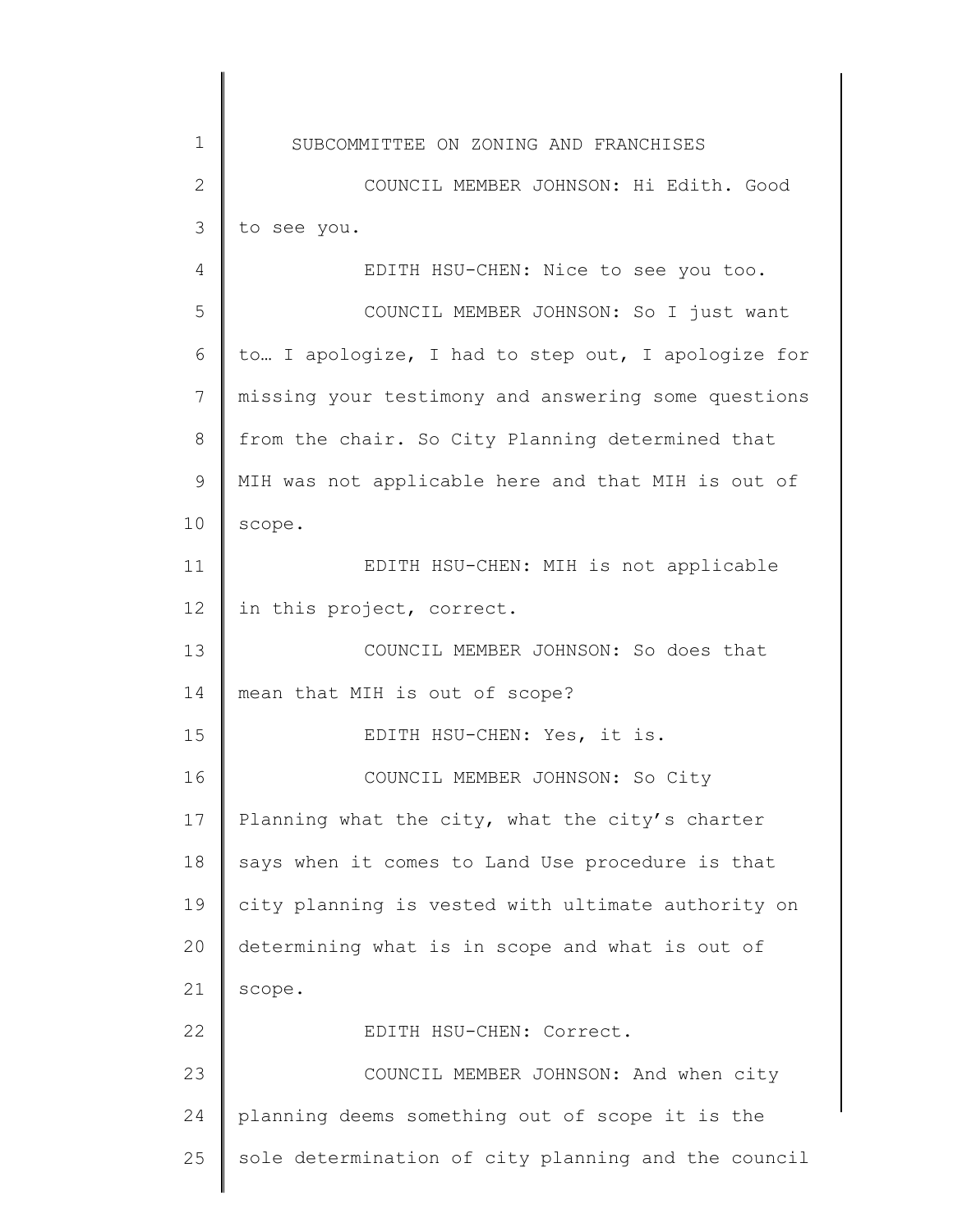COUNCIL MEMBER JOHNSON: Hi Edith. Good to see you.

EDITH HSU-CHEN: Nice to see you too.

COUNCIL MEMBER JOHNSON: So I just want to… I apologize, I had to step out, I apologize for missing your testimony and answering some questions from the chair. So City Planning determined that MIH was not applicable here and that MIH is out of scope.

EDITH HSU-CHEN: MIH is not applicable in this project, correct.

COUNCIL MEMBER JOHNSON: So does that mean that MIH is out of scope?

EDITH HSU-CHEN: Yes, it is.

COUNCIL MEMBER JOHNSON: So City Planning what the city, what the city's charter says when it comes to Land Use procedure is that city planning is vested with ultimate authority on determining what is in scope and what is out of scope.

EDITH HSU-CHEN: Correct.

COUNCIL MEMBER JOHNSON: And when city planning deems something out of scope it is the sole determination of city planning and the council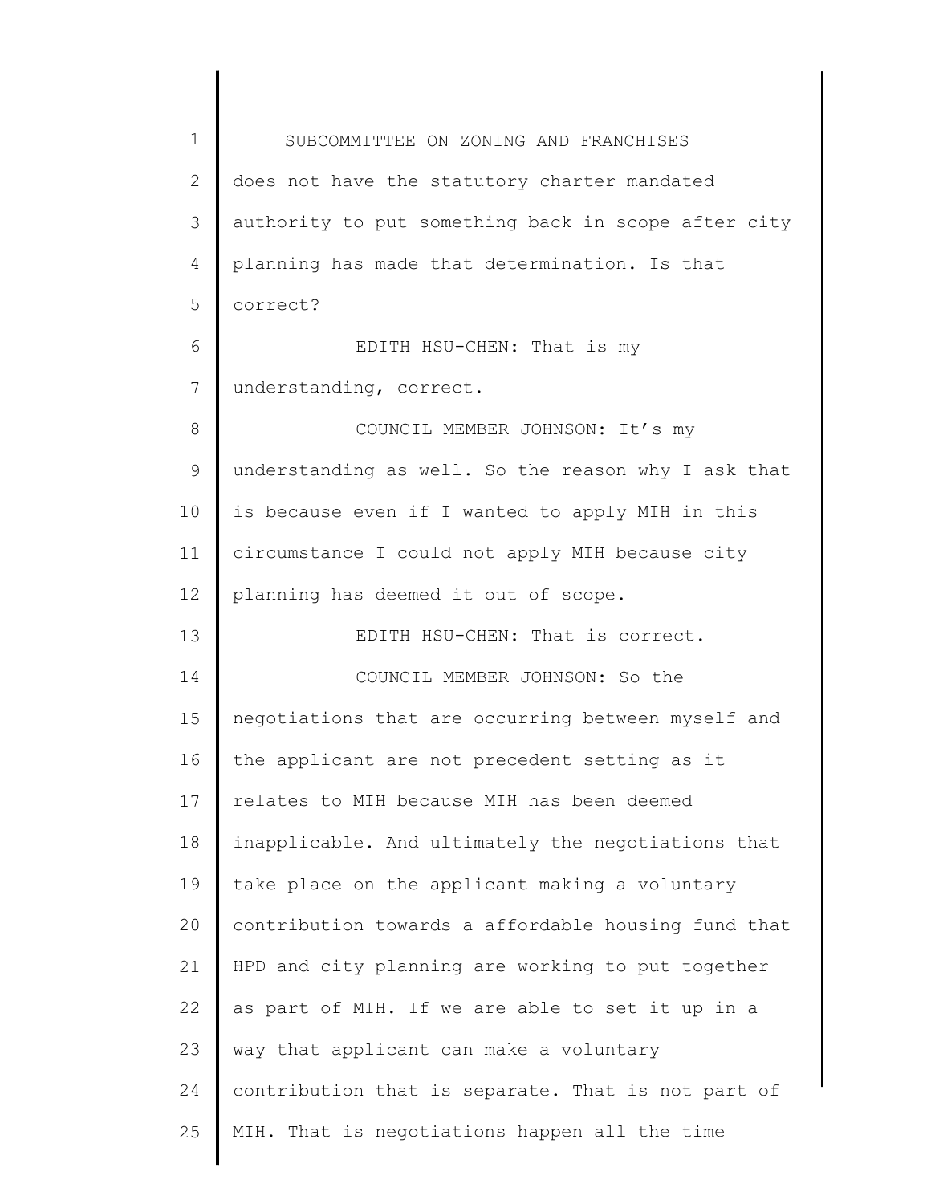does not have the statutory charter mandated authority to put something back in scope after city planning has made that determination. Is that correct?

EDITH HSU-CHEN: That is my understanding, correct.

COUNCIL MEMBER JOHNSON: It's my understanding as well. So the reason why I ask that is because even if I wanted to apply MIH in this circumstance I could not apply MIH because city planning has deemed it out of scope.

EDITH HSU-CHEN: That is correct.

COUNCIL MEMBER JOHNSON: So the negotiations that are occurring between myself and the applicant are not precedent setting as it relates to MIH because MIH has been deemed inapplicable. And ultimately the negotiations that take place on the applicant making a voluntary contribution towards a affordable housing fund that HPD and city planning are working to put together as part of MIH. If we are able to set it up in a way that applicant can make a voluntary contribution that is separate. That is not part of MIH. That is negotiations happen all the time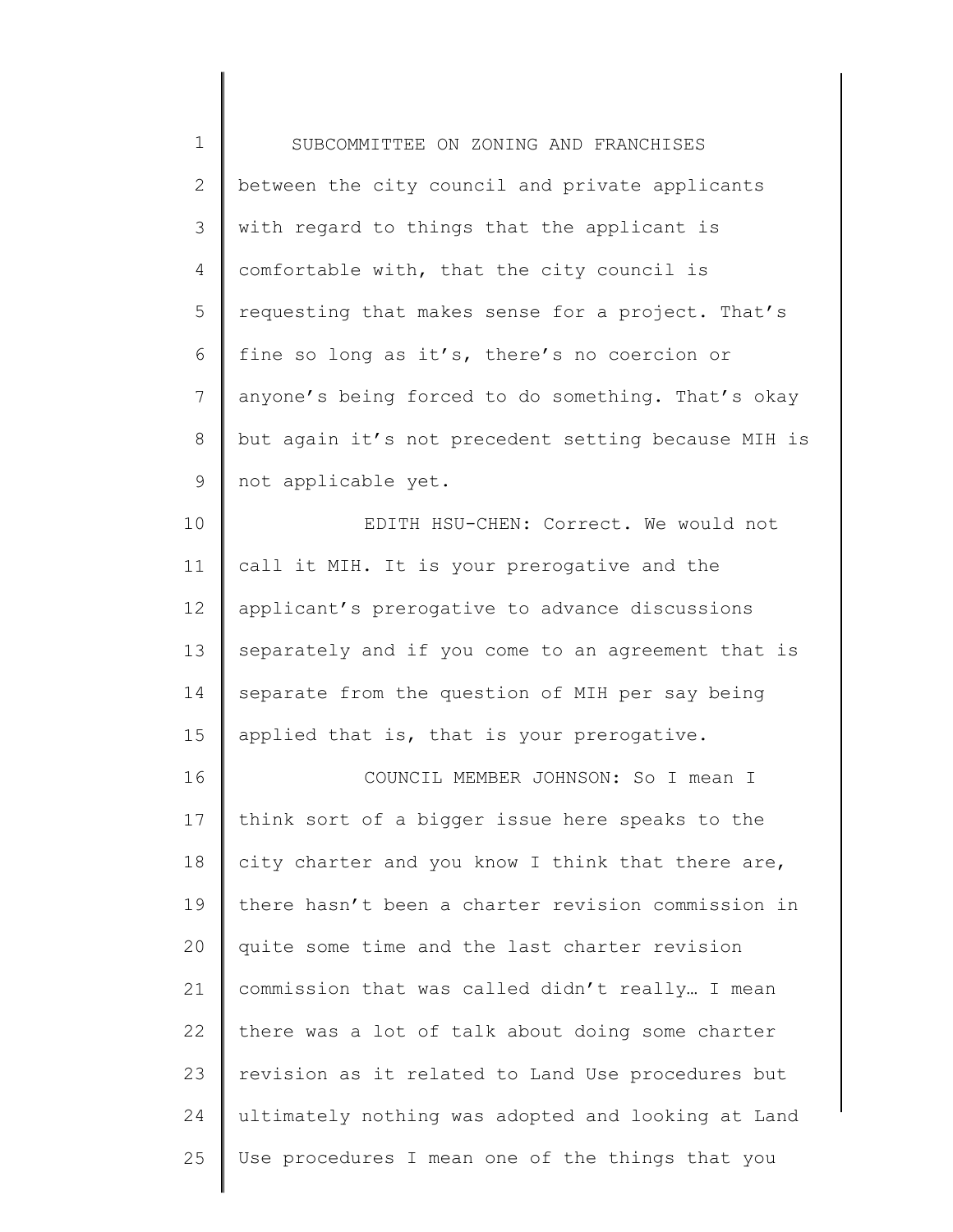between the city council and private applicants with regard to things that the applicant is comfortable with, that the city council is requesting that makes sense for a project. That's fine so long as it's, there's no coercion or anyone's being forced to do something. That's okay but again it's not precedent setting because MIH is not applicable yet.

EDITH HSU-CHEN: Correct. We would not call it MIH. It is your prerogative and the applicant's prerogative to advance discussions separately and if you come to an agreement that is separate from the question of MIH per say being applied that is, that is your prerogative.

COUNCIL MEMBER JOHNSON: So I mean I think sort of a bigger issue here speaks to the city charter and you know I think that there are, there hasn't been a charter revision commission in quite some time and the last charter revision commission that was called didn't really… I mean there was a lot of talk about doing some charter revision as it related to Land Use procedures but ultimately nothing was adopted and looking at Land Use procedures I mean one of the things that you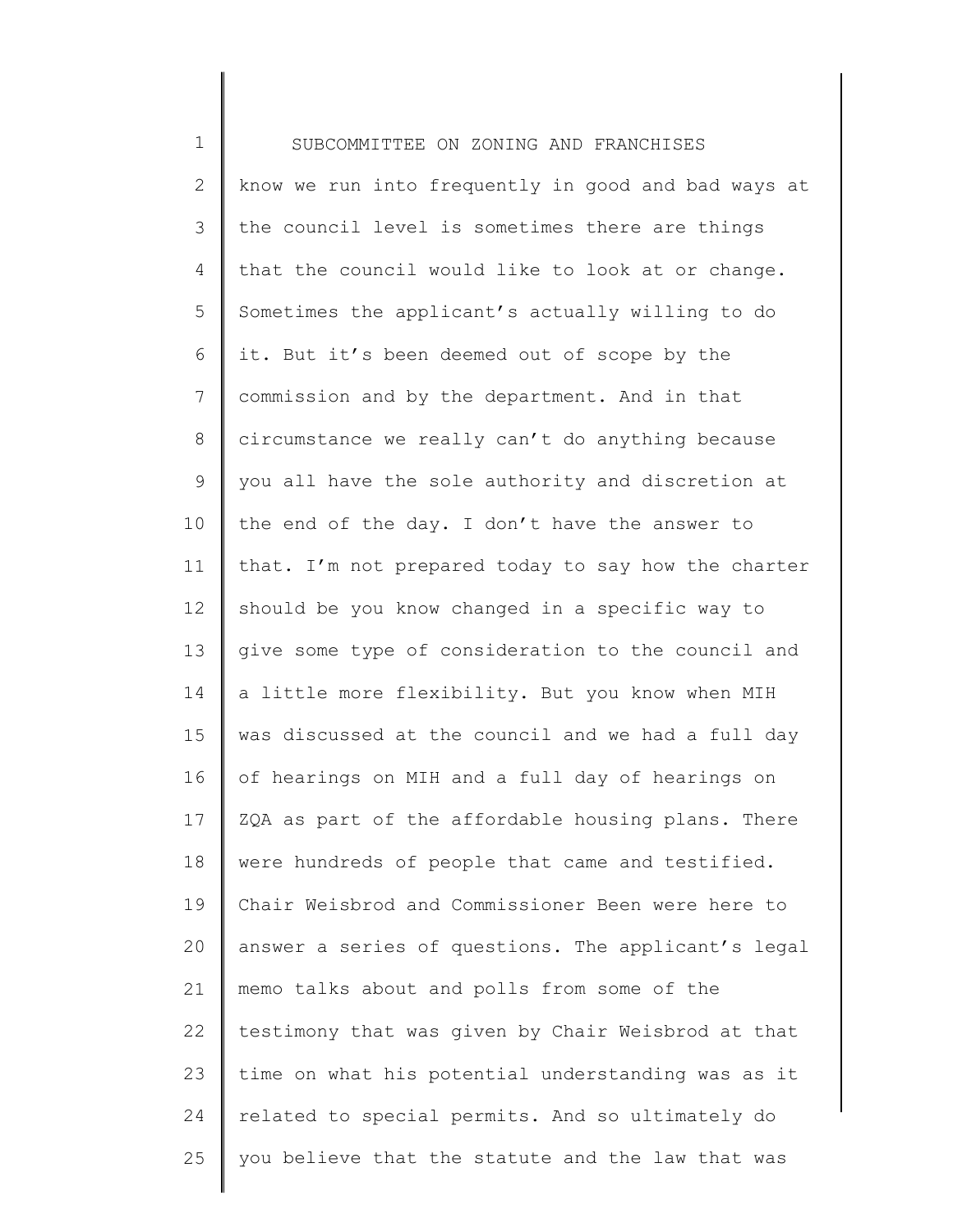know we run into frequently in good and bad ways at the council level is sometimes there are things that the council would like to look at or change. Sometimes the applicant's actually willing to do it. But it's been deemed out of scope by the commission and by the department. And in that circumstance we really can't do anything because you all have the sole authority and discretion at the end of the day. I don't have the answer to that. I'm not prepared today to say how the charter should be you know changed in a specific way to give some type of consideration to the council and a little more flexibility. But you know when MIH was discussed at the council and we had a full day of hearings on MIH and a full day of hearings on ZQA as part of the affordable housing plans. There were hundreds of people that came and testified. Chair Weisbrod and Commissioner Been were here to answer a series of questions. The applicant's legal memo talks about and polls from some of the testimony that was given by Chair Weisbrod at that time on what his potential understanding was as it related to special permits. And so ultimately do you believe that the statute and the law that was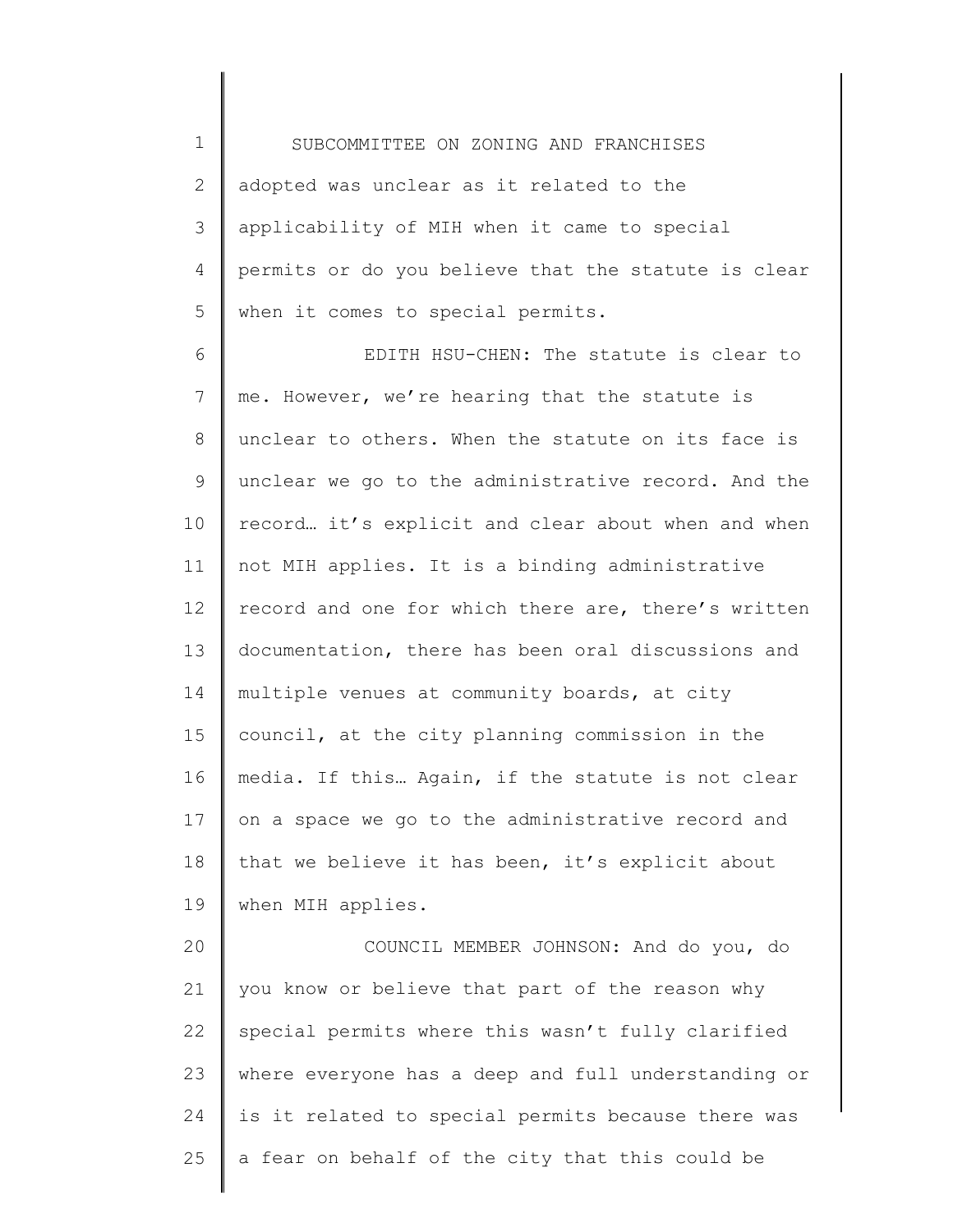adopted was unclear as it related to the applicability of MIH when it came to special permits or do you believe that the statute is clear when it comes to special permits.

EDITH HSU-CHEN: The statute is clear to me. However, we're hearing that the statute is unclear to others. When the statute on its face is unclear we go to the administrative record. And the record… it's explicit and clear about when and when not MIH applies. It is a binding administrative record and one for which there are, there's written documentation, there has been oral discussions and multiple venues at community boards, at city council, at the city planning commission in the media. If this… Again, if the statute is not clear on a space we go to the administrative record and that we believe it has been, it's explicit about when MIH applies.

COUNCIL MEMBER JOHNSON: And do you, do you know or believe that part of the reason why special permits where this wasn't fully clarified where everyone has a deep and full understanding or is it related to special permits because there was a fear on behalf of the city that this could be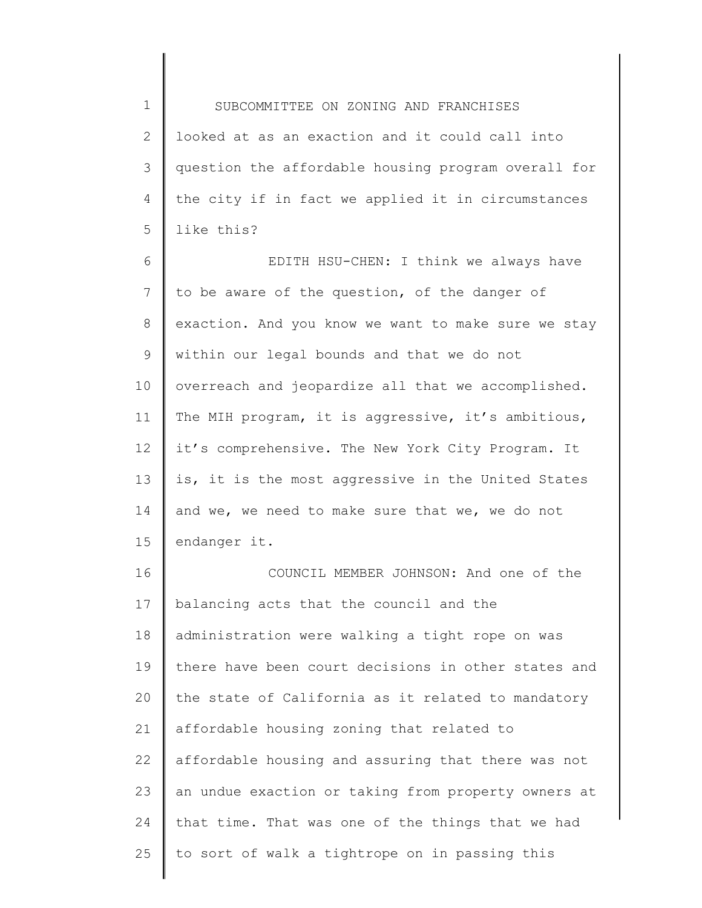looked at as an exaction and it could call into question the affordable housing program overall for the city if in fact we applied it in circumstances like this?

EDITH HSU-CHEN: I think we always have to be aware of the question, of the danger of exaction. And you know we want to make sure we stay within our legal bounds and that we do not overreach and jeopardize all that we accomplished. The MIH program, it is aggressive, it's ambitious, it's comprehensive. The New York City Program. It is, it is the most aggressive in the United States and we, we need to make sure that we, we do not endanger it.

COUNCIL MEMBER JOHNSON: And one of the balancing acts that the council and the administration were walking a tight rope on was there have been court decisions in other states and the state of California as it related to mandatory affordable housing zoning that related to affordable housing and assuring that there was not an undue exaction or taking from property owners at that time. That was one of the things that we had to sort of walk a tightrope on in passing this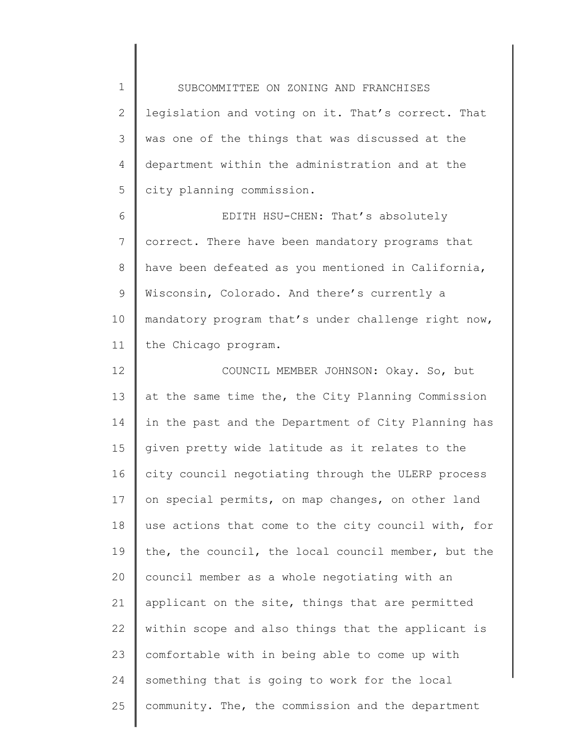legislation and voting on it. That's correct. That was one of the things that was discussed at the department within the administration and at the city planning commission.

EDITH HSU-CHEN: That's absolutely correct. There have been mandatory programs that have been defeated as you mentioned in California, Wisconsin, Colorado. And there's currently a mandatory program that's under challenge right now, the Chicago program.

COUNCIL MEMBER JOHNSON: Okay. So, but at the same time the, the City Planning Commission in the past and the Department of City Planning has given pretty wide latitude as it relates to the city council negotiating through the ULERP process on special permits, on map changes, on other land use actions that come to the city council with, for the, the council, the local council member, but the council member as a whole negotiating with an applicant on the site, things that are permitted within scope and also things that the applicant is comfortable with in being able to come up with something that is going to work for the local community. The, the commission and the department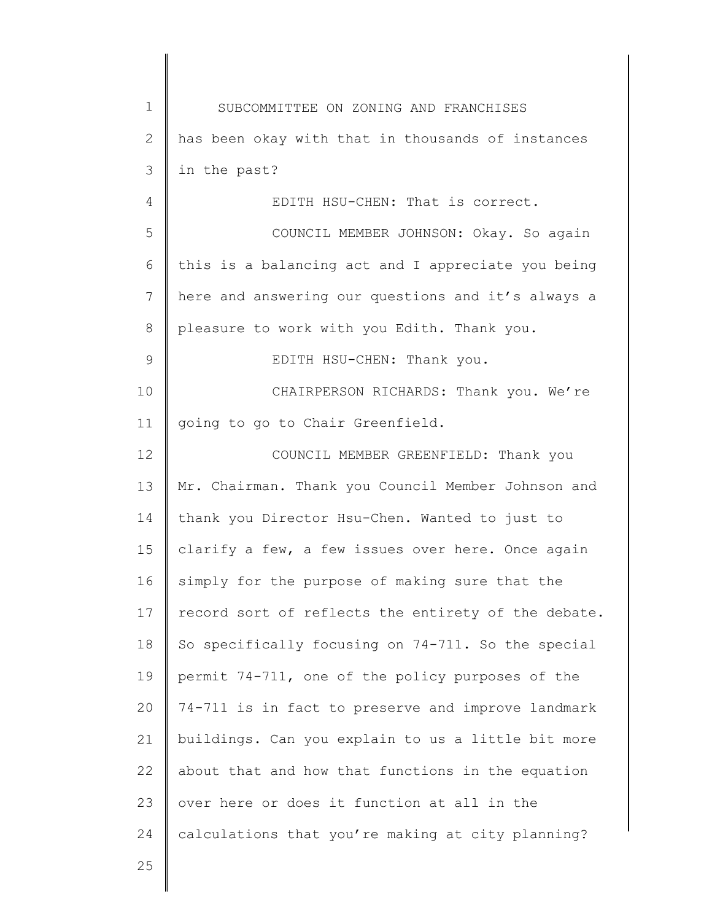has been okay with that in thousands of instances in the past?

EDITH HSU-CHEN: That is correct.

COUNCIL MEMBER JOHNSON: Okay. So again this is a balancing act and I appreciate you being here and answering our questions and it's always a pleasure to work with you Edith. Thank you.

EDITH HSU-CHEN: Thank you.

CHAIRPERSON RICHARDS: Thank you. We're going to go to Chair Greenfield.

COUNCIL MEMBER GREENFIELD: Thank you Mr. Chairman. Thank you Council Member Johnson and thank you Director Hsu-Chen. Wanted to just to clarify a few, a few issues over here. Once again simply for the purpose of making sure that the record sort of reflects the entirety of the debate. So specifically focusing on 74-711. So the special permit 74-711, one of the policy purposes of the 74-711 is in fact to preserve and improve landmark buildings. Can you explain to us a little bit more about that and how that functions in the equation over here or does it function at all in the calculations that you're making at city planning?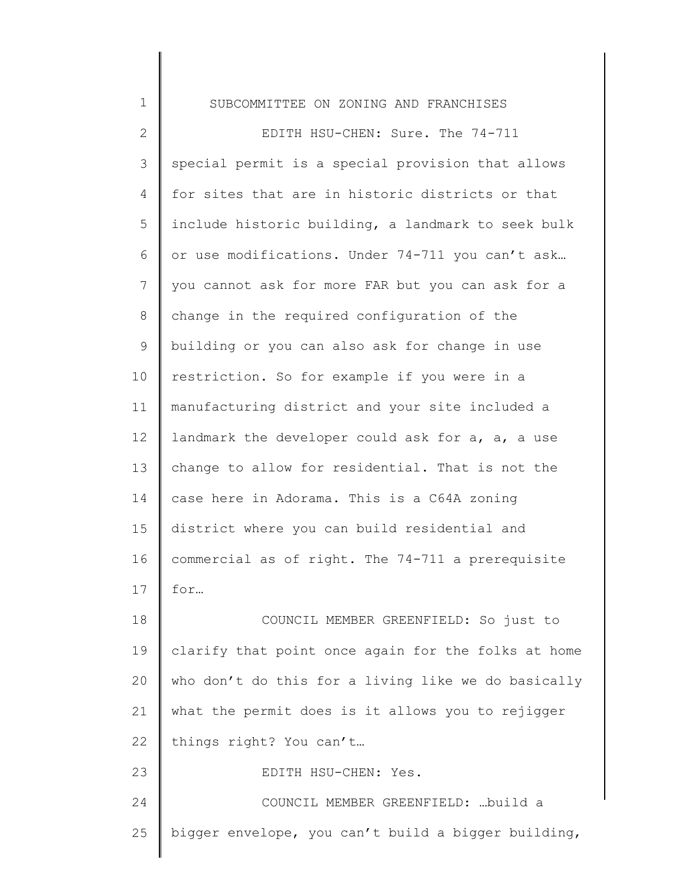EDITH HSU-CHEN: Sure. The 74-711 special permit is a special provision that allows for sites that are in historic districts or that include historic building, a landmark to seek bulk or use modifications. Under 74-711 you can't ask… you cannot ask for more FAR but you can ask for a change in the required configuration of the building or you can also ask for change in use restriction. So for example if you were in a manufacturing district and your site included a landmark the developer could ask for a, a, a use change to allow for residential. That is not the case here in Adorama. This is a C64A zoning district where you can build residential and commercial as of right. The 74-711 a prerequisite for…

COUNCIL MEMBER GREENFIELD: So just to clarify that point once again for the folks at home who don't do this for a living like we do basically what the permit does is it allows you to rejigger things right? You can't…

EDITH HSU-CHEN: Yes.

COUNCIL MEMBER GREENFIELD: …build a bigger envelope, you can't build a bigger building,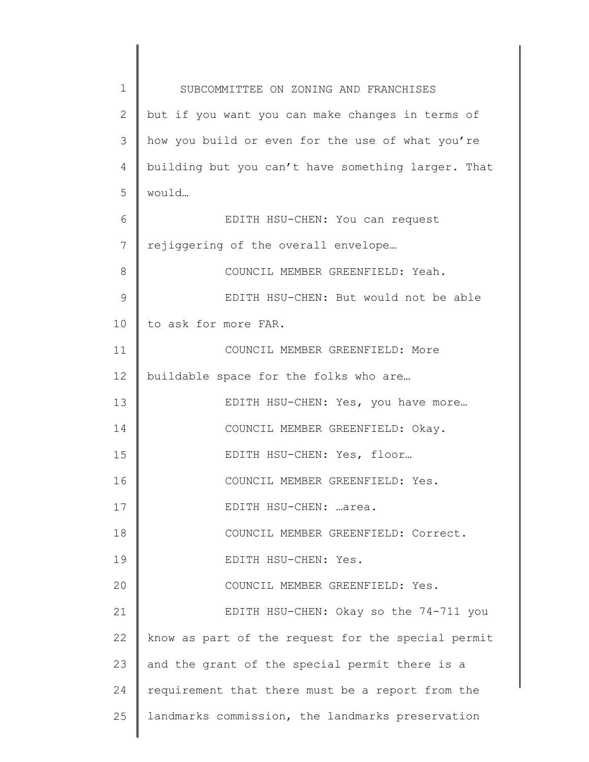but if you want you can make changes in terms of how you build or even for the use of what you're building but you can't have something larger. That would…

EDITH HSU-CHEN: You can request rejiggering of the overall envelope…

COUNCIL MEMBER GREENFIELD: Yeah.

EDITH HSU-CHEN: But would not be able to ask for more FAR.

COUNCIL MEMBER GREENFIELD: More buildable space for the folks who are…

EDITH HSU-CHEN: Yes, you have more…

COUNCIL MEMBER GREENFIELD: Okay.

EDITH HSU-CHEN: Yes, floor…

COUNCIL MEMBER GREENFIELD: Yes.

EDITH HSU-CHEN: …area.

COUNCIL MEMBER GREENFIELD: Correct.

EDITH HSU-CHEN: Yes.

COUNCIL MEMBER GREENFIELD: Yes.

EDITH HSU-CHEN: Okay so the 74-711 you know as part of the request for the special permit and the grant of the special permit there is a requirement that there must be a report from the landmarks commission, the landmarks preservation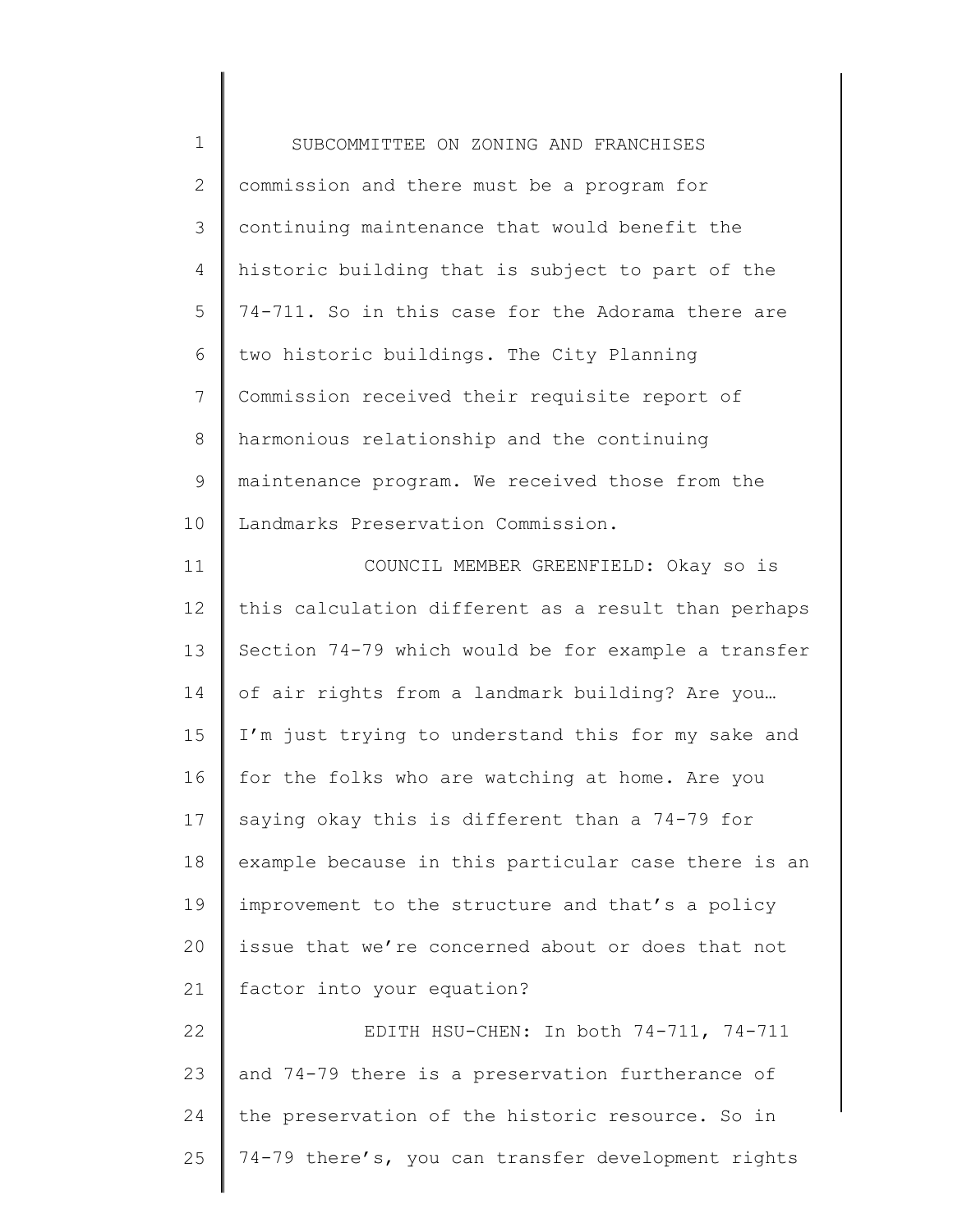commission and there must be a program for continuing maintenance that would benefit the historic building that is subject to part of the 74-711. So in this case for the Adorama there are two historic buildings. The City Planning Commission received their requisite report of harmonious relationship and the continuing maintenance program. We received those from the Landmarks Preservation Commission.

COUNCIL MEMBER GREENFIELD: Okay so is this calculation different as a result than perhaps Section 74-79 which would be for example a transfer of air rights from a landmark building? Are you… I'm just trying to understand this for my sake and for the folks who are watching at home. Are you saying okay this is different than a 74-79 for example because in this particular case there is an improvement to the structure and that's a policy issue that we're concerned about or does that not factor into your equation?

EDITH HSU-CHEN: In both 74-711, 74-711 and 74-79 there is a preservation furtherance of the preservation of the historic resource. So in 74-79 there's, you can transfer development rights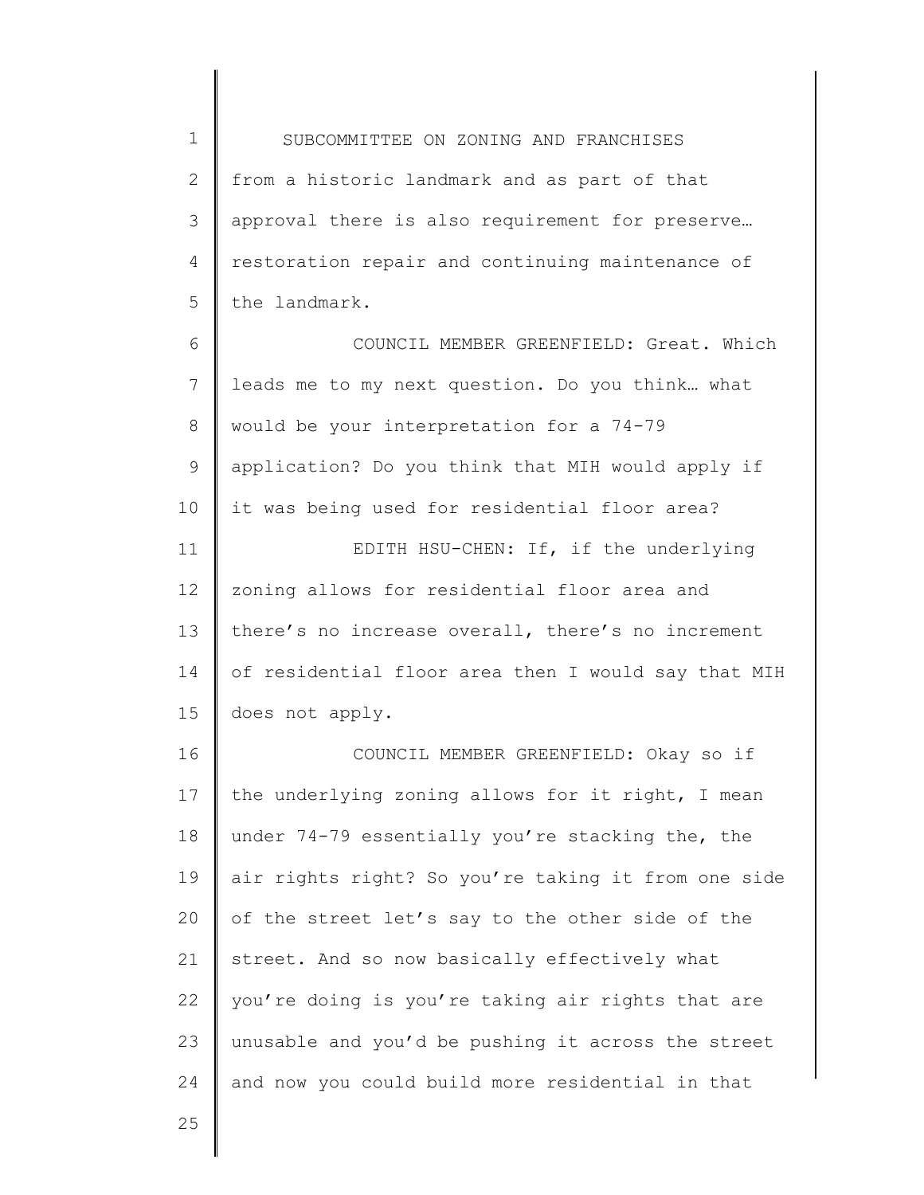from a historic landmark and as part of that approval there is also requirement for preserve… restoration repair and continuing maintenance of the landmark.

COUNCIL MEMBER GREENFIELD: Great. Which leads me to my next question. Do you think… what would be your interpretation for a 74-79 application? Do you think that MIH would apply if it was being used for residential floor area?

EDITH HSU-CHEN: If, if the underlying zoning allows for residential floor area and there's no increase overall, there's no increment of residential floor area then I would say that MIH does not apply.

COUNCIL MEMBER GREENFIELD: Okay so if the underlying zoning allows for it right, I mean under 74-79 essentially you're stacking the, the air rights right? So you're taking it from one side of the street let's say to the other side of the street. And so now basically effectively what you're doing is you're taking air rights that are unusable and you'd be pushing it across the street and now you could build more residential in that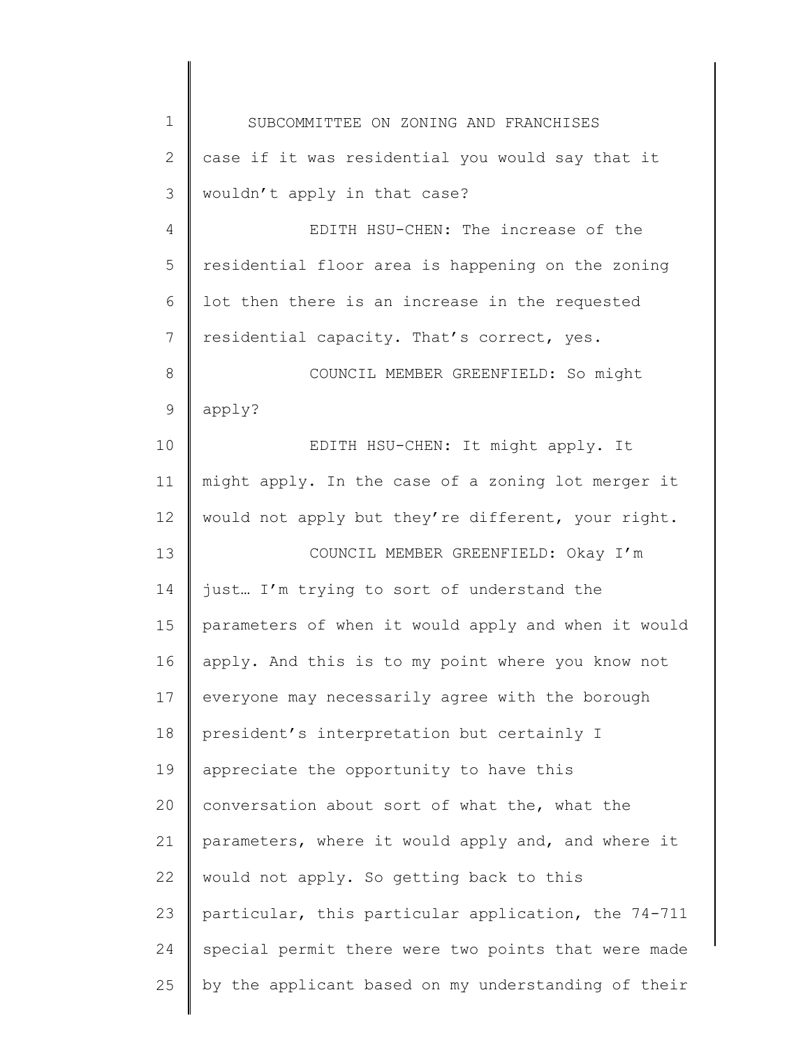case if it was residential you would say that it wouldn't apply in that case?

EDITH HSU-CHEN: The increase of the residential floor area is happening on the zoning lot then there is an increase in the requested residential capacity. That's correct, yes.

COUNCIL MEMBER GREENFIELD: So might apply?

EDITH HSU-CHEN: It might apply. It might apply. In the case of a zoning lot merger it would not apply but they're different, your right.

COUNCIL MEMBER GREENFIELD: Okay I'm just… I'm trying to sort of understand the parameters of when it would apply and when it would apply. And this is to my point where you know not everyone may necessarily agree with the borough president's interpretation but certainly I appreciate the opportunity to have this conversation about sort of what the, what the parameters, where it would apply and, and where it would not apply. So getting back to this particular, this particular application, the 74-711 special permit there were two points that were made by the applicant based on my understanding of their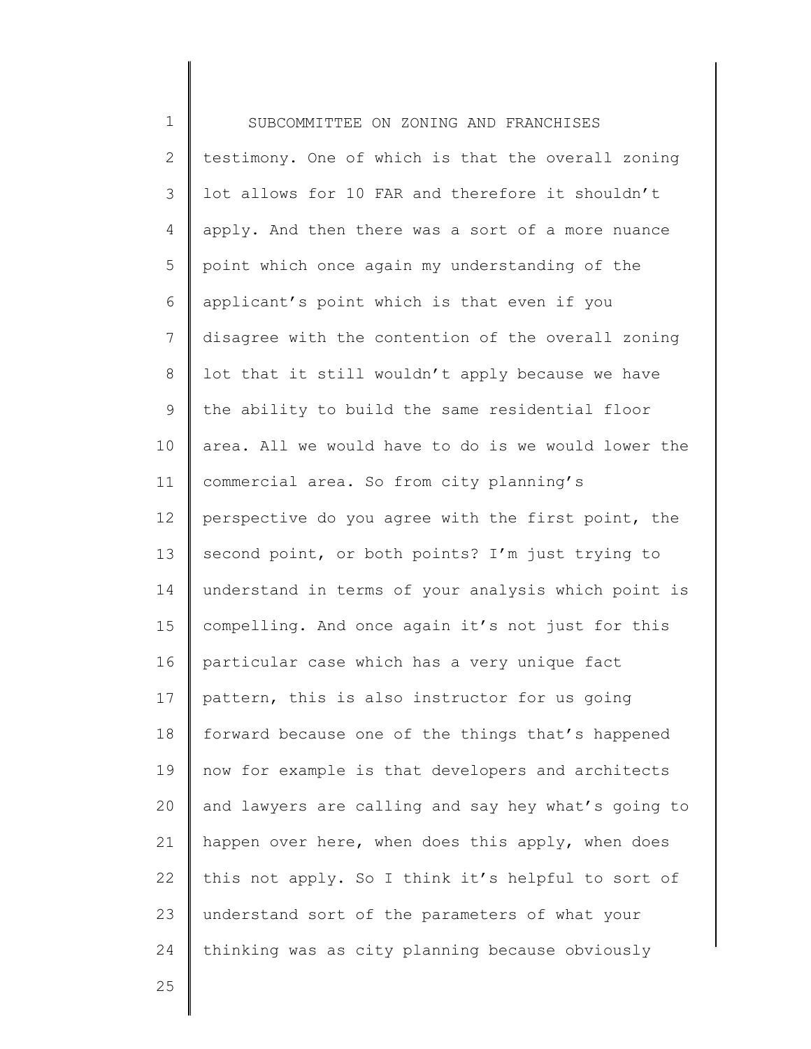testimony. One of which is that the overall zoning lot allows for 10 FAR and therefore it shouldn't apply. And then there was a sort of a more nuance point which once again my understanding of the applicant's point which is that even if you disagree with the contention of the overall zoning lot that it still wouldn't apply because we have the ability to build the same residential floor area. All we would have to do is we would lower the commercial area. So from city planning's perspective do you agree with the first point, the second point, or both points? I'm just trying to understand in terms of your analysis which point is compelling. And once again it's not just for this particular case which has a very unique fact pattern, this is also instructor for us going forward because one of the things that's happened now for example is that developers and architects and lawyers are calling and say hey what's going to happen over here, when does this apply, when does this not apply. So I think it's helpful to sort of understand sort of the parameters of what your thinking was as city planning because obviously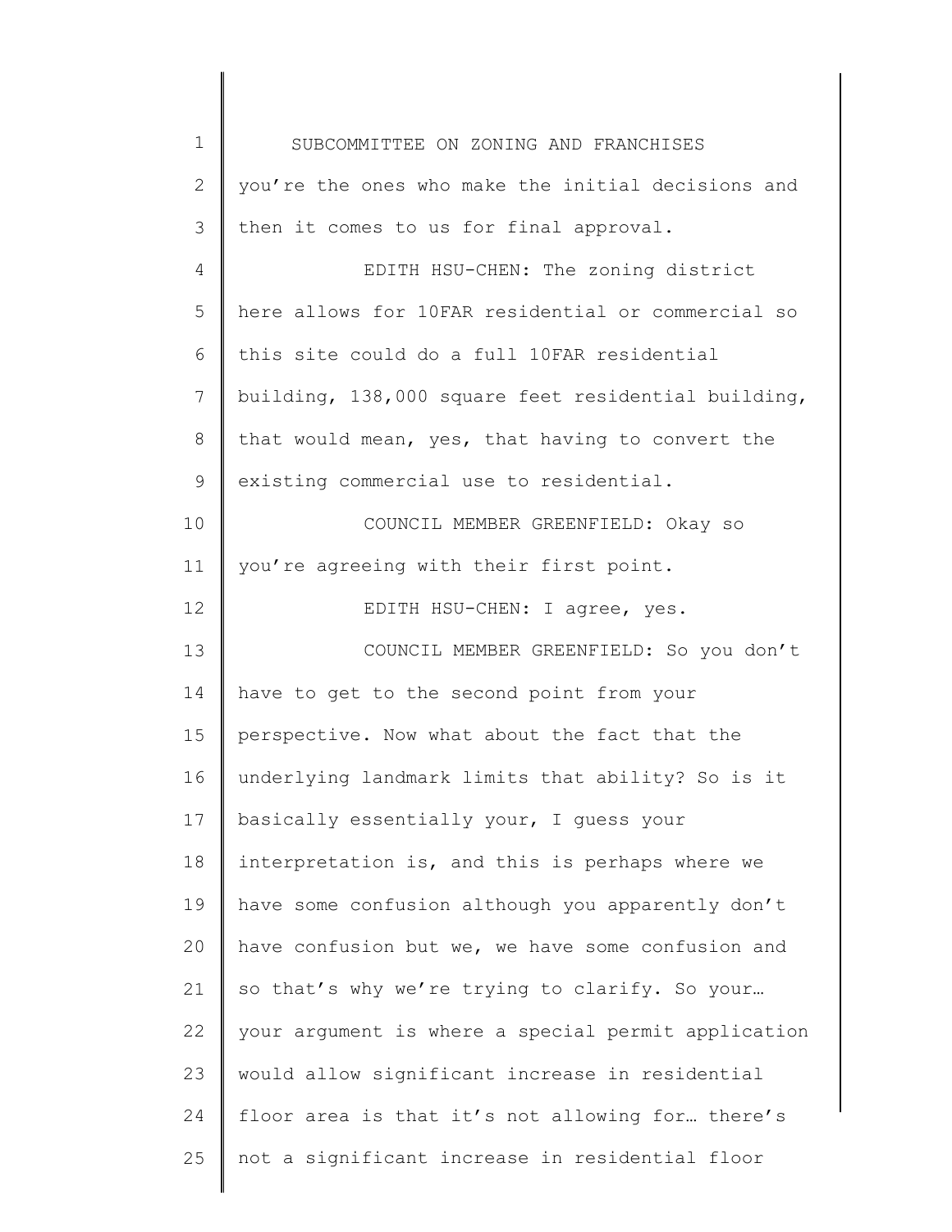you're the ones who make the initial decisions and then it comes to us for final approval.

EDITH HSU-CHEN: The zoning district here allows for 10FAR residential or commercial so this site could do a full 10FAR residential building, 138,000 square feet residential building, that would mean, yes, that having to convert the existing commercial use to residential.

COUNCIL MEMBER GREENFIELD: Okay so you're agreeing with their first point.

EDITH HSU-CHEN: I agree, yes.

COUNCIL MEMBER GREENFIELD: So you don't have to get to the second point from your perspective. Now what about the fact that the underlying landmark limits that ability? So is it basically essentially your, I guess your interpretation is, and this is perhaps where we have some confusion although you apparently don't have confusion but we, we have some confusion and so that's why we're trying to clarify. So your… your argument is where a special permit application would allow significant increase in residential floor area is that it's not allowing for… there's not a significant increase in residential floor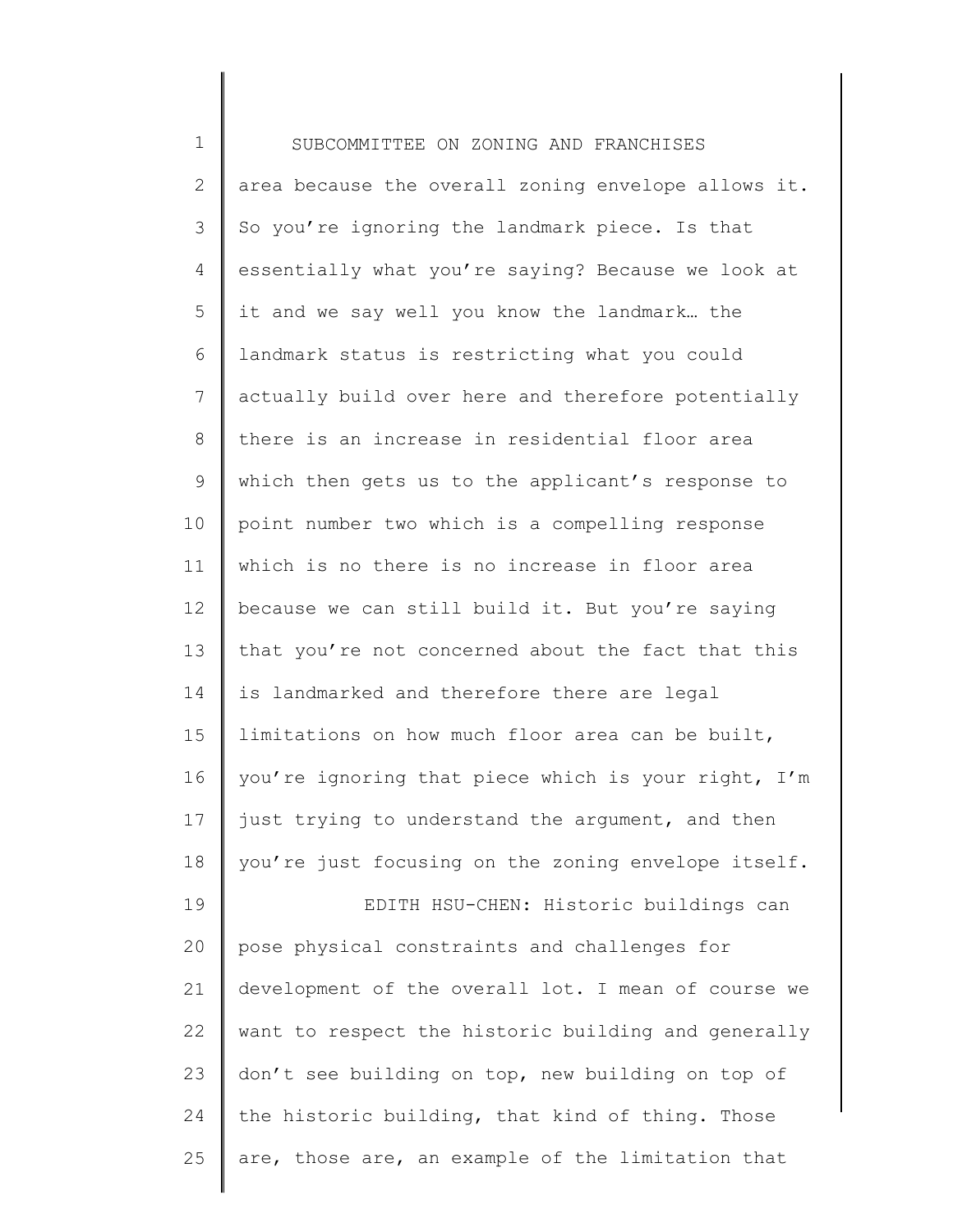area because the overall zoning envelope allows it. So you're ignoring the landmark piece. Is that essentially what you're saying? Because we look at it and we say well you know the landmark… the landmark status is restricting what you could actually build over here and therefore potentially there is an increase in residential floor area which then gets us to the applicant's response to point number two which is a compelling response which is no there is no increase in floor area because we can still build it. But you're saying that you're not concerned about the fact that this is landmarked and therefore there are legal limitations on how much floor area can be built, you're ignoring that piece which is your right, I'm just trying to understand the argument, and then you're just focusing on the zoning envelope itself.

EDITH HSU-CHEN: Historic buildings can pose physical constraints and challenges for development of the overall lot. I mean of course we want to respect the historic building and generally don't see building on top, new building on top of the historic building, that kind of thing. Those are, those are, an example of the limitation that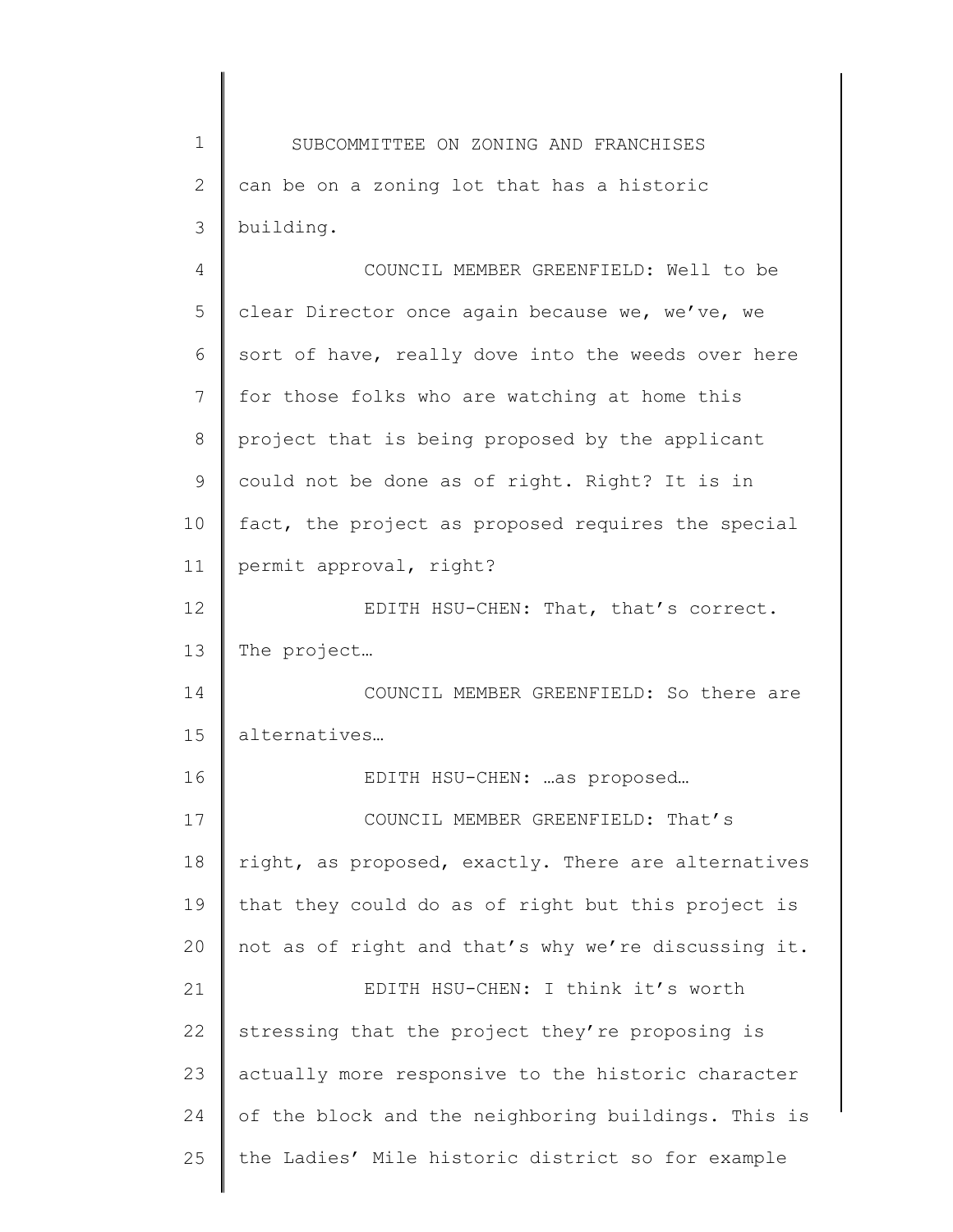can be on a zoning lot that has a historic building.

COUNCIL MEMBER GREENFIELD: Well to be clear Director once again because we, we've, we sort of have, really dove into the weeds over here for those folks who are watching at home this project that is being proposed by the applicant could not be done as of right. Right? It is in fact, the project as proposed requires the special permit approval, right?

EDITH HSU-CHEN: That, that's correct. The project…

COUNCIL MEMBER GREENFIELD: So there are alternatives…

EDITH HSU-CHEN: …as proposed…

COUNCIL MEMBER GREENFIELD: That's right, as proposed, exactly. There are alternatives that they could do as of right but this project is not as of right and that's why we're discussing it.

EDITH HSU-CHEN: I think it's worth stressing that the project they're proposing is actually more responsive to the historic character of the block and the neighboring buildings. This is the Ladies' Mile historic district so for example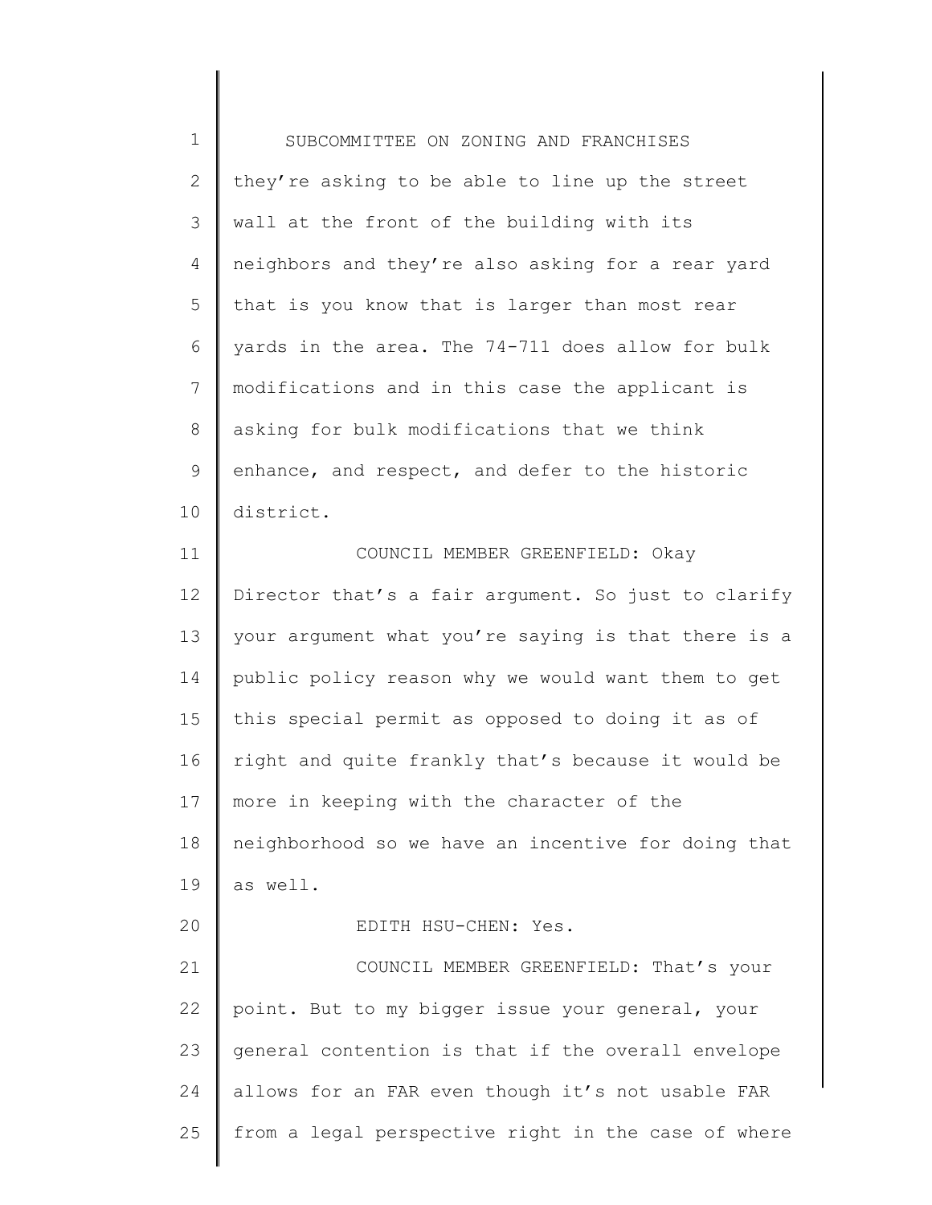they're asking to be able to line up the street wall at the front of the building with its neighbors and they're also asking for a rear yard that is you know that is larger than most rear yards in the area. The 74-711 does allow for bulk modifications and in this case the applicant is asking for bulk modifications that we think enhance, and respect, and defer to the historic district.

COUNCIL MEMBER GREENFIELD: Okay Director that's a fair argument. So just to clarify your argument what you're saying is that there is a public policy reason why we would want them to get this special permit as opposed to doing it as of right and quite frankly that's because it would be more in keeping with the character of the neighborhood so we have an incentive for doing that as well.

EDITH HSU-CHEN: Yes.

COUNCIL MEMBER GREENFIELD: That's your point. But to my bigger issue your general, your general contention is that if the overall envelope allows for an FAR even though it's not usable FAR from a legal perspective right in the case of where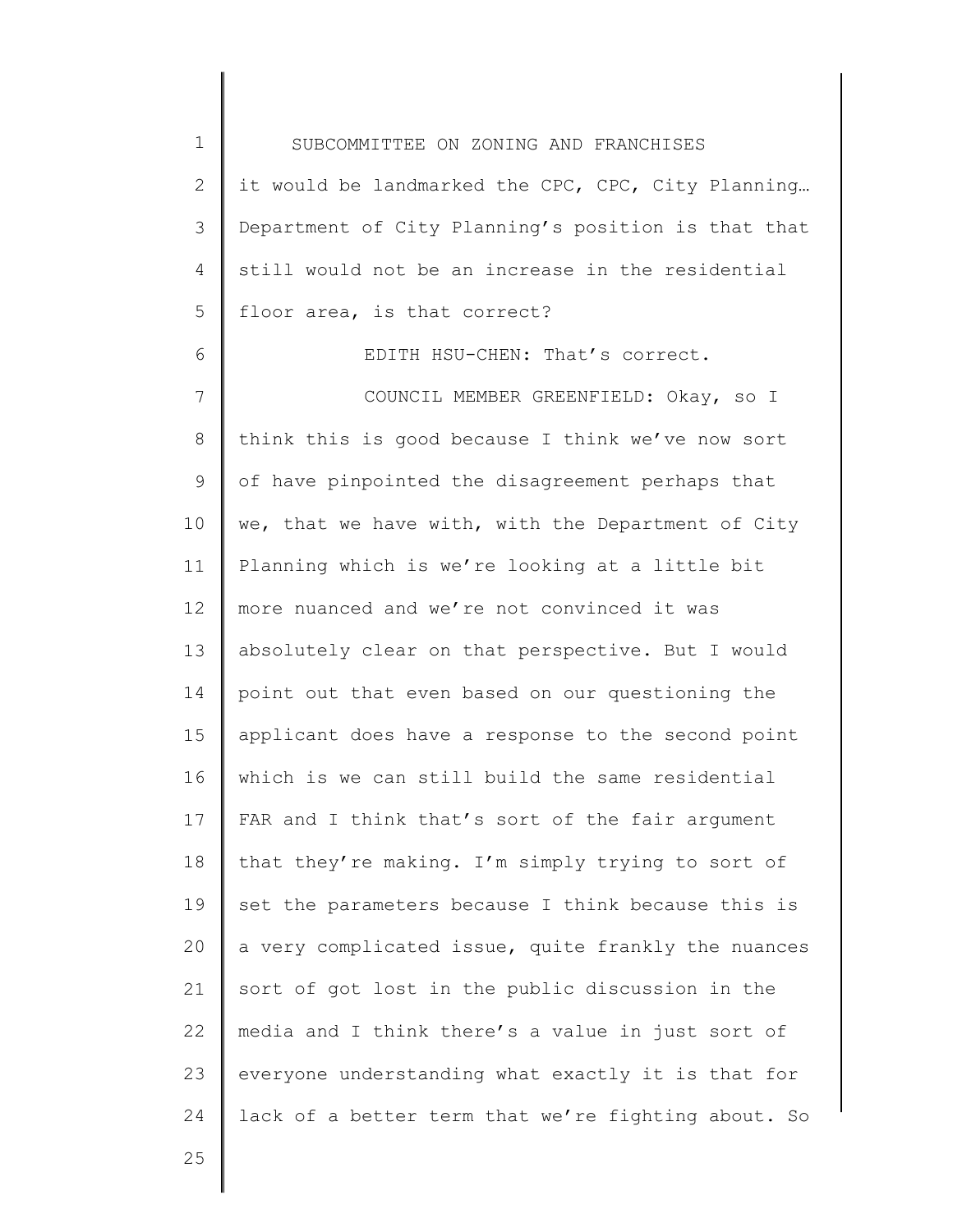it would be landmarked the CPC, CPC, City Planning… Department of City Planning's position is that that still would not be an increase in the residential floor area, is that correct?

EDITH HSU-CHEN: That's correct.

COUNCIL MEMBER GREENFIELD: Okay, so I think this is good because I think we've now sort of have pinpointed the disagreement perhaps that we, that we have with, with the Department of City Planning which is we're looking at a little bit more nuanced and we're not convinced it was absolutely clear on that perspective. But I would point out that even based on our questioning the applicant does have a response to the second point which is we can still build the same residential FAR and I think that's sort of the fair argument that they're making. I'm simply trying to sort of set the parameters because I think because this is a very complicated issue, quite frankly the nuances sort of got lost in the public discussion in the media and I think there's a value in just sort of everyone understanding what exactly it is that for lack of a better term that we're fighting about. So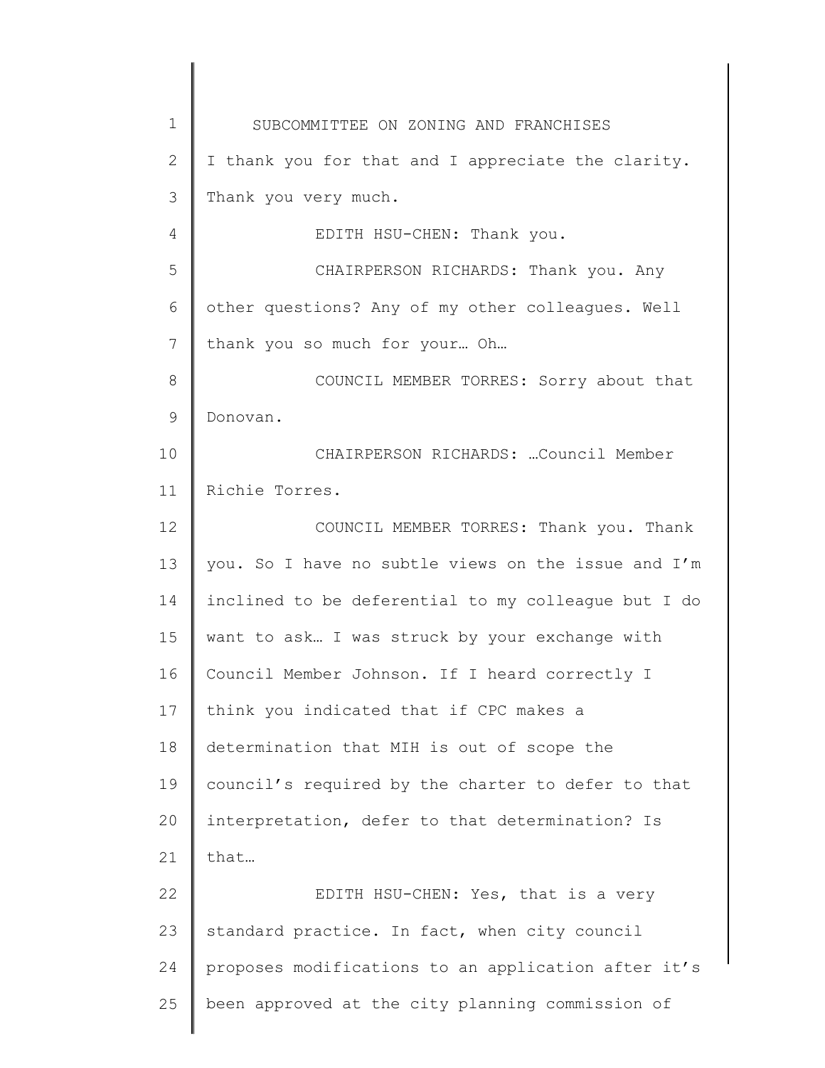I thank you for that and I appreciate the clarity. Thank you very much.

EDITH HSU-CHEN: Thank you.

CHAIRPERSON RICHARDS: Thank you. Any other questions? Any of my other colleagues. Well thank you so much for your… Oh…

COUNCIL MEMBER TORRES: Sorry about that Donovan.

CHAIRPERSON RICHARDS: …Council Member Richie Torres.

COUNCIL MEMBER TORRES: Thank you. Thank you. So I have no subtle views on the issue and I'm inclined to be deferential to my colleague but I do want to ask… I was struck by your exchange with Council Member Johnson. If I heard correctly I think you indicated that if CPC makes a determination that MIH is out of scope the council's required by the charter to defer to that interpretation, defer to that determination? Is that…

EDITH HSU-CHEN: Yes, that is a very standard practice. In fact, when city council proposes modifications to an application after it's been approved at the city planning commission of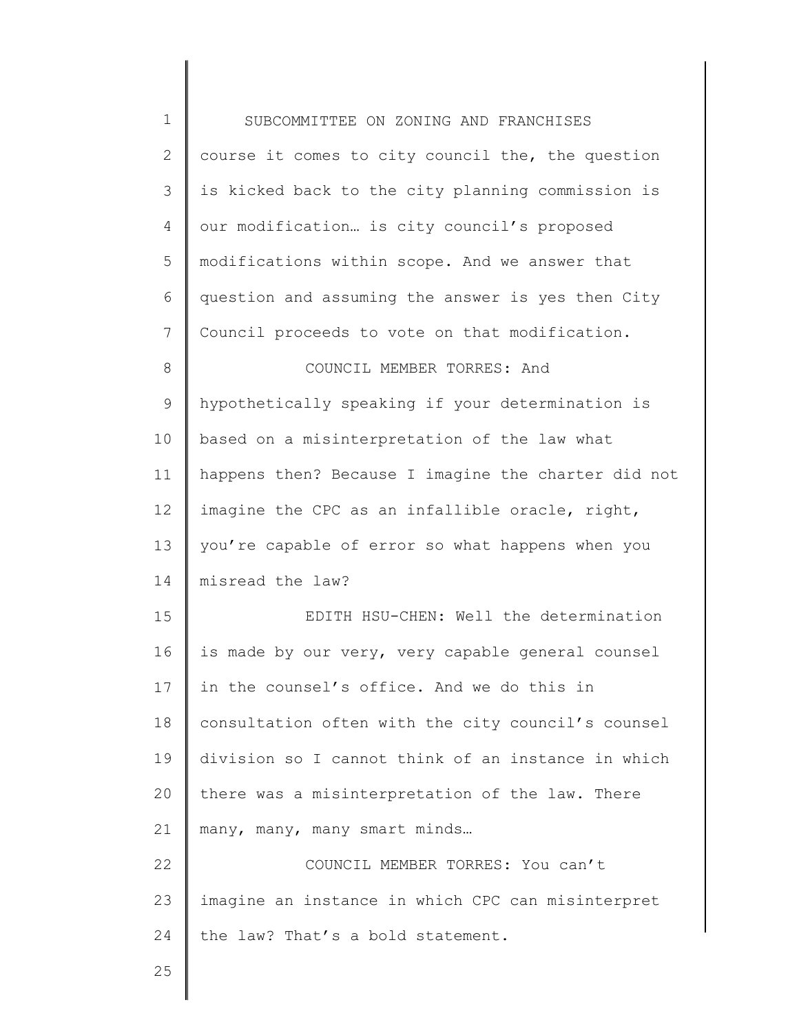course it comes to city council the, the question is kicked back to the city planning commission is our modification… is city council's proposed modifications within scope. And we answer that question and assuming the answer is yes then City Council proceeds to vote on that modification.

COUNCIL MEMBER TORRES: And hypothetically speaking if your determination is based on a misinterpretation of the law what happens then? Because I imagine the charter did not imagine the CPC as an infallible oracle, right, you're capable of error so what happens when you misread the law?

EDITH HSU-CHEN: Well the determination is made by our very, very capable general counsel in the counsel's office. And we do this in consultation often with the city council's counsel division so I cannot think of an instance in which there was a misinterpretation of the law. There many, many, many smart minds…

COUNCIL MEMBER TORRES: You can't imagine an instance in which CPC can misinterpret the law? That's a bold statement.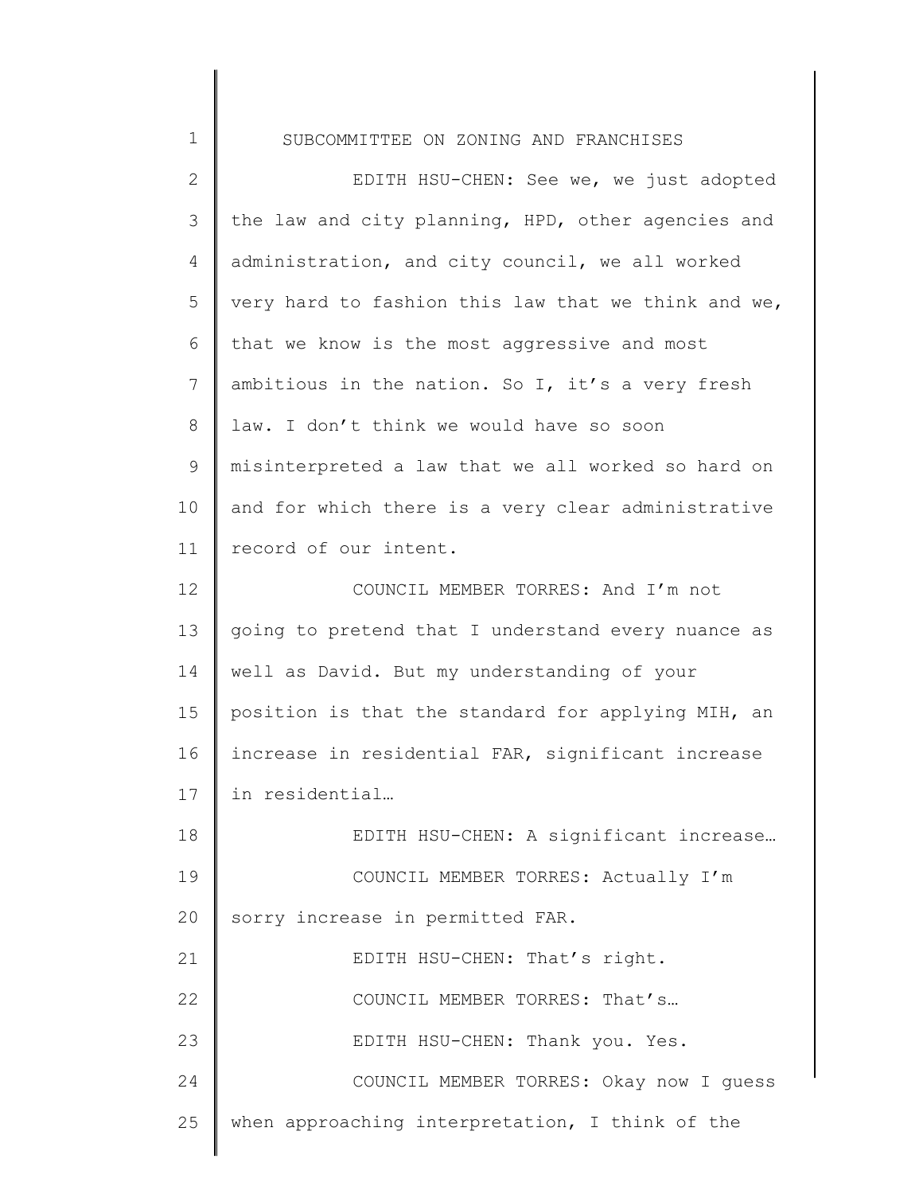EDITH HSU-CHEN: See we, we just adopted the law and city planning, HPD, other agencies and administration, and city council, we all worked very hard to fashion this law that we think and we, that we know is the most aggressive and most ambitious in the nation. So I, it's a very fresh law. I don't think we would have so soon misinterpreted a law that we all worked so hard on and for which there is a very clear administrative record of our intent.

COUNCIL MEMBER TORRES: And I'm not going to pretend that I understand every nuance as well as David. But my understanding of your position is that the standard for applying MIH, an increase in residential FAR, significant increase in residential…

EDITH HSU-CHEN: A significant increase…

COUNCIL MEMBER TORRES: Actually I'm sorry increase in permitted FAR.

EDITH HSU-CHEN: That's right.

COUNCIL MEMBER TORRES: That's…

EDITH HSU-CHEN: Thank you. Yes.

COUNCIL MEMBER TORRES: Okay now I guess when approaching interpretation, I think of the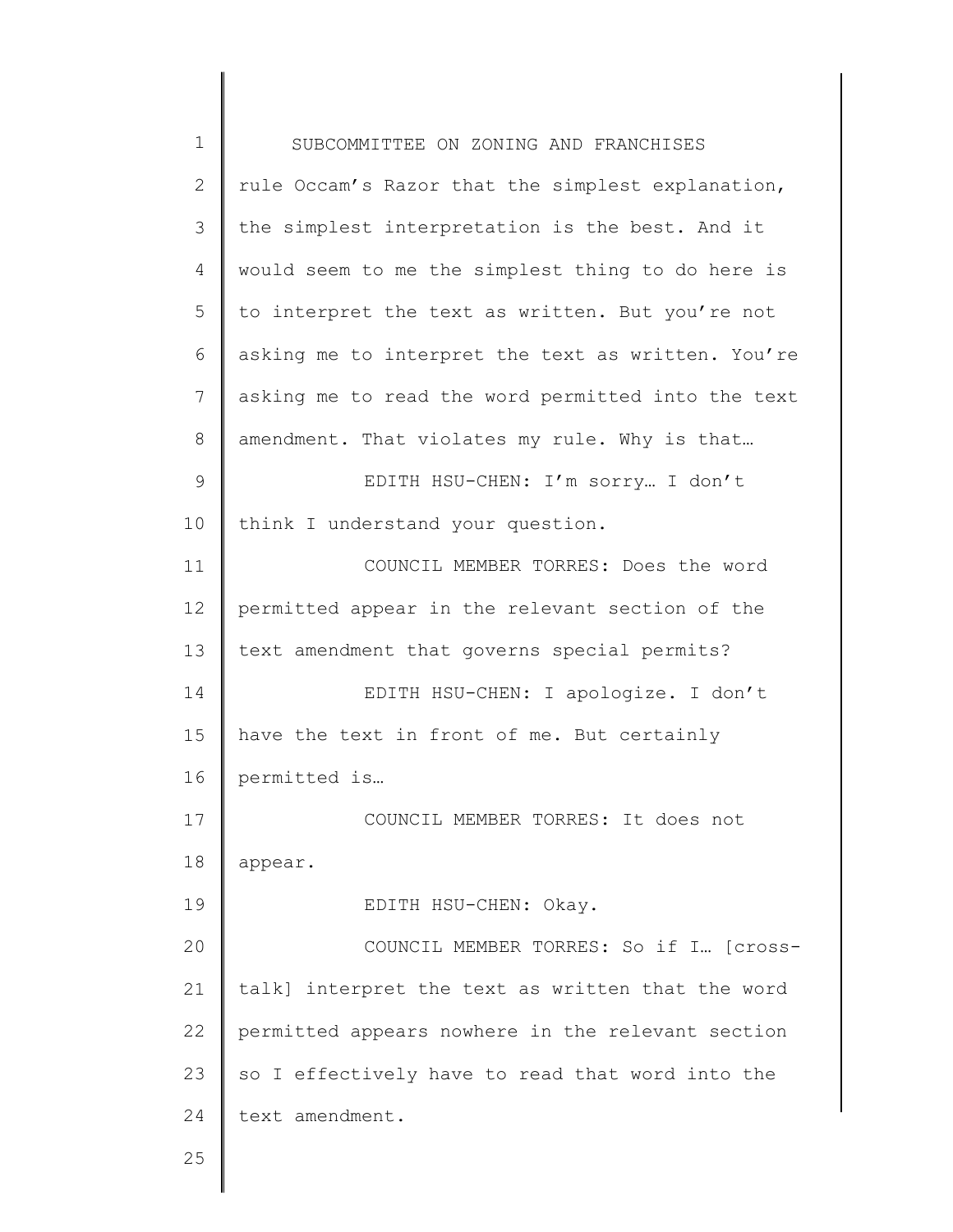rule Occam's Razor that the simplest explanation, the simplest interpretation is the best. And it would seem to me the simplest thing to do here is to interpret the text as written. But you're not asking me to interpret the text as written. You're asking me to read the word permitted into the text amendment. That violates my rule. Why is that…

EDITH HSU-CHEN: I'm sorry… I don't think I understand your question.

COUNCIL MEMBER TORRES: Does the word permitted appear in the relevant section of the text amendment that governs special permits?

EDITH HSU-CHEN: I apologize. I don't have the text in front of me. But certainly permitted is…

COUNCIL MEMBER TORRES: It does not appear.

EDITH HSU-CHEN: Okay.

COUNCIL MEMBER TORRES: So if I… [cross-talk] interpret the text as written that the word permitted appears nowhere in the relevant section so I effectively have to read that word into the text amendment.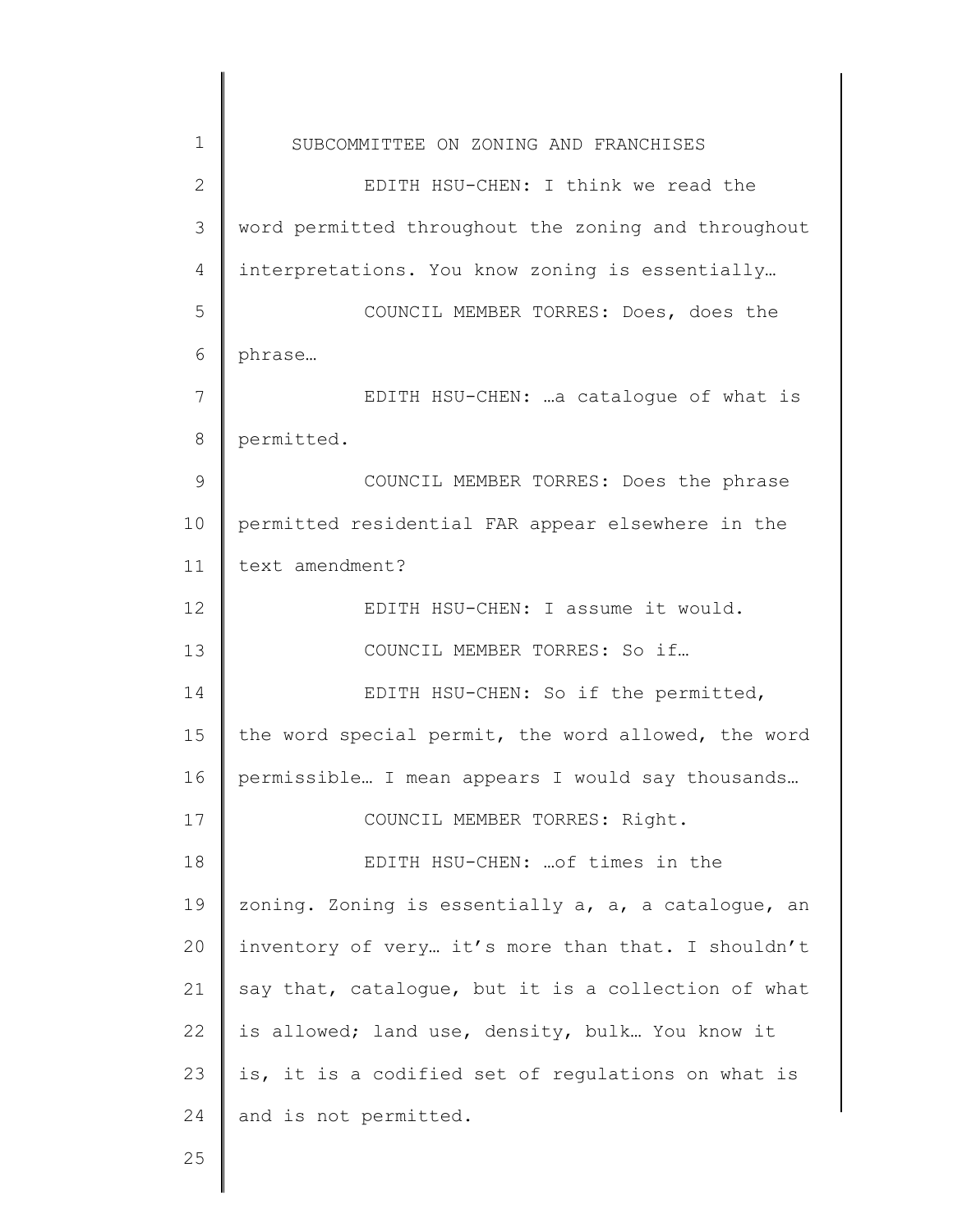SUBCOMMITTEE ON ZONING AND FRANCHISES

EDITH HSU-CHEN: I think we read the word permitted throughout the zoning and throughout interpretations. You know zoning is essentially…

COUNCIL MEMBER TORRES: Does, does the phrase…

EDITH HSU-CHEN: …a catalogue of what is permitted.

COUNCIL MEMBER TORRES: Does the phrase permitted residential FAR appear elsewhere in the text amendment?

EDITH HSU-CHEN: I assume it would.

COUNCIL MEMBER TORRES: So if…

EDITH HSU-CHEN: So if the permitted, the word special permit, the word allowed, the word permissible… I mean appears I would say thousands…

COUNCIL MEMBER TORRES: Right.

EDITH HSU-CHEN: …of times in the zoning. Zoning is essentially a, a, a catalogue, an inventory of very… it's more than that. I shouldn't say that, catalogue, but it is a collection of what is allowed; land use, density, bulk… You know it is, it is a codified set of regulations on what is and is not permitted.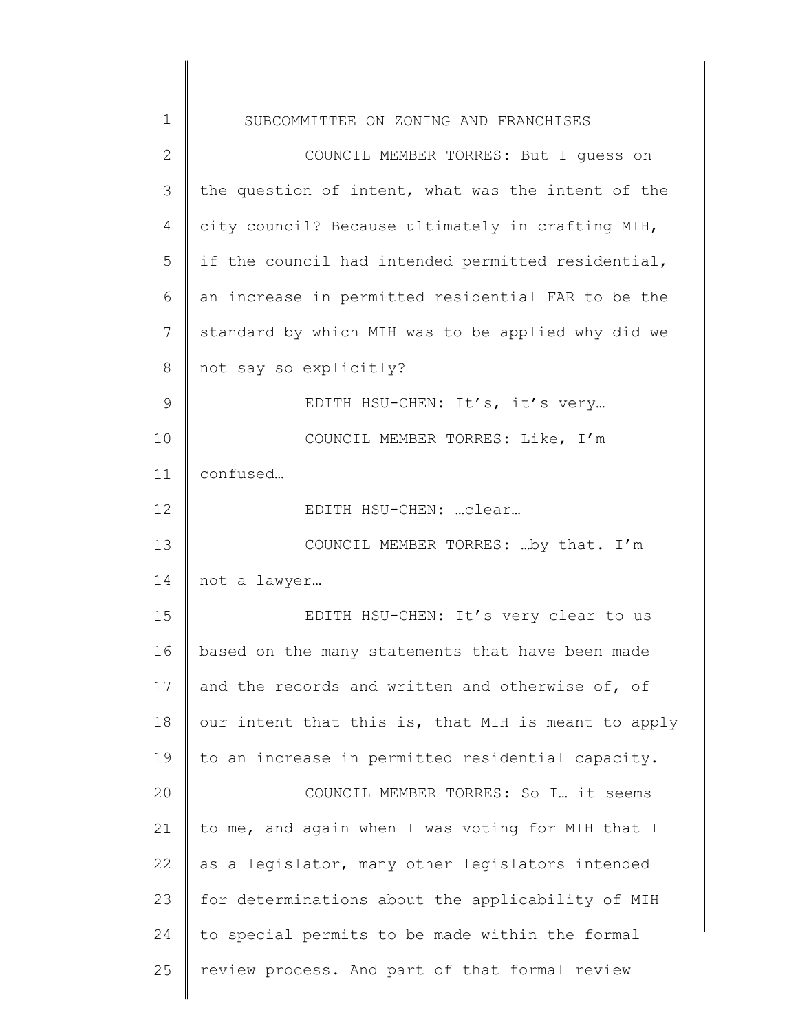COUNCIL MEMBER TORRES: But I guess on the question of intent, what was the intent of the city council? Because ultimately in crafting MIH, if the council had intended permitted residential, an increase in permitted residential FAR to be the standard by which MIH was to be applied why did we not say so explicitly?

EDITH HSU-CHEN: It's, it's very…

COUNCIL MEMBER TORRES: Like, I'm confused…

EDITH HSU-CHEN: …clear…

COUNCIL MEMBER TORRES: …by that. I'm not a lawyer…

EDITH HSU-CHEN: It's very clear to us based on the many statements that have been made and the records and written and otherwise of, of our intent that this is, that MIH is meant to apply to an increase in permitted residential capacity.

COUNCIL MEMBER TORRES: So I… it seems to me, and again when I was voting for MIH that I as a legislator, many other legislators intended for determinations about the applicability of MIH to special permits to be made within the formal review process. And part of that formal review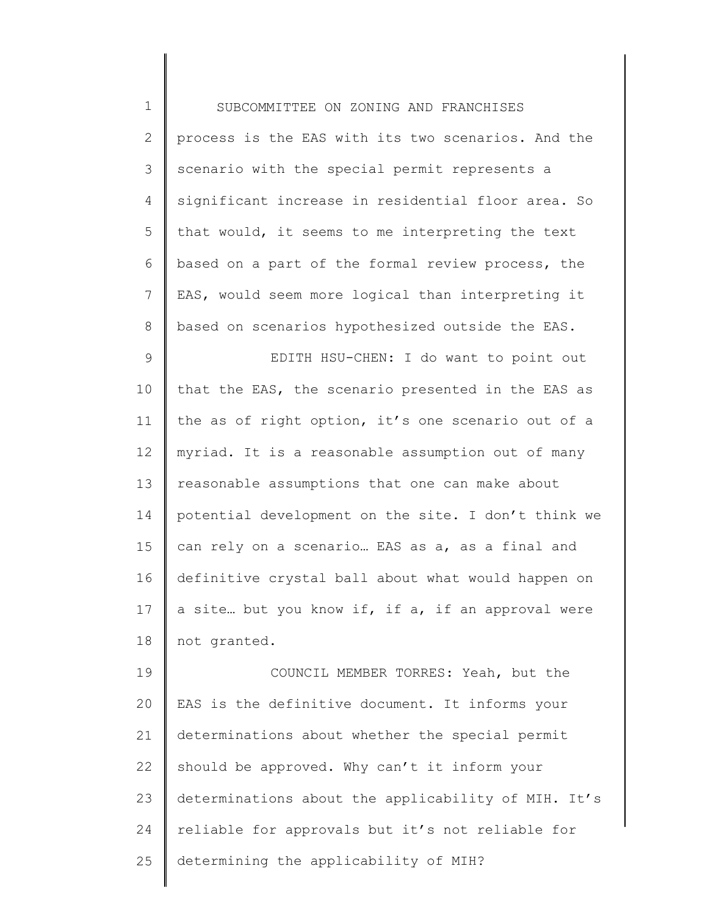process is the EAS with its two scenarios. And the scenario with the special permit represents a significant increase in residential floor area. So that would, it seems to me interpreting the text based on a part of the formal review process, the EAS, would seem more logical than interpreting it based on scenarios hypothesized outside the EAS.

EDITH HSU-CHEN: I do want to point out that the EAS, the scenario presented in the EAS as the as of right option, it's one scenario out of a myriad. It is a reasonable assumption out of many reasonable assumptions that one can make about potential development on the site. I don't think we can rely on a scenario… EAS as a, as a final and definitive crystal ball about what would happen on a site… but you know if, if a, if an approval were not granted.

COUNCIL MEMBER TORRES: Yeah, but the EAS is the definitive document. It informs your determinations about whether the special permit should be approved. Why can't it inform your determinations about the applicability of MIH. It's reliable for approvals but it's not reliable for determining the applicability of MIH?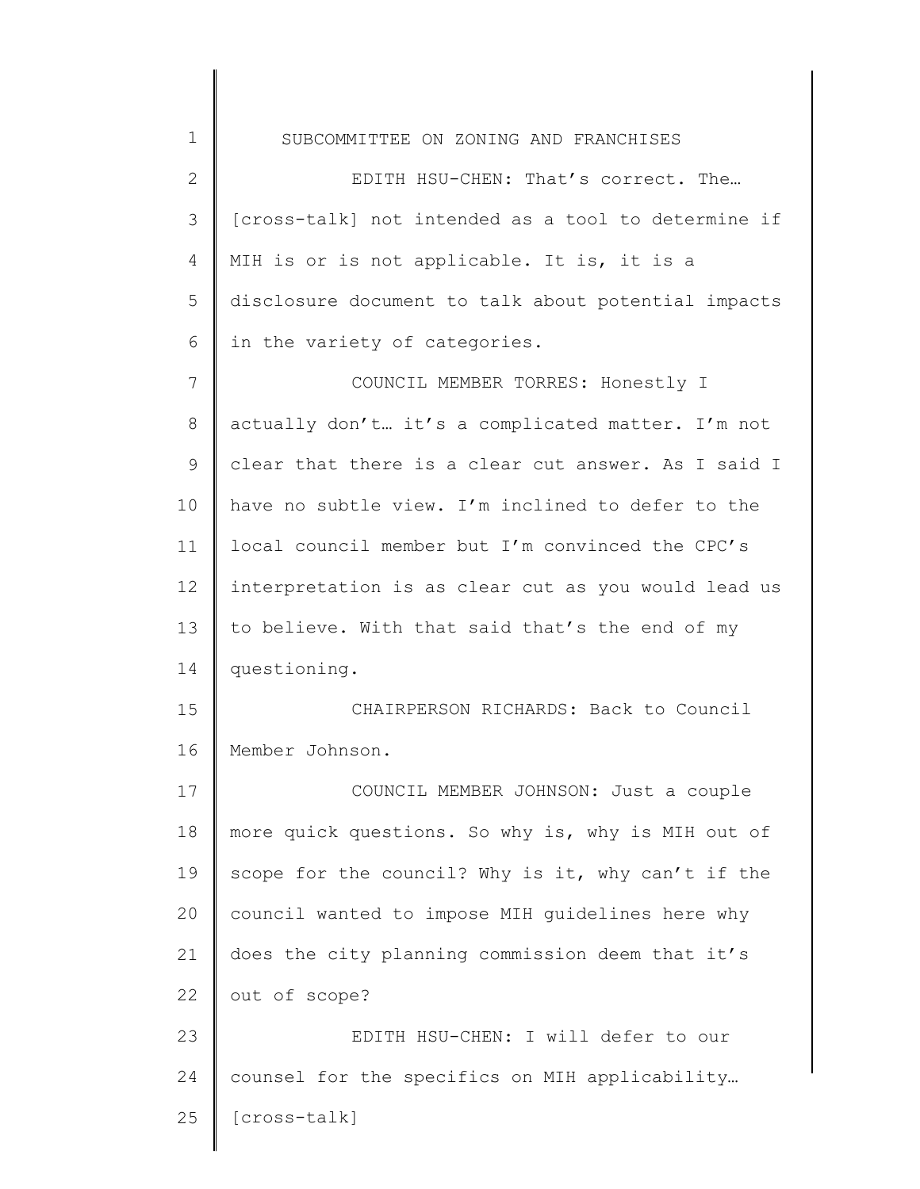EDITH HSU-CHEN: That's correct. The… [cross-talk] not intended as a tool to determine if MIH is or is not applicable. It is, it is a disclosure document to talk about potential impacts in the variety of categories.

COUNCIL MEMBER TORRES: Honestly I actually don't… it's a complicated matter. I'm not clear that there is a clear cut answer. As I said I have no subtle view. I'm inclined to defer to the local council member but I'm convinced the CPC's interpretation is as clear cut as you would lead us to believe. With that said that's the end of my questioning.

CHAIRPERSON RICHARDS: Back to Council Member Johnson.

COUNCIL MEMBER JOHNSON: Just a couple more quick questions. So why is, why is MIH out of scope for the council? Why is it, why can't if the council wanted to impose MIH guidelines here why does the city planning commission deem that it's out of scope?

EDITH HSU-CHEN: I will defer to our counsel for the specifics on MIH applicability… [cross-talk]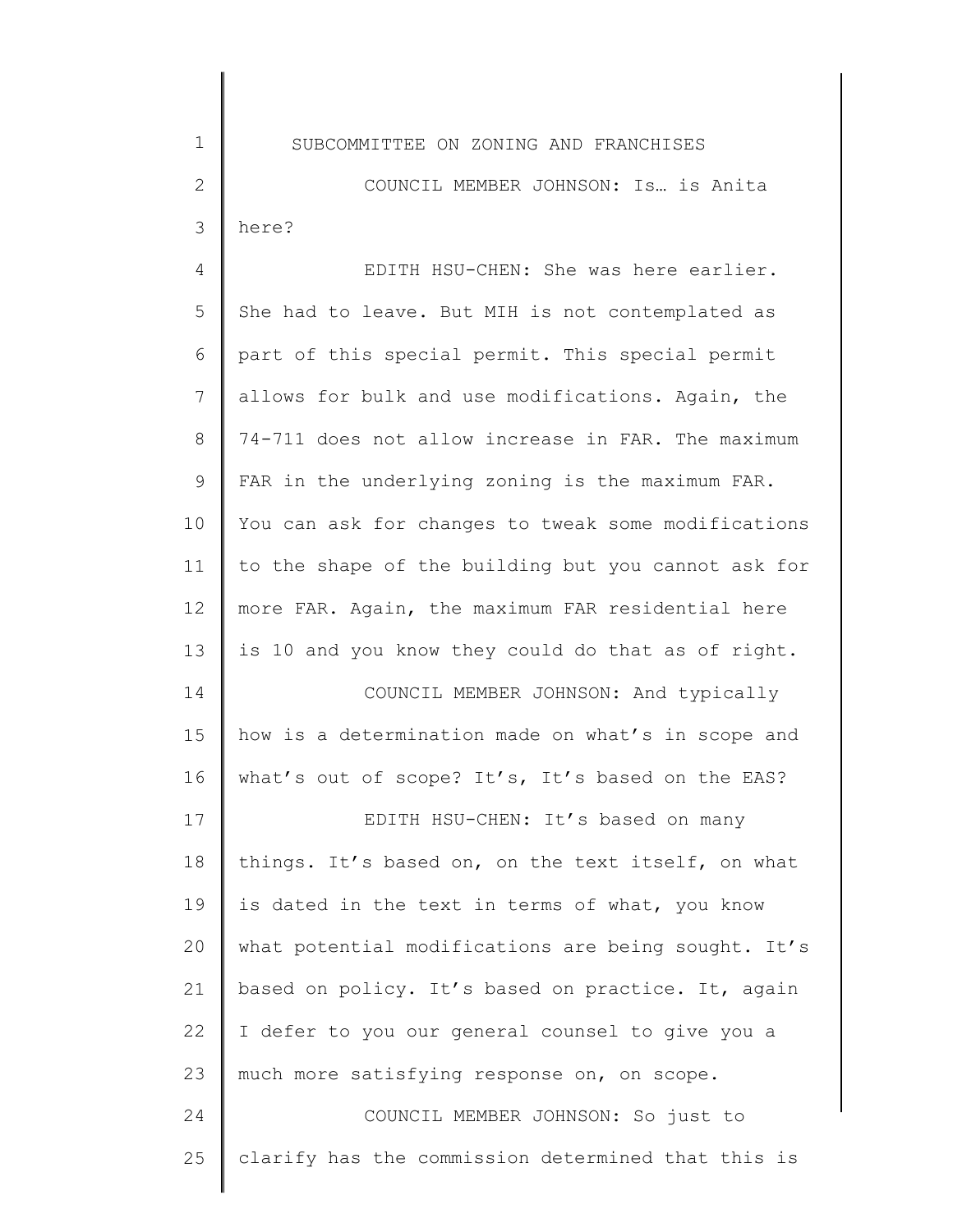COUNCIL MEMBER JOHNSON: Is… is Anita here?

EDITH HSU-CHEN: She was here earlier. She had to leave. But MIH is not contemplated as part of this special permit. This special permit allows for bulk and use modifications. Again, the 74-711 does not allow increase in FAR. The maximum FAR in the underlying zoning is the maximum FAR. You can ask for changes to tweak some modifications to the shape of the building but you cannot ask for more FAR. Again, the maximum FAR residential here is 10 and you know they could do that as of right.

COUNCIL MEMBER JOHNSON: And typically how is a determination made on what's in scope and what's out of scope? It's, It's based on the EAS?

EDITH HSU-CHEN: It's based on many things. It's based on, on the text itself, on what is dated in the text in terms of what, you know what potential modifications are being sought. It's based on policy. It's based on practice. It, again I defer to you our general counsel to give you a much more satisfying response on, on scope.

COUNCIL MEMBER JOHNSON: So just to clarify has the commission determined that this is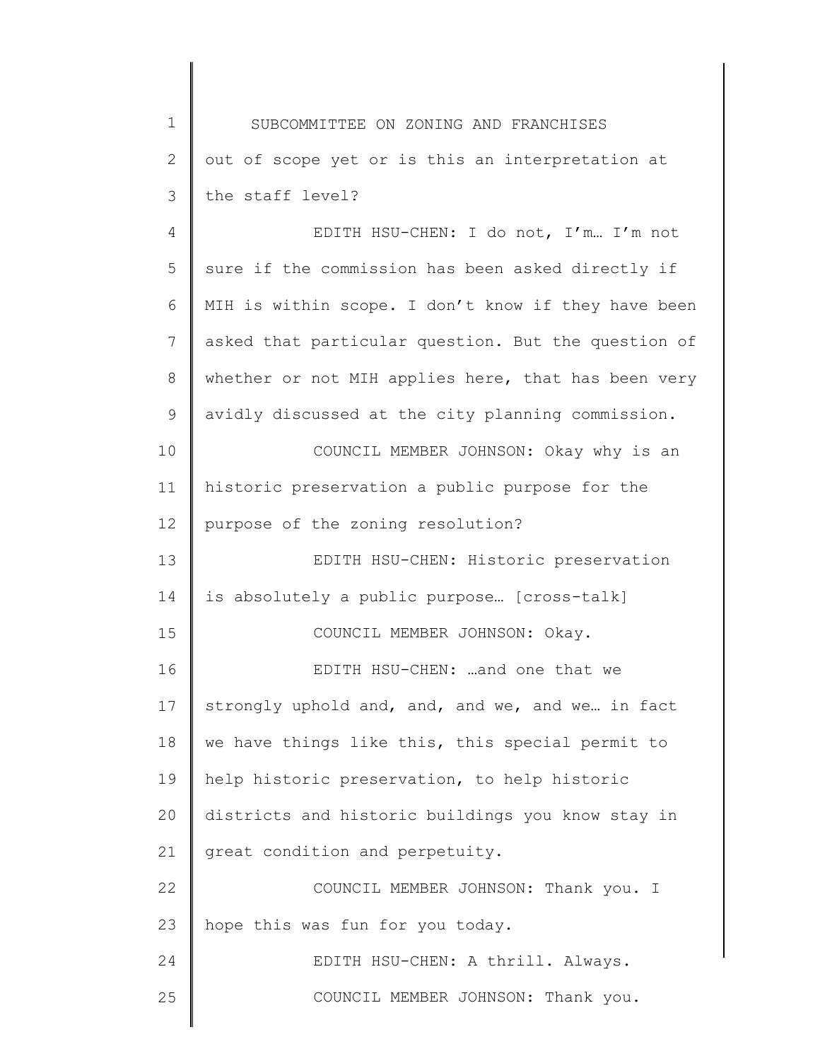out of scope yet or is this an interpretation at the staff level?

EDITH HSU-CHEN: I do not, I'm… I'm not sure if the commission has been asked directly if MIH is within scope. I don't know if they have been asked that particular question. But the question of whether or not MIH applies here, that has been very avidly discussed at the city planning commission.

COUNCIL MEMBER JOHNSON: Okay why is an historic preservation a public purpose for the purpose of the zoning resolution?

EDITH HSU-CHEN: Historic preservation is absolutely a public purpose… [cross-talk]

COUNCIL MEMBER JOHNSON: Okay.

EDITH HSU-CHEN: …and one that we strongly uphold and, and, and we, and we… in fact we have things like this, this special permit to help historic preservation, to help historic districts and historic buildings you know stay in great condition and perpetuity.

COUNCIL MEMBER JOHNSON: Thank you. I hope this was fun for you today.

EDITH HSU-CHEN: A thrill. Always.

COUNCIL MEMBER JOHNSON: Thank you.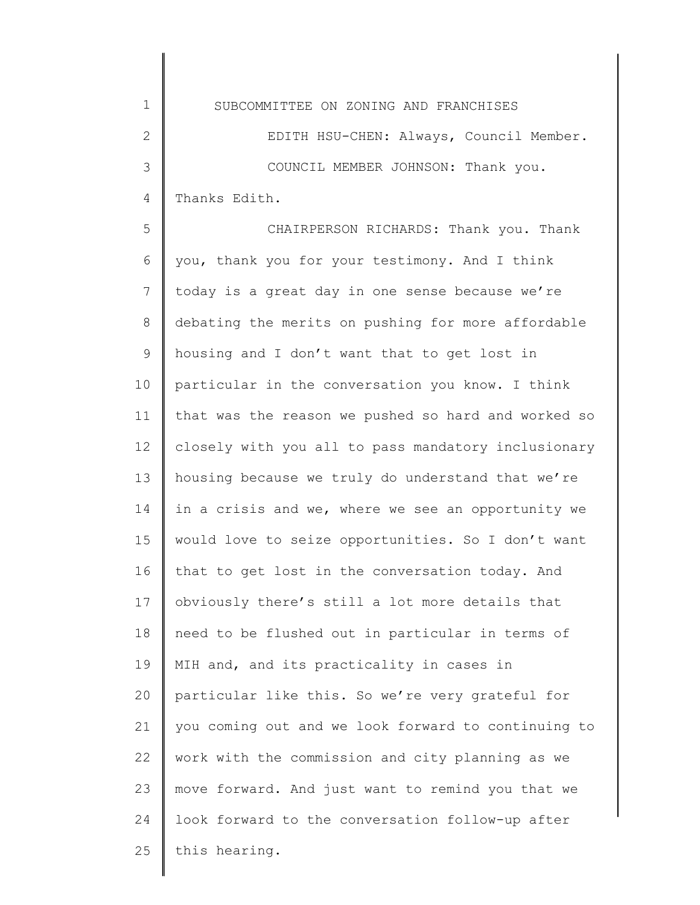EDITH HSU-CHEN: Always, Council Member.

COUNCIL MEMBER JOHNSON: Thank you. Thanks Edith.

CHAIRPERSON RICHARDS: Thank you. Thank you, thank you for your testimony. And I think today is a great day in one sense because we're debating the merits on pushing for more affordable housing and I don't want that to get lost in particular in the conversation you know. I think that was the reason we pushed so hard and worked so closely with you all to pass mandatory inclusionary housing because we truly do understand that we're in a crisis and we, where we see an opportunity we would love to seize opportunities. So I don't want that to get lost in the conversation today. And obviously there's still a lot more details that need to be flushed out in particular in terms of MIH and, and its practicality in cases in particular like this. So we're very grateful for you coming out and we look forward to continuing to work with the commission and city planning as we move forward. And just want to remind you that we look forward to the conversation follow-up after this hearing.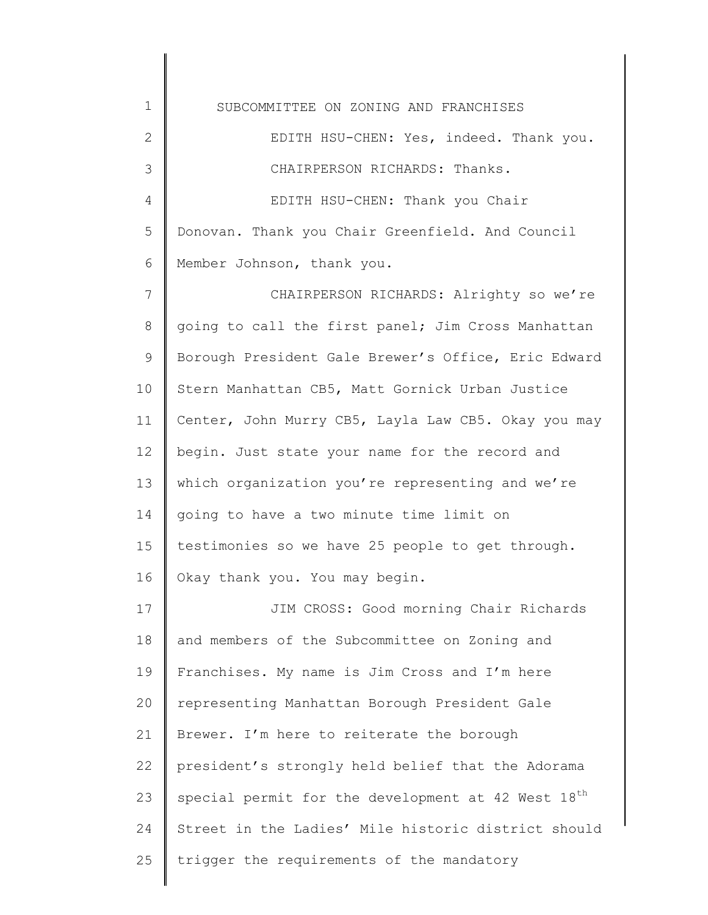EDITH HSU-CHEN: Yes, indeed. Thank you.

CHAIRPERSON RICHARDS: Thanks.

EDITH HSU-CHEN: Thank you Chair Donovan. Thank you Chair Greenfield. And Council Member Johnson, thank you.

CHAIRPERSON RICHARDS: Alrighty so we're going to call the first panel; Jim Cross Manhattan Borough President Gale Brewer's Office, Eric Edward Stern Manhattan CB5, Matt Gornick Urban Justice Center, John Murry CB5, Layla Law CB5. Okay you may begin. Just state your name for the record and which organization you're representing and we're going to have a two minute time limit on testimonies so we have 25 people to get through. Okay thank you. You may begin.

JIM CROSS: Good morning Chair Richards and members of the Subcommittee on Zoning and Franchises. My name is Jim Cross and I'm here representing Manhattan Borough President Gale Brewer. I'm here to reiterate the borough president's strongly held belief that the Adorama special permit for the development at 42 West $18^{th}$ Street in the Ladies' Mile historic district should trigger the requirements of the mandatory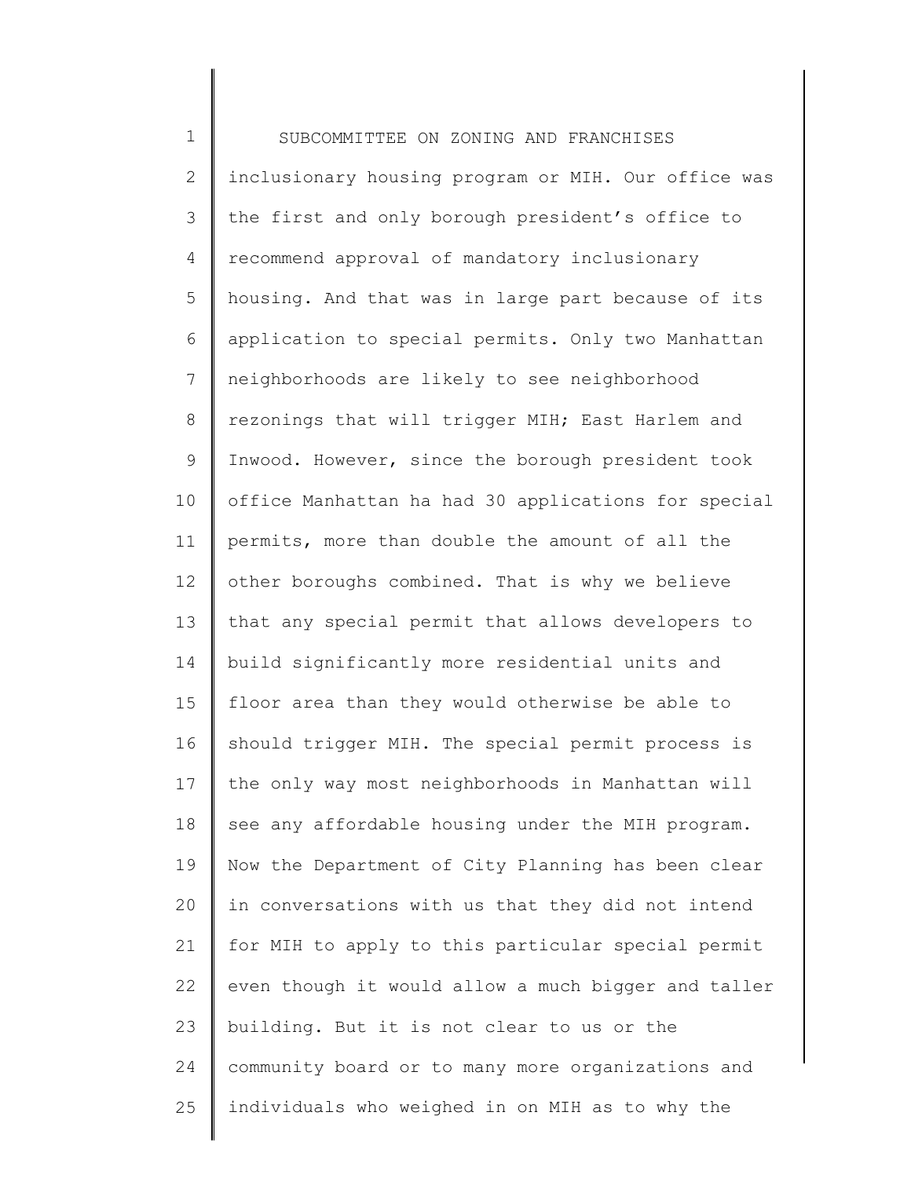inclusionary housing program or MIH. Our office was the first and only borough president's office to recommend approval of mandatory inclusionary housing. And that was in large part because of its application to special permits. Only two Manhattan neighborhoods are likely to see neighborhood rezonings that will trigger MIH; East Harlem and Inwood. However, since the borough president took office Manhattan ha had 30 applications for special permits, more than double the amount of all the other boroughs combined. That is why we believe that any special permit that allows developers to build significantly more residential units and floor area than they would otherwise be able to should trigger MIH. The special permit process is the only way most neighborhoods in Manhattan will see any affordable housing under the MIH program. Now the Department of City Planning has been clear in conversations with us that they did not intend for MIH to apply to this particular special permit even though it would allow a much bigger and taller building. But it is not clear to us or the community board or to many more organizations and individuals who weighed in on MIH as to why the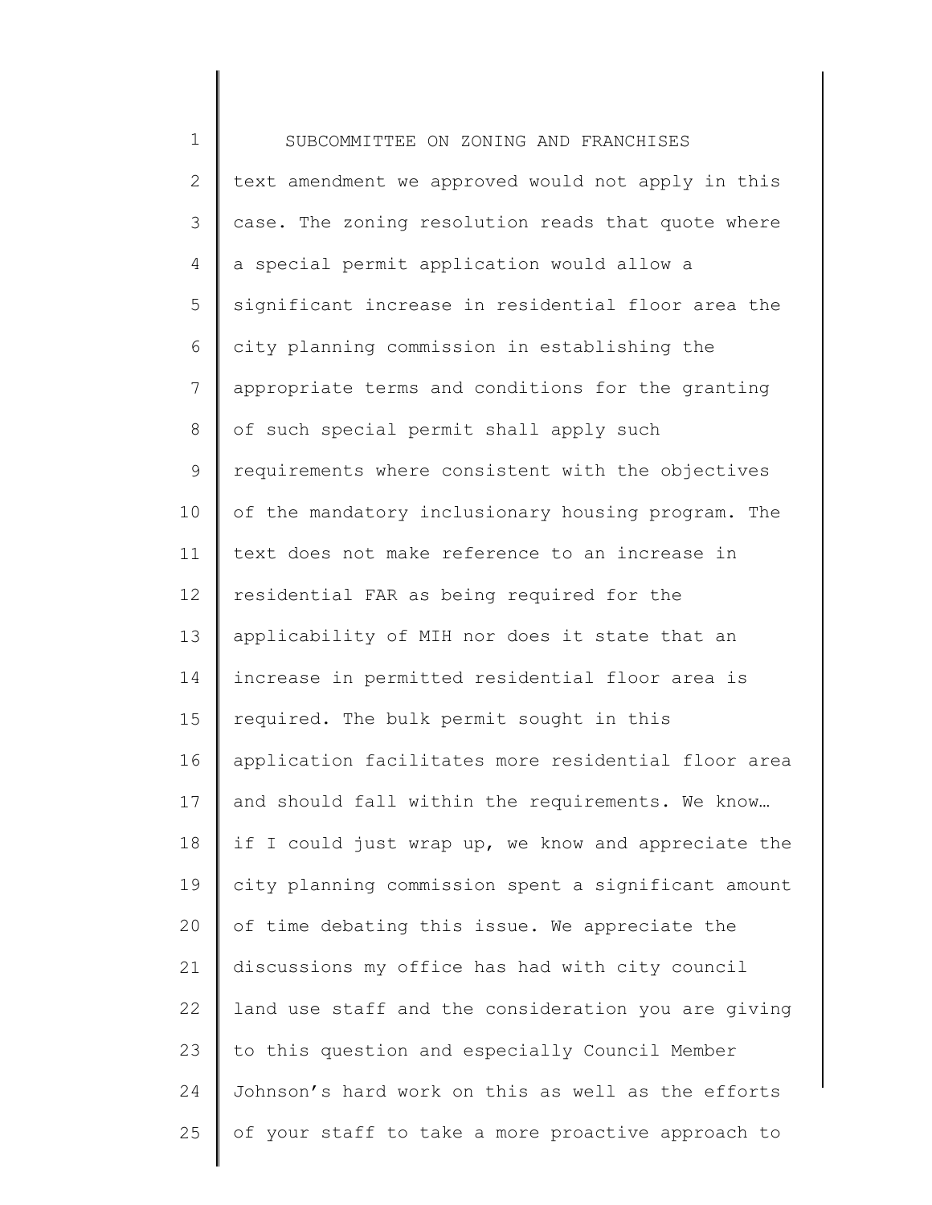text amendment we approved would not apply in this case. The zoning resolution reads that quote where a special permit application would allow a significant increase in residential floor area the city planning commission in establishing the appropriate terms and conditions for the granting of such special permit shall apply such requirements where consistent with the objectives of the mandatory inclusionary housing program. The text does not make reference to an increase in residential FAR as being required for the applicability of MIH nor does it state that an increase in permitted residential floor area is required. The bulk permit sought in this application facilitates more residential floor area and should fall within the requirements. We know… if I could just wrap up, we know and appreciate the city planning commission spent a significant amount of time debating this issue. We appreciate the discussions my office has had with city council land use staff and the consideration you are giving to this question and especially Council Member Johnson's hard work on this as well as the efforts of your staff to take a more proactive approach to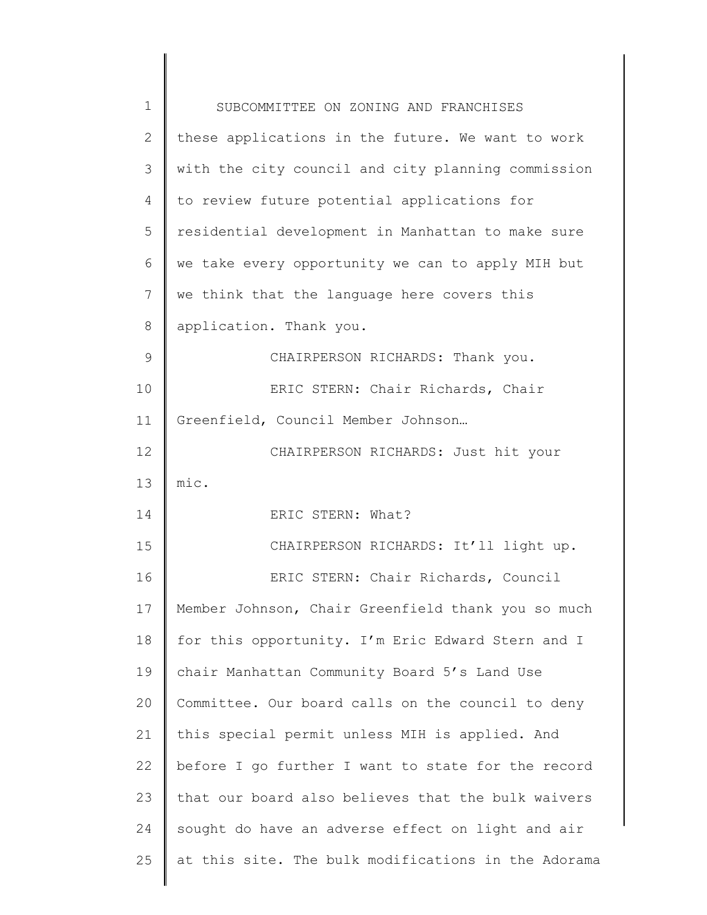these applications in the future. We want to work with the city council and city planning commission to review future potential applications for residential development in Manhattan to make sure we take every opportunity we can to apply MIH but we think that the language here covers this application. Thank you.

CHAIRPERSON RICHARDS: Thank you.

ERIC STERN: Chair Richards, Chair Greenfield, Council Member Johnson…

CHAIRPERSON RICHARDS: Just hit your mic.

ERIC STERN: What?

CHAIRPERSON RICHARDS: It'll light up.

ERIC STERN: Chair Richards, Council Member Johnson, Chair Greenfield thank you so much for this opportunity. I'm Eric Edward Stern and I chair Manhattan Community Board 5's Land Use Committee. Our board calls on the council to deny this special permit unless MIH is applied. And before I go further I want to state for the record that our board also believes that the bulk waivers sought do have an adverse effect on light and air at this site. The bulk modifications in the Adorama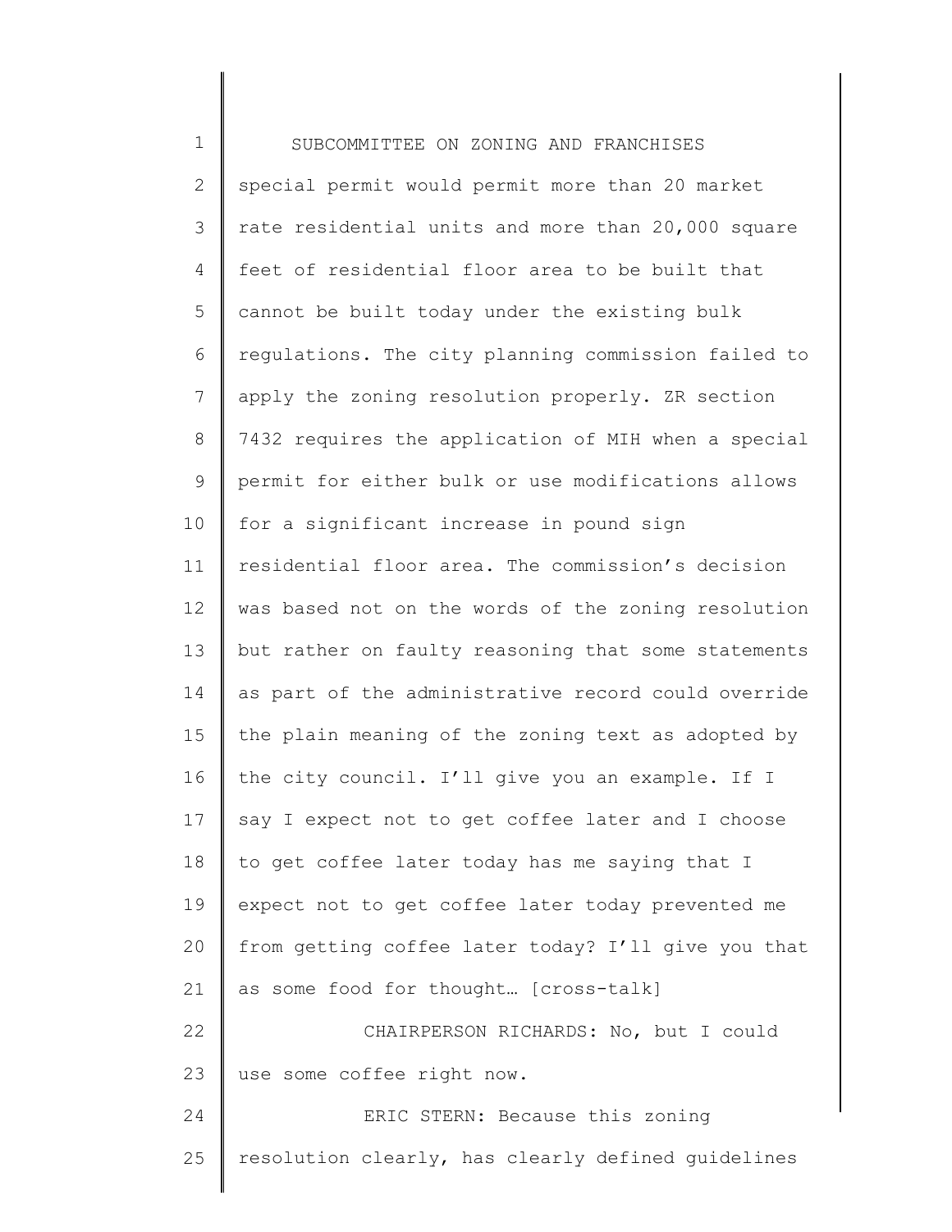special permit would permit more than 20 market rate residential units and more than 20,000 square feet of residential floor area to be built that cannot be built today under the existing bulk regulations. The city planning commission failed to apply the zoning resolution properly. ZR section 7432 requires the application of MIH when a special permit for either bulk or use modifications allows for a significant increase in pound sign residential floor area. The commission's decision was based not on the words of the zoning resolution but rather on faulty reasoning that some statements as part of the administrative record could override the plain meaning of the zoning text as adopted by the city council. I'll give you an example. If I say I expect not to get coffee later and I choose to get coffee later today has me saying that I expect not to get coffee later today prevented me from getting coffee later today? I'll give you that as some food for thought… [cross-talk]

CHAIRPERSON RICHARDS: No, but I could use some coffee right now.

ERIC STERN: Because this zoning resolution clearly, has clearly defined guidelines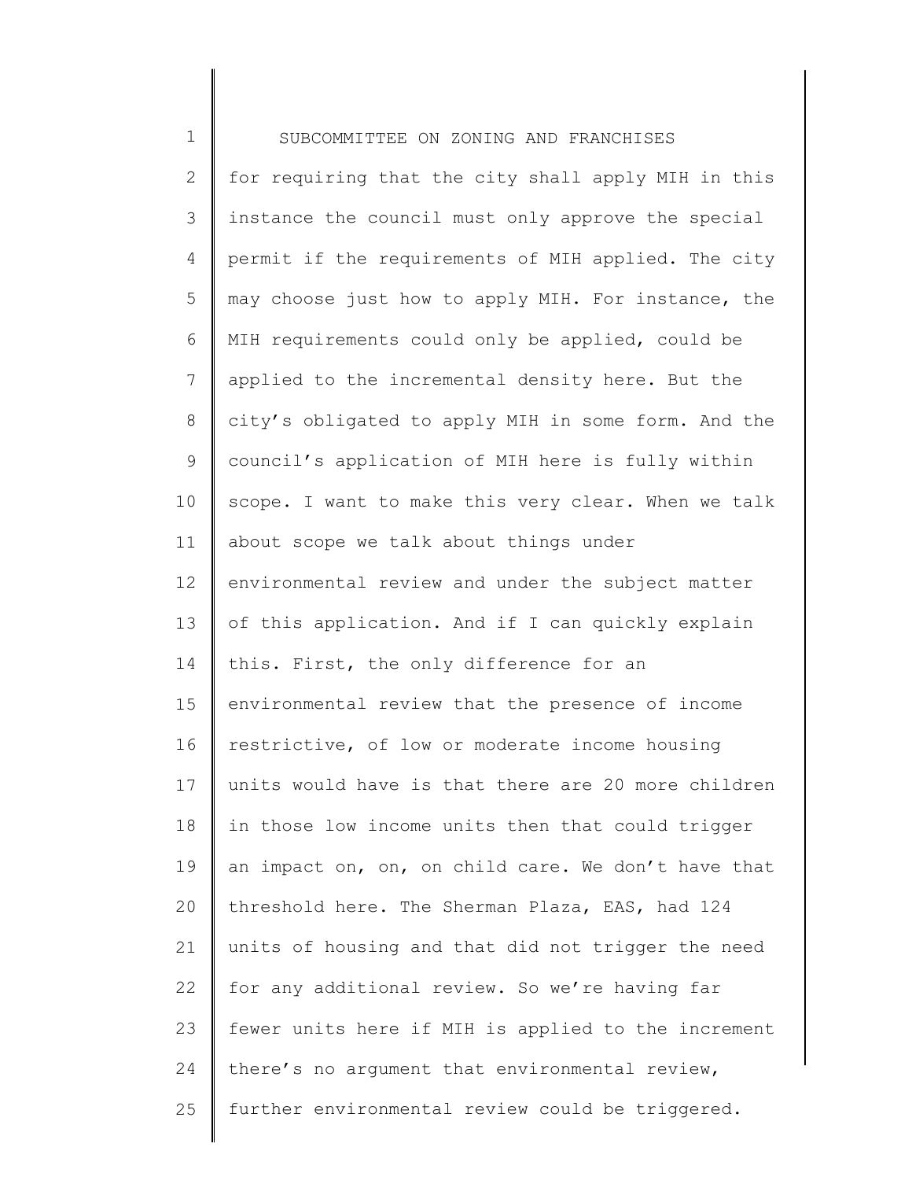for requiring that the city shall apply MIH in this instance the council must only approve the special permit if the requirements of MIH applied. The city may choose just how to apply MIH. For instance, the MIH requirements could only be applied, could be applied to the incremental density here. But the city's obligated to apply MIH in some form. And the council's application of MIH here is fully within scope. I want to make this very clear. When we talk about scope we talk about things under environmental review and under the subject matter of this application. And if I can quickly explain this. First, the only difference for an environmental review that the presence of income restrictive, of low or moderate income housing units would have is that there are 20 more children in those low income units then that could trigger an impact on, on, on child care. We don't have that threshold here. The Sherman Plaza, EAS, had 124 units of housing and that did not trigger the need for any additional review. So we're having far fewer units here if MIH is applied to the increment there's no argument that environmental review, further environmental review could be triggered.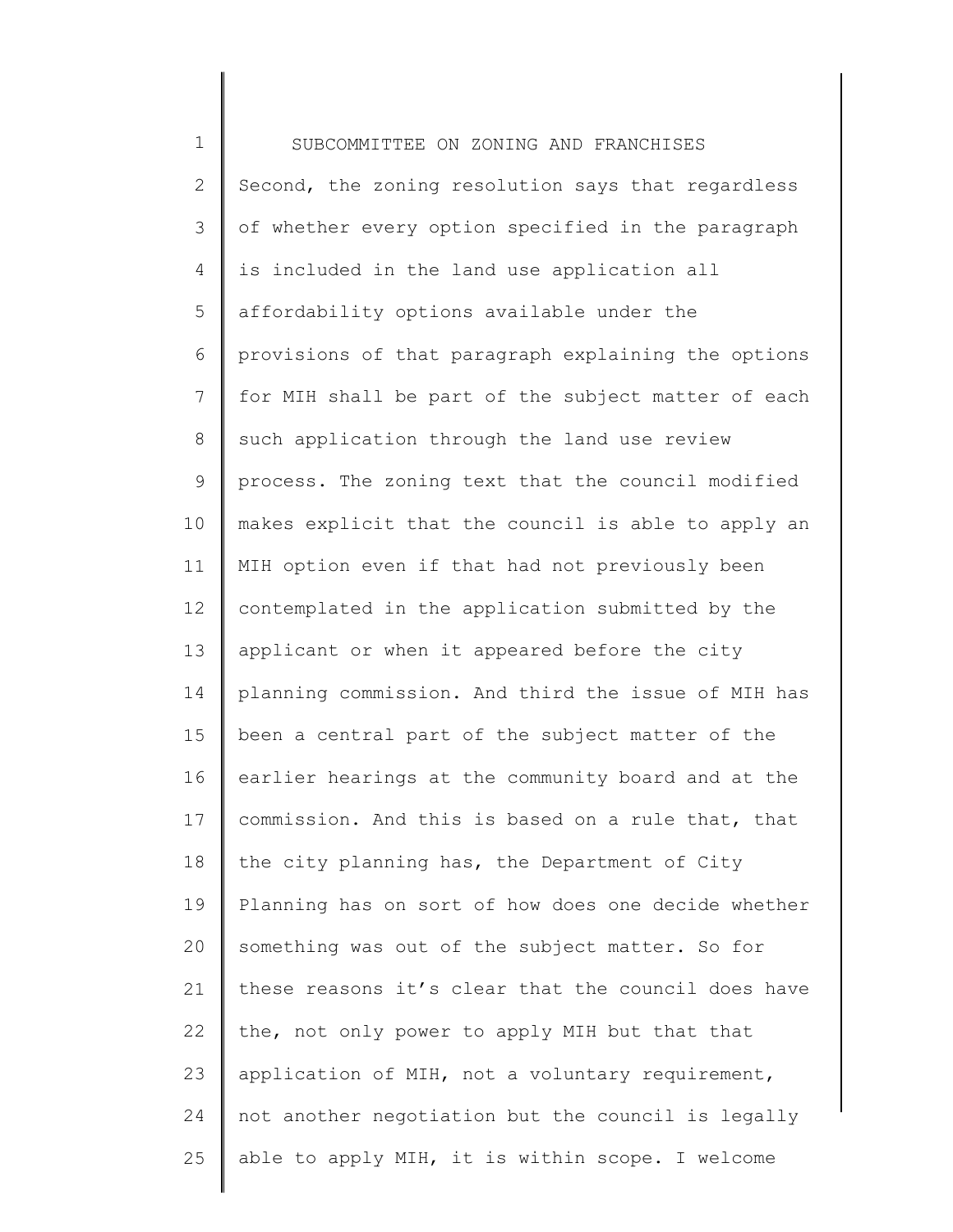Second, the zoning resolution says that regardless of whether every option specified in the paragraph is included in the land use application all affordability options available under the provisions of that paragraph explaining the options for MIH shall be part of the subject matter of each such application through the land use review process. The zoning text that the council modified makes explicit that the council is able to apply an MIH option even if that had not previously been contemplated in the application submitted by the applicant or when it appeared before the city planning commission. And third the issue of MIH has been a central part of the subject matter of the earlier hearings at the community board and at the commission. And this is based on a rule that, that the city planning has, the Department of City Planning has on sort of how does one decide whether something was out of the subject matter. So for these reasons it's clear that the council does have the, not only power to apply MIH but that that application of MIH, not a voluntary requirement, not another negotiation but the council is legally able to apply MIH, it is within scope. I welcome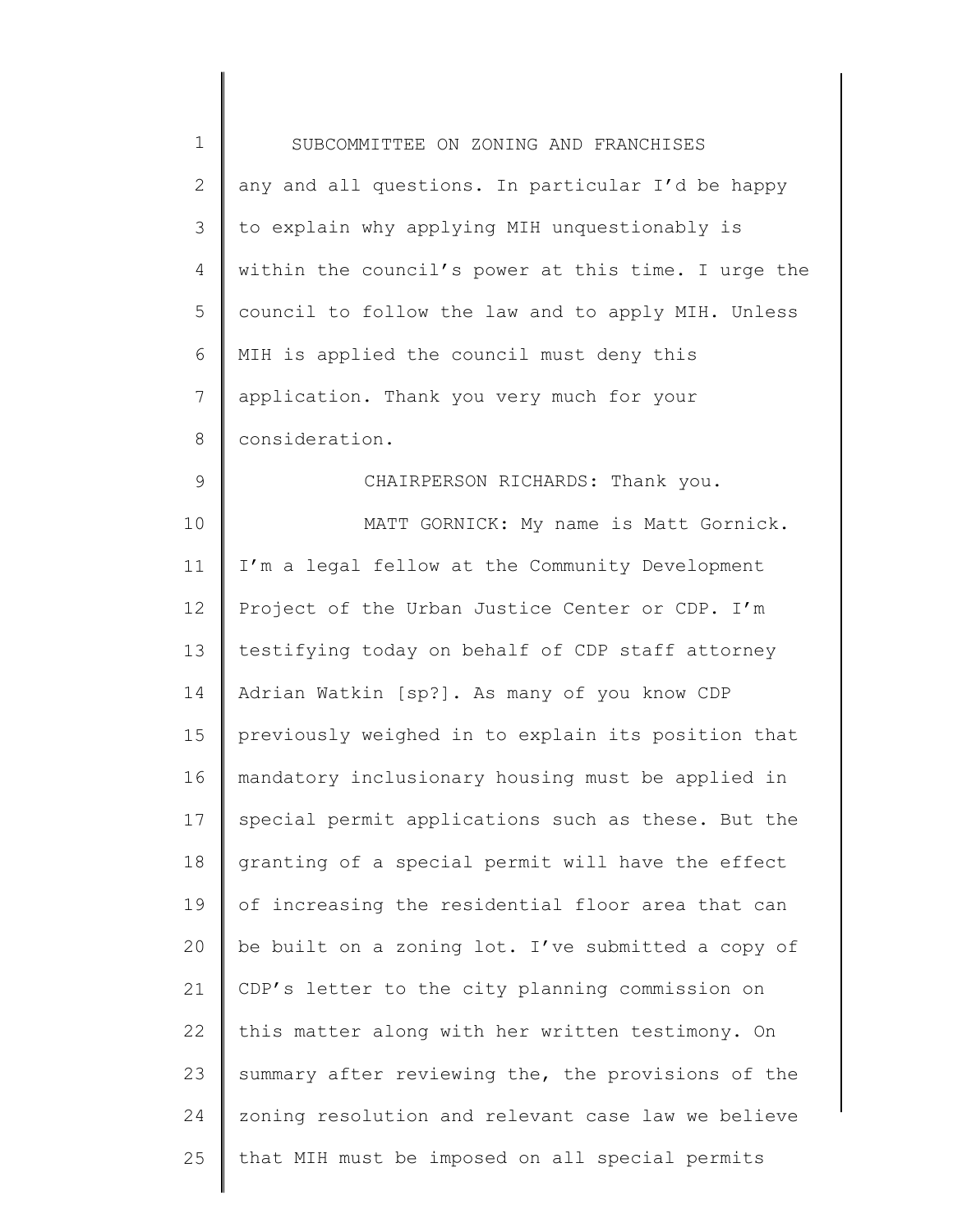any and all questions. In particular I'd be happy to explain why applying MIH unquestionably is within the council's power at this time. I urge the council to follow the law and to apply MIH. Unless MIH is applied the council must deny this application. Thank you very much for your consideration.

CHAIRPERSON RICHARDS: Thank you.

MATT GORNICK: My name is Matt Gornick. I'm a legal fellow at the Community Development Project of the Urban Justice Center or CDP. I'm testifying today on behalf of CDP staff attorney Adrian Watkin [sp?]. As many of you know CDP previously weighed in to explain its position that mandatory inclusionary housing must be applied in special permit applications such as these. But the granting of a special permit will have the effect of increasing the residential floor area that can be built on a zoning lot. I've submitted a copy of CDP's letter to the city planning commission on this matter along with her written testimony. On summary after reviewing the, the provisions of the zoning resolution and relevant case law we believe that MIH must be imposed on all special permits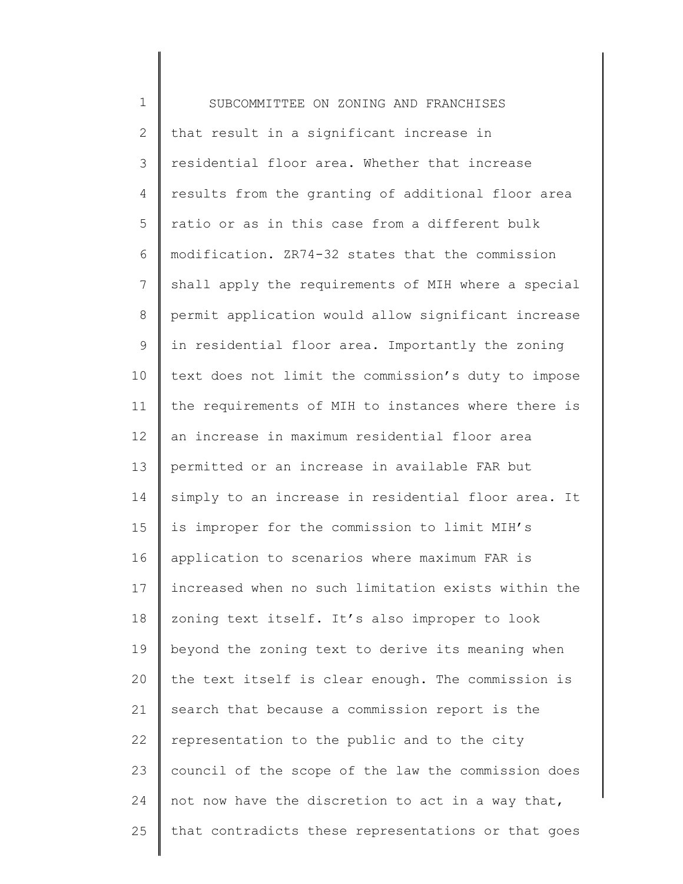that result in a significant increase in residential floor area. Whether that increase results from the granting of additional floor area ratio or as in this case from a different bulk modification. ZR74-32 states that the commission shall apply the requirements of MIH where a special permit application would allow significant increase in residential floor area. Importantly the zoning text does not limit the commission's duty to impose the requirements of MIH to instances where there is an increase in maximum residential floor area permitted or an increase in available FAR but simply to an increase in residential floor area. It is improper for the commission to limit MIH's application to scenarios where maximum FAR is increased when no such limitation exists within the zoning text itself. It's also improper to look beyond the zoning text to derive its meaning when the text itself is clear enough. The commission is search that because a commission report is the representation to the public and to the city council of the scope of the law the commission does not now have the discretion to act in a way that, that contradicts these representations or that goes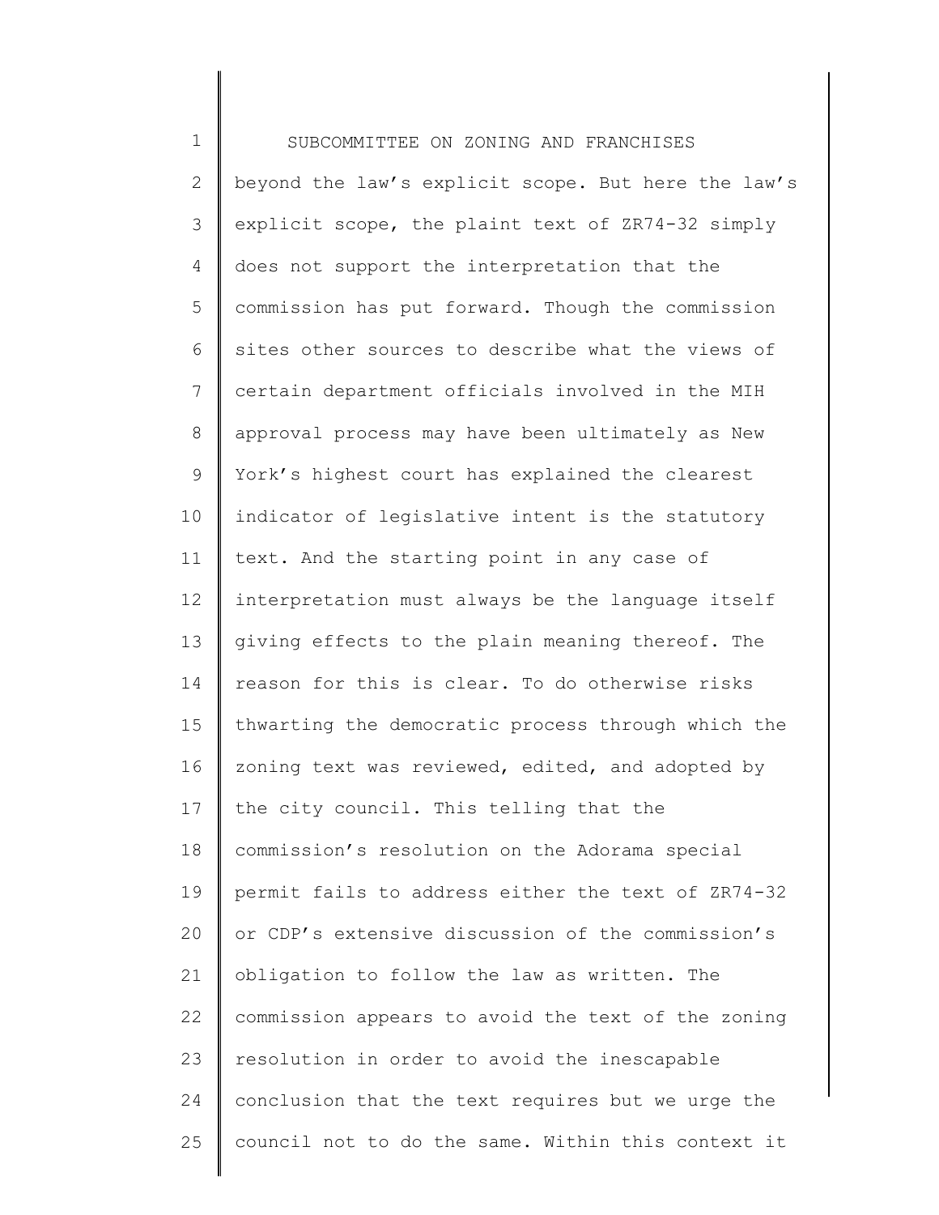beyond the law's explicit scope. But here the law's explicit scope, the plaint text of ZR74-32 simply does not support the interpretation that the commission has put forward. Though the commission sites other sources to describe what the views of certain department officials involved in the MIH approval process may have been ultimately as New York's highest court has explained the clearest indicator of legislative intent is the statutory text. And the starting point in any case of interpretation must always be the language itself giving effects to the plain meaning thereof. The reason for this is clear. To do otherwise risks thwarting the democratic process through which the zoning text was reviewed, edited, and adopted by the city council. This telling that the commission's resolution on the Adorama special permit fails to address either the text of ZR74-32 or CDP's extensive discussion of the commission's obligation to follow the law as written. The commission appears to avoid the text of the zoning resolution in order to avoid the inescapable conclusion that the text requires but we urge the council not to do the same. Within this context it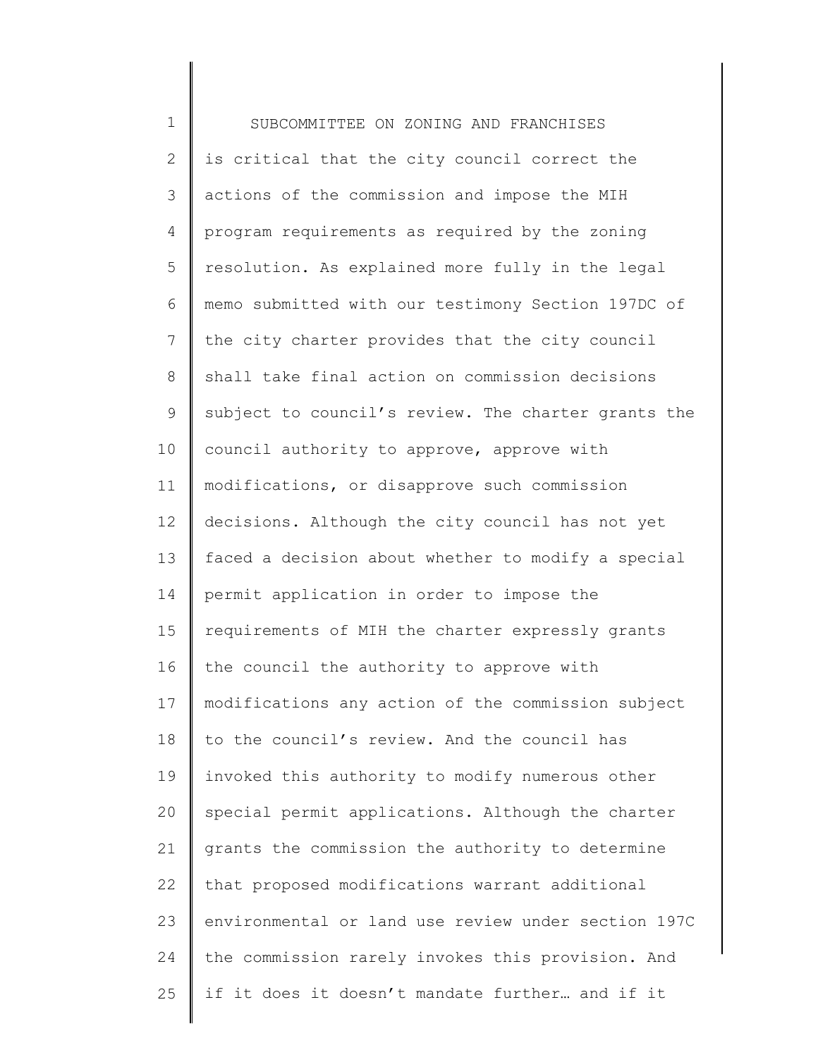is critical that the city council correct the actions of the commission and impose the MIH program requirements as required by the zoning resolution. As explained more fully in the legal memo submitted with our testimony Section 197DC of the city charter provides that the city council shall take final action on commission decisions subject to council's review. The charter grants the council authority to approve, approve with modifications, or disapprove such commission decisions. Although the city council has not yet faced a decision about whether to modify a special permit application in order to impose the requirements of MIH the charter expressly grants the council the authority to approve with modifications any action of the commission subject to the council's review. And the council has invoked this authority to modify numerous other special permit applications. Although the charter grants the commission the authority to determine that proposed modifications warrant additional environmental or land use review under section 197C the commission rarely invokes this provision. And if it does it doesn't mandate further… and if it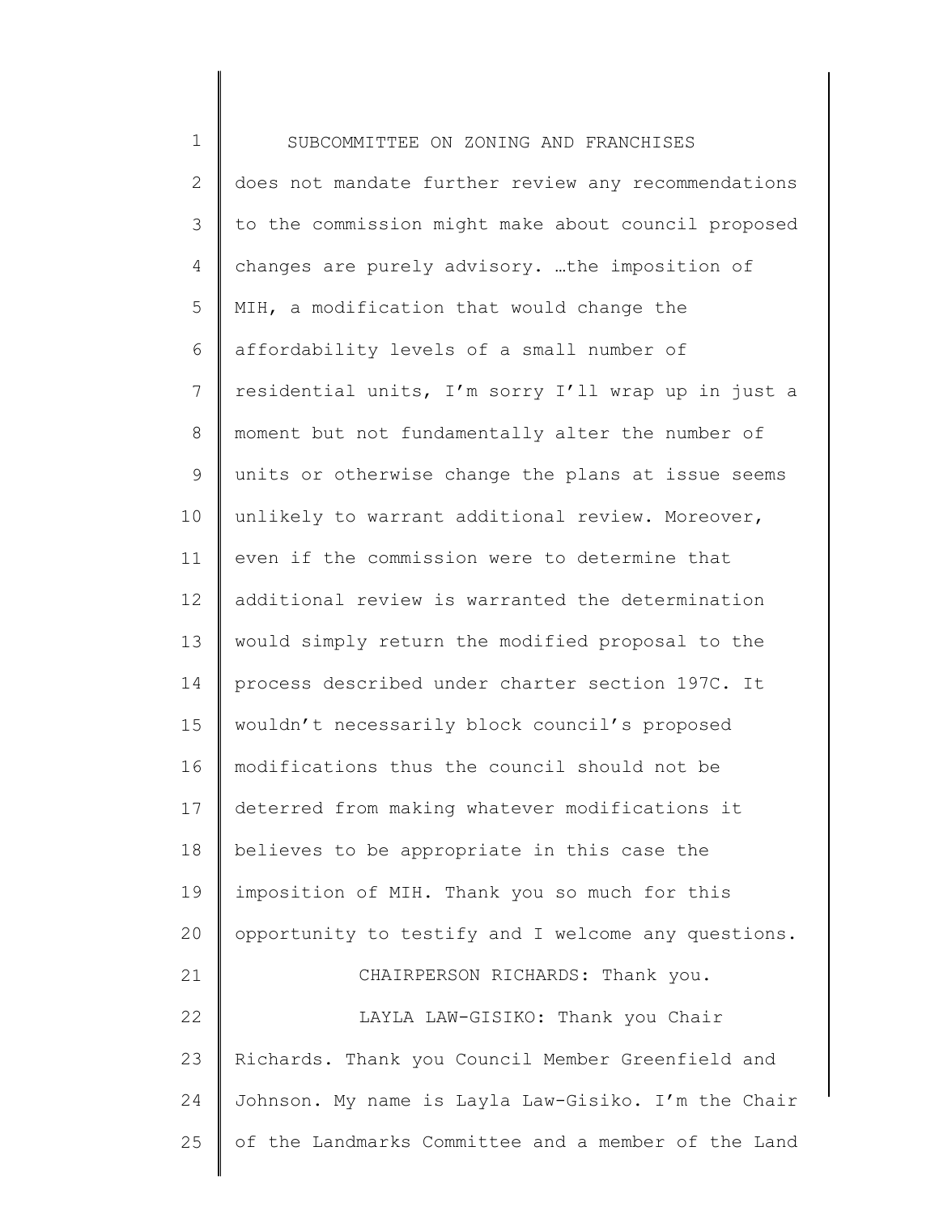does not mandate further review any recommendations to the commission might make about council proposed changes are purely advisory. …the imposition of MIH, a modification that would change the affordability levels of a small number of residential units, I'm sorry I'll wrap up in just a moment but not fundamentally alter the number of units or otherwise change the plans at issue seems unlikely to warrant additional review. Moreover, even if the commission were to determine that additional review is warranted the determination would simply return the modified proposal to the process described under charter section 197C. It wouldn't necessarily block council's proposed modifications thus the council should not be deterred from making whatever modifications it believes to be appropriate in this case the imposition of MIH. Thank you so much for this opportunity to testify and I welcome any questions.

CHAIRPERSON RICHARDS: Thank you.

LAYLA LAW-GISIKO: Thank you Chair Richards. Thank you Council Member Greenfield and Johnson. My name is Layla Law-Gisiko. I'm the Chair of the Landmarks Committee and a member of the Land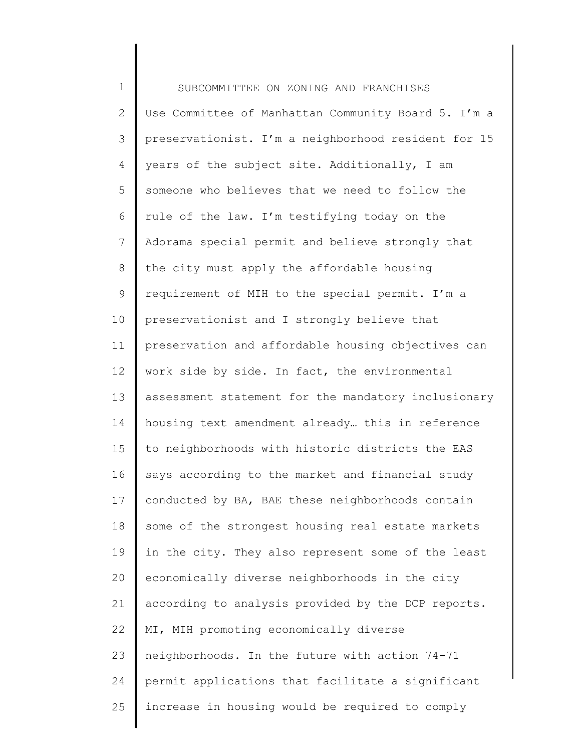Use Committee of Manhattan Community Board 5. I'm a preservationist. I'm a neighborhood resident for 15 years of the subject site. Additionally, I am someone who believes that we need to follow the rule of the law. I'm testifying today on the Adorama special permit and believe strongly that the city must apply the affordable housing requirement of MIH to the special permit. I'm a preservationist and I strongly believe that preservation and affordable housing objectives can work side by side. In fact, the environmental assessment statement for the mandatory inclusionary housing text amendment already… this in reference to neighborhoods with historic districts the EAS says according to the market and financial study conducted by BA, BAE these neighborhoods contain some of the strongest housing real estate markets in the city. They also represent some of the least economically diverse neighborhoods in the city according to analysis provided by the DCP reports. MI, MIH promoting economically diverse neighborhoods. In the future with action 74-71 permit applications that facilitate a significant increase in housing would be required to comply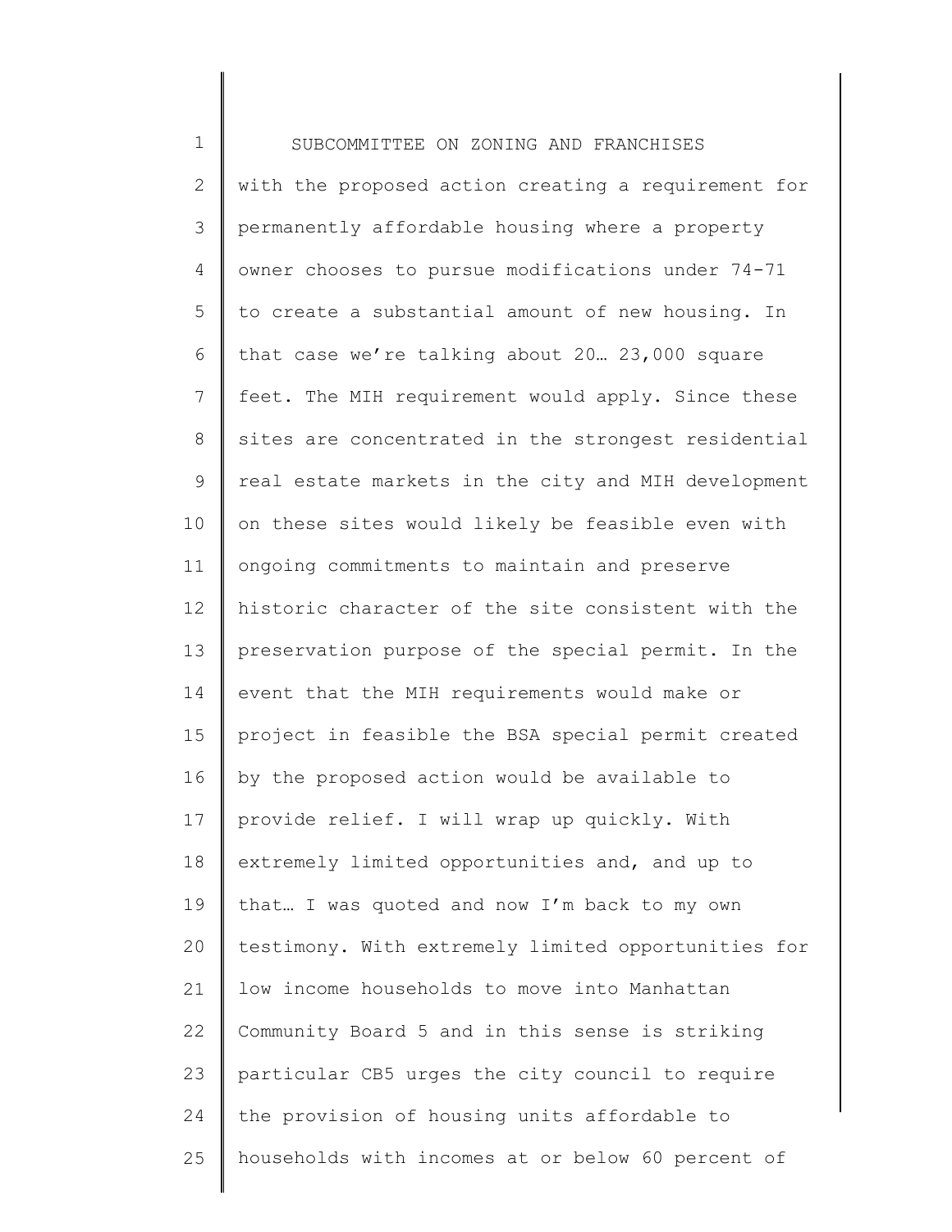with the proposed action creating a requirement for permanently affordable housing where a property owner chooses to pursue modifications under 74-71 to create a substantial amount of new housing. In that case we're talking about 20… 23,000 square feet. The MIH requirement would apply. Since these sites are concentrated in the strongest residential real estate markets in the city and MIH development on these sites would likely be feasible even with ongoing commitments to maintain and preserve historic character of the site consistent with the preservation purpose of the special permit. In the event that the MIH requirements would make or project in feasible the BSA special permit created by the proposed action would be available to provide relief. I will wrap up quickly. With extremely limited opportunities and, and up to that… I was quoted and now I'm back to my own testimony. With extremely limited opportunities for low income households to move into Manhattan Community Board 5 and in this sense is striking particular CB5 urges the city council to require the provision of housing units affordable to households with incomes at or below 60 percent of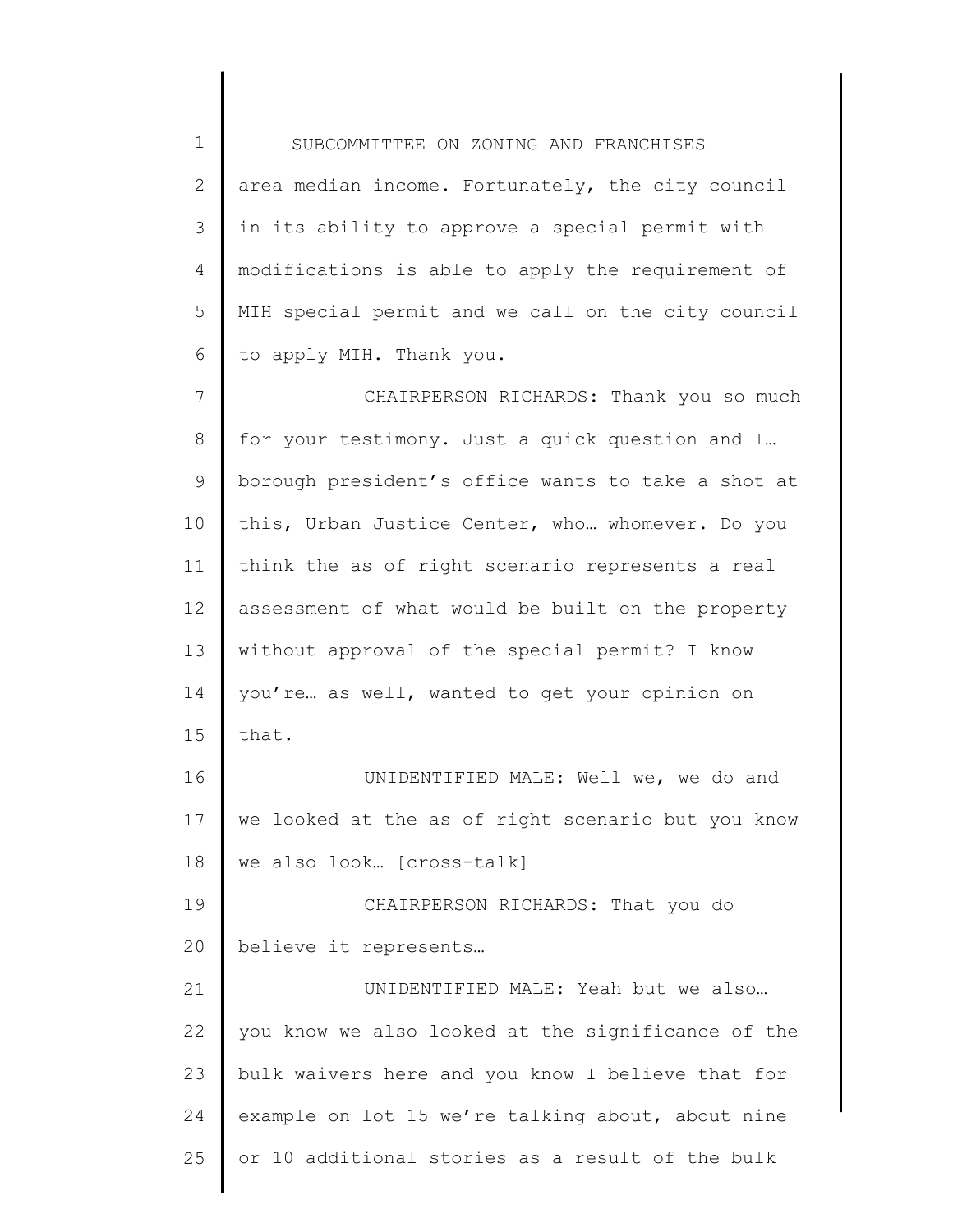area median income. Fortunately, the city council in its ability to approve a special permit with modifications is able to apply the requirement of MIH special permit and we call on the city council to apply MIH. Thank you.

CHAIRPERSON RICHARDS: Thank you so much for your testimony. Just a quick question and I… borough president's office wants to take a shot at this, Urban Justice Center, who… whomever. Do you think the as of right scenario represents a real assessment of what would be built on the property without approval of the special permit? I know you're… as well, wanted to get your opinion on that.

UNIDENTIFIED MALE: Well we, we do and we looked at the as of right scenario but you know we also look… [cross-talk]

CHAIRPERSON RICHARDS: That you do believe it represents…

UNIDENTIFIED MALE: Yeah but we also… you know we also looked at the significance of the bulk waivers here and you know I believe that for example on lot 15 we're talking about, about nine or 10 additional stories as a result of the bulk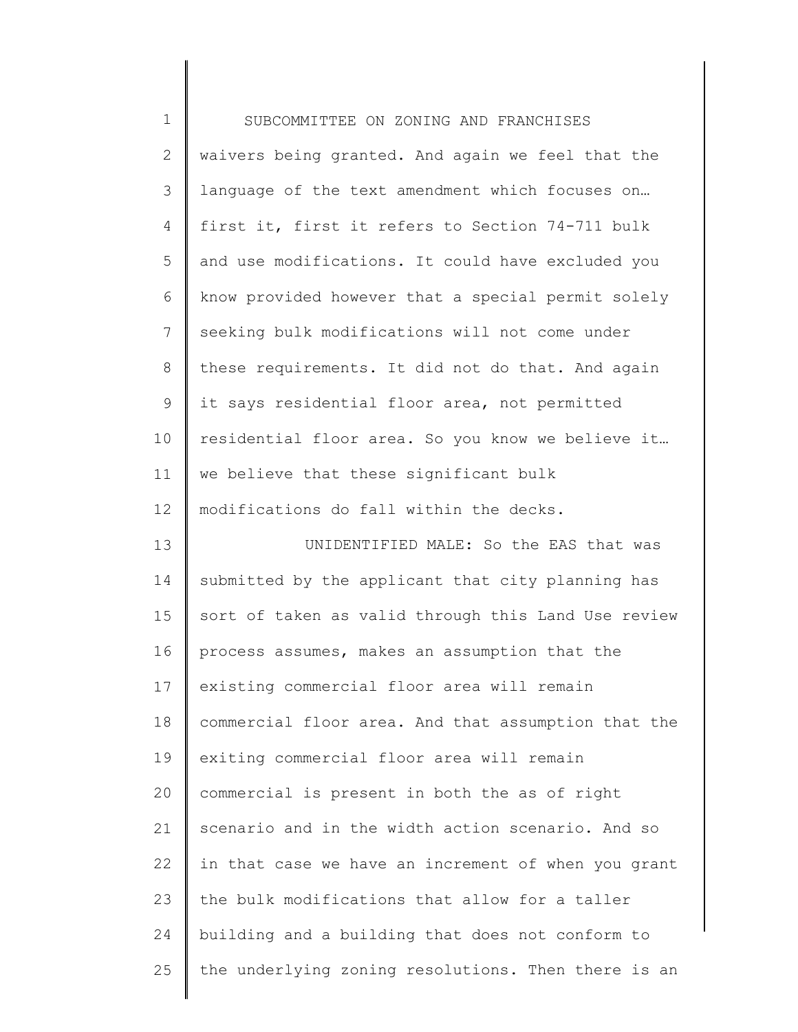waivers being granted. And again we feel that the language of the text amendment which focuses on… first it, first it refers to Section 74-711 bulk and use modifications. It could have excluded you know provided however that a special permit solely seeking bulk modifications will not come under these requirements. It did not do that. And again it says residential floor area, not permitted residential floor area. So you know we believe it… we believe that these significant bulk modifications do fall within the decks.

UNIDENTIFIED MALE: So the EAS that was submitted by the applicant that city planning has sort of taken as valid through this Land Use review process assumes, makes an assumption that the existing commercial floor area will remain commercial floor area. And that assumption that the exiting commercial floor area will remain commercial is present in both the as of right scenario and in the width action scenario. And so in that case we have an increment of when you grant the bulk modifications that allow for a taller building and a building that does not conform to the underlying zoning resolutions. Then there is an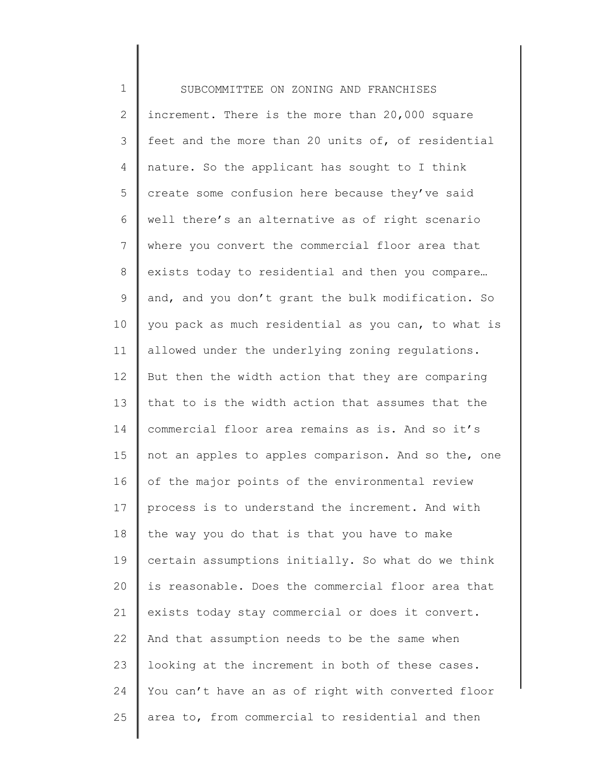increment. There is the more than 20,000 square feet and the more than 20 units of, of residential nature. So the applicant has sought to I think create some confusion here because they've said well there's an alternative as of right scenario where you convert the commercial floor area that exists today to residential and then you compare… and, and you don't grant the bulk modification. So you pack as much residential as you can, to what is allowed under the underlying zoning regulations. But then the width action that they are comparing that to is the width action that assumes that the commercial floor area remains as is. And so it's not an apples to apples comparison. And so the, one of the major points of the environmental review process is to understand the increment. And with the way you do that is that you have to make certain assumptions initially. So what do we think is reasonable. Does the commercial floor area that exists today stay commercial or does it convert. And that assumption needs to be the same when looking at the increment in both of these cases. You can't have an as of right with converted floor area to, from commercial to residential and then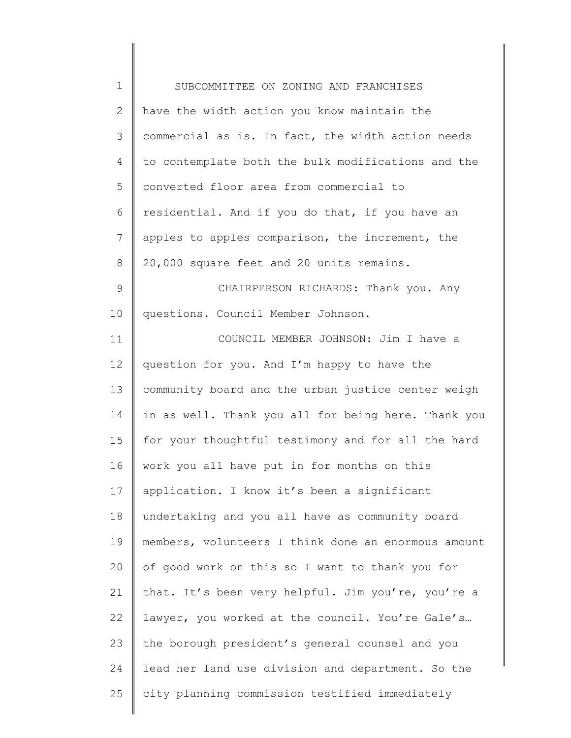have the width action you know maintain the commercial as is. In fact, the width action needs to contemplate both the bulk modifications and the converted floor area from commercial to residential. And if you do that, if you have an apples to apples comparison, the increment, the 20,000 square feet and 20 units remains.

CHAIRPERSON RICHARDS: Thank you. Any questions. Council Member Johnson.

COUNCIL MEMBER JOHNSON: Jim I have a question for you. And I'm happy to have the community board and the urban justice center weigh in as well. Thank you all for being here. Thank you for your thoughtful testimony and for all the hard work you all have put in for months on this application. I know it's been a significant undertaking and you all have as community board members, volunteers I think done an enormous amount of good work on this so I want to thank you for that. It's been very helpful. Jim you're, you're a lawyer, you worked at the council. You're Gale's… the borough president's general counsel and you lead her land use division and department. So the city planning commission testified immediately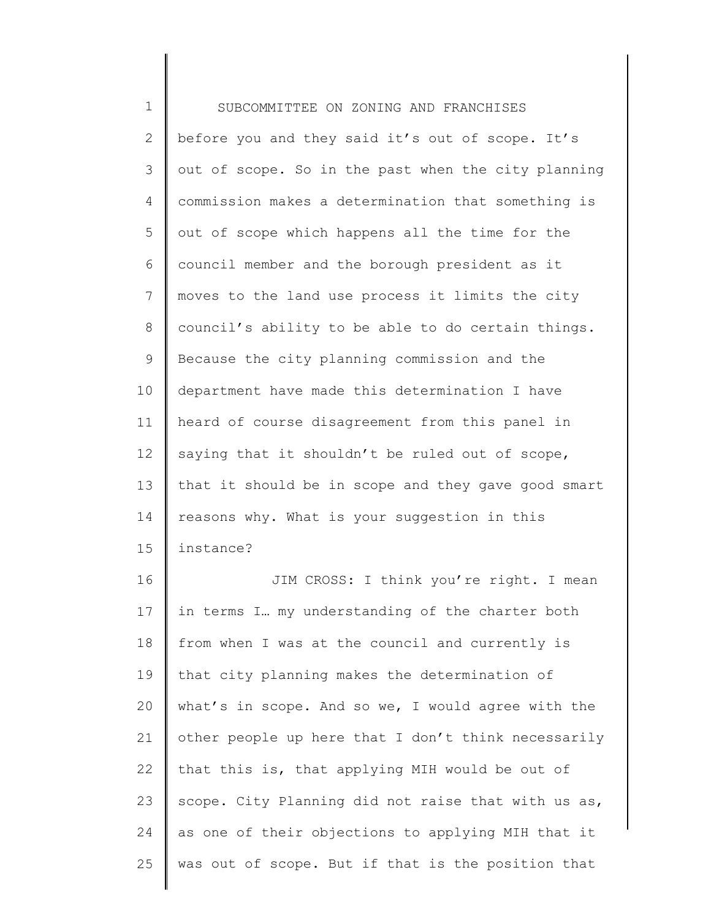before you and they said it's out of scope. It's out of scope. So in the past when the city planning commission makes a determination that something is out of scope which happens all the time for the council member and the borough president as it moves to the land use process it limits the city council's ability to be able to do certain things. Because the city planning commission and the department have made this determination I have heard of course disagreement from this panel in saying that it shouldn't be ruled out of scope, that it should be in scope and they gave good smart reasons why. What is your suggestion in this instance?

JIM CROSS: I think you're right. I mean in terms I… my understanding of the charter both from when I was at the council and currently is that city planning makes the determination of what's in scope. And so we, I would agree with the other people up here that I don't think necessarily that this is, that applying MIH would be out of scope. City Planning did not raise that with us as, as one of their objections to applying MIH that it was out of scope. But if that is the position that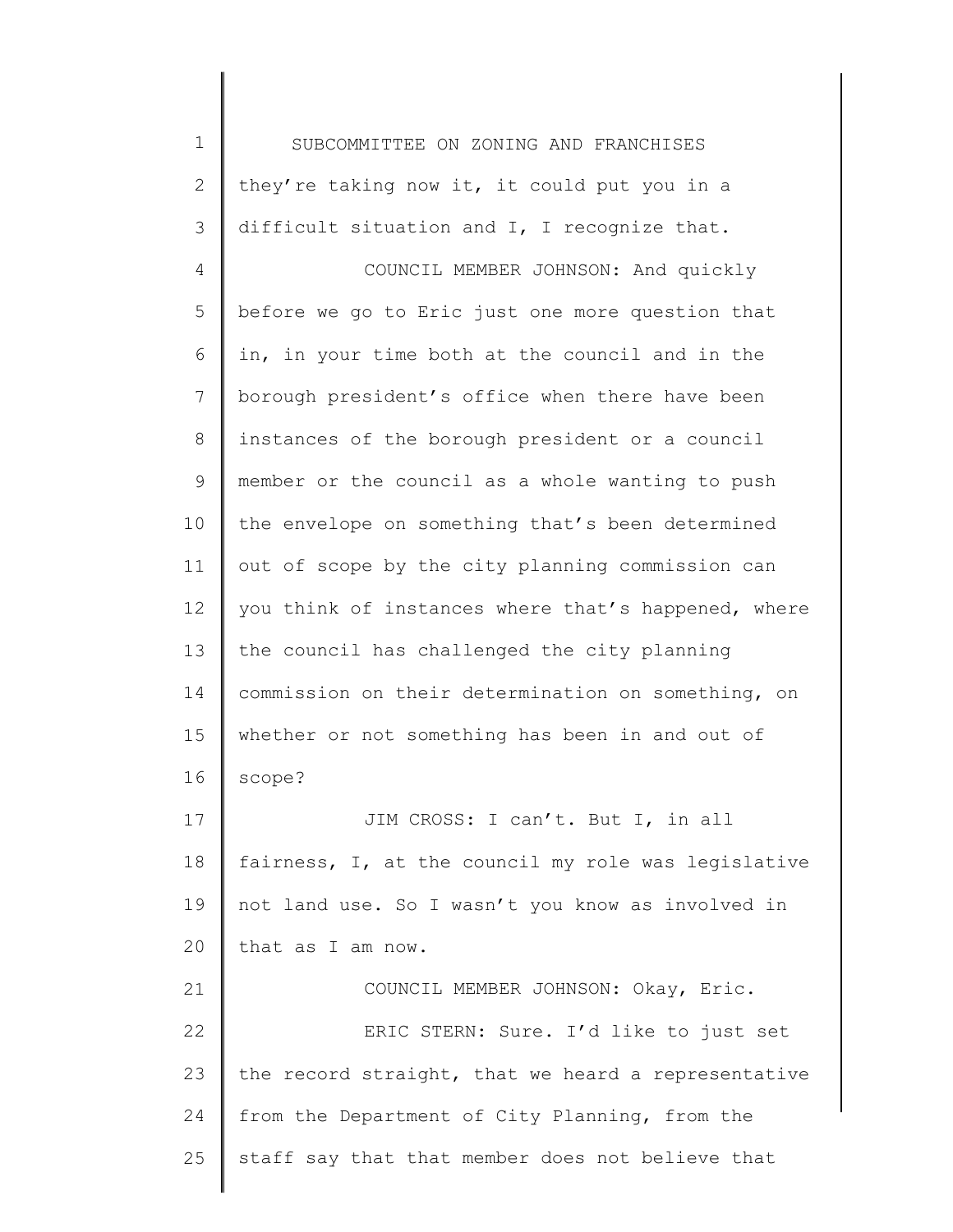they're taking now it, it could put you in a difficult situation and I, I recognize that.

COUNCIL MEMBER JOHNSON: And quickly before we go to Eric just one more question that in, in your time both at the council and in the borough president's office when there have been instances of the borough president or a council member or the council as a whole wanting to push the envelope on something that's been determined out of scope by the city planning commission can you think of instances where that's happened, where the council has challenged the city planning commission on their determination on something, on whether or not something has been in and out of scope?

JIM CROSS: I can't. But I, in all fairness, I, at the council my role was legislative not land use. So I wasn't you know as involved in that as I am now.

COUNCIL MEMBER JOHNSON: Okay, Eric.

ERIC STERN: Sure. I'd like to just set the record straight, that we heard a representative from the Department of City Planning, from the staff say that that member does not believe that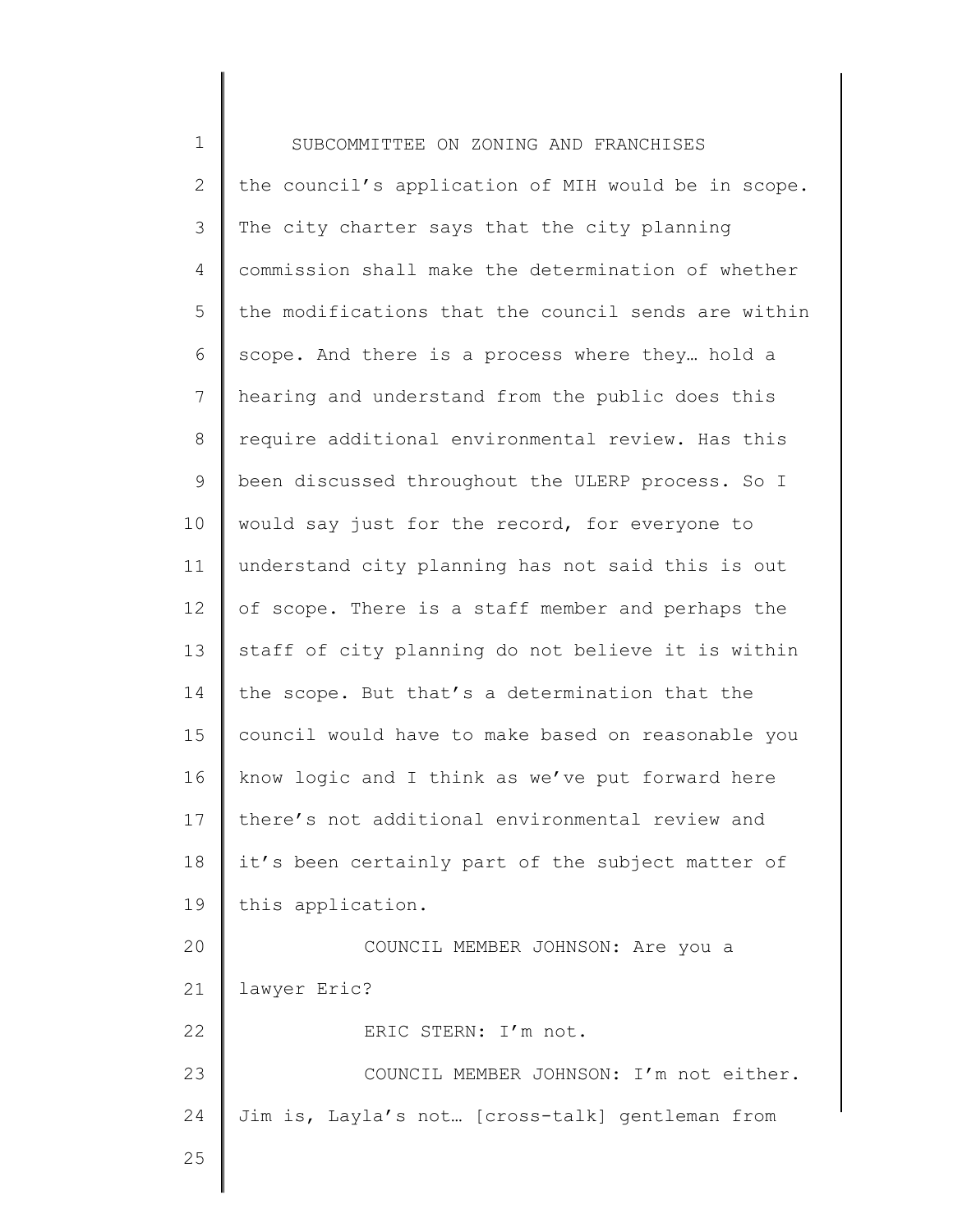the council's application of MIH would be in scope. The city charter says that the city planning commission shall make the determination of whether the modifications that the council sends are within scope. And there is a process where they… hold a hearing and understand from the public does this require additional environmental review. Has this been discussed throughout the ULERP process. So I would say just for the record, for everyone to understand city planning has not said this is out of scope. There is a staff member and perhaps the staff of city planning do not believe it is within the scope. But that's a determination that the council would have to make based on reasonable you know logic and I think as we've put forward here there's not additional environmental review and it's been certainly part of the subject matter of this application.

COUNCIL MEMBER JOHNSON: Are you a lawyer Eric?

ERIC STERN: I'm not.

COUNCIL MEMBER JOHNSON: I'm not either. Jim is, Layla's not… [cross-talk] gentleman from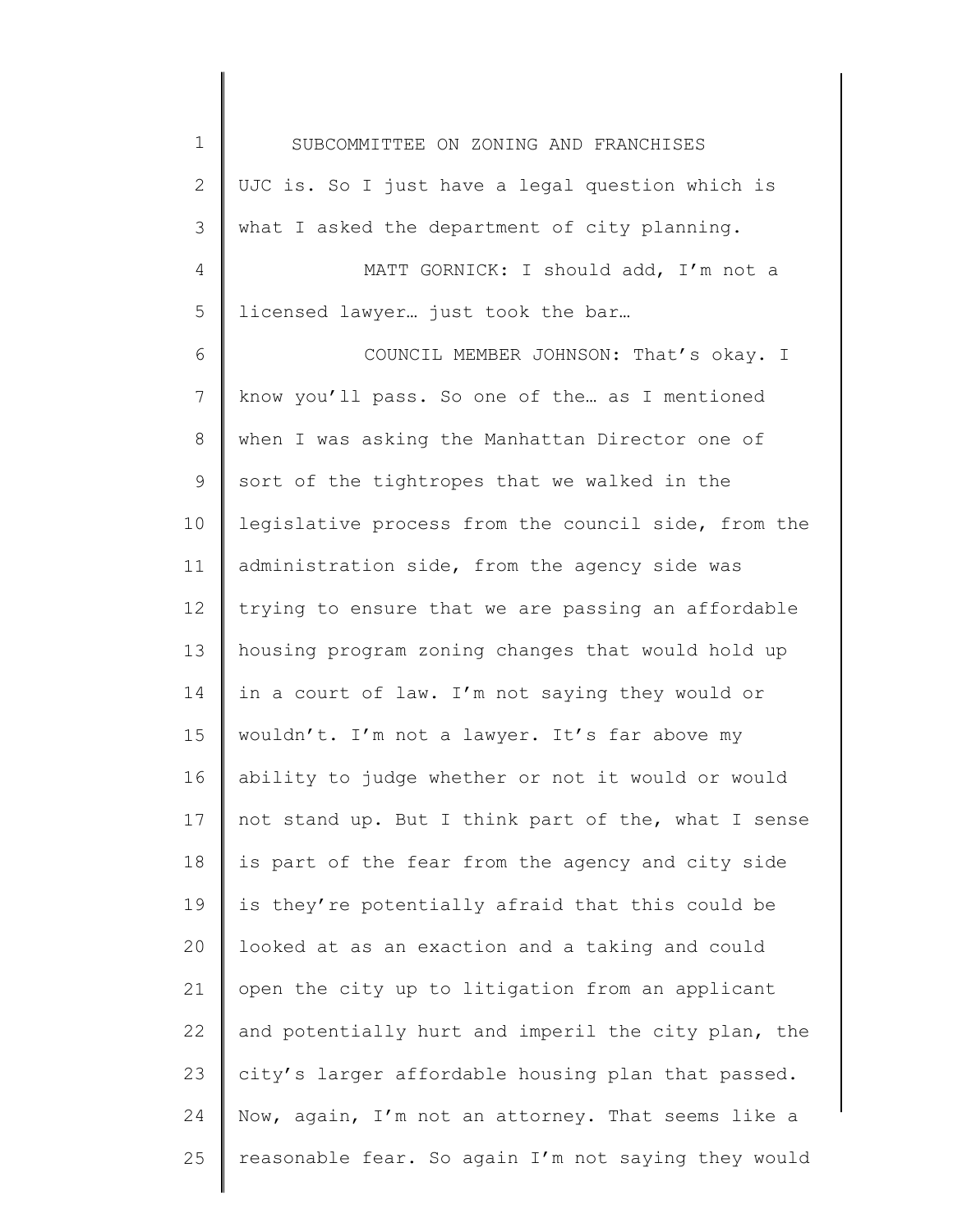UJC is. So I just have a legal question which is what I asked the department of city planning.

MATT GORNICK: I should add, I'm not a licensed lawyer… just took the bar…

COUNCIL MEMBER JOHNSON: That's okay. I know you'll pass. So one of the… as I mentioned when I was asking the Manhattan Director one of sort of the tightropes that we walked in the legislative process from the council side, from the administration side, from the agency side was trying to ensure that we are passing an affordable housing program zoning changes that would hold up in a court of law. I'm not saying they would or wouldn't. I'm not a lawyer. It's far above my ability to judge whether or not it would or would not stand up. But I think part of the, what I sense is part of the fear from the agency and city side is they're potentially afraid that this could be looked at as an exaction and a taking and could open the city up to litigation from an applicant and potentially hurt and imperil the city plan, the city's larger affordable housing plan that passed. Now, again, I'm not an attorney. That seems like a reasonable fear. So again I'm not saying they would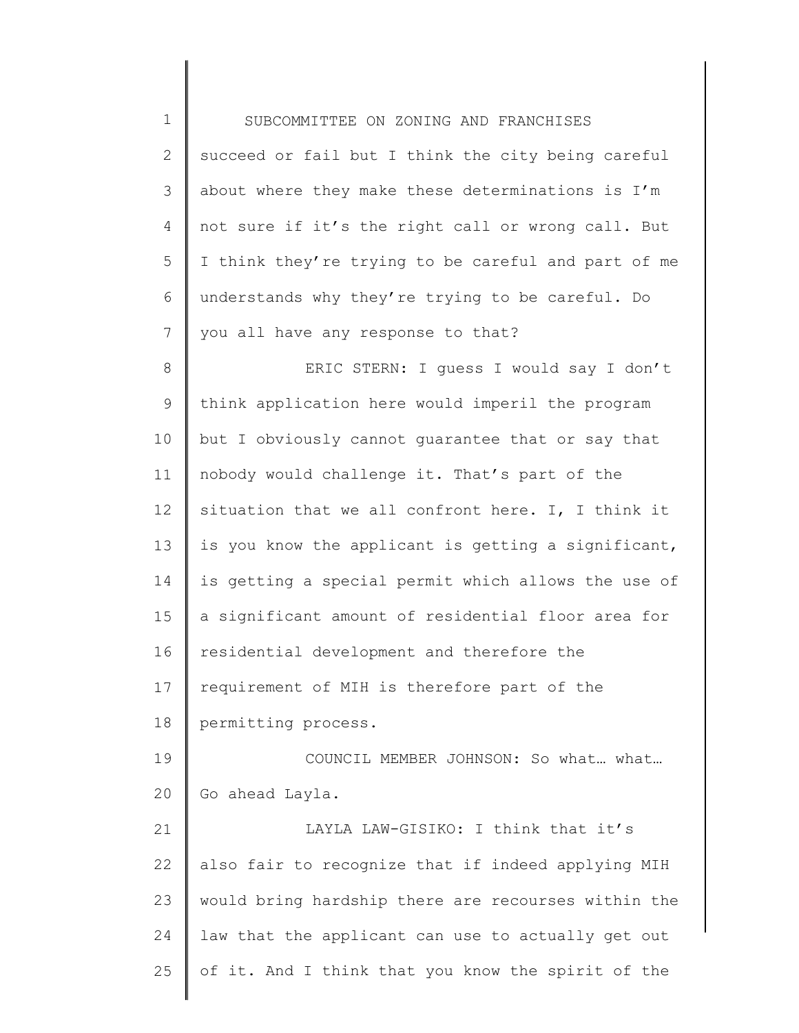succeed or fail but I think the city being careful about where they make these determinations is I'm not sure if it's the right call or wrong call. But I think they're trying to be careful and part of me understands why they're trying to be careful. Do you all have any response to that?

ERIC STERN: I guess I would say I don't think application here would imperil the program but I obviously cannot guarantee that or say that nobody would challenge it. That's part of the situation that we all confront here. I, I think it is you know the applicant is getting a significant, is getting a special permit which allows the use of a significant amount of residential floor area for residential development and therefore the requirement of MIH is therefore part of the permitting process.

COUNCIL MEMBER JOHNSON: So what… what… Go ahead Layla.

LAYLA LAW-GISIKO: I think that it's also fair to recognize that if indeed applying MIH would bring hardship there are recourses within the law that the applicant can use to actually get out of it. And I think that you know the spirit of the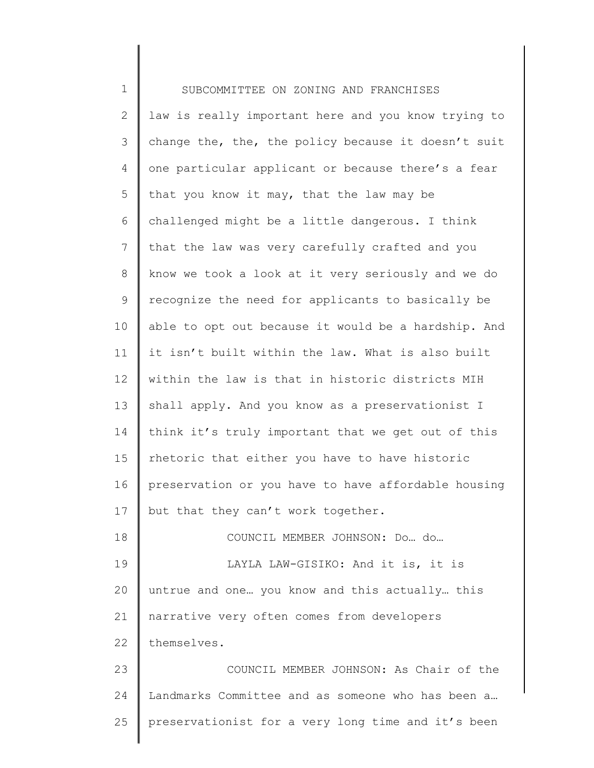law is really important here and you know trying to change the, the, the policy because it doesn't suit one particular applicant or because there's a fear that you know it may, that the law may be challenged might be a little dangerous. I think that the law was very carefully crafted and you know we took a look at it very seriously and we do recognize the need for applicants to basically be able to opt out because it would be a hardship. And it isn't built within the law. What is also built within the law is that in historic districts MIH shall apply. And you know as a preservationist I think it's truly important that we get out of this rhetoric that either you have to have historic preservation or you have to have affordable housing but that they can't work together.

COUNCIL MEMBER JOHNSON: Do… do…

LAYLA LAW-GISIKO: And it is, it is untrue and one… you know and this actually… this narrative very often comes from developers themselves.

COUNCIL MEMBER JOHNSON: As Chair of the Landmarks Committee and as someone who has been a… preservationist for a very long time and it's been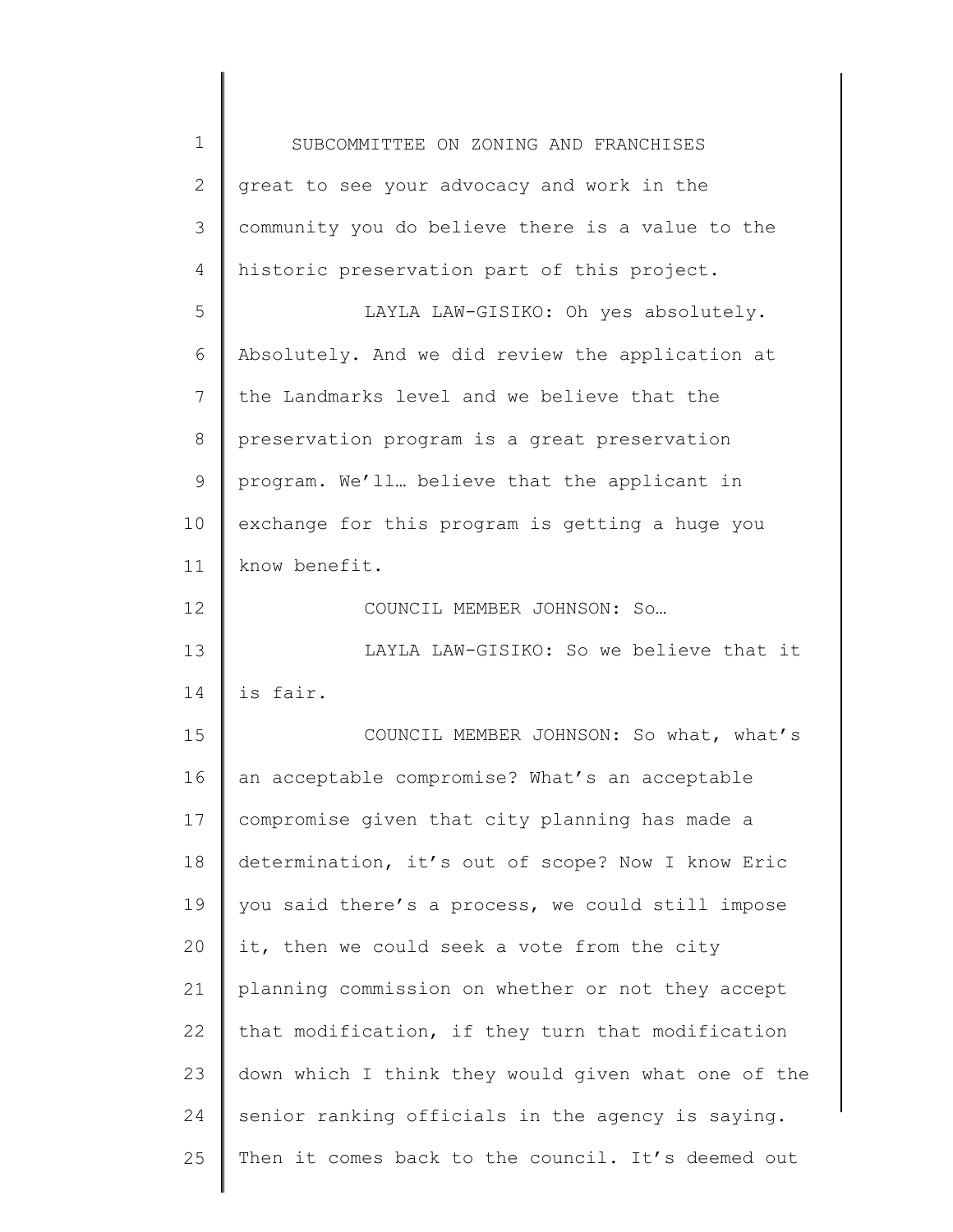great to see your advocacy and work in the community you do believe there is a value to the historic preservation part of this project.

LAYLA LAW-GISIKO: Oh yes absolutely. Absolutely. And we did review the application at the Landmarks level and we believe that the preservation program is a great preservation program. We'll… believe that the applicant in exchange for this program is getting a huge you know benefit.

COUNCIL MEMBER JOHNSON: So…

LAYLA LAW-GISIKO: So we believe that it is fair.

COUNCIL MEMBER JOHNSON: So what, what's an acceptable compromise? What's an acceptable compromise given that city planning has made a determination, it's out of scope? Now I know Eric you said there's a process, we could still impose it, then we could seek a vote from the city planning commission on whether or not they accept that modification, if they turn that modification down which I think they would given what one of the senior ranking officials in the agency is saying. Then it comes back to the council. It's deemed out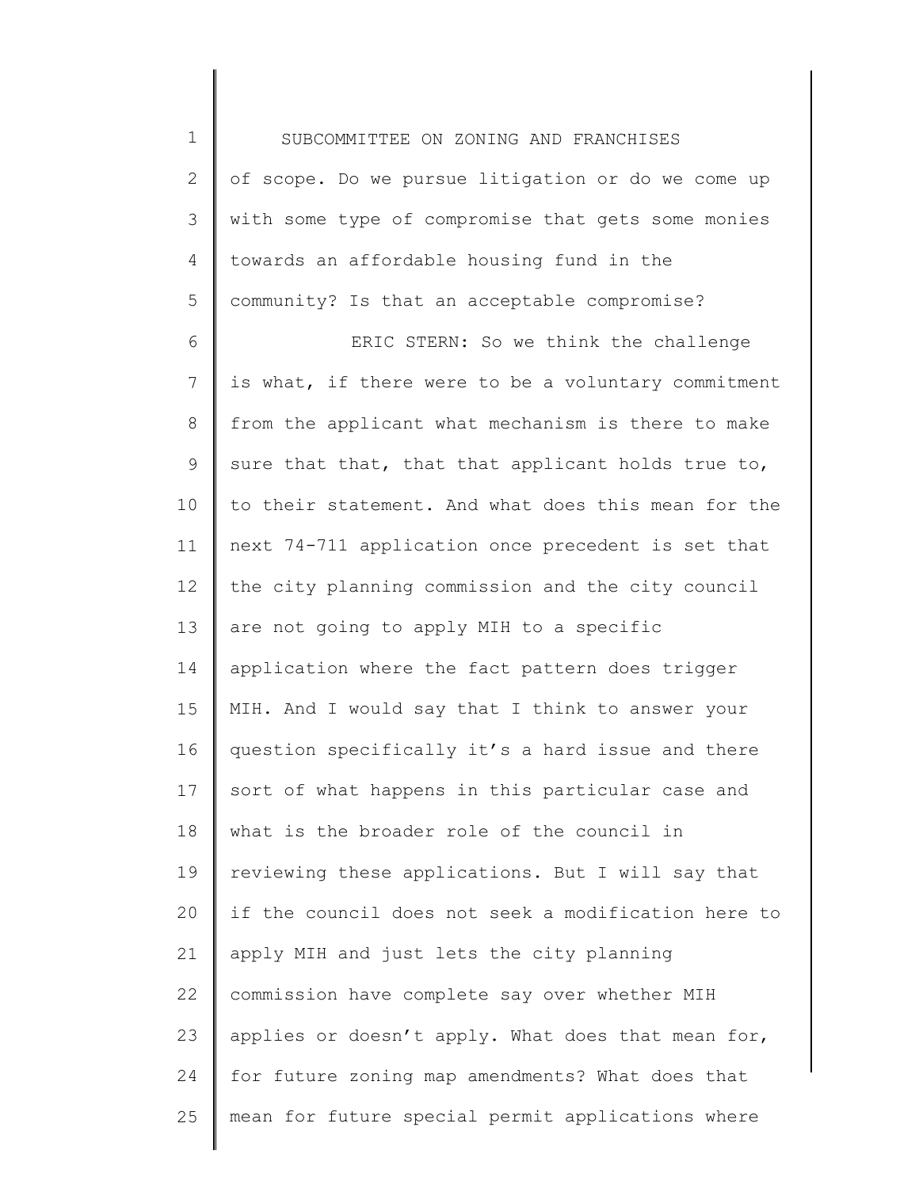of scope. Do we pursue litigation or do we come up with some type of compromise that gets some monies towards an affordable housing fund in the community? Is that an acceptable compromise?

ERIC STERN: So we think the challenge is what, if there were to be a voluntary commitment from the applicant what mechanism is there to make sure that that, that that applicant holds true to, to their statement. And what does this mean for the next 74-711 application once precedent is set that the city planning commission and the city council are not going to apply MIH to a specific application where the fact pattern does trigger MIH. And I would say that I think to answer your question specifically it's a hard issue and there sort of what happens in this particular case and what is the broader role of the council in reviewing these applications. But I will say that if the council does not seek a modification here to apply MIH and just lets the city planning commission have complete say over whether MIH applies or doesn't apply. What does that mean for, for future zoning map amendments? What does that mean for future special permit applications where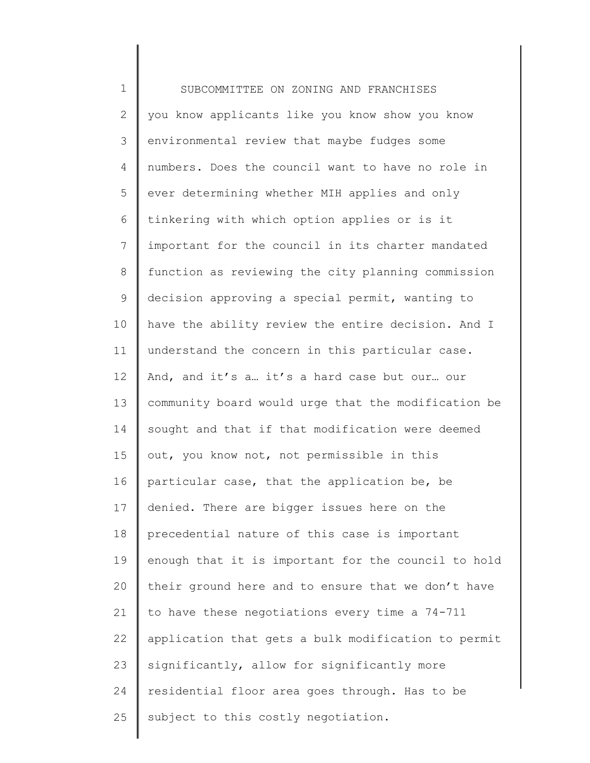SUBCOMMITTEE ON ZONING AND FRANCHISES

you know applicants like you know show you know environmental review that maybe fudges some numbers. Does the council want to have no role in ever determining whether MIH applies and only tinkering with which option applies or is it important for the council in its charter mandated function as reviewing the city planning commission decision approving a special permit, wanting to have the ability review the entire decision. And I understand the concern in this particular case. And, and it's a… it's a hard case but our… our community board would urge that the modification be sought and that if that modification were deemed out, you know not, not permissible in this particular case, that the application be, be denied. There are bigger issues here on the precedential nature of this case is important enough that it is important for the council to hold their ground here and to ensure that we don't have to have these negotiations every time a 74-711 application that gets a bulk modification to permit significantly, allow for significantly more residential floor area goes through. Has to be subject to this costly negotiation.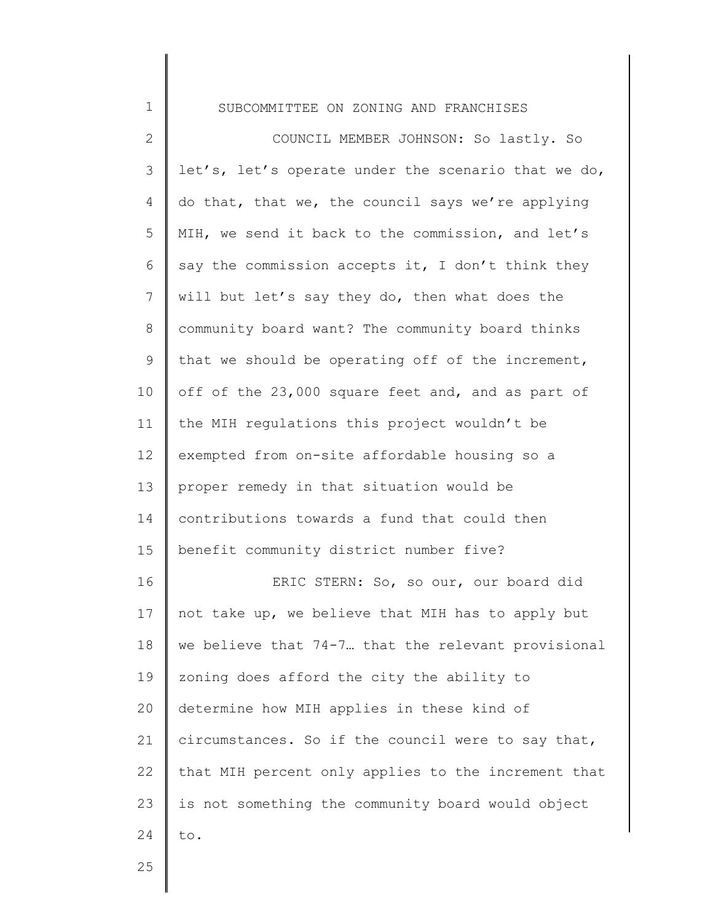SUBCOMMITTEE ON ZONING AND FRANCHISES

COUNCIL MEMBER JOHNSON: So lastly. So let's, let's operate under the scenario that we do, do that, that we, the council says we're applying MIH, we send it back to the commission, and let's say the commission accepts it, I don't think they will but let's say they do, then what does the community board want? The community board thinks that we should be operating off of the increment, off of the 23,000 square feet and, and as part of the MIH regulations this project wouldn't be exempted from on-site affordable housing so a proper remedy in that situation would be contributions towards a fund that could then benefit community district number five?

ERIC STERN: So, so our, our board did not take up, we believe that MIH has to apply but we believe that 74-7… that the relevant provisional zoning does afford the city the ability to determine how MIH applies in these kind of circumstances. So if the council were to say that, that MIH percent only applies to the increment that is not something the community board would object to.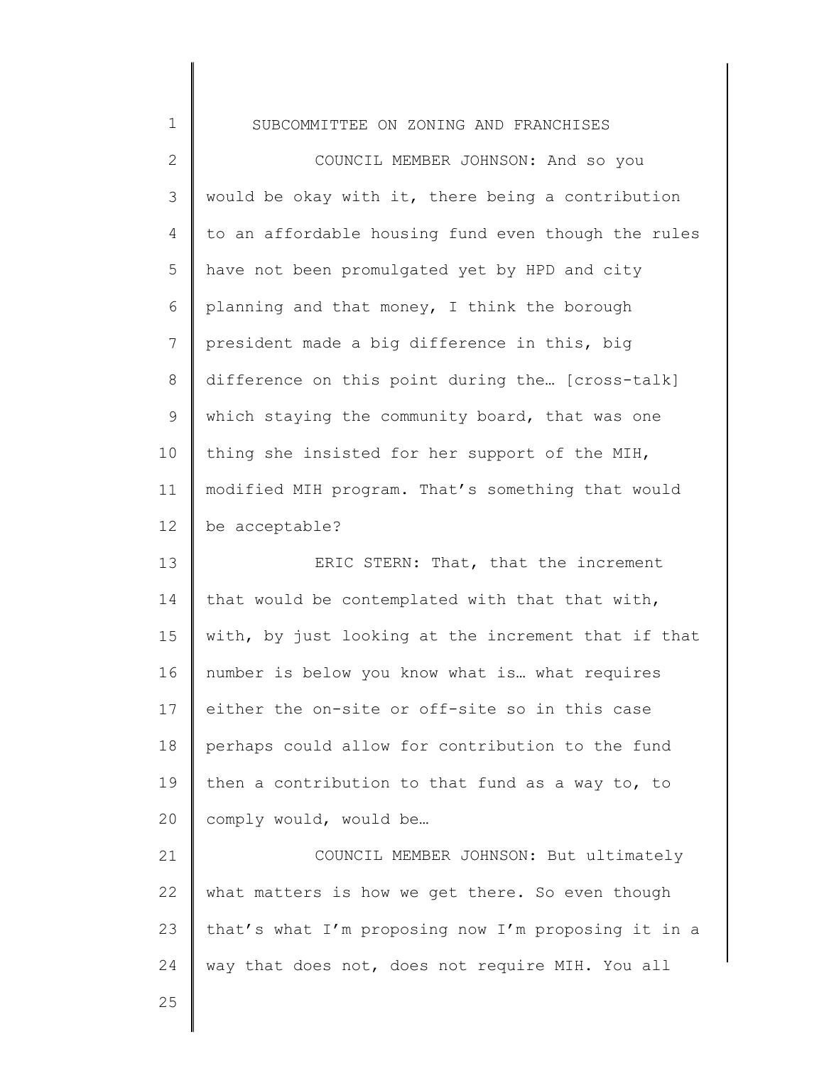COUNCIL MEMBER JOHNSON: And so you would be okay with it, there being a contribution to an affordable housing fund even though the rules have not been promulgated yet by HPD and city planning and that money, I think the borough president made a big difference in this, big difference on this point during the… [cross-talk] which staying the community board, that was one thing she insisted for her support of the MIH, modified MIH program. That's something that would be acceptable?

ERIC STERN: That, that the increment that would be contemplated with that that with, with, by just looking at the increment that if that number is below you know what is… what requires either the on-site or off-site so in this case perhaps could allow for contribution to the fund then a contribution to that fund as a way to, to comply would, would be…

COUNCIL MEMBER JOHNSON: But ultimately what matters is how we get there. So even though that's what I'm proposing now I'm proposing it in a way that does not, does not require MIH. You all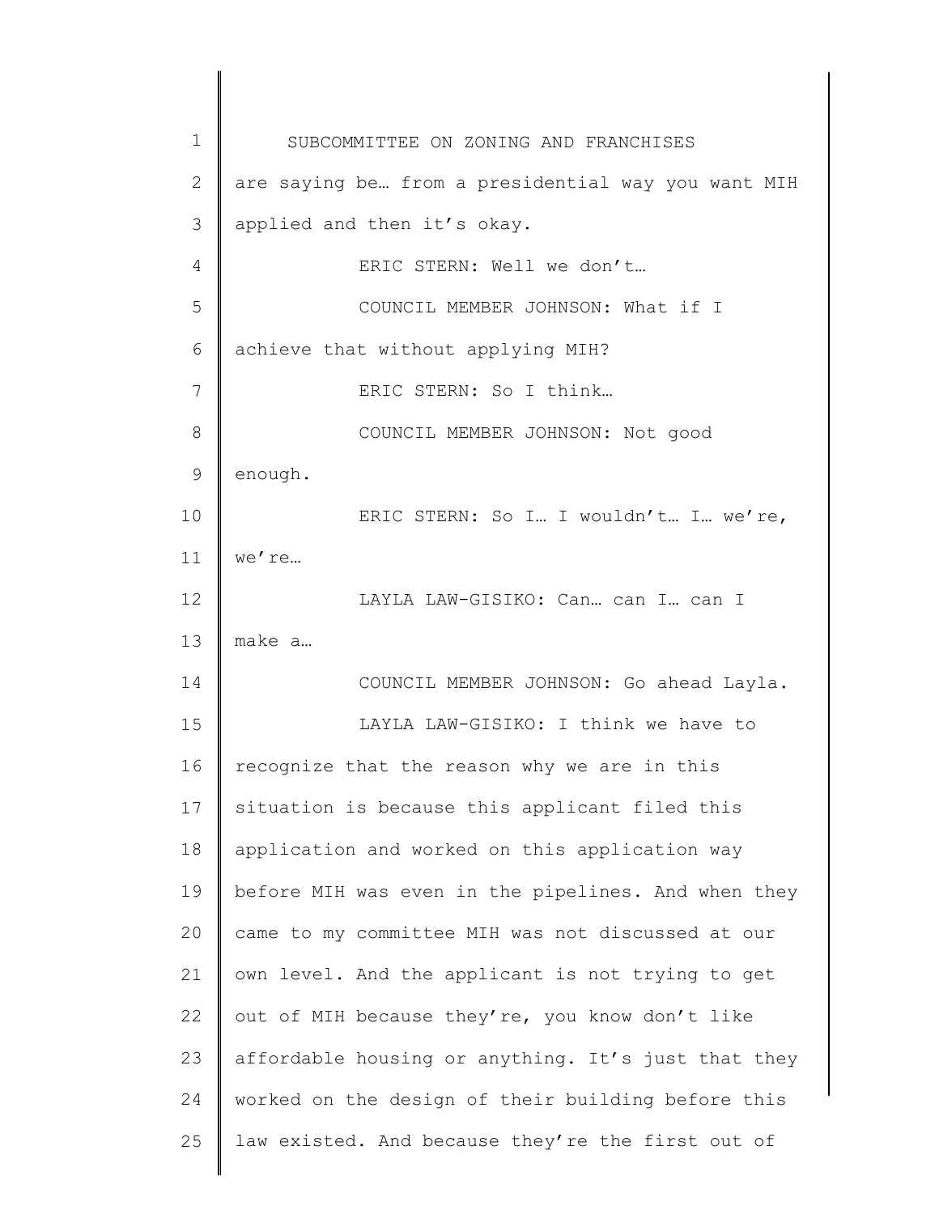are saying be… from a presidential way you want MIH applied and then it's okay.

ERIC STERN: Well we don't…

COUNCIL MEMBER JOHNSON: What if I achieve that without applying MIH?

ERIC STERN: So I think…

COUNCIL MEMBER JOHNSON: Not good enough.

ERIC STERN: So I… I wouldn't… I… we're, we're…

LAYLA LAW-GISIKO: Can… can I… can I make a…

COUNCIL MEMBER JOHNSON: Go ahead Layla.

LAYLA LAW-GISIKO: I think we have to recognize that the reason why we are in this situation is because this applicant filed this application and worked on this application way before MIH was even in the pipelines. And when they came to my committee MIH was not discussed at our own level. And the applicant is not trying to get out of MIH because they're, you know don't like affordable housing or anything. It's just that they worked on the design of their building before this law existed. And because they're the first out of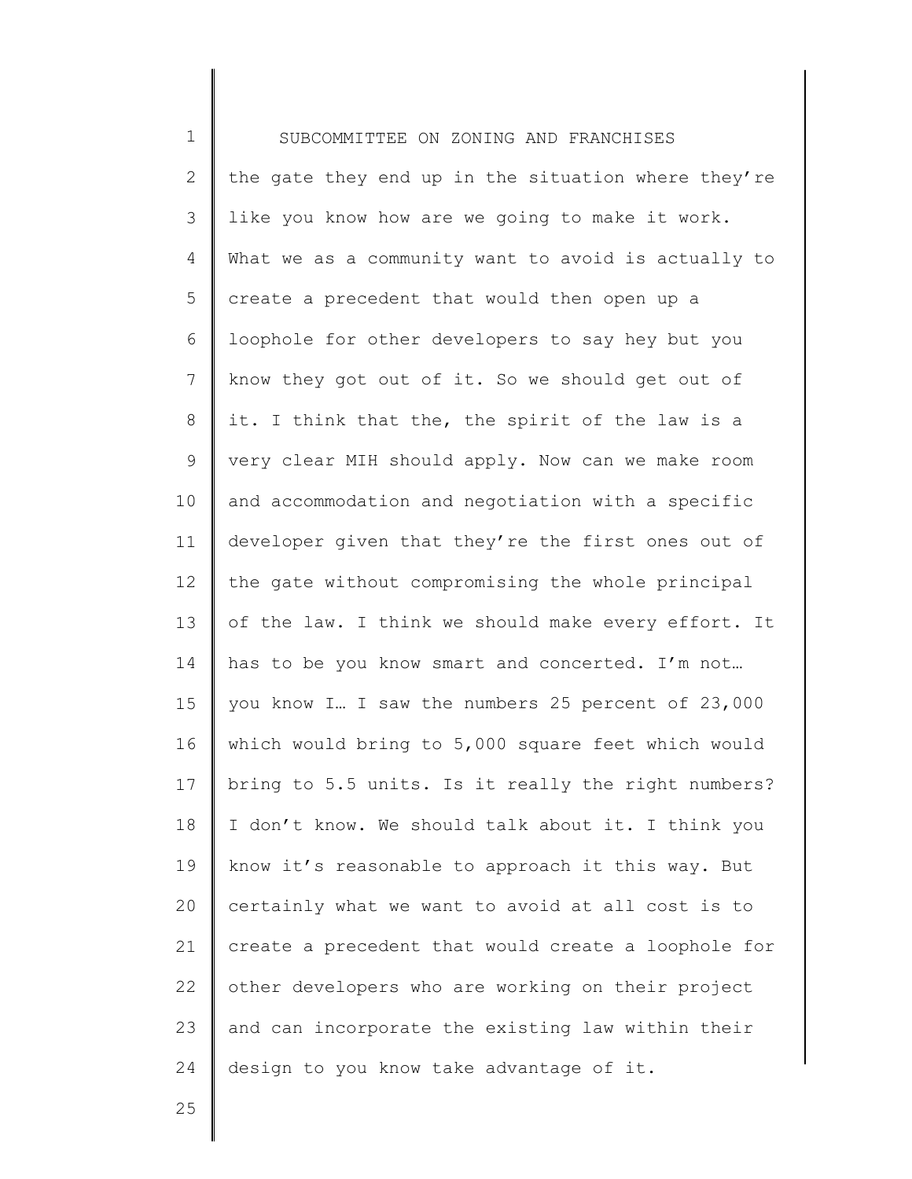the gate they end up in the situation where they're like you know how are we going to make it work. What we as a community want to avoid is actually to create a precedent that would then open up a loophole for other developers to say hey but you know they got out of it. So we should get out of it. I think that the, the spirit of the law is a very clear MIH should apply. Now can we make room and accommodation and negotiation with a specific developer given that they're the first ones out of the gate without compromising the whole principal of the law. I think we should make every effort. It has to be you know smart and concerted. I'm not… you know I… I saw the numbers 25 percent of 23,000 which would bring to 5,000 square feet which would bring to 5.5 units. Is it really the right numbers? I don't know. We should talk about it. I think you know it's reasonable to approach it this way. But certainly what we want to avoid at all cost is to create a precedent that would create a loophole for other developers who are working on their project and can incorporate the existing law within their design to you know take advantage of it.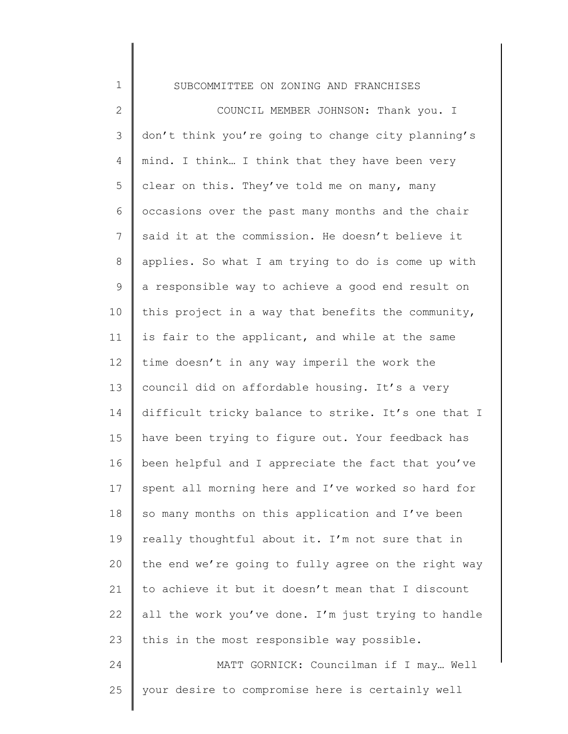COUNCIL MEMBER JOHNSON: Thank you. I don't think you're going to change city planning's mind. I think… I think that they have been very clear on this. They've told me on many, many occasions over the past many months and the chair said it at the commission. He doesn't believe it applies. So what I am trying to do is come up with a responsible way to achieve a good end result on this project in a way that benefits the community, is fair to the applicant, and while at the same time doesn't in any way imperil the work the council did on affordable housing. It's a very difficult tricky balance to strike. It's one that I have been trying to figure out. Your feedback has been helpful and I appreciate the fact that you've spent all morning here and I've worked so hard for so many months on this application and I've been really thoughtful about it. I'm not sure that in the end we're going to fully agree on the right way to achieve it but it doesn't mean that I discount all the work you've done. I'm just trying to handle this in the most responsible way possible.

MATT GORNICK: Councilman if I may… Well your desire to compromise here is certainly well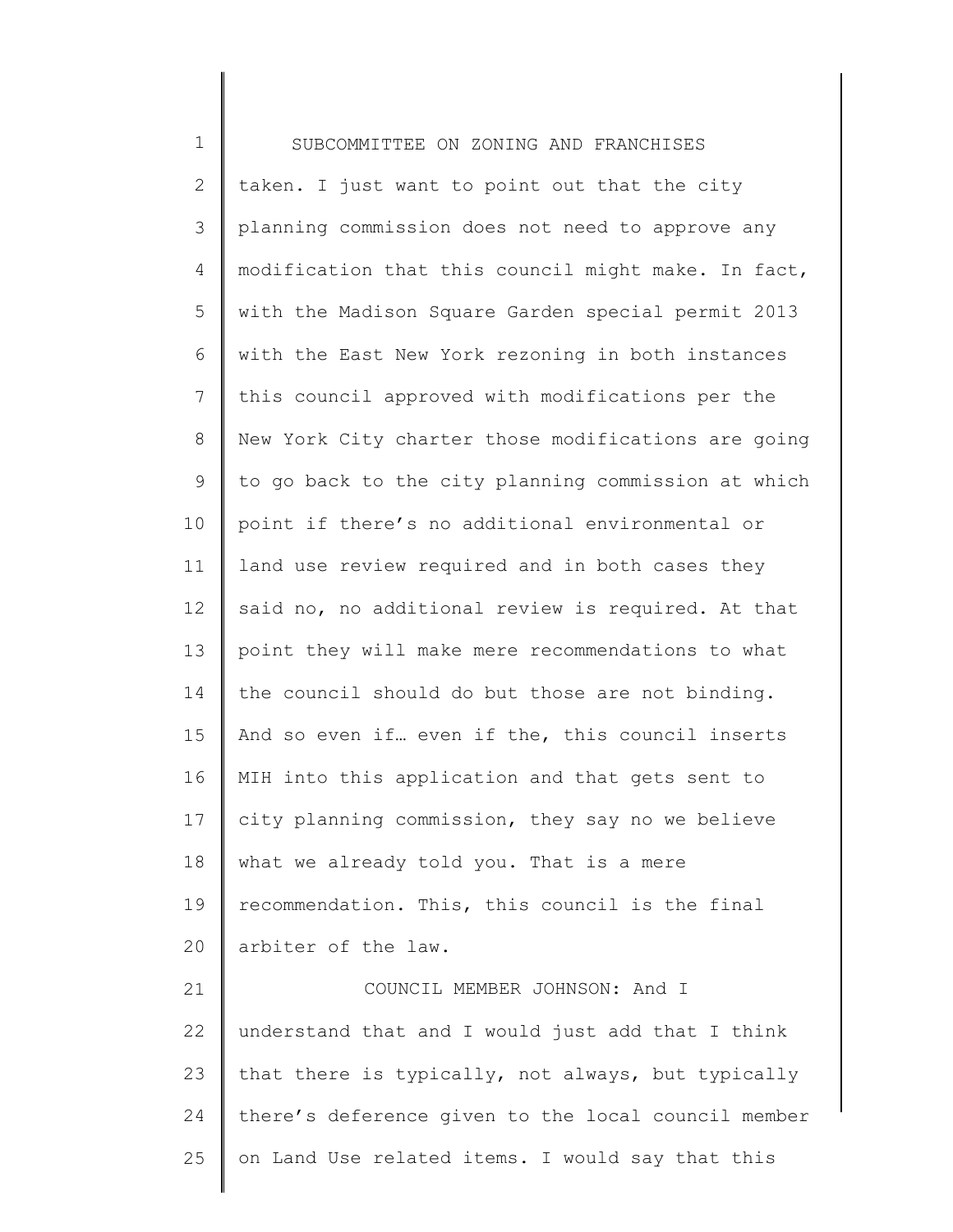taken. I just want to point out that the city planning commission does not need to approve any modification that this council might make. In fact, with the Madison Square Garden special permit 2013 with the East New York rezoning in both instances this council approved with modifications per the New York City charter those modifications are going to go back to the city planning commission at which point if there's no additional environmental or land use review required and in both cases they said no, no additional review is required. At that point they will make mere recommendations to what the council should do but those are not binding. And so even if… even if the, this council inserts MIH into this application and that gets sent to city planning commission, they say no we believe what we already told you. That is a mere recommendation. This, this council is the final arbiter of the law.

COUNCIL MEMBER JOHNSON: And I understand that and I would just add that I think that there is typically, not always, but typically there's deference given to the local council member on Land Use related items. I would say that this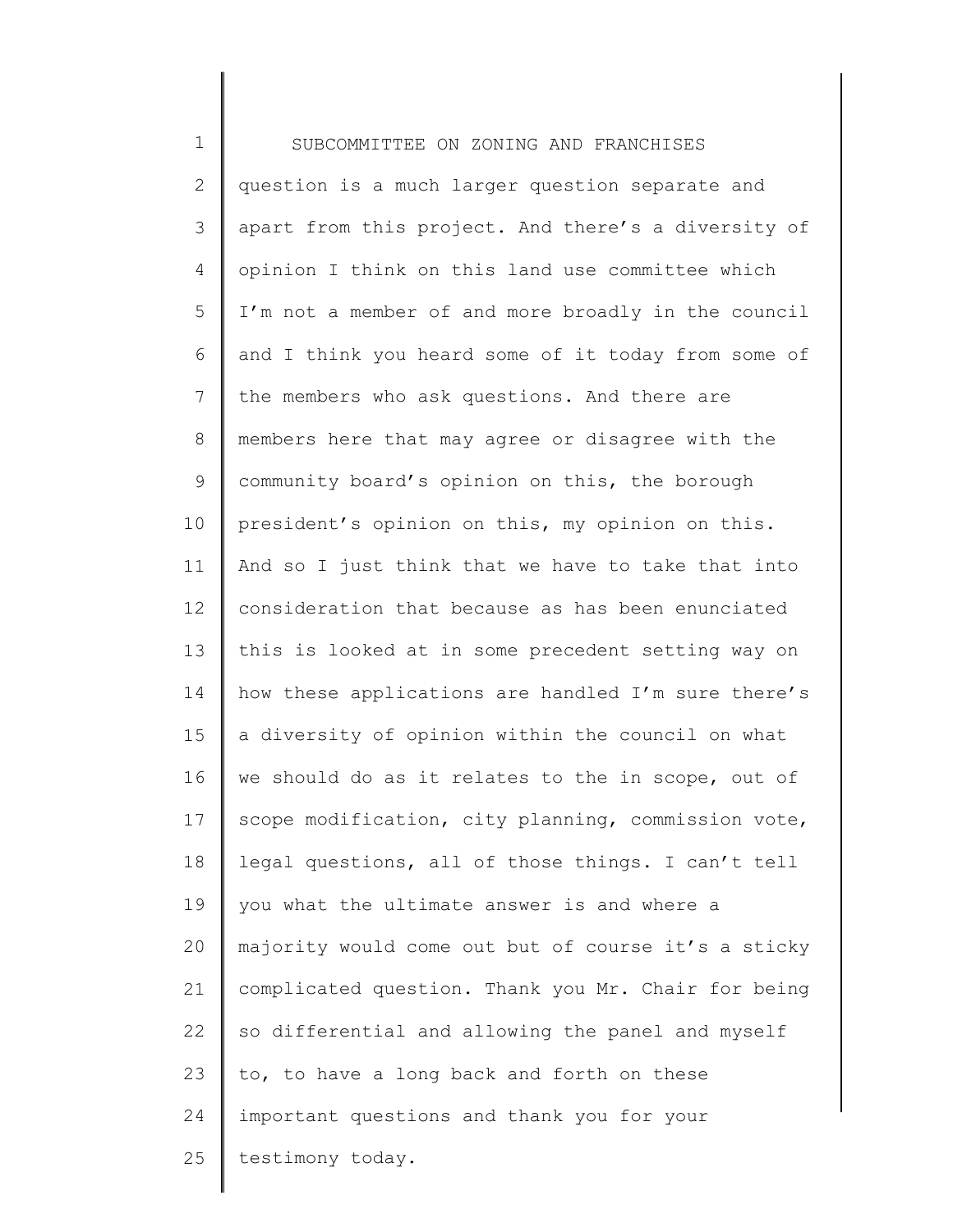question is a much larger question separate and apart from this project. And there's a diversity of opinion I think on this land use committee which I'm not a member of and more broadly in the council and I think you heard some of it today from some of the members who ask questions. And there are members here that may agree or disagree with the community board's opinion on this, the borough president's opinion on this, my opinion on this. And so I just think that we have to take that into consideration that because as has been enunciated this is looked at in some precedent setting way on how these applications are handled I'm sure there's a diversity of opinion within the council on what we should do as it relates to the in scope, out of scope modification, city planning, commission vote, legal questions, all of those things. I can't tell you what the ultimate answer is and where a majority would come out but of course it's a sticky complicated question. Thank you Mr. Chair for being so differential and allowing the panel and myself to, to have a long back and forth on these important questions and thank you for your testimony today.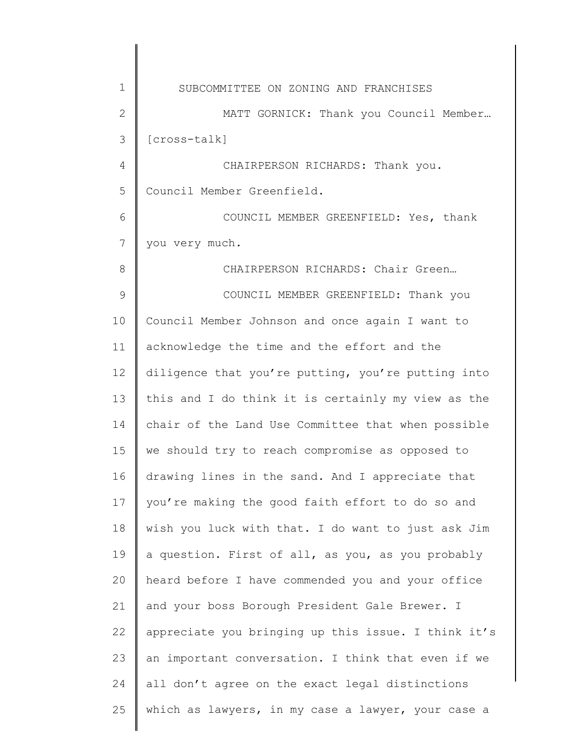MATT GORNICK: Thank you Council Member… [cross-talk]

CHAIRPERSON RICHARDS: Thank you. Council Member Greenfield.

COUNCIL MEMBER GREENFIELD: Yes, thank you very much.

CHAIRPERSON RICHARDS: Chair Green…

COUNCIL MEMBER GREENFIELD: Thank you Council Member Johnson and once again I want to acknowledge the time and the effort and the diligence that you're putting, you're putting into this and I do think it is certainly my view as the chair of the Land Use Committee that when possible we should try to reach compromise as opposed to drawing lines in the sand. And I appreciate that you're making the good faith effort to do so and wish you luck with that. I do want to just ask Jim a question. First of all, as you, as you probably heard before I have commended you and your office and your boss Borough President Gale Brewer. I appreciate you bringing up this issue. I think it's an important conversation. I think that even if we all don't agree on the exact legal distinctions which as lawyers, in my case a lawyer, your case a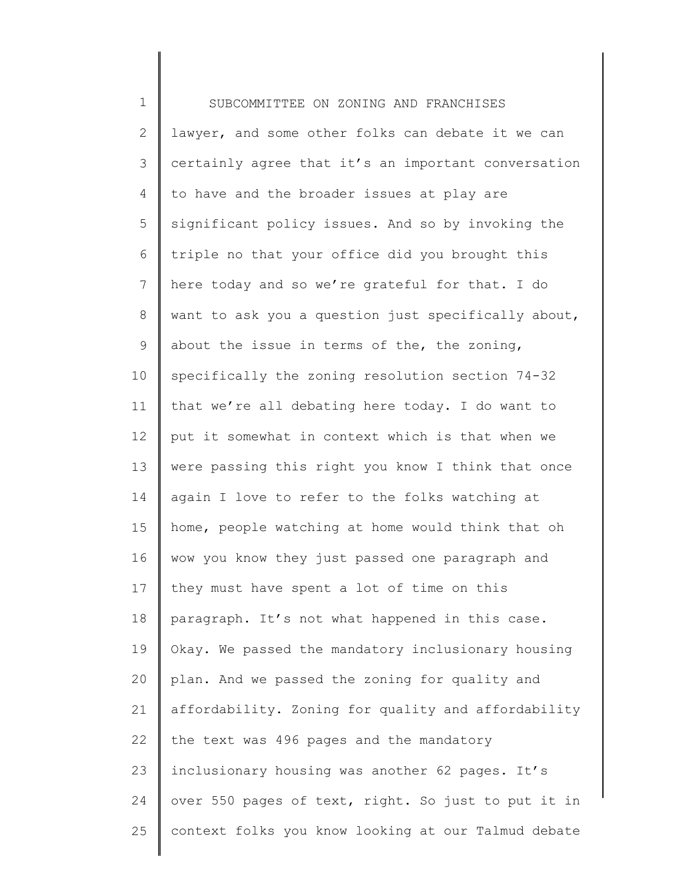lawyer, and some other folks can debate it we can certainly agree that it's an important conversation to have and the broader issues at play are significant policy issues. And so by invoking the triple no that your office did you brought this here today and so we're grateful for that. I do want to ask you a question just specifically about, about the issue in terms of the, the zoning, specifically the zoning resolution section 74-32 that we're all debating here today. I do want to put it somewhat in context which is that when we were passing this right you know I think that once again I love to refer to the folks watching at home, people watching at home would think that oh wow you know they just passed one paragraph and they must have spent a lot of time on this paragraph. It's not what happened in this case. Okay. We passed the mandatory inclusionary housing plan. And we passed the zoning for quality and affordability. Zoning for quality and affordability the text was 496 pages and the mandatory inclusionary housing was another 62 pages. It's over 550 pages of text, right. So just to put it in context folks you know looking at our Talmud debate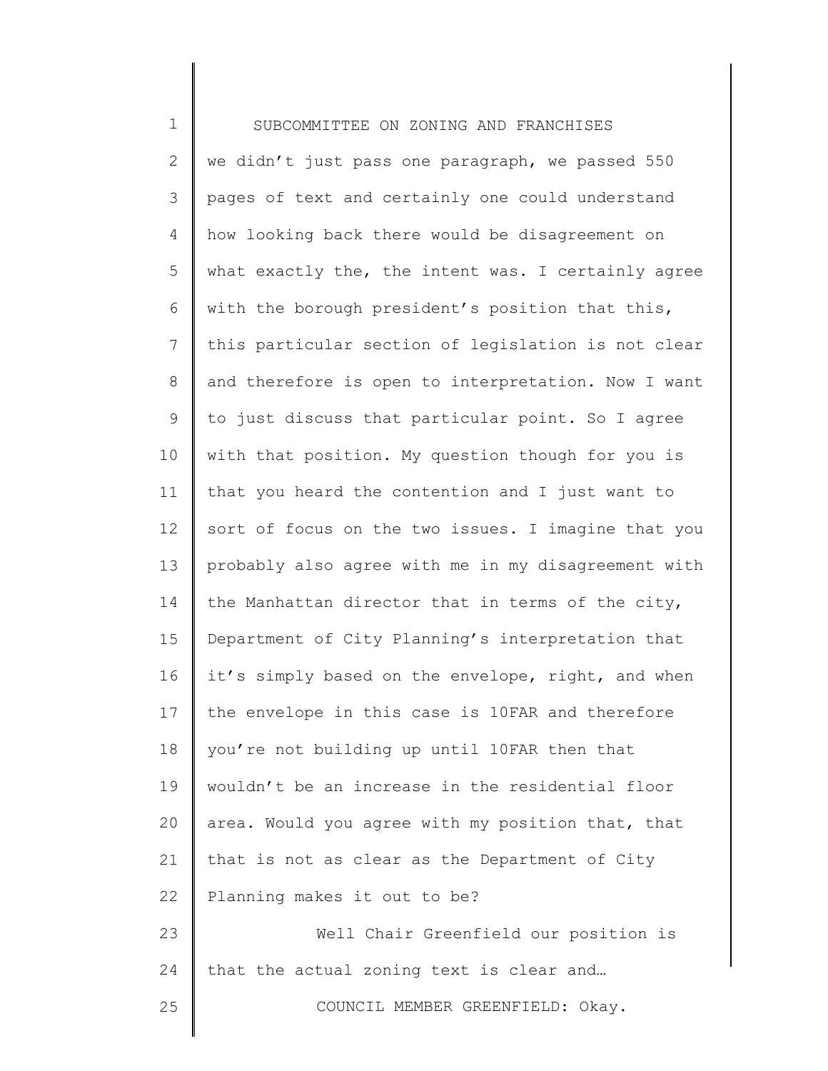SUBCOMMITTEE ON ZONING AND FRANCHISES

we didn't just pass one paragraph, we passed 550 pages of text and certainly one could understand how looking back there would be disagreement on what exactly the, the intent was. I certainly agree with the borough president's position that this, this particular section of legislation is not clear and therefore is open to interpretation. Now I want to just discuss that particular point. So I agree with that position. My question though for you is that you heard the contention and I just want to sort of focus on the two issues. I imagine that you probably also agree with me in my disagreement with the Manhattan director that in terms of the city, Department of City Planning's interpretation that it's simply based on the envelope, right, and when the envelope in this case is 10FAR and therefore you're not building up until 10FAR then that wouldn't be an increase in the residential floor area. Would you agree with my position that, that that is not as clear as the Department of City Planning makes it out to be?

Well Chair Greenfield our position is that the actual zoning text is clear and…

COUNCIL MEMBER GREENFIELD: Okay.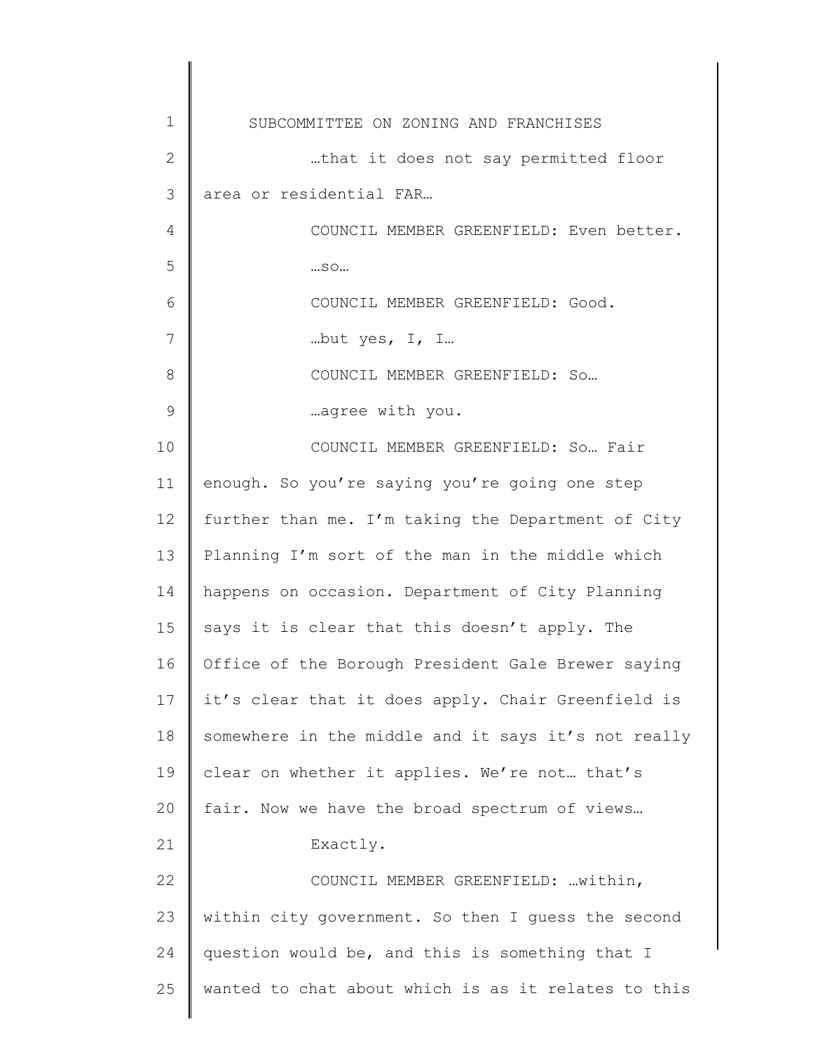…that it does not say permitted floor area or residential FAR…

COUNCIL MEMBER GREENFIELD: Even better.

…so…

COUNCIL MEMBER GREENFIELD: Good.

…but yes, I, I…

COUNCIL MEMBER GREENFIELD: So…

…agree with you.

COUNCIL MEMBER GREENFIELD: So… Fair enough. So you're saying you're going one step further than me. I'm taking the Department of City Planning I'm sort of the man in the middle which happens on occasion. Department of City Planning says it is clear that this doesn't apply. The Office of the Borough President Gale Brewer saying it's clear that it does apply. Chair Greenfield is somewhere in the middle and it says it's not really clear on whether it applies. We're not… that's fair. Now we have the broad spectrum of views…

Exactly.

COUNCIL MEMBER GREENFIELD: …within, within city government. So then I guess the second question would be, and this is something that I wanted to chat about which is as it relates to this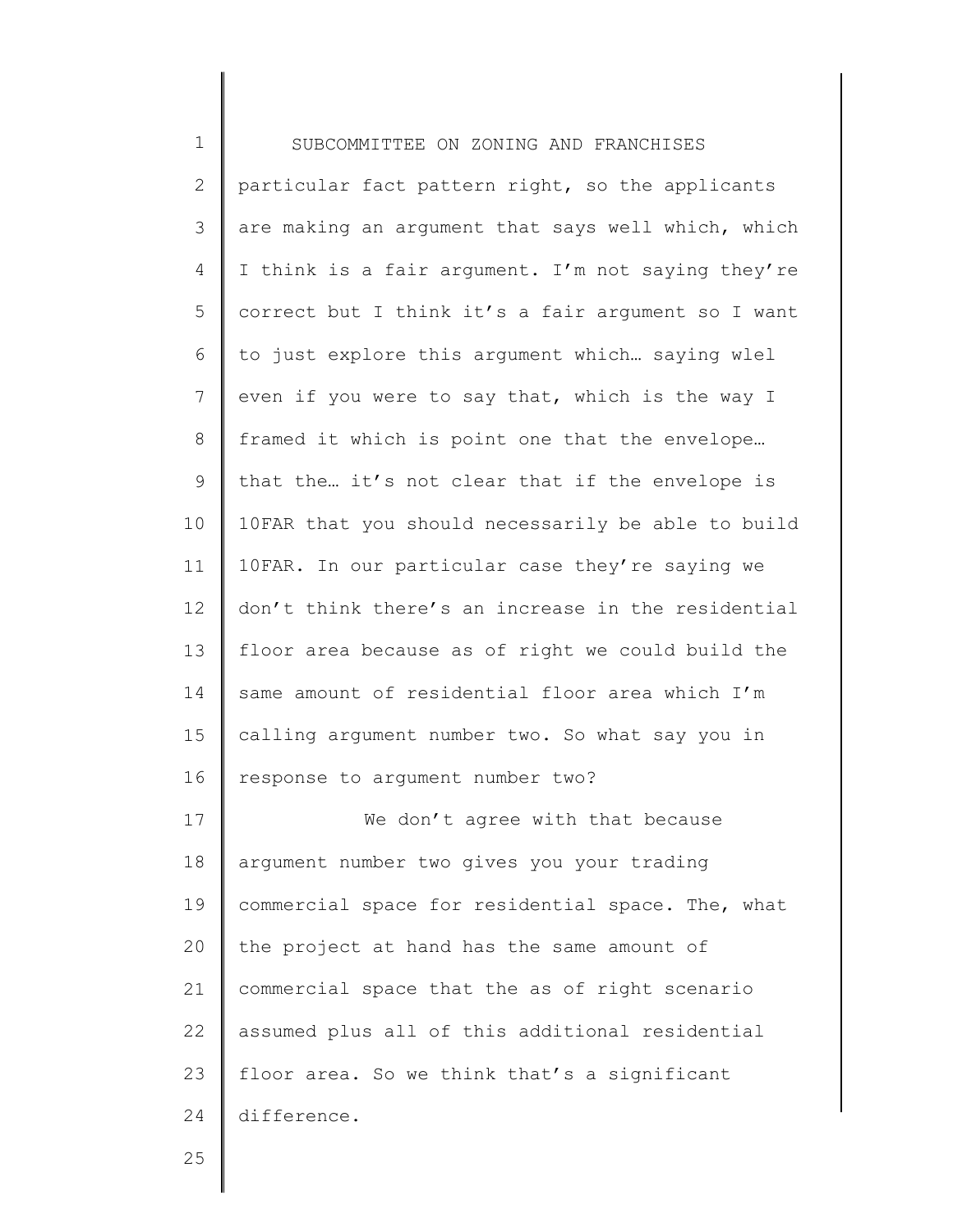particular fact pattern right, so the applicants are making an argument that says well which, which I think is a fair argument. I'm not saying they're correct but I think it's a fair argument so I want to just explore this argument which… saying wlel even if you were to say that, which is the way I framed it which is point one that the envelope… that the… it's not clear that if the envelope is 10FAR that you should necessarily be able to build 10FAR. In our particular case they're saying we don't think there's an increase in the residential floor area because as of right we could build the same amount of residential floor area which I'm calling argument number two. So what say you in response to argument number two?

We don't agree with that because argument number two gives you your trading commercial space for residential space. The, what the project at hand has the same amount of commercial space that the as of right scenario assumed plus all of this additional residential floor area. So we think that's a significant difference.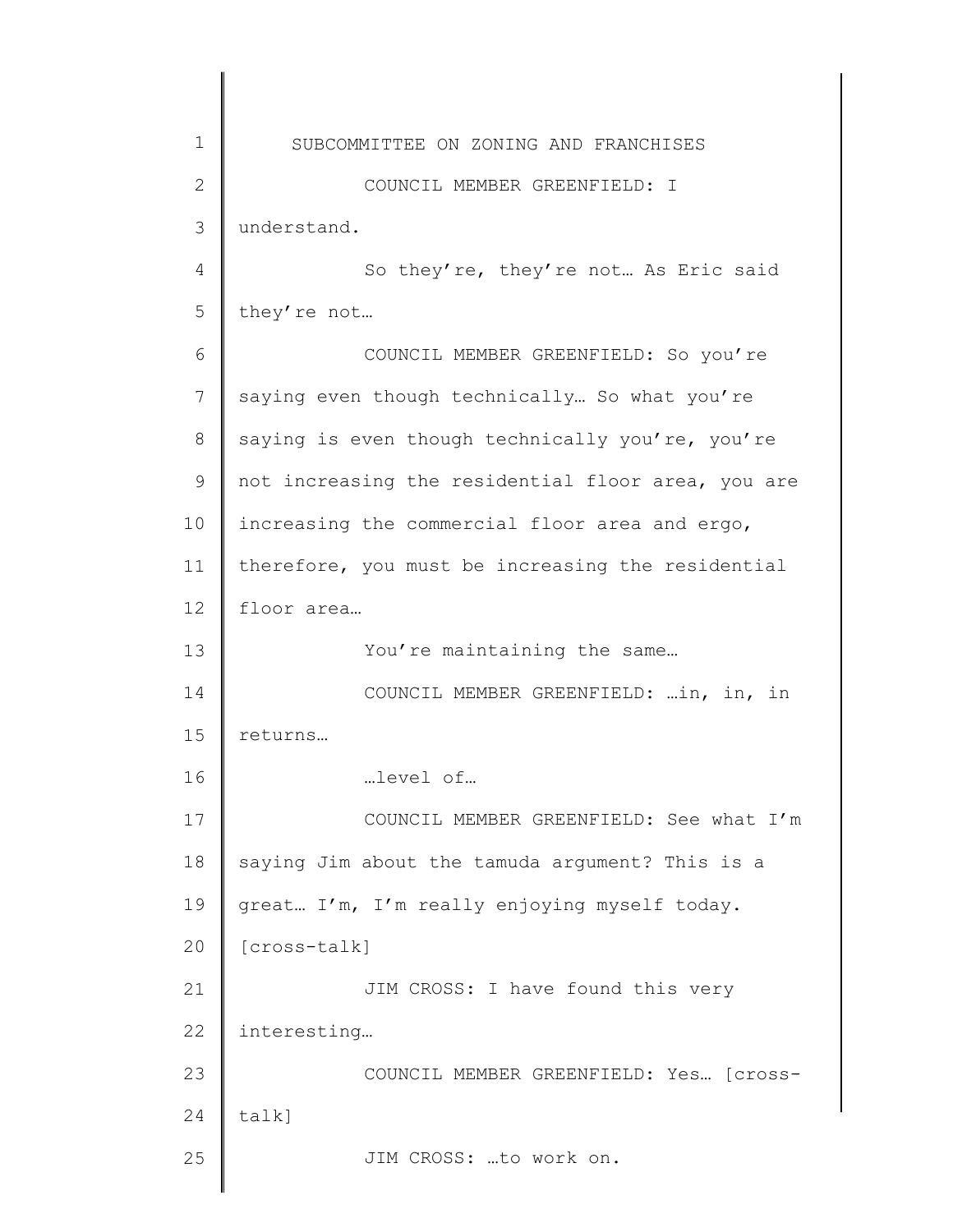COUNCIL MEMBER GREENFIELD: I understand.

So they're, they're not… As Eric said they're not…

COUNCIL MEMBER GREENFIELD: So you're saying even though technically… So what you're saying is even though technically you're, you're not increasing the residential floor area, you are increasing the commercial floor area and ergo, therefore, you must be increasing the residential floor area…

You're maintaining the same…

COUNCIL MEMBER GREENFIELD: …in, in, in returns…

…level of…

COUNCIL MEMBER GREENFIELD: See what I'm saying Jim about the tamuda argument? This is a great… I'm, I'm really enjoying myself today. [cross-talk]

JIM CROSS: I have found this very interesting…

COUNCIL MEMBER GREENFIELD: Yes… [cross-talk]

JIM CROSS: …to work on.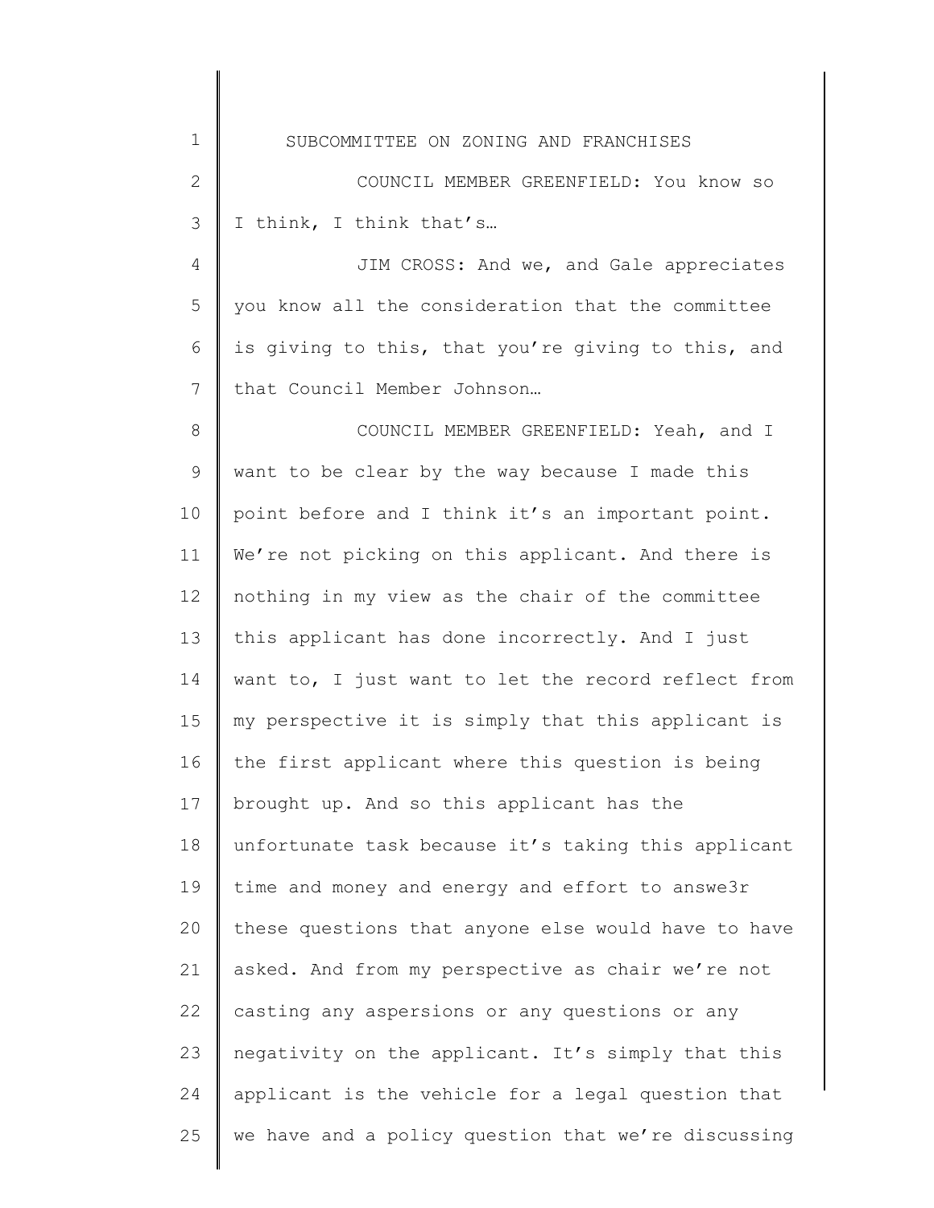COUNCIL MEMBER GREENFIELD: You know so I think, I think that's…

JIM CROSS: And we, and Gale appreciates you know all the consideration that the committee is giving to this, that you're giving to this, and that Council Member Johnson…

COUNCIL MEMBER GREENFIELD: Yeah, and I want to be clear by the way because I made this point before and I think it's an important point. We're not picking on this applicant. And there is nothing in my view as the chair of the committee this applicant has done incorrectly. And I just want to, I just want to let the record reflect from my perspective it is simply that this applicant is the first applicant where this question is being brought up. And so this applicant has the unfortunate task because it's taking this applicant time and money and energy and effort to answe3r these questions that anyone else would have to have asked. And from my perspective as chair we're not casting any aspersions or any questions or any negativity on the applicant. It's simply that this applicant is the vehicle for a legal question that we have and a policy question that we're discussing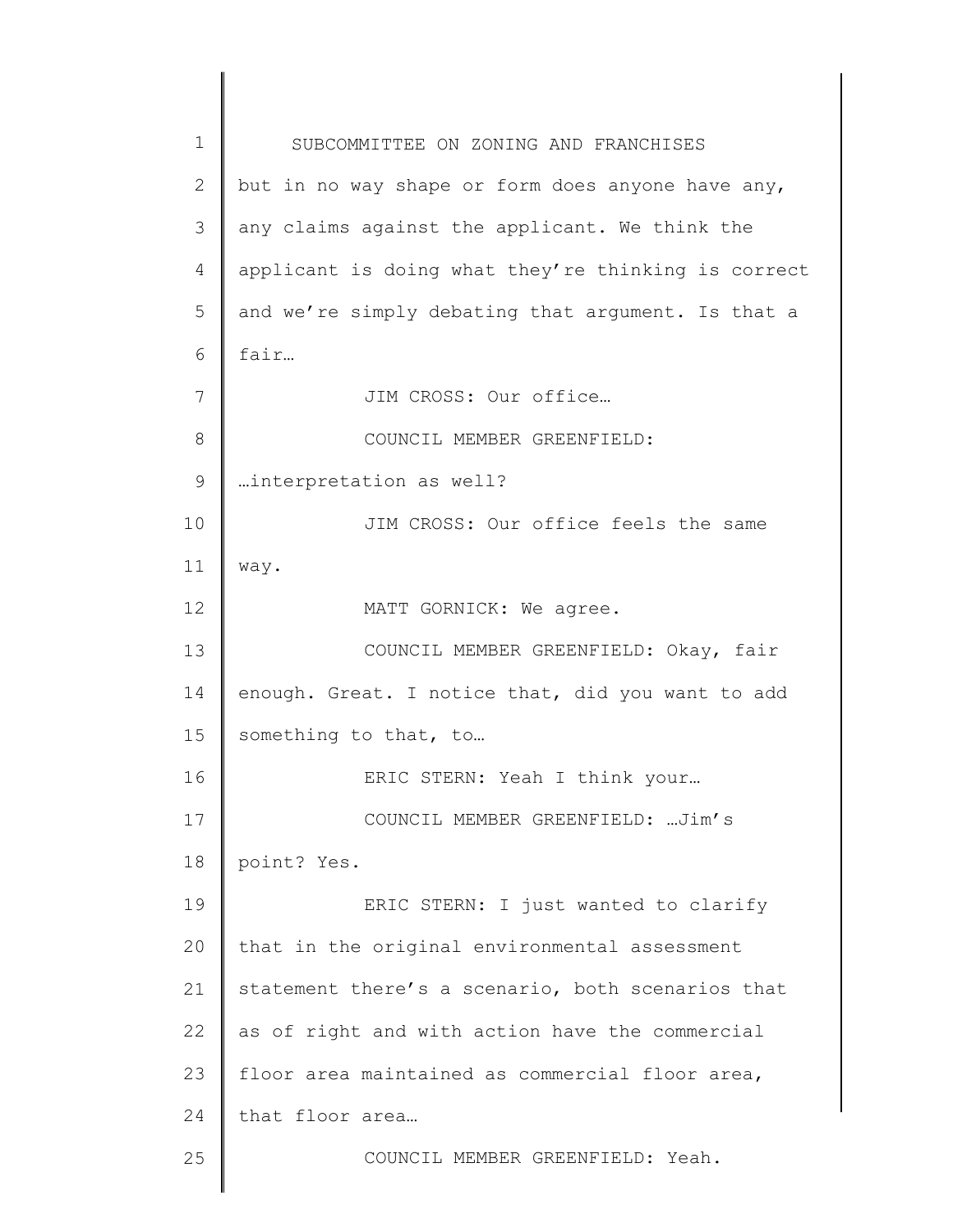but in no way shape or form does anyone have any, any claims against the applicant. We think the applicant is doing what they're thinking is correct and we're simply debating that argument. Is that a fair…

JIM CROSS: Our office…

COUNCIL MEMBER GREENFIELD: …interpretation as well?

JIM CROSS: Our office feels the same way.

MATT GORNICK: We agree.

COUNCIL MEMBER GREENFIELD: Okay, fair enough. Great. I notice that, did you want to add something to that, to…

ERIC STERN: Yeah I think your…

COUNCIL MEMBER GREENFIELD: …Jim's point? Yes.

ERIC STERN: I just wanted to clarify that in the original environmental assessment statement there's a scenario, both scenarios that as of right and with action have the commercial floor area maintained as commercial floor area, that floor area…

COUNCIL MEMBER GREENFIELD: Yeah.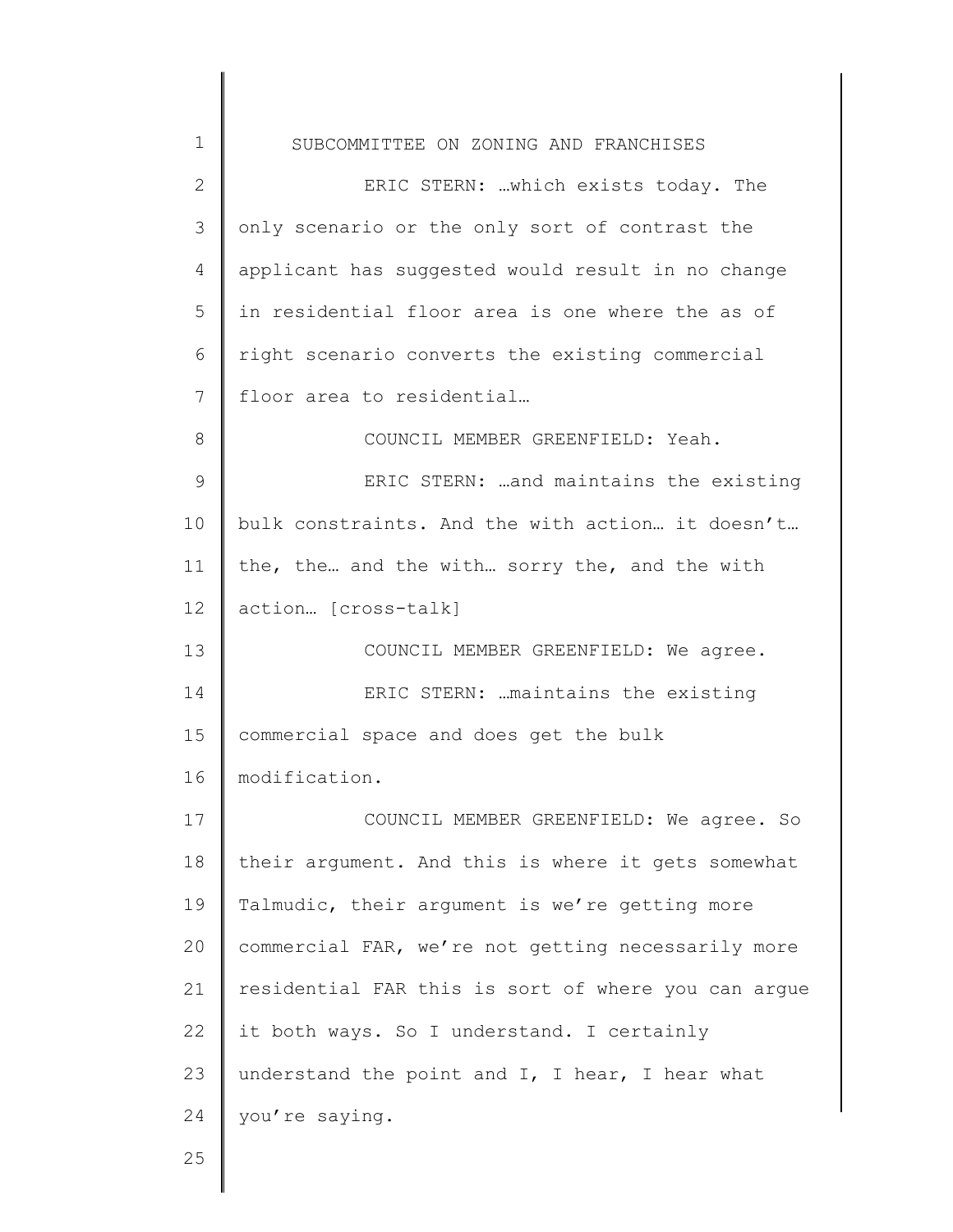ERIC STERN: …which exists today. The only scenario or the only sort of contrast the applicant has suggested would result in no change in residential floor area is one where the as of right scenario converts the existing commercial floor area to residential…

COUNCIL MEMBER GREENFIELD: Yeah.

ERIC STERN: …and maintains the existing bulk constraints. And the with action… it doesn't… the, the… and the with… sorry the, and the with action… [cross-talk]

COUNCIL MEMBER GREENFIELD: We agree.

ERIC STERN: …maintains the existing commercial space and does get the bulk modification.

COUNCIL MEMBER GREENFIELD: We agree. So their argument. And this is where it gets somewhat Talmudic, their argument is we're getting more commercial FAR, we're not getting necessarily more residential FAR this is sort of where you can argue it both ways. So I understand. I certainly understand the point and I, I hear, I hear what you're saying.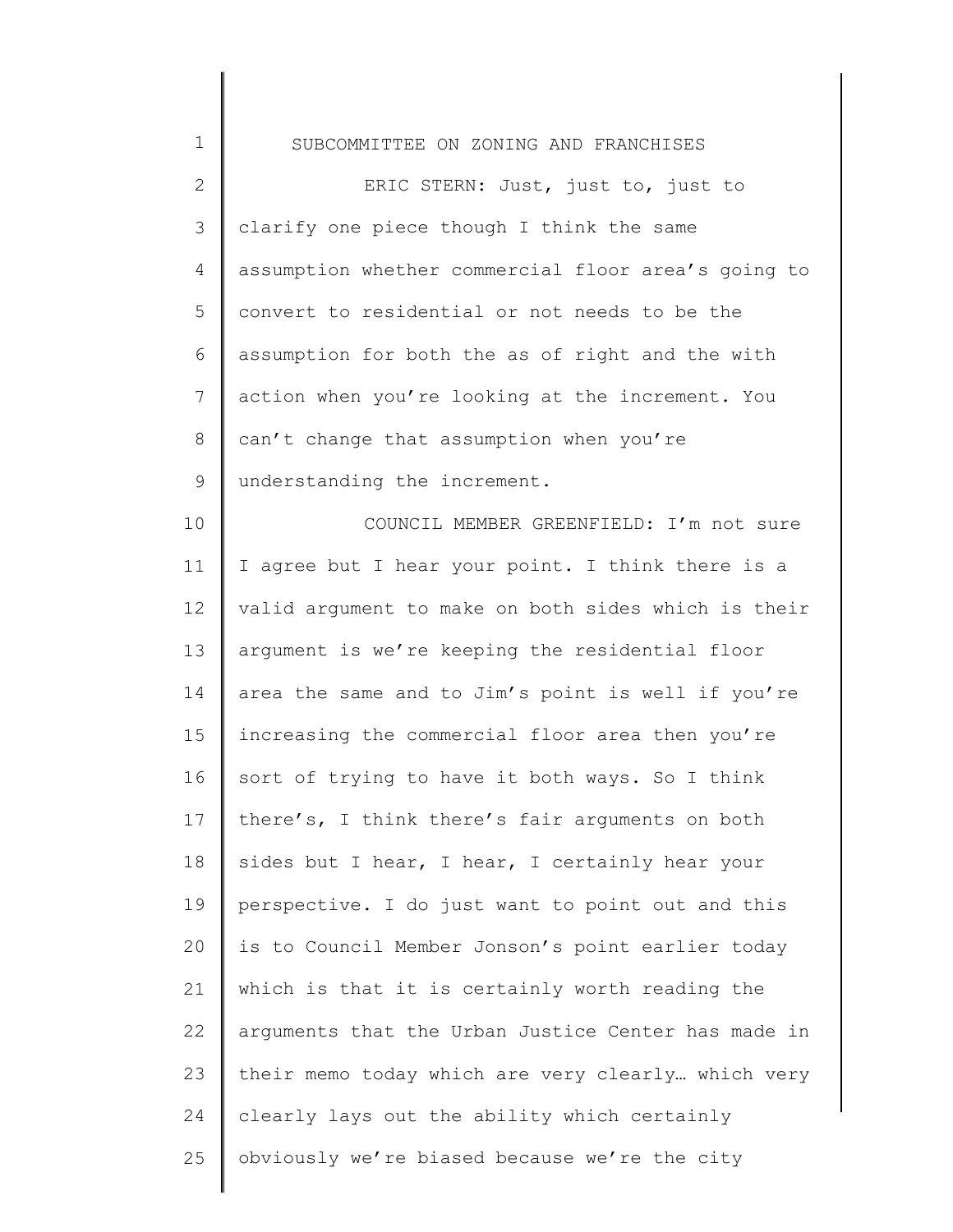SUBCOMMITTEE ON ZONING AND FRANCHISES

ERIC STERN: Just, just to, just to clarify one piece though I think the same assumption whether commercial floor area's going to convert to residential or not needs to be the assumption for both the as of right and the with action when you're looking at the increment. You can't change that assumption when you're understanding the increment.

COUNCIL MEMBER GREENFIELD: I'm not sure I agree but I hear your point. I think there is a valid argument to make on both sides which is their argument is we're keeping the residential floor area the same and to Jim's point is well if you're increasing the commercial floor area then you're sort of trying to have it both ways. So I think there's, I think there's fair arguments on both sides but I hear, I hear, I certainly hear your perspective. I do just want to point out and this is to Council Member Jonson's point earlier today which is that it is certainly worth reading the arguments that the Urban Justice Center has made in their memo today which are very clearly… which very clearly lays out the ability which certainly obviously we're biased because we're the city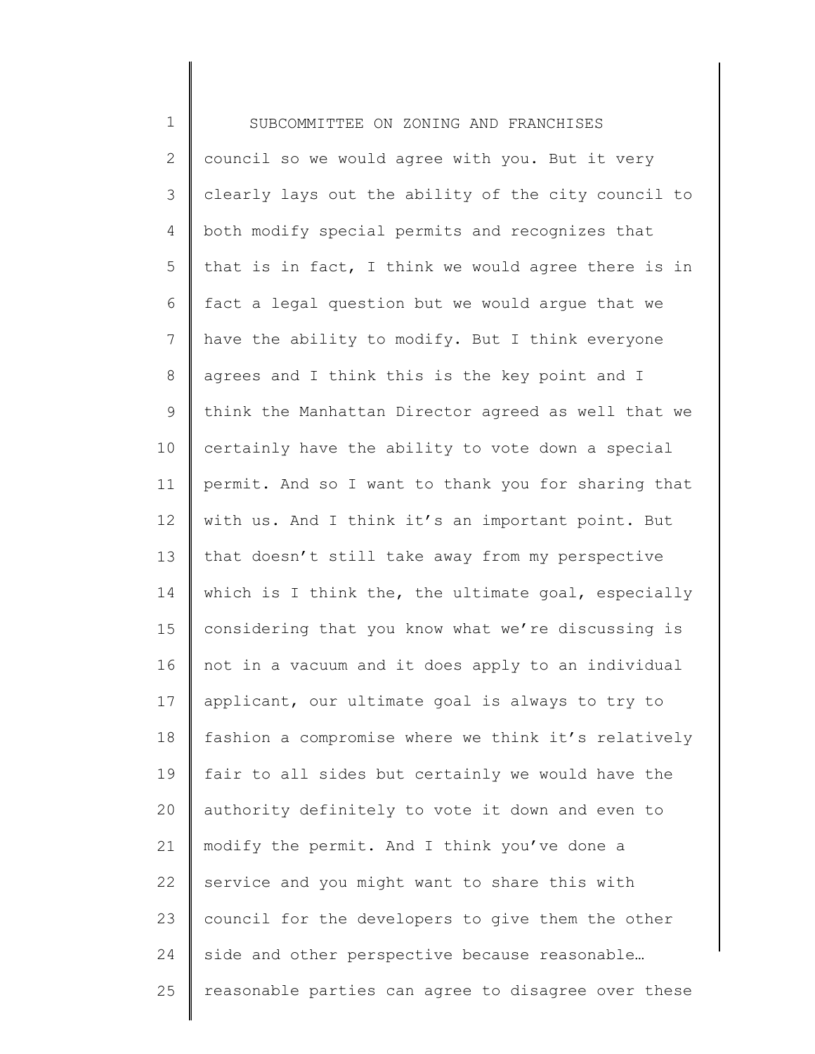SUBCOMMITTEE ON ZONING AND FRANCHISES

council so we would agree with you. But it very clearly lays out the ability of the city council to both modify special permits and recognizes that that is in fact, I think we would agree there is in fact a legal question but we would argue that we have the ability to modify. But I think everyone agrees and I think this is the key point and I think the Manhattan Director agreed as well that we certainly have the ability to vote down a special permit. And so I want to thank you for sharing that with us. And I think it's an important point. But that doesn't still take away from my perspective which is I think the, the ultimate goal, especially considering that you know what we're discussing is not in a vacuum and it does apply to an individual applicant, our ultimate goal is always to try to fashion a compromise where we think it's relatively fair to all sides but certainly we would have the authority definitely to vote it down and even to modify the permit. And I think you've done a service and you might want to share this with council for the developers to give them the other side and other perspective because reasonable… reasonable parties can agree to disagree over these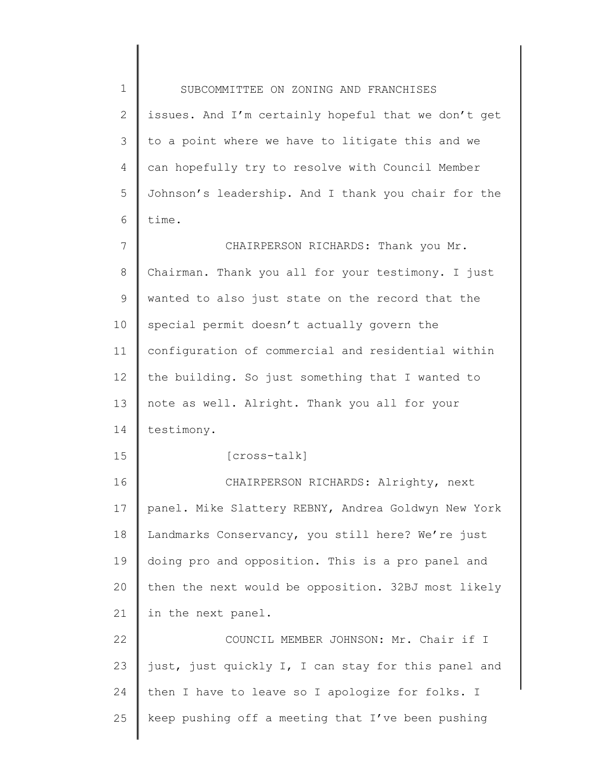issues. And I'm certainly hopeful that we don't get to a point where we have to litigate this and we can hopefully try to resolve with Council Member Johnson's leadership. And I thank you chair for the time.

CHAIRPERSON RICHARDS: Thank you Mr. Chairman. Thank you all for your testimony. I just wanted to also just state on the record that the special permit doesn't actually govern the configuration of commercial and residential within the building. So just something that I wanted to note as well. Alright. Thank you all for your testimony.

[cross-talk]

CHAIRPERSON RICHARDS: Alrighty, next panel. Mike Slattery REBNY, Andrea Goldwyn New York Landmarks Conservancy, you still here? We're just doing pro and opposition. This is a pro panel and then the next would be opposition. 32BJ most likely in the next panel.

COUNCIL MEMBER JOHNSON: Mr. Chair if I just, just quickly I, I can stay for this panel and then I have to leave so I apologize for folks. I keep pushing off a meeting that I've been pushing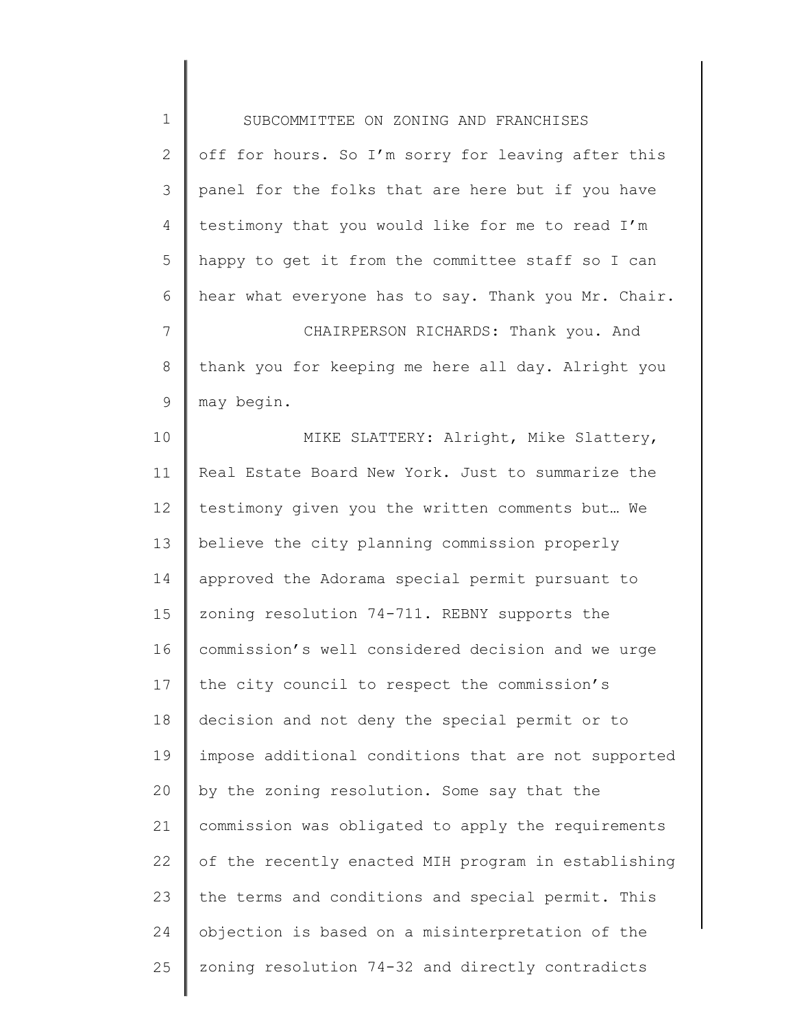off for hours. So I'm sorry for leaving after this panel for the folks that are here but if you have testimony that you would like for me to read I'm happy to get it from the committee staff so I can hear what everyone has to say. Thank you Mr. Chair.

CHAIRPERSON RICHARDS: Thank you. And thank you for keeping me here all day. Alright you may begin.

MIKE SLATTERY: Alright, Mike Slattery, Real Estate Board New York. Just to summarize the testimony given you the written comments but… We believe the city planning commission properly approved the Adorama special permit pursuant to zoning resolution 74-711. REBNY supports the commission's well considered decision and we urge the city council to respect the commission's decision and not deny the special permit or to impose additional conditions that are not supported by the zoning resolution. Some say that the commission was obligated to apply the requirements of the recently enacted MIH program in establishing the terms and conditions and special permit. This objection is based on a misinterpretation of the zoning resolution 74-32 and directly contradicts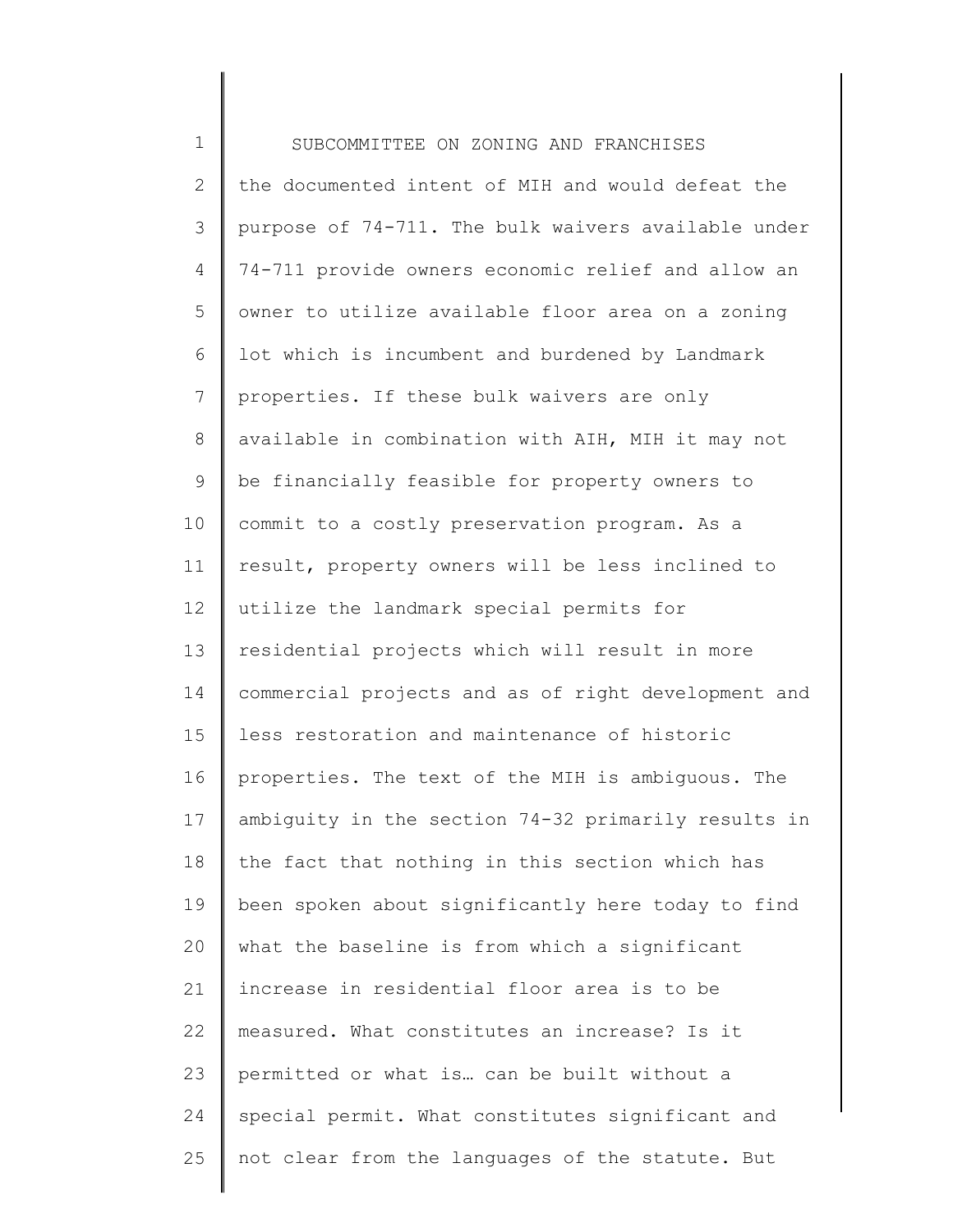the documented intent of MIH and would defeat the purpose of 74-711. The bulk waivers available under 74-711 provide owners economic relief and allow an owner to utilize available floor area on a zoning lot which is incumbent and burdened by Landmark properties. If these bulk waivers are only available in combination with AIH, MIH it may not be financially feasible for property owners to commit to a costly preservation program. As a result, property owners will be less inclined to utilize the landmark special permits for residential projects which will result in more commercial projects and as of right development and less restoration and maintenance of historic properties. The text of the MIH is ambiguous. The ambiguity in the section 74-32 primarily results in the fact that nothing in this section which has been spoken about significantly here today to find what the baseline is from which a significant increase in residential floor area is to be measured. What constitutes an increase? Is it permitted or what is… can be built without a special permit. What constitutes significant and not clear from the languages of the statute. But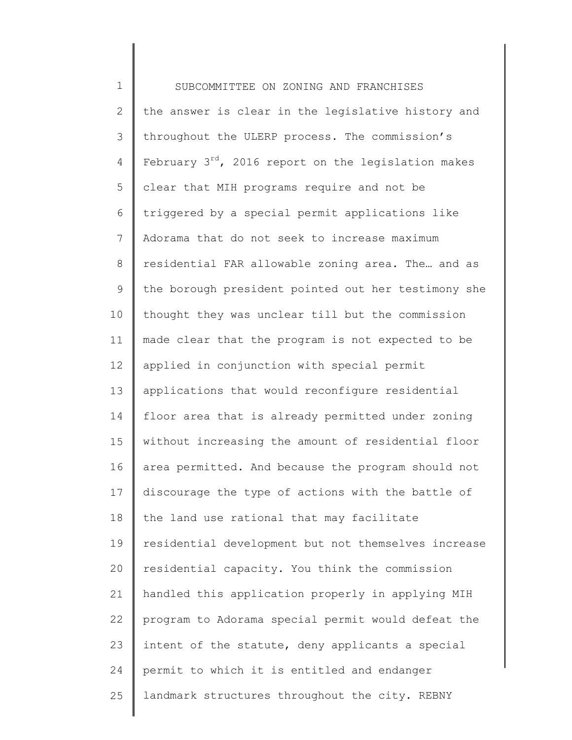the answer is clear in the legislative history and throughout the ULERP process. The commission's February 3rd, 2016 report on the legislation makes clear that MIH programs require and not be triggered by a special permit applications like Adorama that do not seek to increase maximum residential FAR allowable zoning area. The… and as the borough president pointed out her testimony she thought they was unclear till but the commission made clear that the program is not expected to be applied in conjunction with special permit applications that would reconfigure residential floor area that is already permitted under zoning without increasing the amount of residential floor area permitted. And because the program should not discourage the type of actions with the battle of the land use rational that may facilitate residential development but not themselves increase residential capacity. You think the commission handled this application properly in applying MIH program to Adorama special permit would defeat the intent of the statute, deny applicants a special permit to which it is entitled and endanger landmark structures throughout the city. REBNY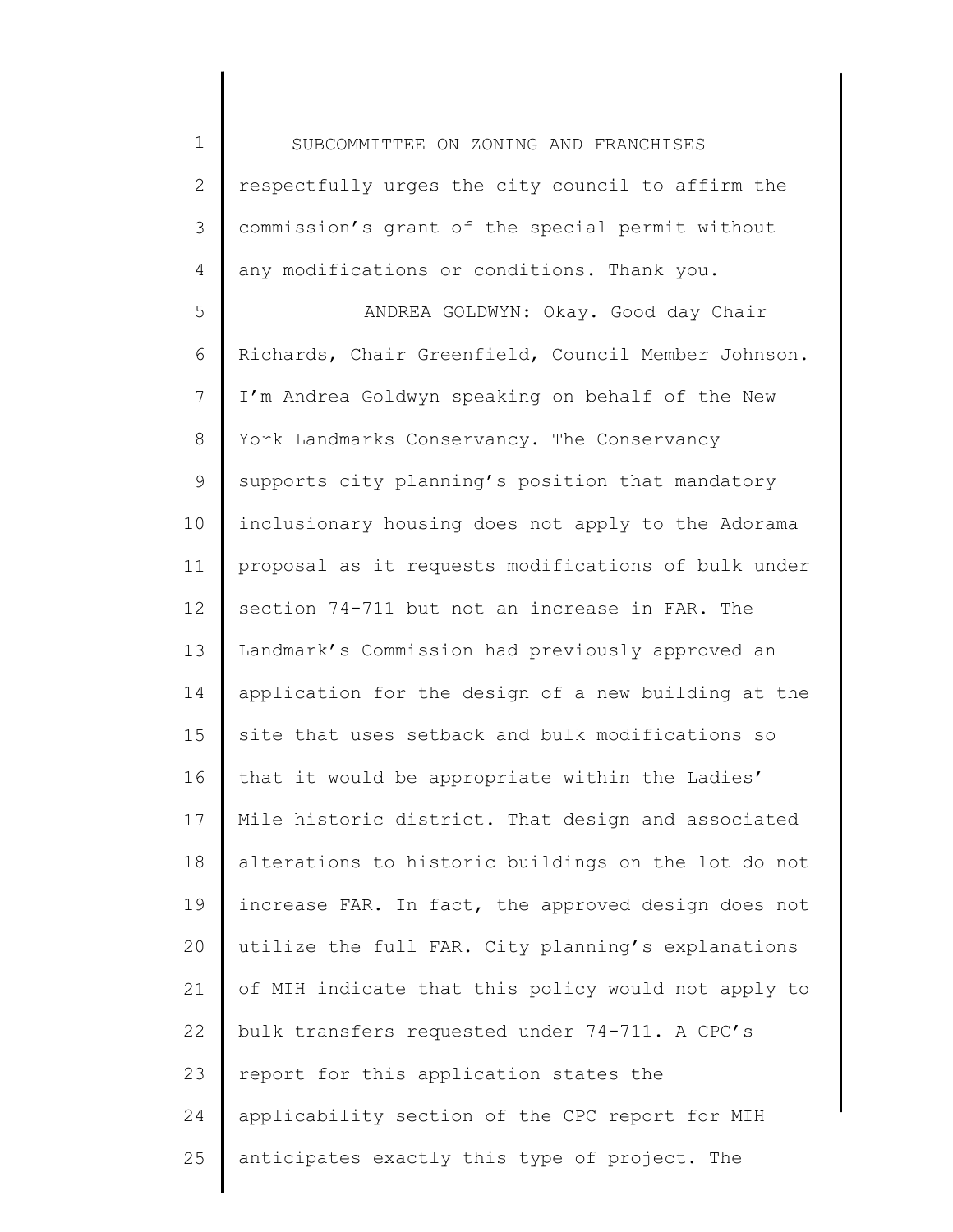respectfully urges the city council to affirm the commission's grant of the special permit without any modifications or conditions. Thank you.

ANDREA GOLDWYN: Okay. Good day Chair Richards, Chair Greenfield, Council Member Johnson. I'm Andrea Goldwyn speaking on behalf of the New York Landmarks Conservancy. The Conservancy supports city planning's position that mandatory inclusionary housing does not apply to the Adorama proposal as it requests modifications of bulk under section 74-711 but not an increase in FAR. The Landmark's Commission had previously approved an application for the design of a new building at the site that uses setback and bulk modifications so that it would be appropriate within the Ladies' Mile historic district. That design and associated alterations to historic buildings on the lot do not increase FAR. In fact, the approved design does not utilize the full FAR. City planning's explanations of MIH indicate that this policy would not apply to bulk transfers requested under 74-711. A CPC's report for this application states the applicability section of the CPC report for MIH anticipates exactly this type of project. The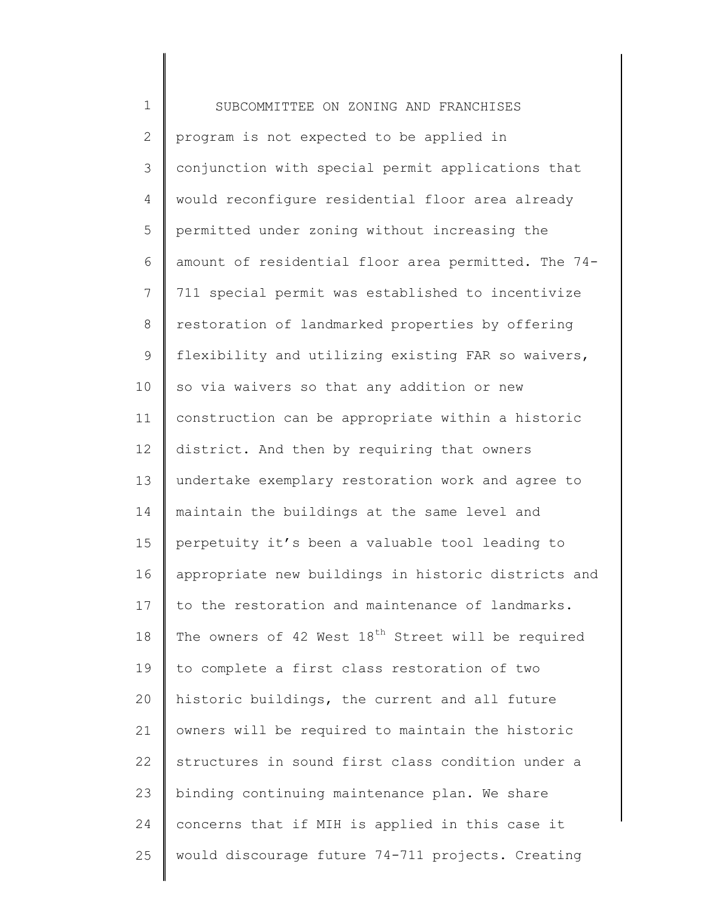program is not expected to be applied in conjunction with special permit applications that would reconfigure residential floor area already permitted under zoning without increasing the amount of residential floor area permitted. The 74-711 special permit was established to incentivize restoration of landmarked properties by offering flexibility and utilizing existing FAR so waivers, so via waivers so that any addition or new construction can be appropriate within a historic district. And then by requiring that owners undertake exemplary restoration work and agree to maintain the buildings at the same level and perpetuity it's been a valuable tool leading to appropriate new buildings in historic districts and to the restoration and maintenance of landmarks. The owners of 42 West 18th Street will be required to complete a first class restoration of two historic buildings, the current and all future owners will be required to maintain the historic structures in sound first class condition under a binding continuing maintenance plan. We share concerns that if MIH is applied in this case it would discourage future 74-711 projects. Creating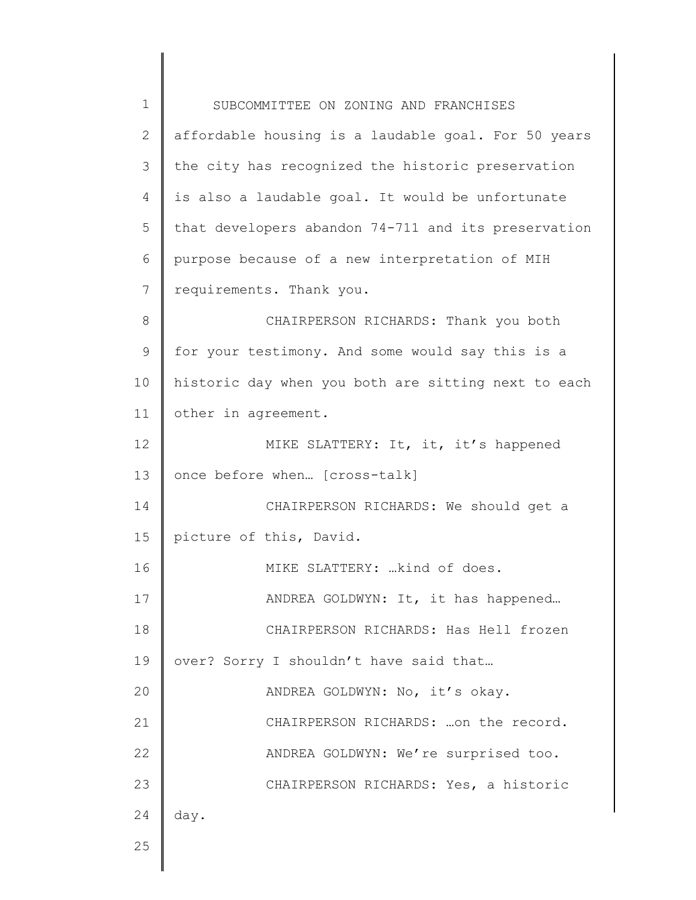affordable housing is a laudable goal. For 50 years the city has recognized the historic preservation is also a laudable goal. It would be unfortunate that developers abandon 74-711 and its preservation purpose because of a new interpretation of MIH requirements. Thank you.

CHAIRPERSON RICHARDS: Thank you both for your testimony. And some would say this is a historic day when you both are sitting next to each other in agreement.

MIKE SLATTERY: It, it, it's happened once before when… [cross-talk]

CHAIRPERSON RICHARDS: We should get a picture of this, David.

MIKE SLATTERY: …kind of does.

ANDREA GOLDWYN: It, it has happened…

CHAIRPERSON RICHARDS: Has Hell frozen over? Sorry I shouldn't have said that…

ANDREA GOLDWYN: No, it's okay.

CHAIRPERSON RICHARDS: …on the record.

ANDREA GOLDWYN: We're surprised too.

CHAIRPERSON RICHARDS: Yes, a historic day.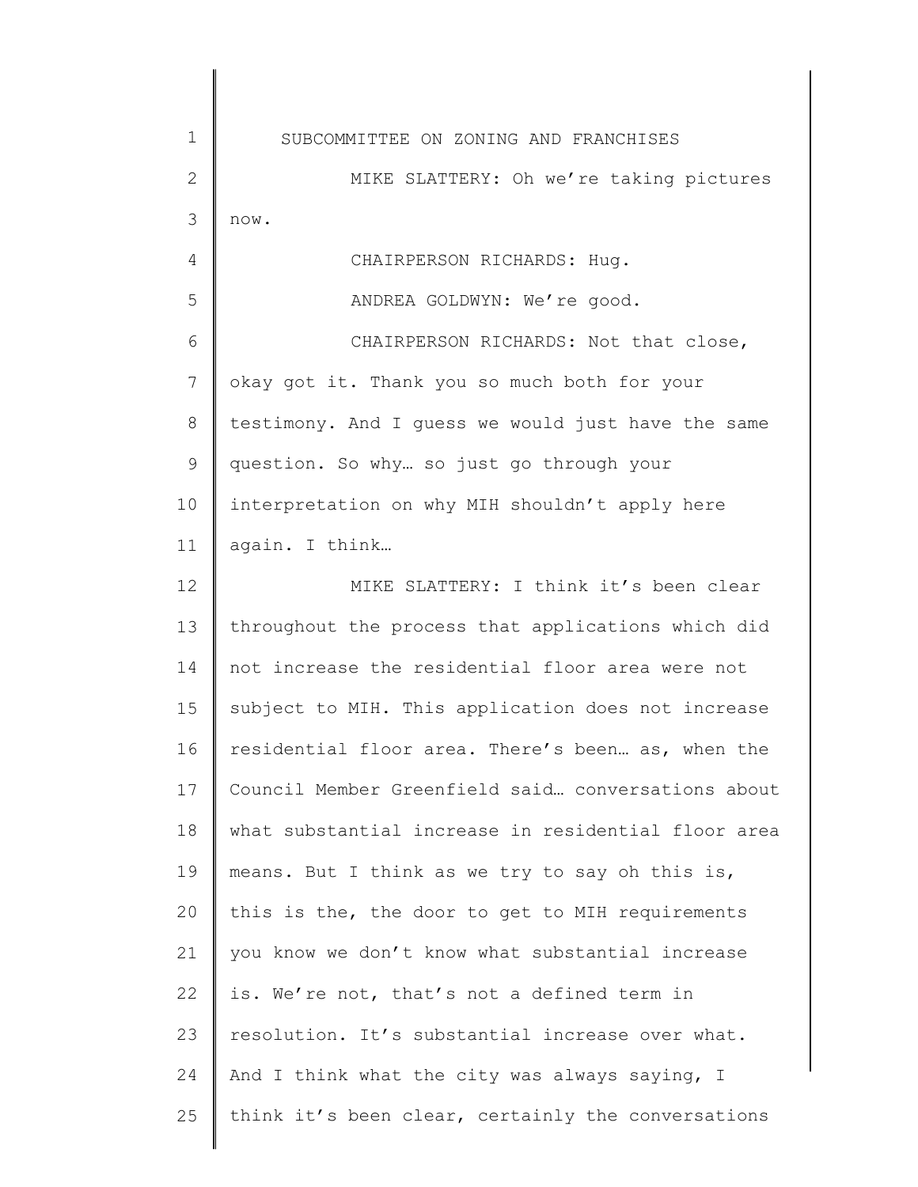MIKE SLATTERY: Oh we're taking pictures now.

CHAIRPERSON RICHARDS: Hug.

ANDREA GOLDWYN: We're good.

CHAIRPERSON RICHARDS: Not that close, okay got it. Thank you so much both for your testimony. And I guess we would just have the same question. So why… so just go through your interpretation on why MIH shouldn't apply here again. I think…

MIKE SLATTERY: I think it's been clear throughout the process that applications which did not increase the residential floor area were not subject to MIH. This application does not increase residential floor area. There's been… as, when the Council Member Greenfield said… conversations about what substantial increase in residential floor area means. But I think as we try to say oh this is, this is the, the door to get to MIH requirements you know we don't know what substantial increase is. We're not, that's not a defined term in resolution. It's substantial increase over what. And I think what the city was always saying, I think it's been clear, certainly the conversations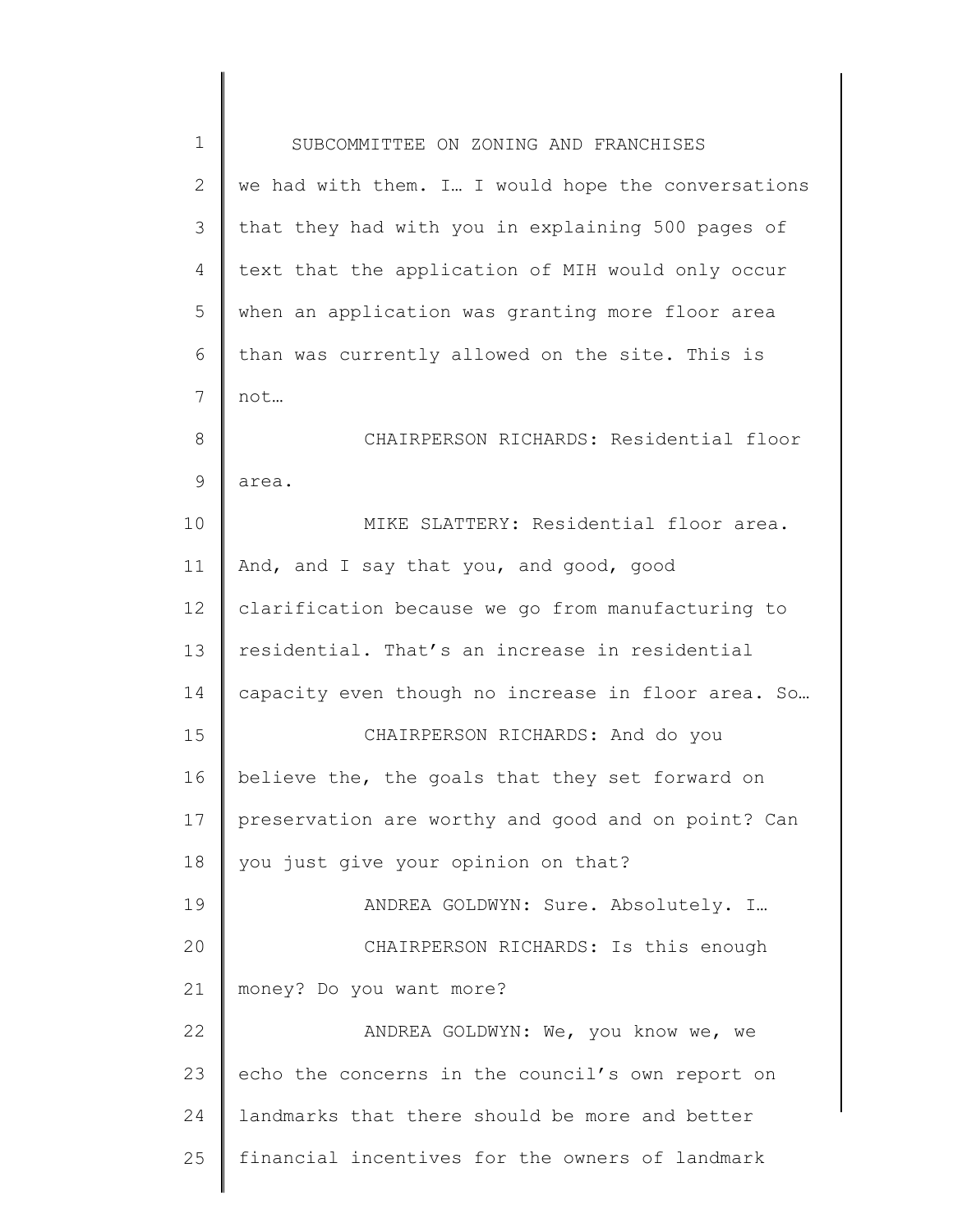we had with them. I… I would hope the conversations that they had with you in explaining 500 pages of text that the application of MIH would only occur when an application was granting more floor area than was currently allowed on the site. This is not…

CHAIRPERSON RICHARDS: Residential floor area.

MIKE SLATTERY: Residential floor area. And, and I say that you, and good, good clarification because we go from manufacturing to residential. That's an increase in residential capacity even though no increase in floor area. So…

CHAIRPERSON RICHARDS: And do you believe the, the goals that they set forward on preservation are worthy and good and on point? Can you just give your opinion on that?

ANDREA GOLDWYN: Sure. Absolutely. I…

CHAIRPERSON RICHARDS: Is this enough money? Do you want more?

ANDREA GOLDWYN: We, you know we, we echo the concerns in the council's own report on landmarks that there should be more and better financial incentives for the owners of landmark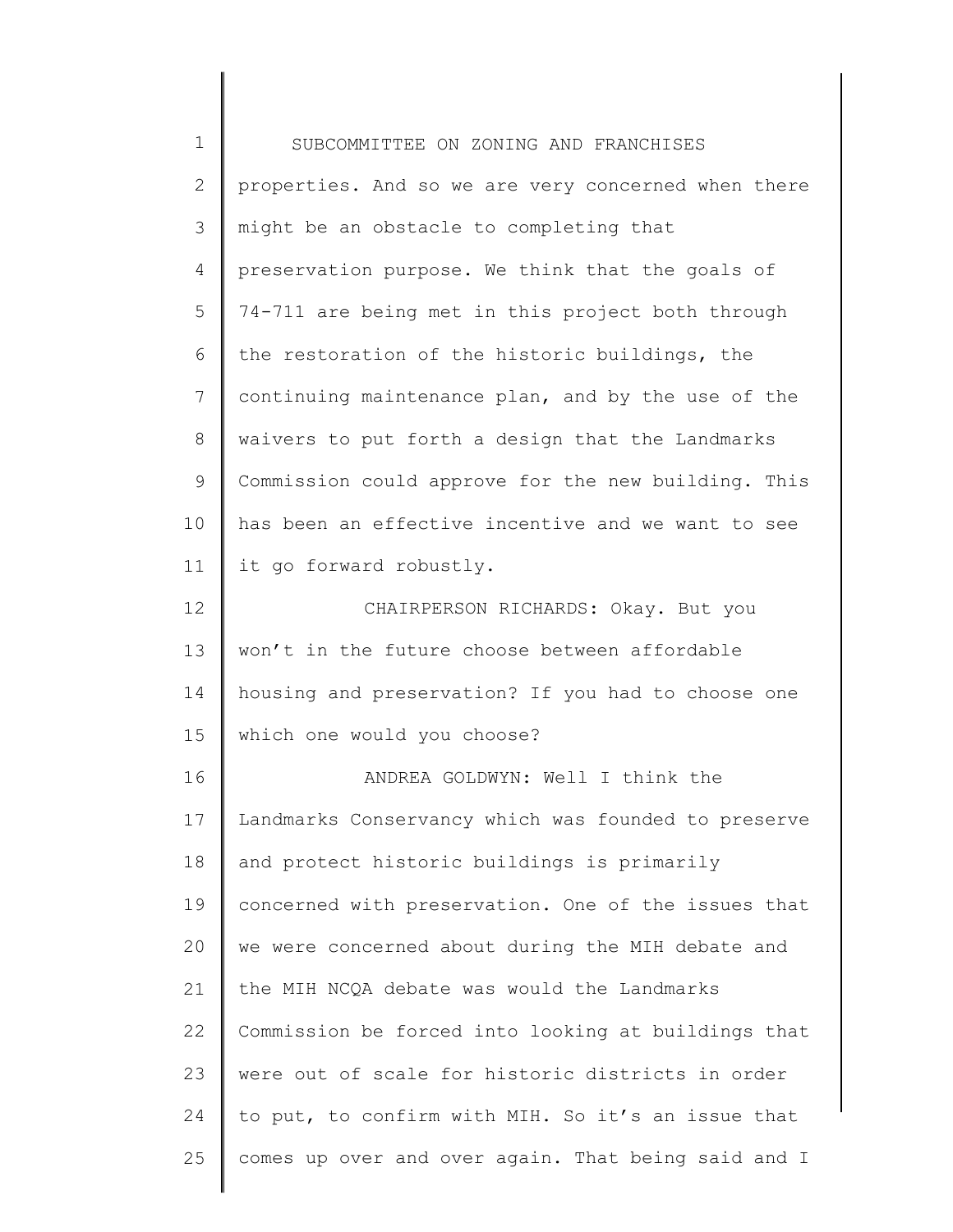properties. And so we are very concerned when there might be an obstacle to completing that preservation purpose. We think that the goals of 74-711 are being met in this project both through the restoration of the historic buildings, the continuing maintenance plan, and by the use of the waivers to put forth a design that the Landmarks Commission could approve for the new building. This has been an effective incentive and we want to see it go forward robustly.

CHAIRPERSON RICHARDS: Okay. But you won't in the future choose between affordable housing and preservation? If you had to choose one which one would you choose?

ANDREA GOLDWYN: Well I think the Landmarks Conservancy which was founded to preserve and protect historic buildings is primarily concerned with preservation. One of the issues that we were concerned about during the MIH debate and the MIH NCQA debate was would the Landmarks Commission be forced into looking at buildings that were out of scale for historic districts in order to put, to confirm with MIH. So it's an issue that comes up over and over again. That being said and I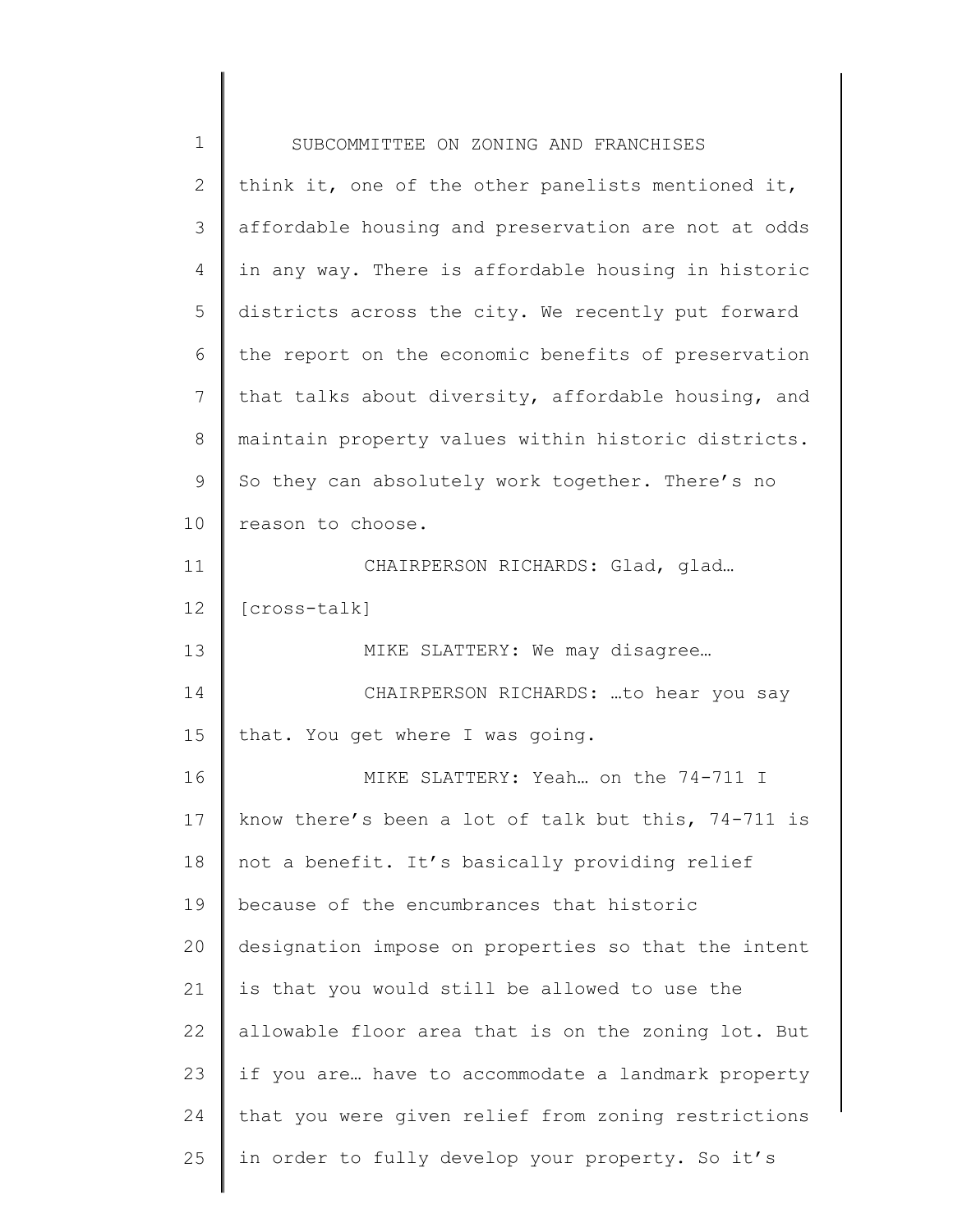think it, one of the other panelists mentioned it, affordable housing and preservation are not at odds in any way. There is affordable housing in historic districts across the city. We recently put forward the report on the economic benefits of preservation that talks about diversity, affordable housing, and maintain property values within historic districts. So they can absolutely work together. There's no reason to choose.

CHAIRPERSON RICHARDS: Glad, glad… [cross-talk]

MIKE SLATTERY: We may disagree…

CHAIRPERSON RICHARDS: …to hear you say that. You get where I was going.

MIKE SLATTERY: Yeah… on the 74-711 I know there's been a lot of talk but this, 74-711 is not a benefit. It's basically providing relief because of the encumbrances that historic designation impose on properties so that the intent is that you would still be allowed to use the allowable floor area that is on the zoning lot. But if you are… have to accommodate a landmark property that you were given relief from zoning restrictions in order to fully develop your property. So it's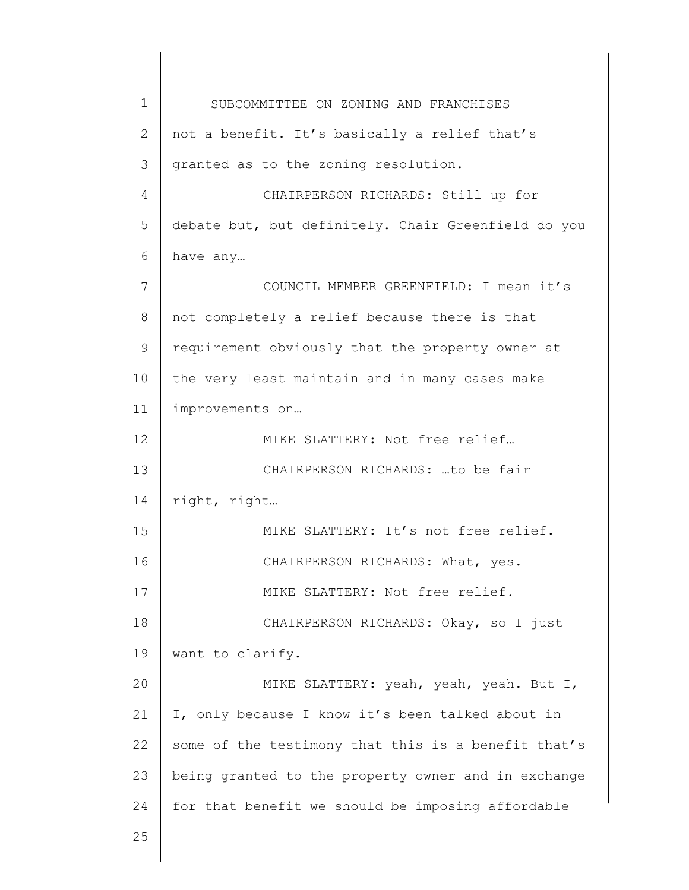not a benefit. It's basically a relief that's granted as to the zoning resolution.

CHAIRPERSON RICHARDS: Still up for debate but, but definitely. Chair Greenfield do you have any…

COUNCIL MEMBER GREENFIELD: I mean it's not completely a relief because there is that requirement obviously that the property owner at the very least maintain and in many cases make improvements on…

MIKE SLATTERY: Not free relief…

CHAIRPERSON RICHARDS: …to be fair right, right…

MIKE SLATTERY: It's not free relief.

CHAIRPERSON RICHARDS: What, yes.

MIKE SLATTERY: Not free relief.

CHAIRPERSON RICHARDS: Okay, so I just want to clarify.

MIKE SLATTERY: yeah, yeah, yeah. But I, I, only because I know it's been talked about in some of the testimony that this is a benefit that's being granted to the property owner and in exchange for that benefit we should be imposing affordable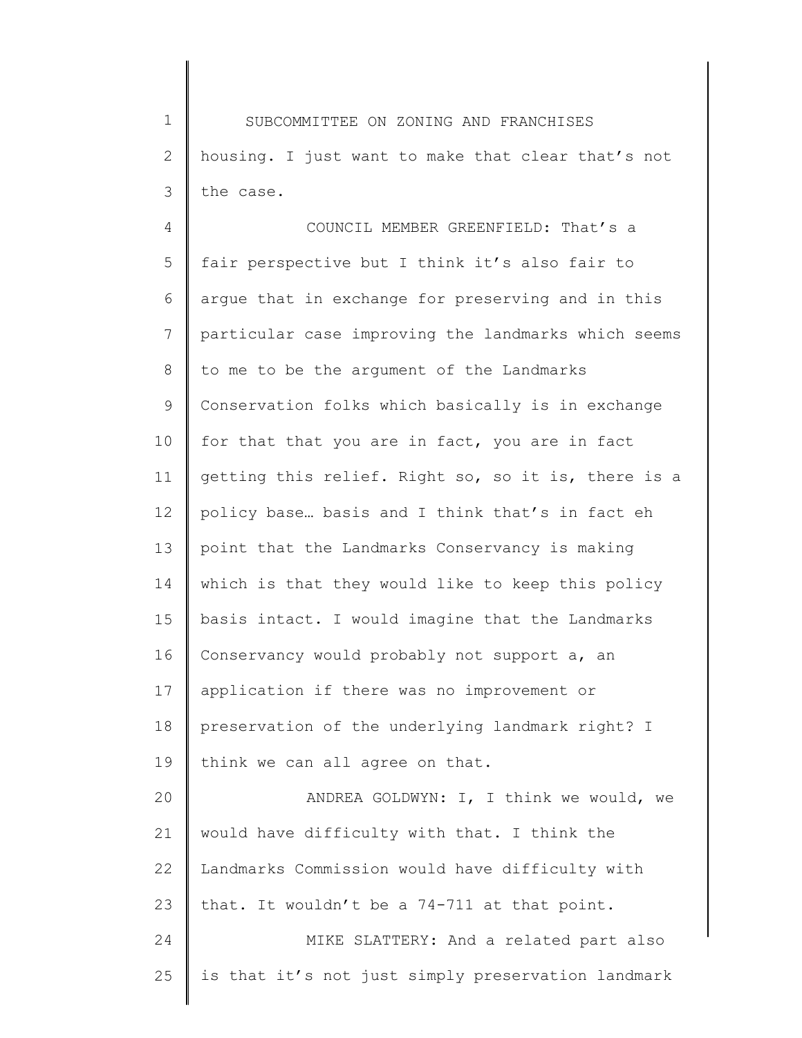housing. I just want to make that clear that's not the case.

COUNCIL MEMBER GREENFIELD: That's a fair perspective but I think it's also fair to argue that in exchange for preserving and in this particular case improving the landmarks which seems to me to be the argument of the Landmarks Conservation folks which basically is in exchange for that that you are in fact, you are in fact getting this relief. Right so, so it is, there is a policy base… basis and I think that's in fact eh point that the Landmarks Conservancy is making which is that they would like to keep this policy basis intact. I would imagine that the Landmarks Conservancy would probably not support a, an application if there was no improvement or preservation of the underlying landmark right? I think we can all agree on that.

ANDREA GOLDWYN: I, I think we would, we would have difficulty with that. I think the Landmarks Commission would have difficulty with that. It wouldn't be a 74-711 at that point.

MIKE SLATTERY: And a related part also is that it's not just simply preservation landmark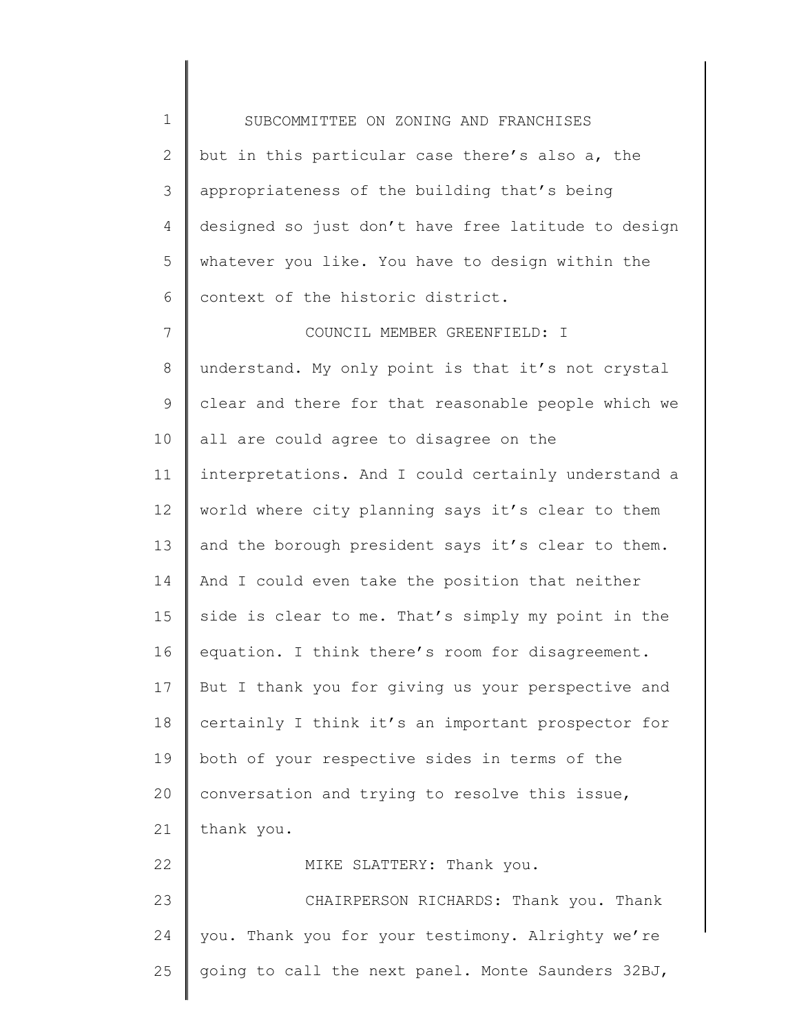but in this particular case there's also a, the appropriateness of the building that's being designed so just don't have free latitude to design whatever you like. You have to design within the context of the historic district.

COUNCIL MEMBER GREENFIELD: I understand. My only point is that it's not crystal clear and there for that reasonable people which we all are could agree to disagree on the interpretations. And I could certainly understand a world where city planning says it's clear to them and the borough president says it's clear to them. And I could even take the position that neither side is clear to me. That's simply my point in the equation. I think there's room for disagreement. But I thank you for giving us your perspective and certainly I think it's an important prospector for both of your respective sides in terms of the conversation and trying to resolve this issue, thank you.

MIKE SLATTERY: Thank you.

CHAIRPERSON RICHARDS: Thank you. Thank you. Thank you for your testimony. Alrighty we're going to call the next panel. Monte Saunders 32BJ,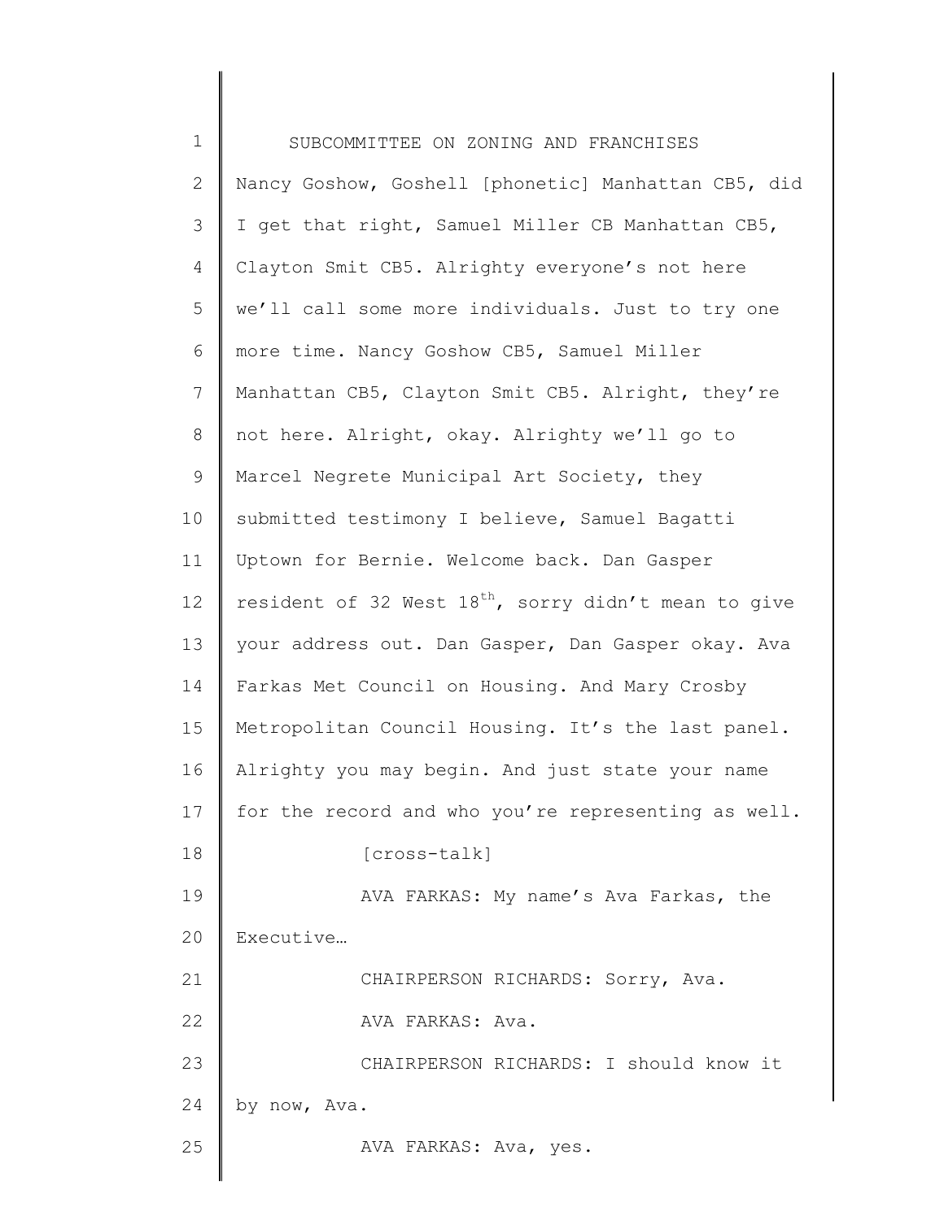Nancy Goshow, Goshell [phonetic] Manhattan CB5, did I get that right, Samuel Miller CB Manhattan CB5, Clayton Smit CB5. Alrighty everyone's not here we'll call some more individuals. Just to try one more time. Nancy Goshow CB5, Samuel Miller Manhattan CB5, Clayton Smit CB5. Alright, they're not here. Alright, okay. Alrighty we'll go to Marcel Negrete Municipal Art Society, they submitted testimony I believe, Samuel Bagatti Uptown for Bernie. Welcome back. Dan Gasper resident of 32 West 18th, sorry didn't mean to give your address out. Dan Gasper, Dan Gasper okay. Ava Farkas Met Council on Housing. And Mary Crosby Metropolitan Council Housing. It's the last panel. Alrighty you may begin. And just state your name for the record and who you're representing as well.

[cross-talk]

AVA FARKAS: My name's Ava Farkas, the Executive…

CHAIRPERSON RICHARDS: Sorry, Ava.

AVA FARKAS: Ava.

CHAIRPERSON RICHARDS: I should know it by now, Ava.

AVA FARKAS: Ava, yes.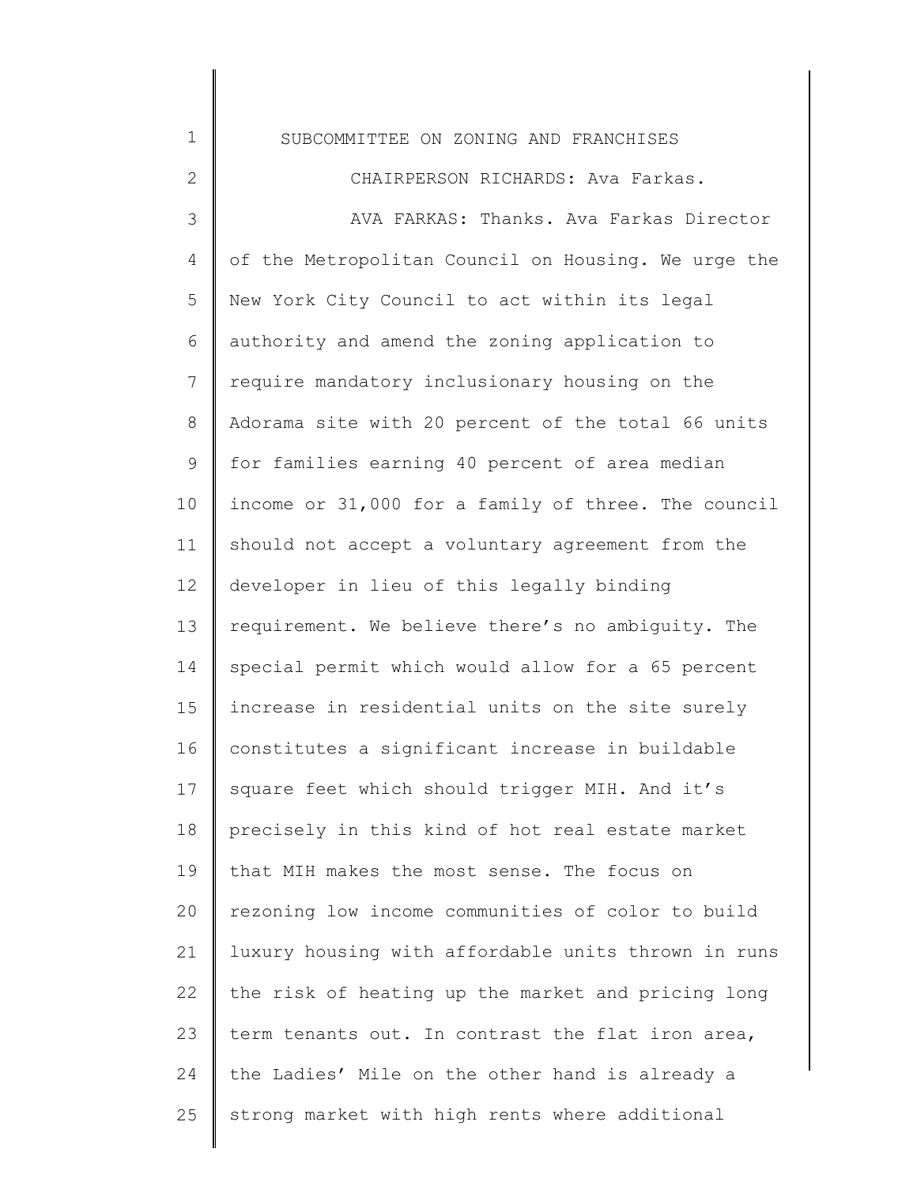CHAIRPERSON RICHARDS: Ava Farkas.

AVA FARKAS: Thanks. Ava Farkas Director of the Metropolitan Council on Housing. We urge the New York City Council to act within its legal authority and amend the zoning application to require mandatory inclusionary housing on the Adorama site with 20 percent of the total 66 units for families earning 40 percent of area median income or 31,000 for a family of three. The council should not accept a voluntary agreement from the developer in lieu of this legally binding requirement. We believe there's no ambiguity. The special permit which would allow for a 65 percent increase in residential units on the site surely constitutes a significant increase in buildable square feet which should trigger MIH. And it's precisely in this kind of hot real estate market that MIH makes the most sense. The focus on rezoning low income communities of color to build luxury housing with affordable units thrown in runs the risk of heating up the market and pricing long term tenants out. In contrast the flat iron area, the Ladies' Mile on the other hand is already a strong market with high rents where additional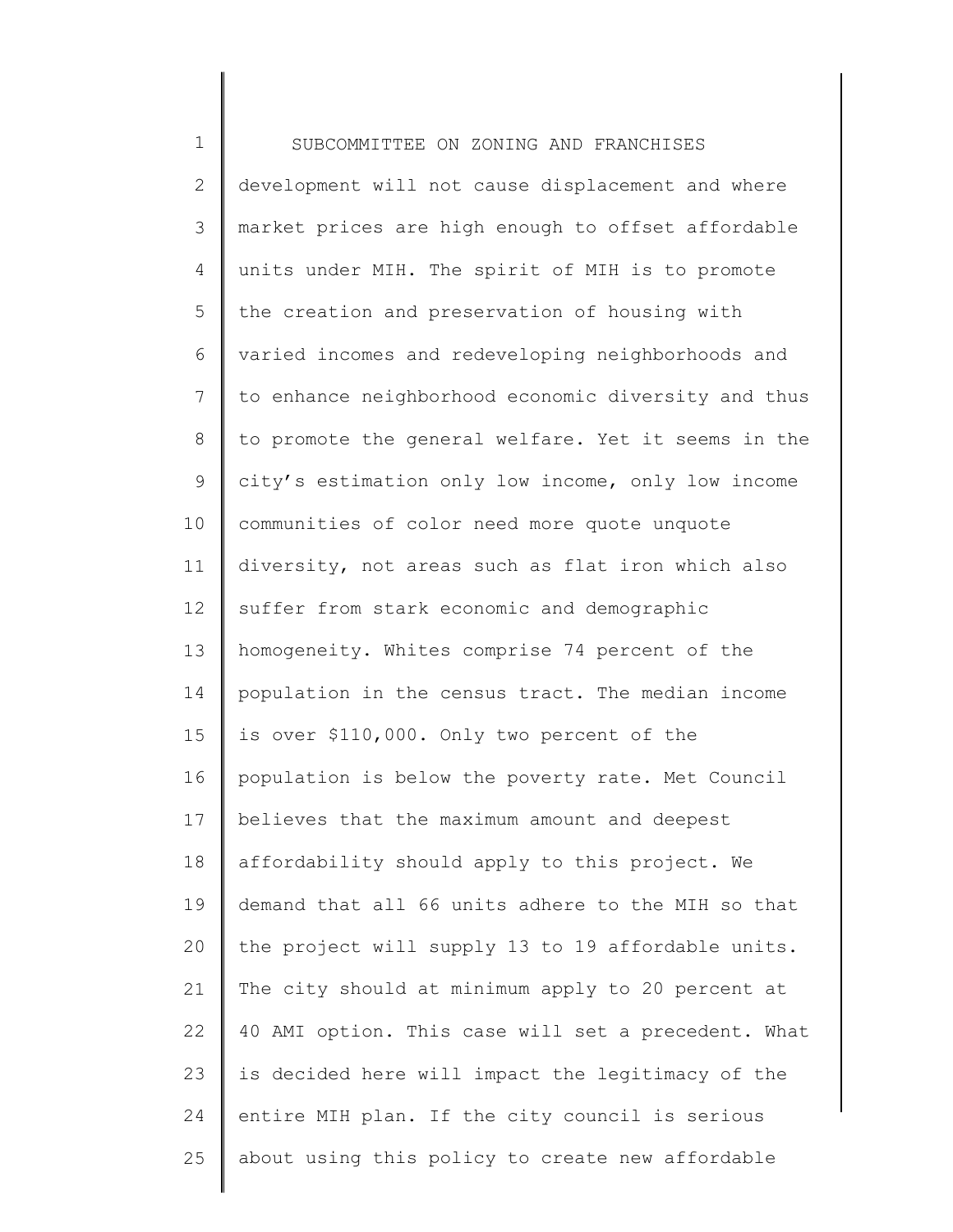development will not cause displacement and where market prices are high enough to offset affordable units under MIH. The spirit of MIH is to promote the creation and preservation of housing with varied incomes and redeveloping neighborhoods and to enhance neighborhood economic diversity and thus to promote the general welfare. Yet it seems in the city's estimation only low income, only low income communities of color need more quote unquote diversity, not areas such as flat iron which also suffer from stark economic and demographic homogeneity. Whites comprise 74 percent of the population in the census tract. The median income is over $110,000. Only two percent of the population is below the poverty rate. Met Council believes that the maximum amount and deepest affordability should apply to this project. We demand that all 66 units adhere to the MIH so that the project will supply 13 to 19 affordable units. The city should at minimum apply to 20 percent at 40 AMI option. This case will set a precedent. What is decided here will impact the legitimacy of the entire MIH plan. If the city council is serious about using this policy to create new affordable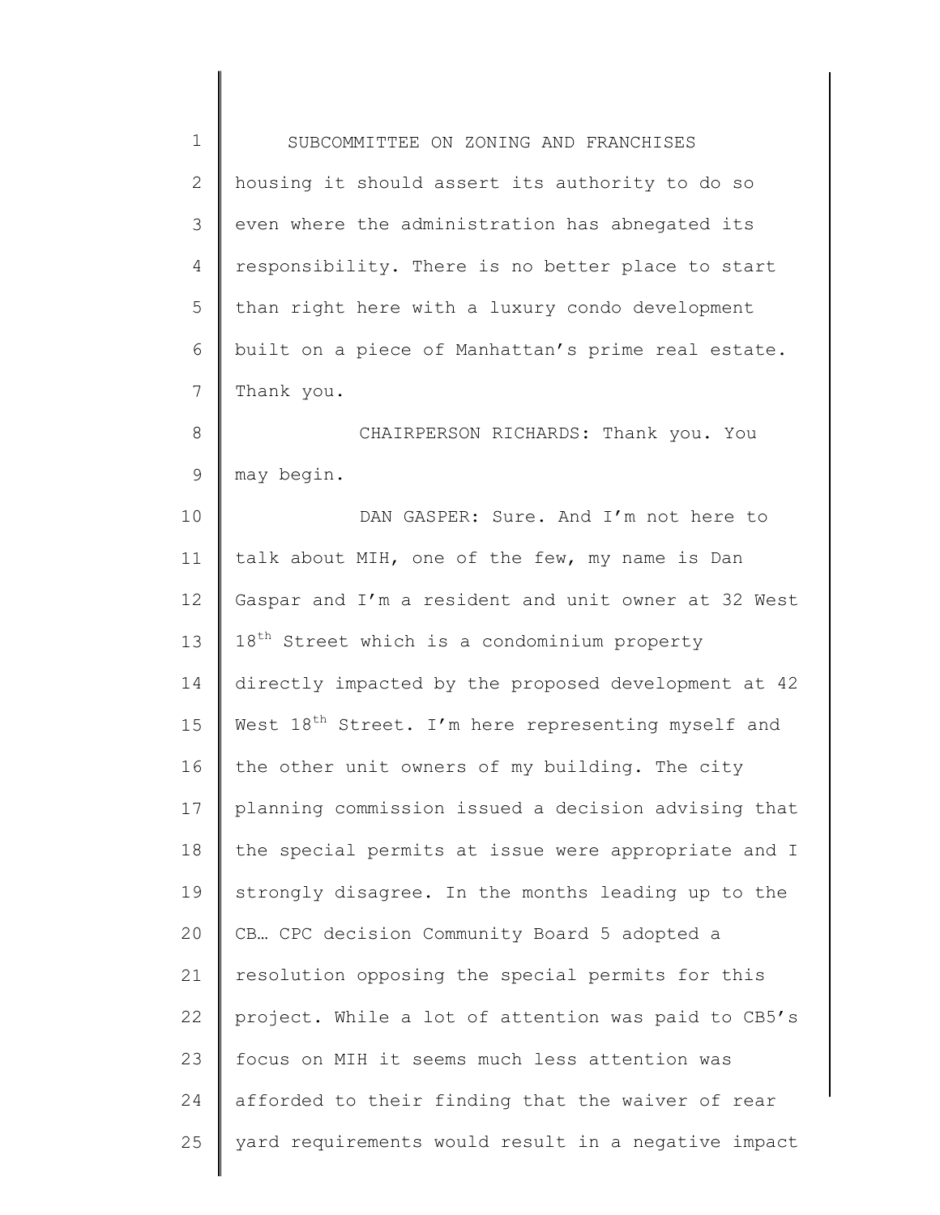housing it should assert its authority to do so even where the administration has abnegated its responsibility. There is no better place to start than right here with a luxury condo development built on a piece of Manhattan's prime real estate. Thank you.

CHAIRPERSON RICHARDS: Thank you. You may begin.

DAN GASPER: Sure. And I'm not here to talk about MIH, one of the few, my name is Dan Gaspar and I'm a resident and unit owner at 32 West 18th Street which is a condominium property directly impacted by the proposed development at 42 West 18th Street. I'm here representing myself and the other unit owners of my building. The city planning commission issued a decision advising that the special permits at issue were appropriate and I strongly disagree. In the months leading up to the CB… CPC decision Community Board 5 adopted a resolution opposing the special permits for this project. While a lot of attention was paid to CB5's focus on MIH it seems much less attention was afforded to their finding that the waiver of rear yard requirements would result in a negative impact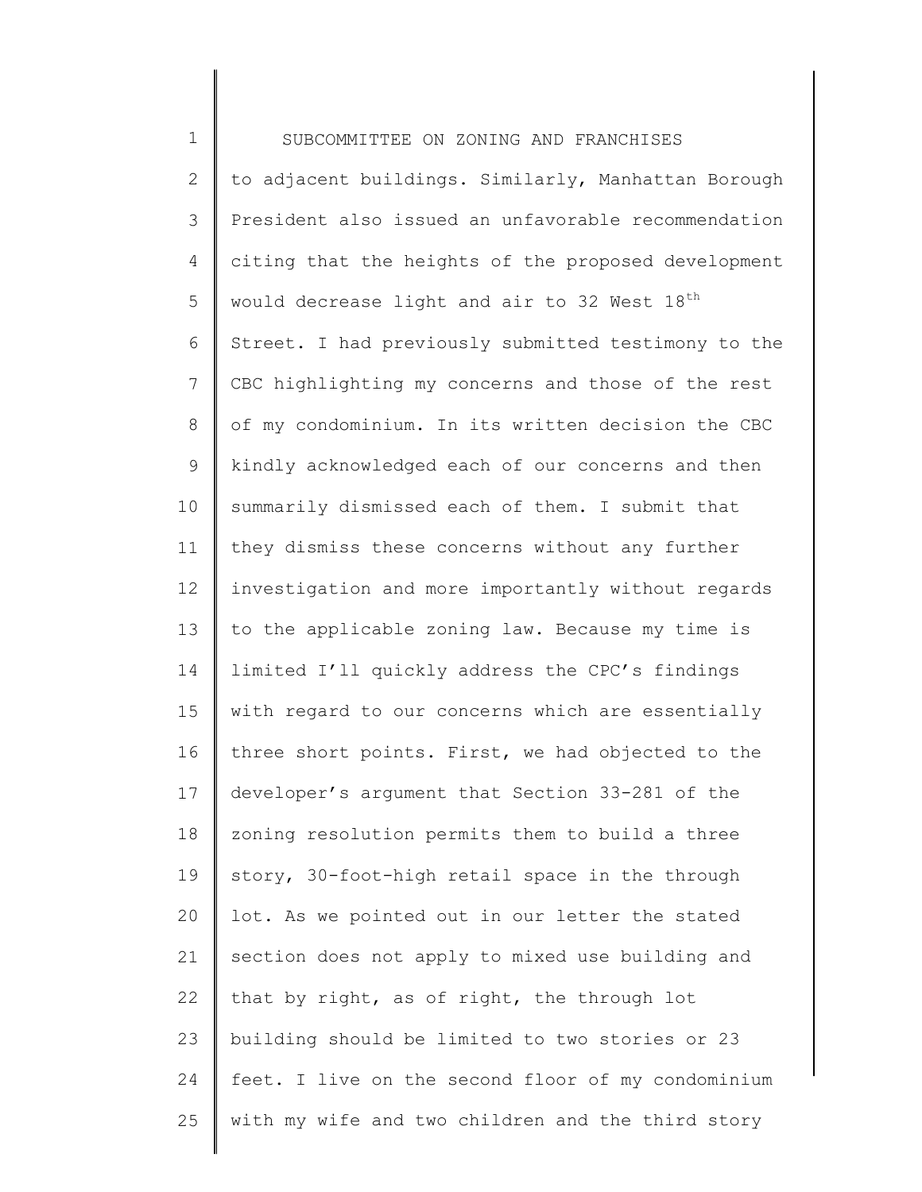to adjacent buildings. Similarly, Manhattan Borough President also issued an unfavorable recommendation citing that the heights of the proposed development would decrease light and air to 32 West 18th Street. I had previously submitted testimony to the CBC highlighting my concerns and those of the rest of my condominium. In its written decision the CBC kindly acknowledged each of our concerns and then summarily dismissed each of them. I submit that they dismiss these concerns without any further investigation and more importantly without regards to the applicable zoning law. Because my time is limited I'll quickly address the CPC's findings with regard to our concerns which are essentially three short points. First, we had objected to the developer's argument that Section 33-281 of the zoning resolution permits them to build a three story, 30-foot-high retail space in the through lot. As we pointed out in our letter the stated section does not apply to mixed use building and that by right, as of right, the through lot building should be limited to two stories or 23 feet. I live on the second floor of my condominium with my wife and two children and the third story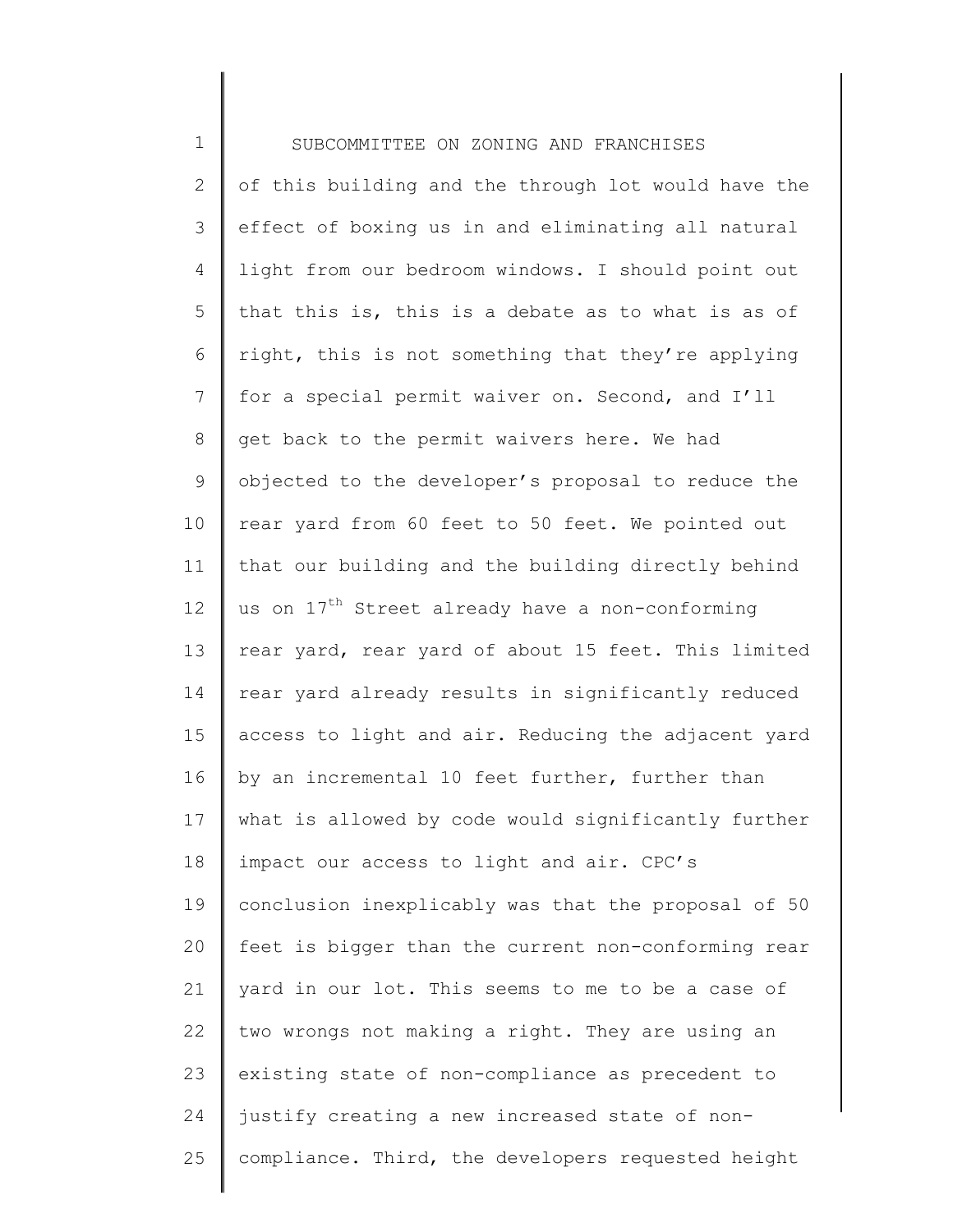of this building and the through lot would have the effect of boxing us in and eliminating all natural light from our bedroom windows. I should point out that this is, this is a debate as to what is as of right, this is not something that they're applying for a special permit waiver on. Second, and I'll get back to the permit waivers here. We had objected to the developer's proposal to reduce the rear yard from 60 feet to 50 feet. We pointed out that our building and the building directly behind us on 17th Street already have a non-conforming rear yard, rear yard of about 15 feet. This limited rear yard already results in significantly reduced access to light and air. Reducing the adjacent yard by an incremental 10 feet further, further than what is allowed by code would significantly further impact our access to light and air. CPC's conclusion inexplicably was that the proposal of 50 feet is bigger than the current non-conforming rear yard in our lot. This seems to me to be a case of two wrongs not making a right. They are using an existing state of non-compliance as precedent to justify creating a new increased state of non-compliance. Third, the developers requested height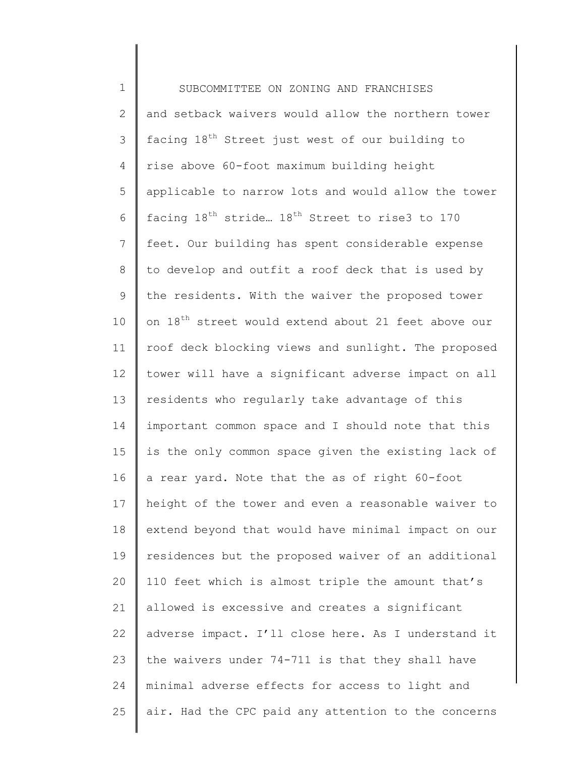and setback waivers would allow the northern tower facing 18th Street just west of our building to rise above 60-foot maximum building height applicable to narrow lots and would allow the tower facing 18th stride… 18th Street to rise3 to 170 feet. Our building has spent considerable expense to develop and outfit a roof deck that is used by the residents. With the waiver the proposed tower on 18th street would extend about 21 feet above our roof deck blocking views and sunlight. The proposed tower will have a significant adverse impact on all residents who regularly take advantage of this important common space and I should note that this is the only common space given the existing lack of a rear yard. Note that the as of right 60-foot height of the tower and even a reasonable waiver to extend beyond that would have minimal impact on our residences but the proposed waiver of an additional 110 feet which is almost triple the amount that's allowed is excessive and creates a significant adverse impact. I'll close here. As I understand it the waivers under 74-711 is that they shall have minimal adverse effects for access to light and air. Had the CPC paid any attention to the concerns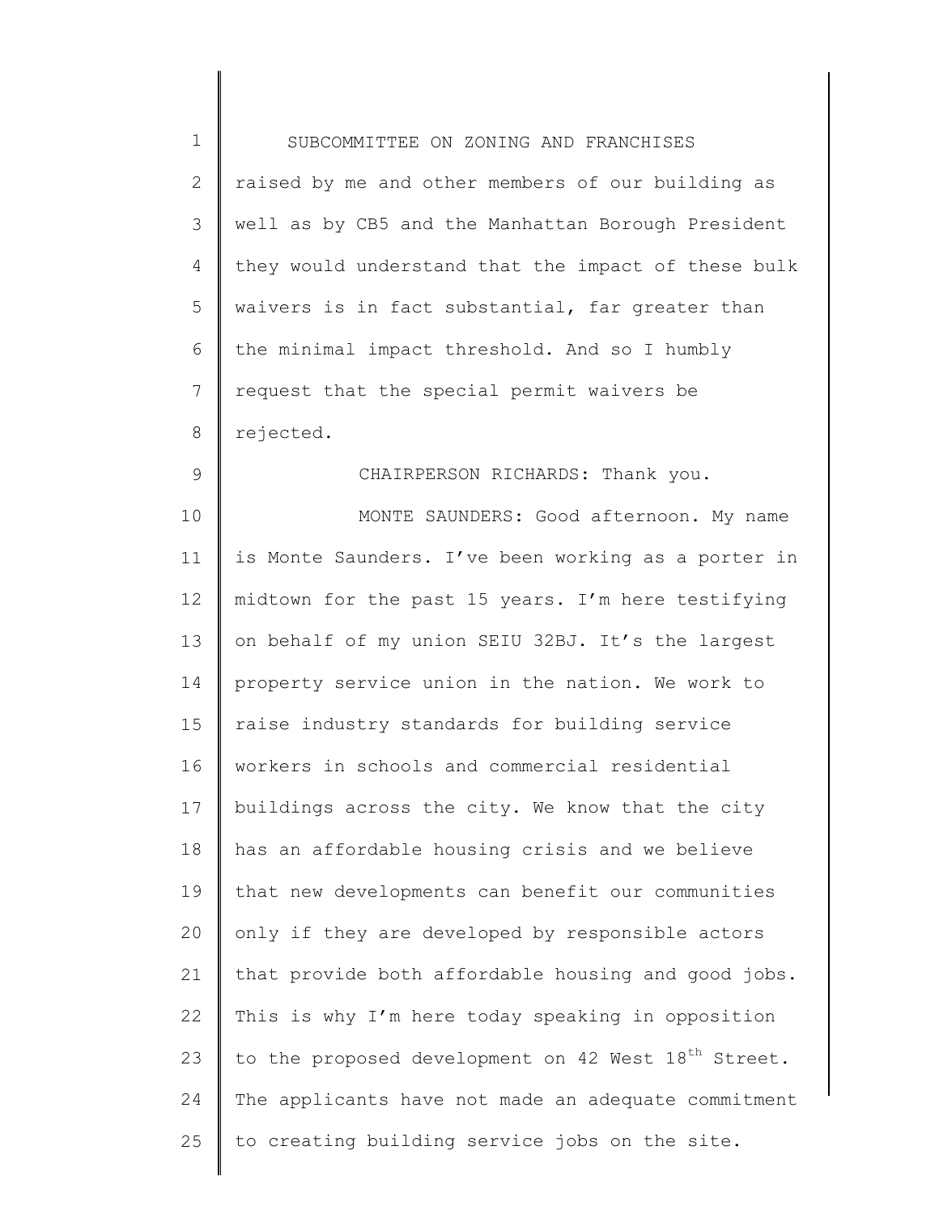raised by me and other members of our building as well as by CB5 and the Manhattan Borough President they would understand that the impact of these bulk waivers is in fact substantial, far greater than the minimal impact threshold. And so I humbly request that the special permit waivers be rejected.

CHAIRPERSON RICHARDS: Thank you.

MONTE SAUNDERS: Good afternoon. My name is Monte Saunders. I've been working as a porter in midtown for the past 15 years. I'm here testifying on behalf of my union SEIU 32BJ. It's the largest property service union in the nation. We work to raise industry standards for building service workers in schools and commercial residential buildings across the city. We know that the city has an affordable housing crisis and we believe that new developments can benefit our communities only if they are developed by responsible actors that provide both affordable housing and good jobs. This is why I'm here today speaking in opposition to the proposed development on 42 West 18th Street. The applicants have not made an adequate commitment to creating building service jobs on the site.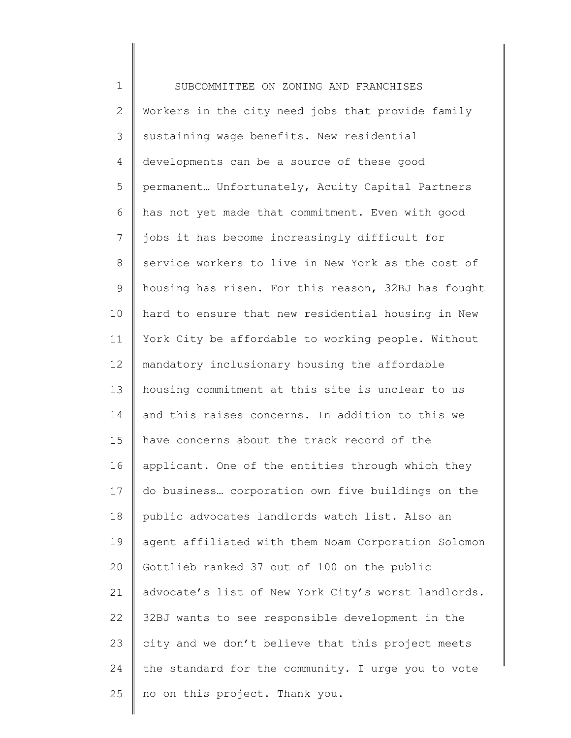Workers in the city need jobs that provide family sustaining wage benefits. New residential developments can be a source of these good permanent… Unfortunately, Acuity Capital Partners has not yet made that commitment. Even with good jobs it has become increasingly difficult for service workers to live in New York as the cost of housing has risen. For this reason, 32BJ has fought hard to ensure that new residential housing in New York City be affordable to working people. Without mandatory inclusionary housing the affordable housing commitment at this site is unclear to us and this raises concerns. In addition to this we have concerns about the track record of the applicant. One of the entities through which they do business… corporation own five buildings on the public advocates landlords watch list. Also an agent affiliated with them Noam Corporation Solomon Gottlieb ranked 37 out of 100 on the public advocate's list of New York City's worst landlords. 32BJ wants to see responsible development in the city and we don't believe that this project meets the standard for the community. I urge you to vote no on this project. Thank you.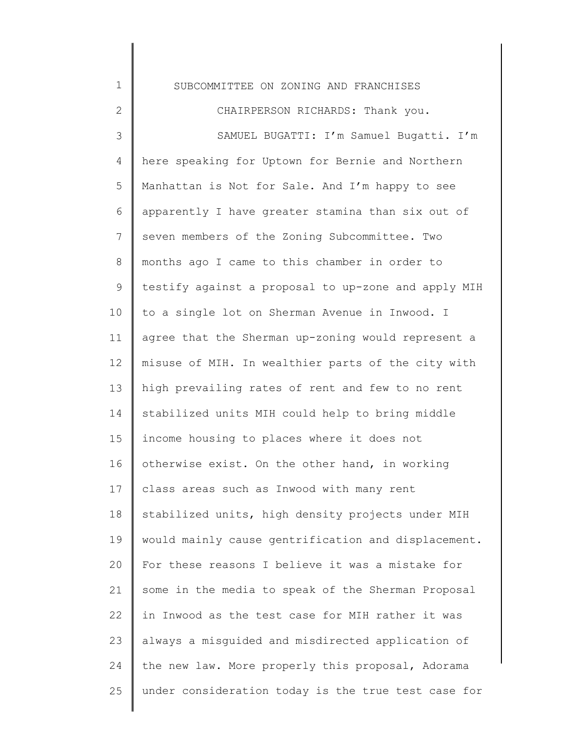CHAIRPERSON RICHARDS: Thank you.

SAMUEL BUGATTI: I'm Samuel Bugatti. I'm here speaking for Uptown for Bernie and Northern Manhattan is Not for Sale. And I'm happy to see apparently I have greater stamina than six out of seven members of the Zoning Subcommittee. Two months ago I came to this chamber in order to testify against a proposal to up-zone and apply MIH to a single lot on Sherman Avenue in Inwood. I agree that the Sherman up-zoning would represent a misuse of MIH. In wealthier parts of the city with high prevailing rates of rent and few to no rent stabilized units MIH could help to bring middle income housing to places where it does not otherwise exist. On the other hand, in working class areas such as Inwood with many rent stabilized units, high density projects under MIH would mainly cause gentrification and displacement. For these reasons I believe it was a mistake for some in the media to speak of the Sherman Proposal in Inwood as the test case for MIH rather it was always a misguided and misdirected application of the new law. More properly this proposal, Adorama under consideration today is the true test case for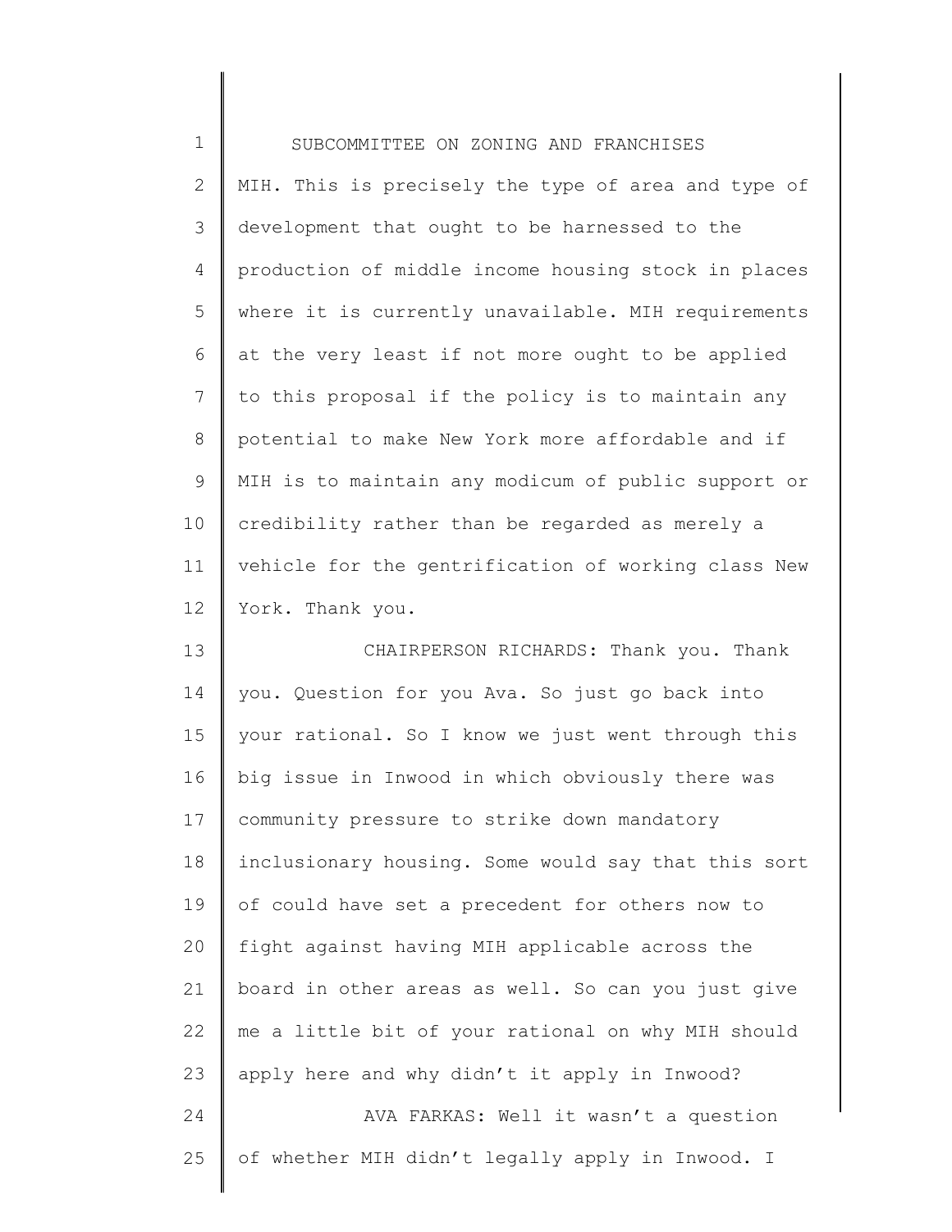MIH. This is precisely the type of area and type of development that ought to be harnessed to the production of middle income housing stock in places where it is currently unavailable. MIH requirements at the very least if not more ought to be applied to this proposal if the policy is to maintain any potential to make New York more affordable and if MIH is to maintain any modicum of public support or credibility rather than be regarded as merely a vehicle for the gentrification of working class New York. Thank you.

CHAIRPERSON RICHARDS: Thank you. Thank you. Question for you Ava. So just go back into your rational. So I know we just went through this big issue in Inwood in which obviously there was community pressure to strike down mandatory inclusionary housing. Some would say that this sort of could have set a precedent for others now to fight against having MIH applicable across the board in other areas as well. So can you just give me a little bit of your rational on why MIH should apply here and why didn't it apply in Inwood?

AVA FARKAS: Well it wasn't a question of whether MIH didn't legally apply in Inwood. I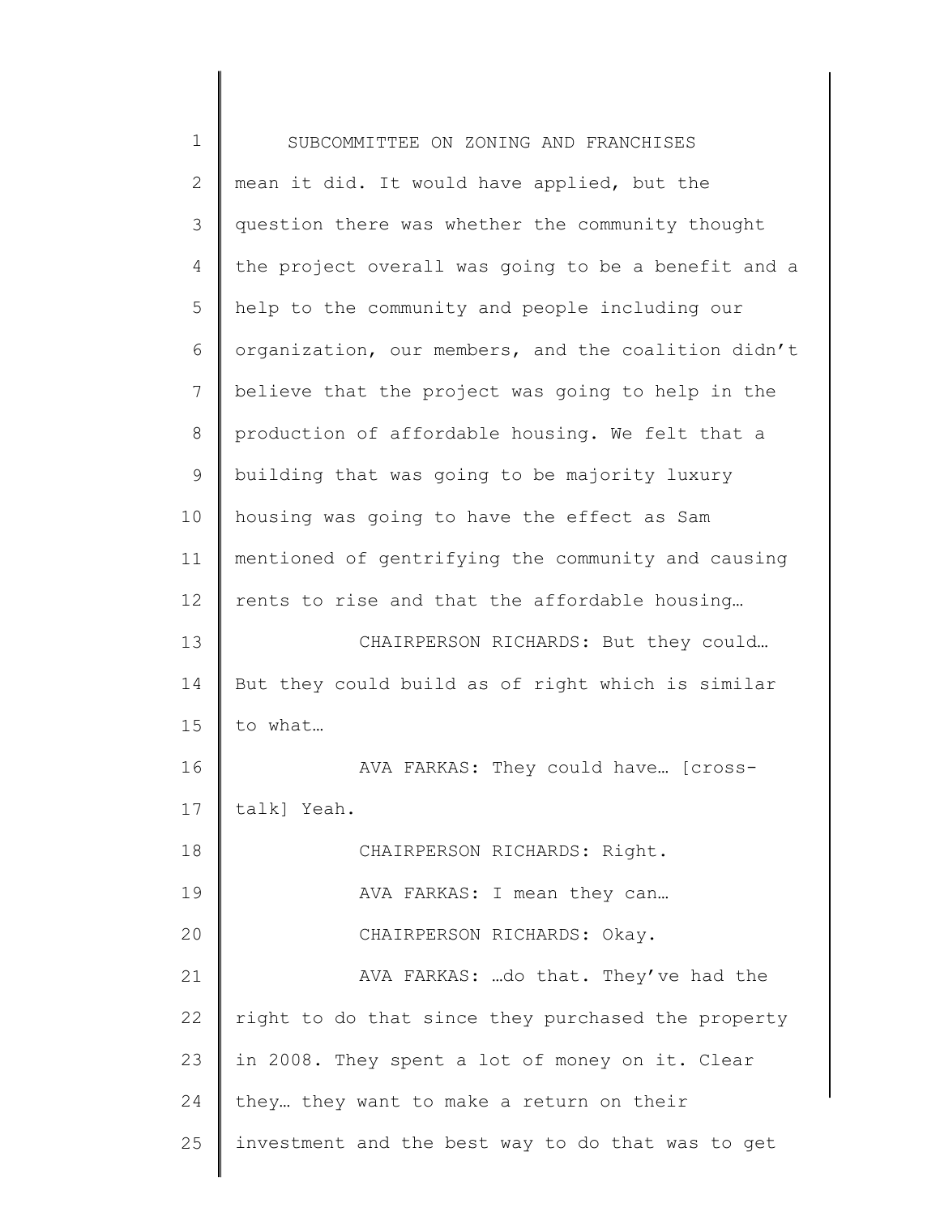mean it did. It would have applied, but the question there was whether the community thought the project overall was going to be a benefit and a help to the community and people including our organization, our members, and the coalition didn't believe that the project was going to help in the production of affordable housing. We felt that a building that was going to be majority luxury housing was going to have the effect as Sam mentioned of gentrifying the community and causing rents to rise and that the affordable housing…

CHAIRPERSON RICHARDS: But they could… But they could build as of right which is similar to what…

AVA FARKAS: They could have… [cross-talk] Yeah.

CHAIRPERSON RICHARDS: Right.

AVA FARKAS: I mean they can…

CHAIRPERSON RICHARDS: Okay.

AVA FARKAS: …do that. They've had the right to do that since they purchased the property in 2008. They spent a lot of money on it. Clear they… they want to make a return on their investment and the best way to do that was to get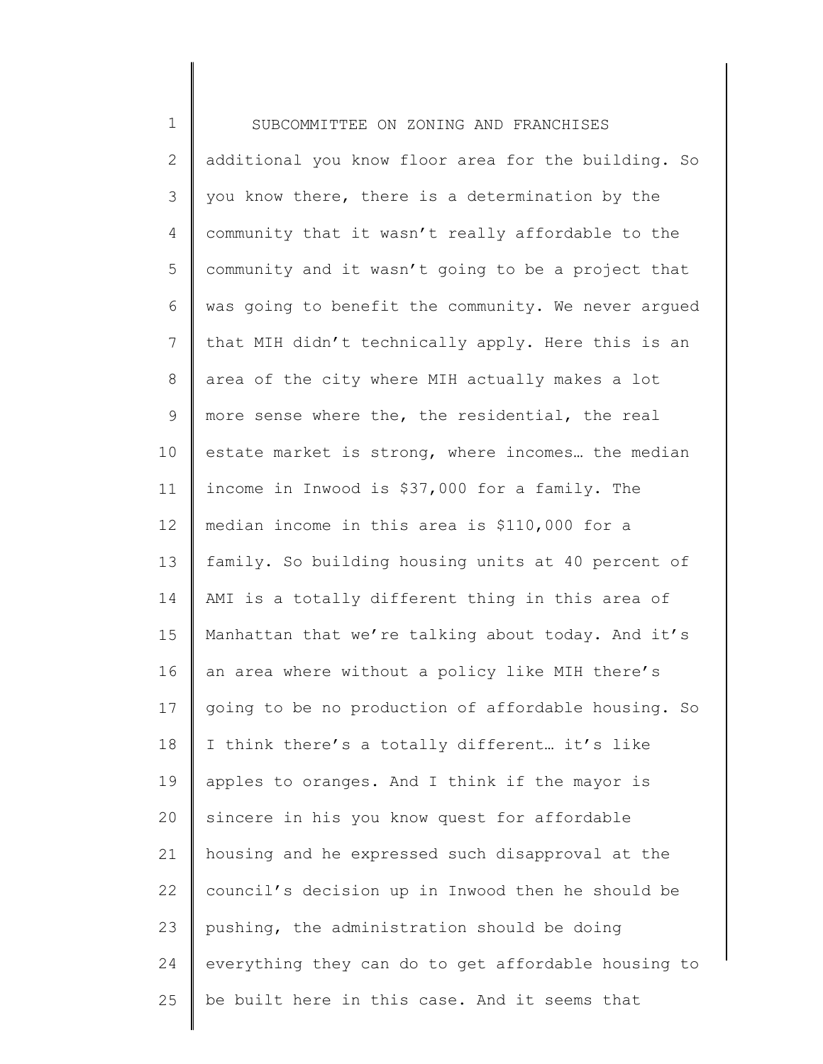additional you know floor area for the building. So you know there, there is a determination by the community that it wasn't really affordable to the community and it wasn't going to be a project that was going to benefit the community. We never argued that MIH didn't technically apply. Here this is an area of the city where MIH actually makes a lot more sense where the, the residential, the real estate market is strong, where incomes… the median income in Inwood is $37,000 for a family. The median income in this area is $110,000 for a family. So building housing units at 40 percent of AMI is a totally different thing in this area of Manhattan that we're talking about today. And it's an area where without a policy like MIH there's going to be no production of affordable housing. So I think there's a totally different… it's like apples to oranges. And I think if the mayor is sincere in his you know quest for affordable housing and he expressed such disapproval at the council's decision up in Inwood then he should be pushing, the administration should be doing everything they can do to get affordable housing to be built here in this case. And it seems that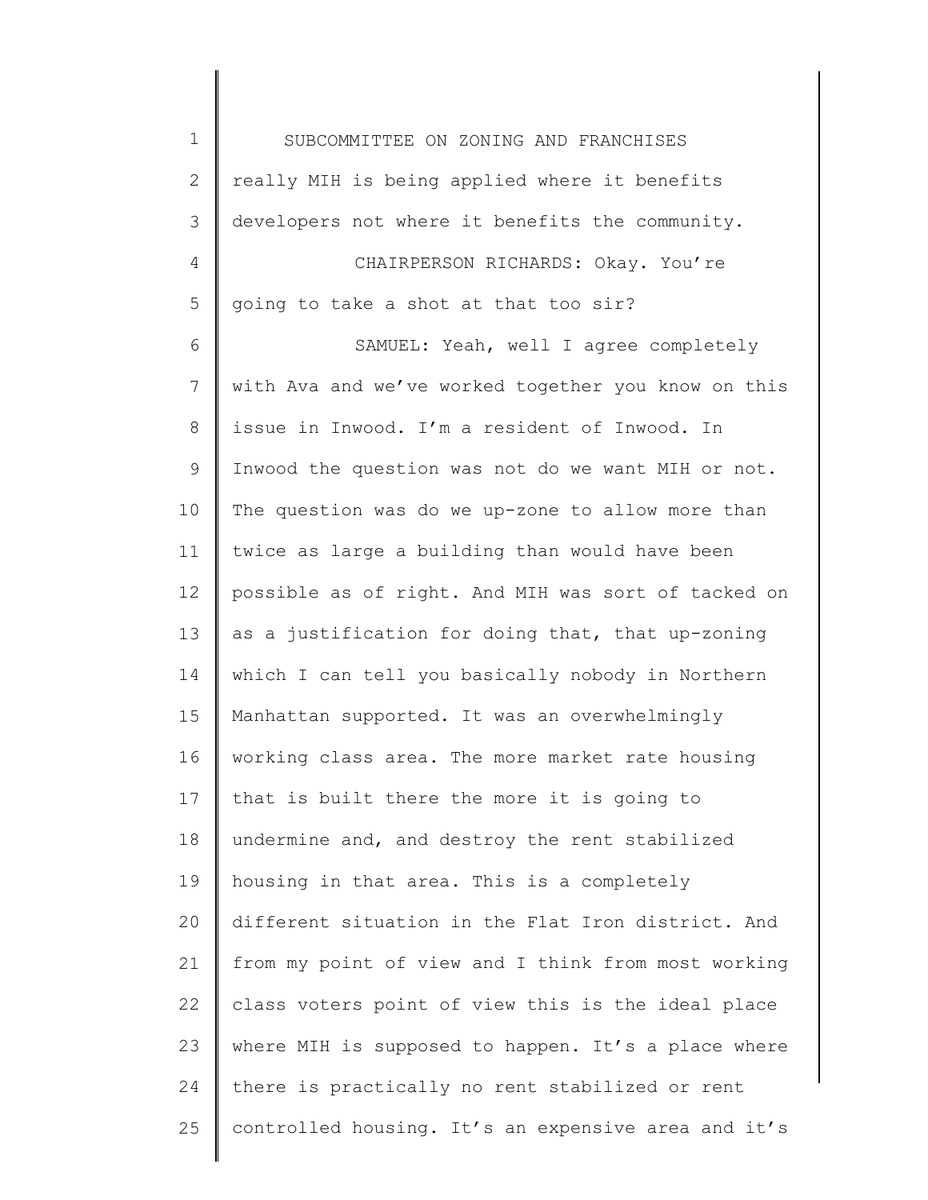really MIH is being applied where it benefits developers not where it benefits the community.

CHAIRPERSON RICHARDS: Okay. You're going to take a shot at that too sir?

SAMUEL: Yeah, well I agree completely with Ava and we've worked together you know on this issue in Inwood. I'm a resident of Inwood. In Inwood the question was not do we want MIH or not. The question was do we up-zone to allow more than twice as large a building than would have been possible as of right. And MIH was sort of tacked on as a justification for doing that, that up-zoning which I can tell you basically nobody in Northern Manhattan supported. It was an overwhelmingly working class area. The more market rate housing that is built there the more it is going to undermine and, and destroy the rent stabilized housing in that area. This is a completely different situation in the Flat Iron district. And from my point of view and I think from most working class voters point of view this is the ideal place where MIH is supposed to happen. It's a place where there is practically no rent stabilized or rent controlled housing. It's an expensive area and it's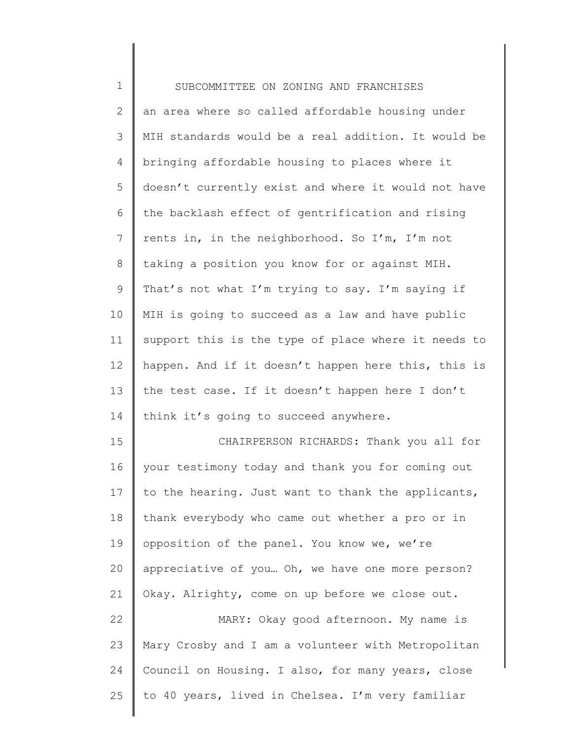an area where so called affordable housing under MIH standards would be a real addition. It would be bringing affordable housing to places where it doesn't currently exist and where it would not have the backlash effect of gentrification and rising rents in, in the neighborhood. So I'm, I'm not taking a position you know for or against MIH. That's not what I'm trying to say. I'm saying if MIH is going to succeed as a law and have public support this is the type of place where it needs to happen. And if it doesn't happen here this, this is the test case. If it doesn't happen here I don't think it's going to succeed anywhere.

CHAIRPERSON RICHARDS: Thank you all for your testimony today and thank you for coming out to the hearing. Just want to thank the applicants, thank everybody who came out whether a pro or in opposition of the panel. You know we, we're appreciative of you… Oh, we have one more person? Okay. Alrighty, come on up before we close out.

MARY: Okay good afternoon. My name is Mary Crosby and I am a volunteer with Metropolitan Council on Housing. I also, for many years, close to 40 years, lived in Chelsea. I'm very familiar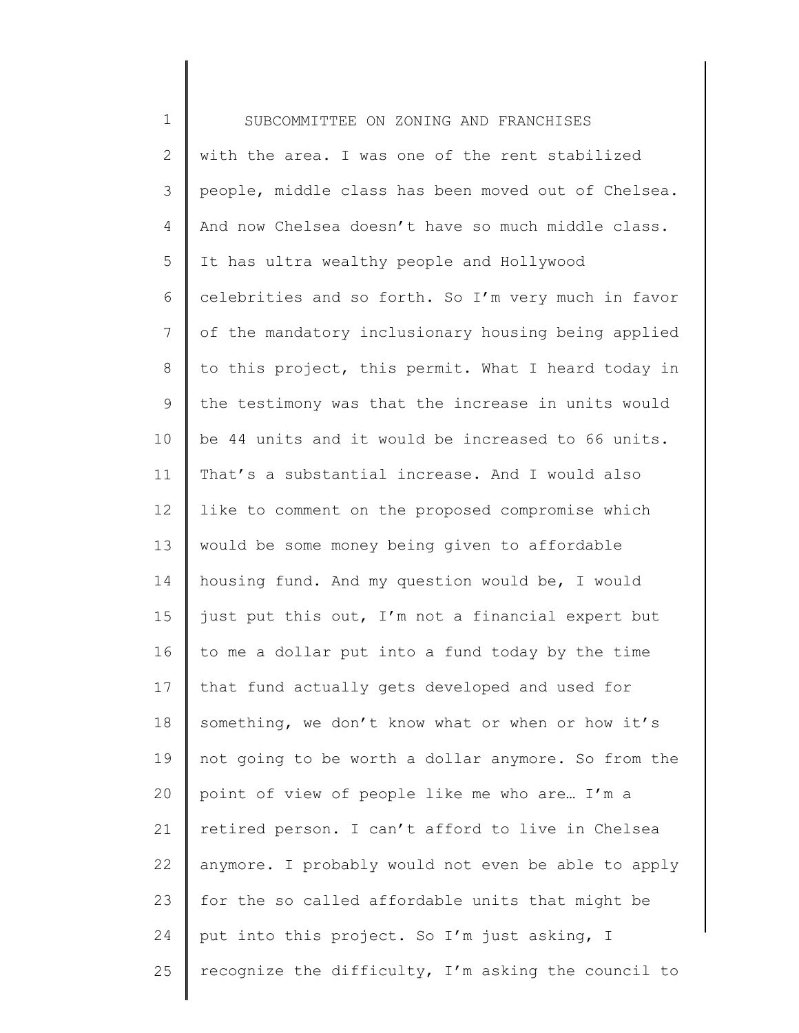with the area. I was one of the rent stabilized people, middle class has been moved out of Chelsea. And now Chelsea doesn't have so much middle class. It has ultra wealthy people and Hollywood celebrities and so forth. So I'm very much in favor of the mandatory inclusionary housing being applied to this project, this permit. What I heard today in the testimony was that the increase in units would be 44 units and it would be increased to 66 units. That's a substantial increase. And I would also like to comment on the proposed compromise which would be some money being given to affordable housing fund. And my question would be, I would just put this out, I'm not a financial expert but to me a dollar put into a fund today by the time that fund actually gets developed and used for something, we don't know what or when or how it's not going to be worth a dollar anymore. So from the point of view of people like me who are… I'm a retired person. I can't afford to live in Chelsea anymore. I probably would not even be able to apply for the so called affordable units that might be put into this project. So I'm just asking, I recognize the difficulty, I'm asking the council to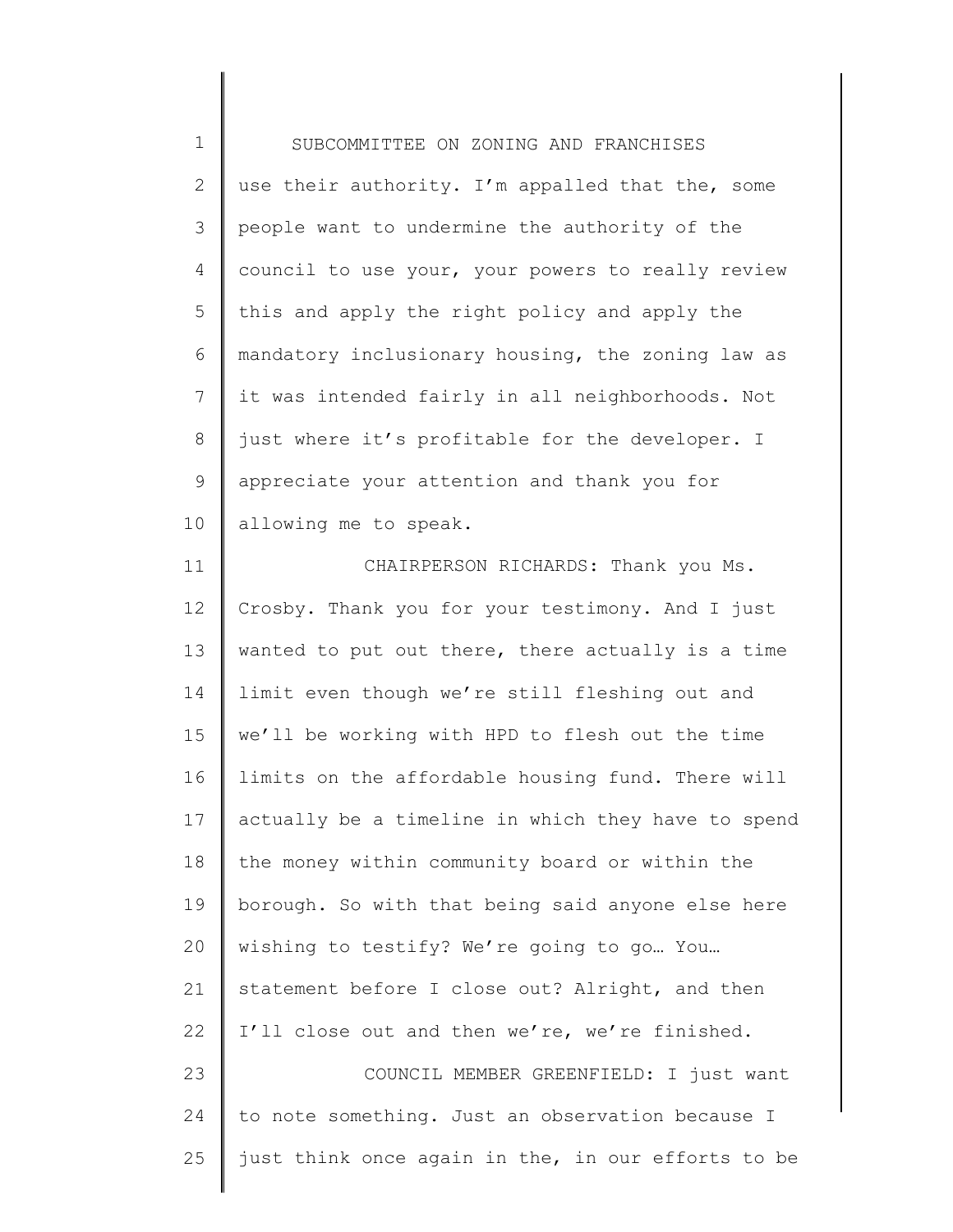use their authority. I'm appalled that the, some people want to undermine the authority of the council to use your, your powers to really review this and apply the right policy and apply the mandatory inclusionary housing, the zoning law as it was intended fairly in all neighborhoods. Not just where it's profitable for the developer. I appreciate your attention and thank you for allowing me to speak.

CHAIRPERSON RICHARDS: Thank you Ms. Crosby. Thank you for your testimony. And I just wanted to put out there, there actually is a time limit even though we're still fleshing out and we'll be working with HPD to flesh out the time limits on the affordable housing fund. There will actually be a timeline in which they have to spend the money within community board or within the borough. So with that being said anyone else here wishing to testify? We're going to go… You… statement before I close out? Alright, and then I'll close out and then we're, we're finished.

COUNCIL MEMBER GREENFIELD: I just want to note something. Just an observation because I just think once again in the, in our efforts to be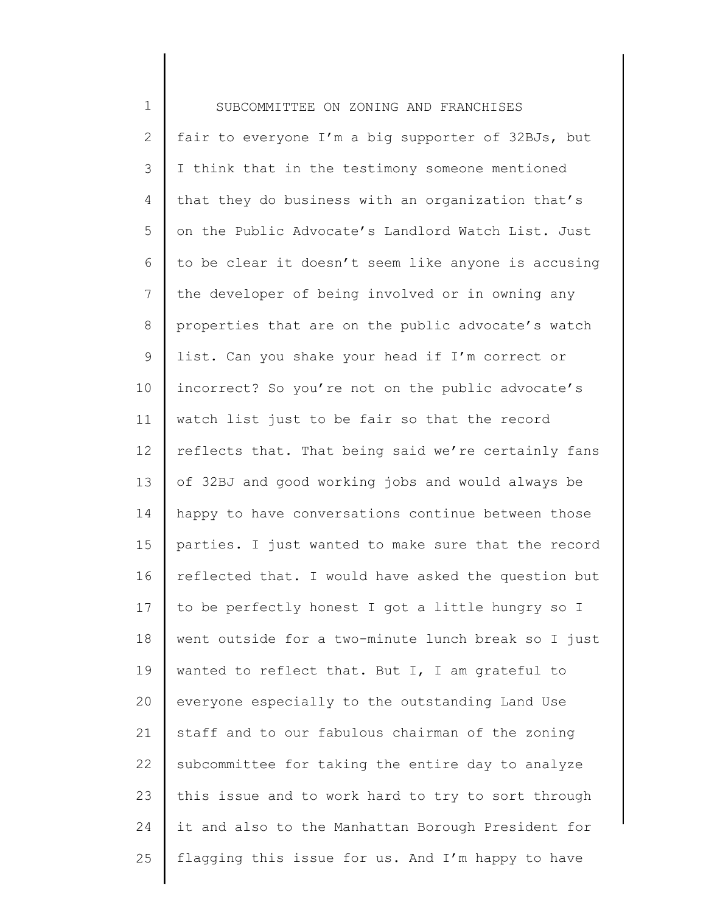fair to everyone I'm a big supporter of 32BJs, but I think that in the testimony someone mentioned that they do business with an organization that's on the Public Advocate's Landlord Watch List. Just to be clear it doesn't seem like anyone is accusing the developer of being involved or in owning any properties that are on the public advocate's watch list. Can you shake your head if I'm correct or incorrect? So you're not on the public advocate's watch list just to be fair so that the record reflects that. That being said we're certainly fans of 32BJ and good working jobs and would always be happy to have conversations continue between those parties. I just wanted to make sure that the record reflected that. I would have asked the question but to be perfectly honest I got a little hungry so I went outside for a two-minute lunch break so I just wanted to reflect that. But I, I am grateful to everyone especially to the outstanding Land Use staff and to our fabulous chairman of the zoning subcommittee for taking the entire day to analyze this issue and to work hard to try to sort through it and also to the Manhattan Borough President for flagging this issue for us. And I'm happy to have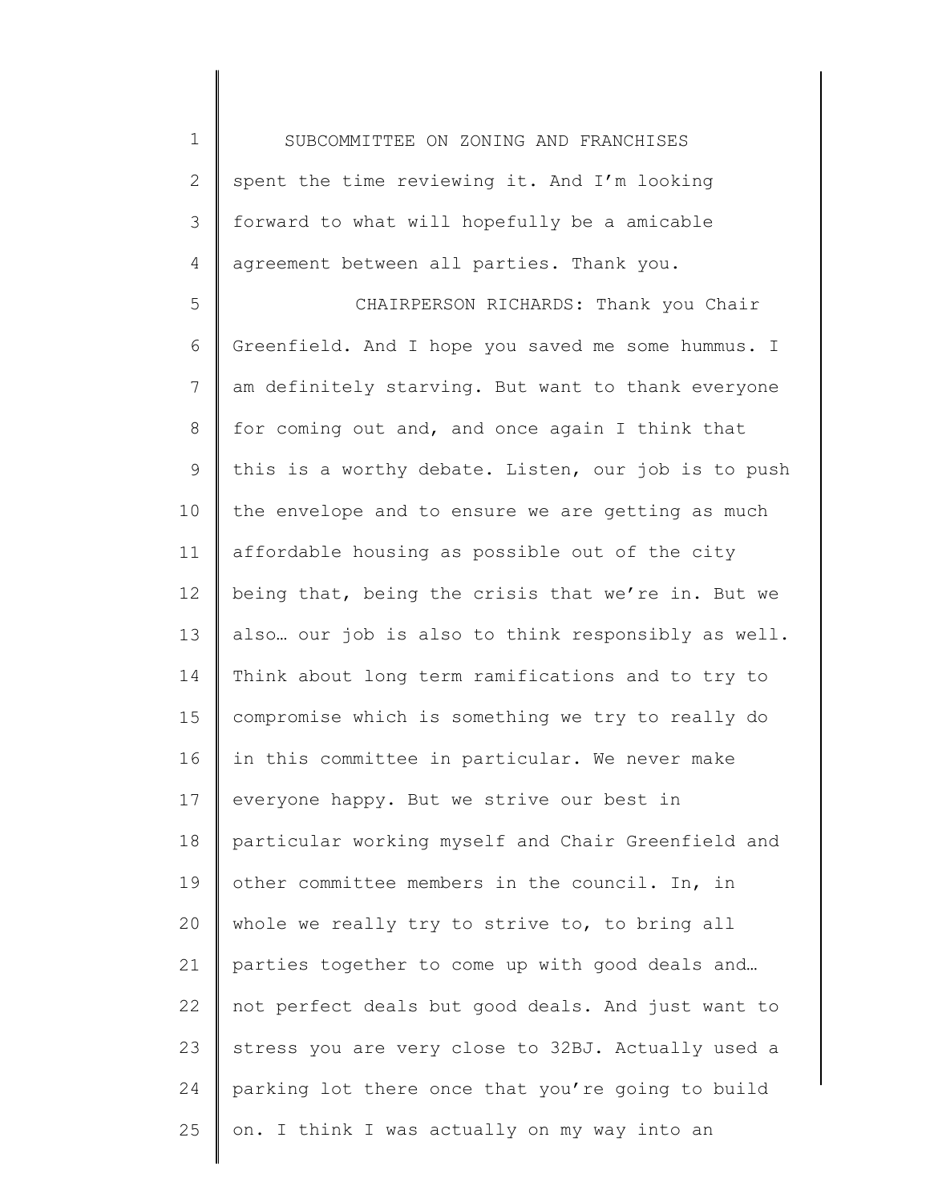spent the time reviewing it. And I'm looking forward to what will hopefully be a amicable agreement between all parties. Thank you.

CHAIRPERSON RICHARDS: Thank you Chair Greenfield. And I hope you saved me some hummus. I am definitely starving. But want to thank everyone for coming out and, and once again I think that this is a worthy debate. Listen, our job is to push the envelope and to ensure we are getting as much affordable housing as possible out of the city being that, being the crisis that we're in. But we also… our job is also to think responsibly as well. Think about long term ramifications and to try to compromise which is something we try to really do in this committee in particular. We never make everyone happy. But we strive our best in particular working myself and Chair Greenfield and other committee members in the council. In, in whole we really try to strive to, to bring all parties together to come up with good deals and… not perfect deals but good deals. And just want to stress you are very close to 32BJ. Actually used a parking lot there once that you're going to build on. I think I was actually on my way into an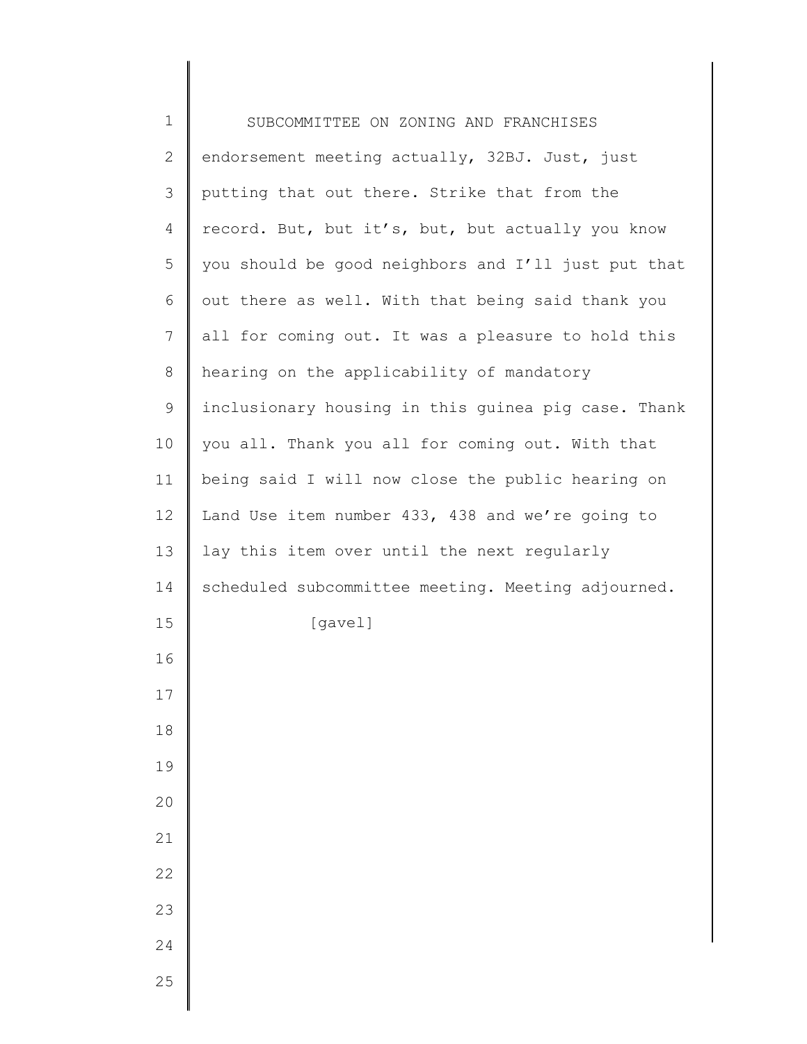endorsement meeting actually, 32BJ. Just, just putting that out there. Strike that from the record. But, but it's, but, but actually you know you should be good neighbors and I'll just put that out there as well. With that being said thank you all for coming out. It was a pleasure to hold this hearing on the applicability of mandatory inclusionary housing in this guinea pig case. Thank you all. Thank you all for coming out. With that being said I will now close the public hearing on Land Use item number 433, 438 and we're going to lay this item over until the next regularly scheduled subcommittee meeting. Meeting adjourned.

[gavel]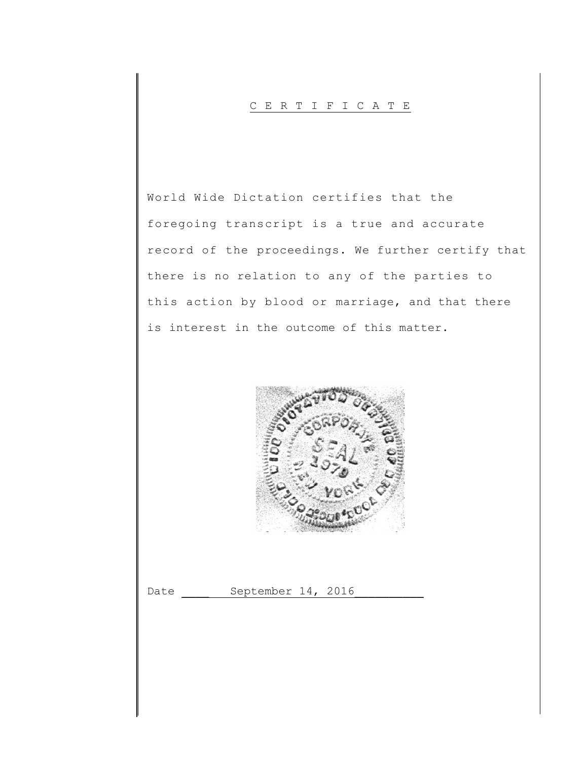C E R T I F I C A T E

World Wide Dictation certifies that the foregoing transcript is a true and accurate record of the proceedings. We further certify that there is no relation to any of the parties to this action by blood or marriage, and that there is interest in the outcome of this matter.

Date September 14, 2016